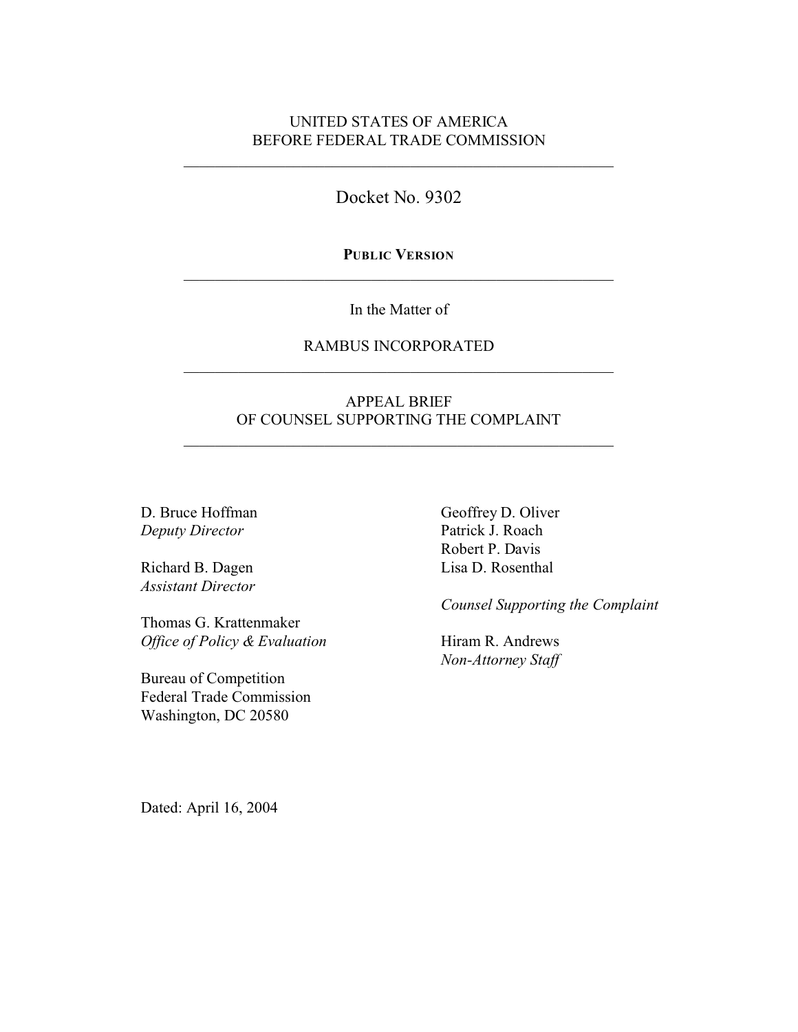UNITED STATES OF AMERICA
BEFORE FEDERAL TRADE COMMISSION

---

Docket No. 9302

**PUBLIC VERSION**

---

In the Matter of

RAMBUS INCORPORATED

---

APPEAL BRIEF
OF COUNSEL SUPPORTING THE COMPLAINT

---

D. Bruce Hoffman
*Deputy Director*

Richard B. Dagen
*Assistant Director*

Thomas G. Krattenmaker
*Office of Policy & Evaluation*

Bureau of Competition
Federal Trade Commission
Washington, DC 20580

Geoffrey D. Oliver
Patrick J. Roach
Robert P. Davis
Lisa D. Rosenthal

*Counsel Supporting the Complaint*

Hiram R. Andrews
*Non-Attorney Staff*

Dated: April 16, 2004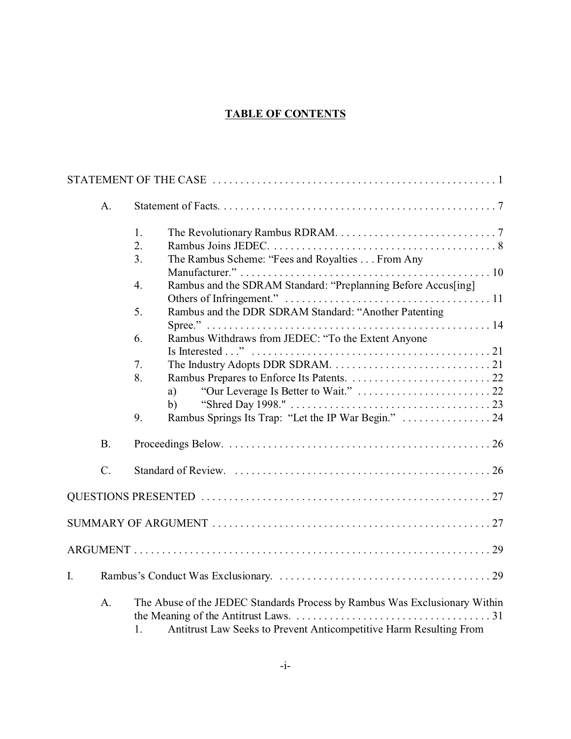# TABLE OF CONTENTS

STATEMENT OF THE CASE . . . . . . . . . . . . . . . . . . . . . . . . . . . . . . . . . . . . . . . . . . . . . . . . . . 1

- A. Statement of Facts. . . . . . . . . . . . . . . . . . . . . . . . . . . . . . . . . . . . . . . . . . . . . . . . . . 7
  1. The Revolutionary Rambus RDRAM. . . . . . . . . . . . . . . . . . . . . . . . . . . . . 7
  2. Rambus Joins JEDEC. . . . . . . . . . . . . . . . . . . . . . . . . . . . . . . . . . . . . . . . . 8
  3. The Rambus Scheme: "Fees and Royalties . . . From Any Manufacturer." . . . . . . . . . . . . . . . . . . . . . . . . . . . . . . . . . . . . . . . . . . . . 10
  4. Rambus and the SDRAM Standard: "Preplanning Before Accus[ing] Others of Infringement." . . . . . . . . . . . . . . . . . . . . . . . . . . . . . . . . . . . . 11
  5. Rambus and the DDR SDRAM Standard: "Another Patenting Spree." . . . . . . . . . . . . . . . . . . . . . . . . . . . . . . . . . . . . . . . . . . . . . . . . . . 14
  6. Rambus Withdraws from JEDEC: "To the Extent Anyone Is Interested . . ." . . . . . . . . . . . . . . . . . . . . . . . . . . . . . . . . . . . . . . . . . . 21
  7. The Industry Adopts DDR SDRAM. . . . . . . . . . . . . . . . . . . . . . . . . . . . . 21
  8. Rambus Prepares to Enforce Its Patents. . . . . . . . . . . . . . . . . . . . . . . . . . 22
     - a) "Our Leverage Is Better to Wait." . . . . . . . . . . . . . . . . . . . . . . . . 22
     - b) "Shred Day 1998." . . . . . . . . . . . . . . . . . . . . . . . . . . . . . . . . . . . 23
  9. Rambus Springs Its Trap: "Let the IP War Begin." . . . . . . . . . . . . . . . . 24
- B. Proceedings Below. . . . . . . . . . . . . . . . . . . . . . . . . . . . . . . . . . . . . . . . . . . . . . . . 26
- C. Standard of Review. . . . . . . . . . . . . . . . . . . . . . . . . . . . . . . . . . . . . . . . . . . . . . . 26

QUESTIONS PRESENTED . . . . . . . . . . . . . . . . . . . . . . . . . . . . . . . . . . . . . . . . . . . . . . . . . . . . 27

SUMMARY OF ARGUMENT . . . . . . . . . . . . . . . . . . . . . . . . . . . . . . . . . . . . . . . . . . . . . . . . . . 27

ARGUMENT . . . . . . . . . . . . . . . . . . . . . . . . . . . . . . . . . . . . . . . . . . . . . . . . . . . . . . . . . . . . . 29

I. Rambus's Conduct Was Exclusionary. . . . . . . . . . . . . . . . . . . . . . . . . . . . . . . . . . . . . . . 29

- A. The Abuse of the JEDEC Standards Process by Rambus Was Exclusionary Within the Meaning of the Antitrust Laws. . . . . . . . . . . . . . . . . . . . . . . . . . . . . . . . . . . . 31
  1. Antitrust Law Seeks to Prevent Anticompetitive Harm Resulting From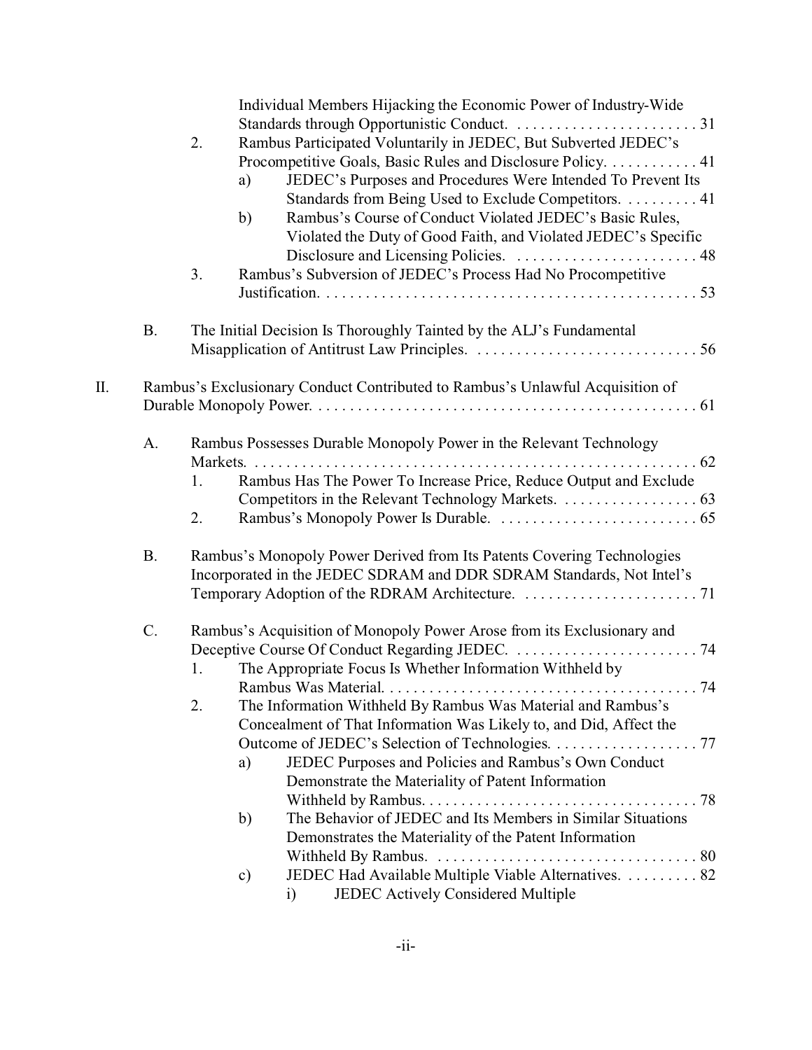Individual Members Hijacking the Economic Power of Industry-Wide Standards through Opportunistic Conduct. . . . . . . . . . . . . . . . . . . . . . . . 31

2. Rambus Participated Voluntarily in JEDEC, But Subverted JEDEC's Procompetitive Goals, Basic Rules and Disclosure Policy. . . . . . . . . . . . 41

   a) JEDEC's Purposes and Procedures Were Intended To Prevent Its Standards from Being Used to Exclude Competitors. . . . . . . . . 41

   b) Rambus's Course of Conduct Violated JEDEC's Basic Rules, Violated the Duty of Good Faith, and Violated JEDEC's Specific Disclosure and Licensing Policies. . . . . . . . . . . . . . . . . . . . . . . 48

3. Rambus's Subversion of JEDEC's Process Had No Procompetitive Justification. . . . . . . . . . . . . . . . . . . . . . . . . . . . . . . . . . . . . . . . . . . . . . . . 53

B. The Initial Decision Is Thoroughly Tainted by the ALJ's Fundamental Misapplication of Antitrust Law Principles. . . . . . . . . . . . . . . . . . . . . . . . . . . . . 56

II. Rambus's Exclusionary Conduct Contributed to Rambus's Unlawful Acquisition of Durable Monopoly Power. . . . . . . . . . . . . . . . . . . . . . . . . . . . . . . . . . . . . . . . . . . . . . . . . 61

A. Rambus Possesses Durable Monopoly Power in the Relevant Technology Markets. . . . . . . . . . . . . . . . . . . . . . . . . . . . . . . . . . . . . . . . . . . . . . . . . . . . . . . . 62

1. Rambus Has The Power To Increase Price, Reduce Output and Exclude Competitors in the Relevant Technology Markets. . . . . . . . . . . . . . . . . 63

2. Rambus's Monopoly Power Is Durable. . . . . . . . . . . . . . . . . . . . . . . . . . 65

B. Rambus's Monopoly Power Derived from Its Patents Covering Technologies Incorporated in the JEDEC SDRAM and DDR SDRAM Standards, Not Intel's Temporary Adoption of the RDRAM Architecture. . . . . . . . . . . . . . . . . . . . . . . 71

C. Rambus's Acquisition of Monopoly Power Arose from its Exclusionary and Deceptive Course Of Conduct Regarding JEDEC. . . . . . . . . . . . . . . . . . . . . . . 74

1. The Appropriate Focus Is Whether Information Withheld by Rambus Was Material. . . . . . . . . . . . . . . . . . . . . . . . . . . . . . . . . . . . . . . . 74

2. The Information Withheld By Rambus Was Material and Rambus's Concealment of That Information Was Likely to, and Did, Affect the Outcome of JEDEC's Selection of Technologies. . . . . . . . . . . . . . . . . . . 77

   a) JEDEC Purposes and Policies and Rambus's Own Conduct Demonstrate the Materiality of Patent Information Withheld by Rambus. . . . . . . . . . . . . . . . . . . . . . . . . . . . . . . . . . . . . 78

   b) The Behavior of JEDEC and Its Members in Similar Situations Demonstrates the Materiality of the Patent Information Withheld By Rambus. . . . . . . . . . . . . . . . . . . . . . . . . . . . . . . . . . 80

   c) JEDEC Had Available Multiple Viable Alternatives. . . . . . . . . 82

      i) JEDEC Actively Considered Multiple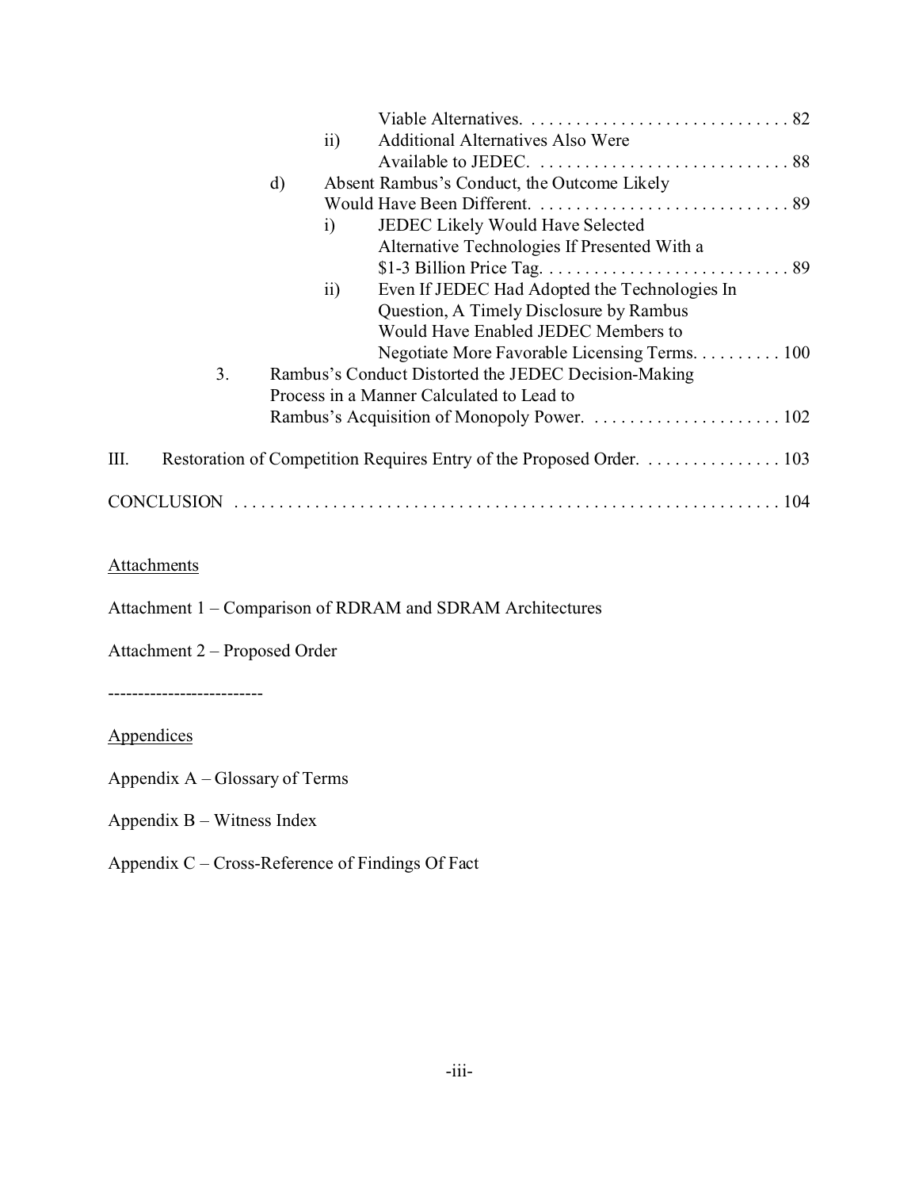Viable Alternatives. . . . . . . . . . . . . . . . . . . . . . . . . . . . . . 82

ii) Additional Alternatives Also Were Available to JEDEC. . . . . . . . . . . . . . . . . . . . . . . . . . . . . 88

d) Absent Rambus's Conduct, the Outcome Likely Would Have Been Different. . . . . . . . . . . . . . . . . . . . . . . . . . . . . 89

i) JEDEC Likely Would Have Selected Alternative Technologies If Presented With a $1-3 Billion Price Tag. . . . . . . . . . . . . . . . . . . . . . . . . . . . 89

ii) Even If JEDEC Had Adopted the Technologies In Question, A Timely Disclosure by Rambus Would Have Enabled JEDEC Members to Negotiate More Favorable Licensing Terms. . . . . . . . . . 100

3. Rambus's Conduct Distorted the JEDEC Decision-Making Process in a Manner Calculated to Lead to Rambus's Acquisition of Monopoly Power. . . . . . . . . . . . . . . . . . . . . . 102

III. Restoration of Competition Requires Entry of the Proposed Order. . . . . . . . . . . . . . . . 103

CONCLUSION . . . . . . . . . . . . . . . . . . . . . . . . . . . . . . . . . . . . . . . . . . . . . . . . . . . . . . . . . . . . . 104

Attachments

Attachment 1 – Comparison of RDRAM and SDRAM Architectures

Attachment 2 – Proposed Order

-------------------------

Appendices

Appendix A – Glossary of Terms

Appendix B – Witness Index

Appendix C – Cross-Reference of Findings Of Fact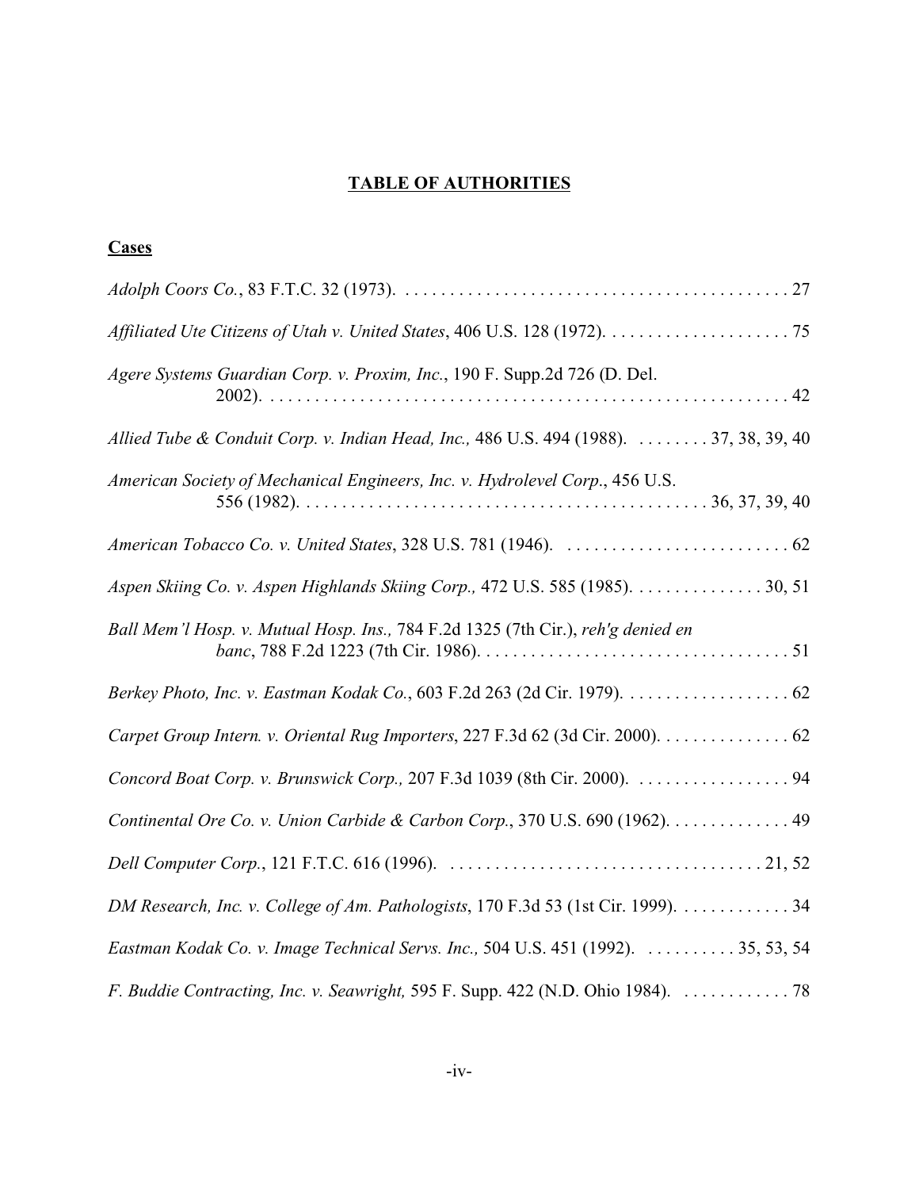# TABLE OF AUTHORITIES

## Cases

*Adolph Coors Co.*, 83 F.T.C. 32 (1973). . . . . . . . . . . . . . . . . . . . . . . . . . . . . . . . . . . . . . . . . . . 27

*Affiliated Ute Citizens of Utah v. United States*, 406 U.S. 128 (1972). . . . . . . . . . . . . . . . . . . . . 75

*Agere Systems Guardian Corp. v. Proxim, Inc.*, 190 F. Supp.2d 726 (D. Del. 2002). . . . . . . . . . . . . . . . . . . . . . . . . . . . . . . . . . . . . . . . . . . . . . . . . . . . . . . . . . 42

*Allied Tube & Conduit Corp. v. Indian Head, Inc.,* 486 U.S. 494 (1988). . . . . . . . . 37, 38, 39, 40

*American Society of Mechanical Engineers, Inc. v. Hydrolevel Corp.*, 456 U.S. 556 (1982). . . . . . . . . . . . . . . . . . . . . . . . . . . . . . . . . . . . . . . . . . . . 36, 37, 39, 40

*American Tobacco Co. v. United States*, 328 U.S. 781 (1946). . . . . . . . . . . . . . . . . . . . . . . . . . 62

*Aspen Skiing Co. v. Aspen Highlands Skiing Corp.,* 472 U.S. 585 (1985). . . . . . . . . . . . . . . 30, 51

*Ball Mem'l Hosp. v. Mutual Hosp. Ins.,* 784 F.2d 1325 (7th Cir.), *reh'g denied en banc*, 788 F.2d 1223 (7th Cir. 1986). . . . . . . . . . . . . . . . . . . . . . . . . . . . . . . . . . 51

*Berkey Photo, Inc. v. Eastman Kodak Co.*, 603 F.2d 263 (2d Cir. 1979). . . . . . . . . . . . . . . . . . . 62

*Carpet Group Intern. v. Oriental Rug Importers*, 227 F.3d 62 (3d Cir. 2000). . . . . . . . . . . . . . . 62

*Concord Boat Corp. v. Brunswick Corp.,* 207 F.3d 1039 (8th Cir. 2000). . . . . . . . . . . . . . . . . . 94

*Continental Ore Co. v. Union Carbide & Carbon Corp.*, 370 U.S. 690 (1962). . . . . . . . . . . . . . 49

*Dell Computer Corp.*, 121 F.T.C. 616 (1996). . . . . . . . . . . . . . . . . . . . . . . . . . . . . . . . . . . . 21, 52

*DM Research, Inc. v. College of Am. Pathologists*, 170 F.3d 53 (1st Cir. 1999). . . . . . . . . . . . . 34

*Eastman Kodak Co. v. Image Technical Servs. Inc.,* 504 U.S. 451 (1992). . . . . . . . . . . 35, 53, 54

*F. Buddie Contracting, Inc. v. Seawright,* 595 F. Supp. 422 (N.D. Ohio 1984). . . . . . . . . . . . 78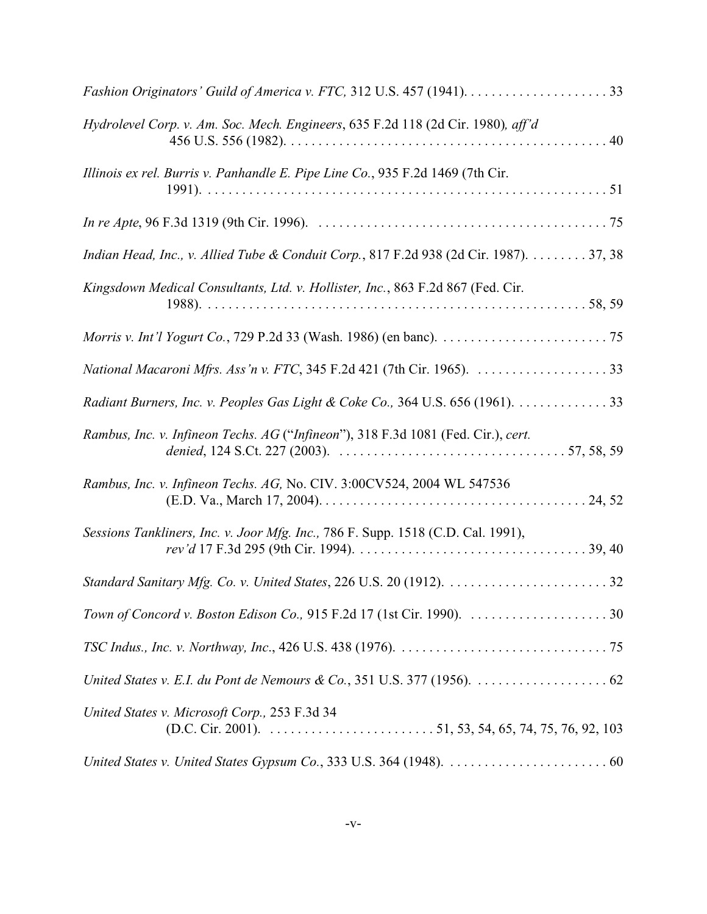*Fashion Originators' Guild of America v. FTC,* 312 U.S. 457 (1941). . . . . . . . . . . . . . . . . . . . . 33

*Hydrolevel Corp. v. Am. Soc. Mech. Engineers*, 635 F.2d 118 (2d Cir. 1980)*, aff'd* 456 U.S. 556 (1982). . . . . . . . . . . . . . . . . . . . . . . . . . . . . . . . . . . . . . . . . . . . . . . 40

*Illinois ex rel. Burris v. Panhandle E. Pipe Line Co.*, 935 F.2d 1469 (7th Cir. 1991). . . . . . . . . . . . . . . . . . . . . . . . . . . . . . . . . . . . . . . . . . . . . . . . . . . . . . . . . . . 51

*In re Apte*, 96 F.3d 1319 (9th Cir. 1996). . . . . . . . . . . . . . . . . . . . . . . . . . . . . . . . . . . . . . . . . . 75

*Indian Head, Inc., v. Allied Tube & Conduit Corp.*, 817 F.2d 938 (2d Cir. 1987). . . . . . . . . 37, 38

*Kingsdown Medical Consultants, Ltd. v. Hollister, Inc.*, 863 F.2d 867 (Fed. Cir. 1988). . . . . . . . . . . . . . . . . . . . . . . . . . . . . . . . . . . . . . . . . . . . . . . . . . . . . . 58, 59

*Morris v. Int'l Yogurt Co.*, 729 P.2d 33 (Wash. 1986) (en banc). . . . . . . . . . . . . . . . . . . . . . . . . 75

*National Macaroni Mfrs. Ass'n v. FTC*, 345 F.2d 421 (7th Cir. 1965). . . . . . . . . . . . . . . . . . . . 33

*Radiant Burners, Inc. v. Peoples Gas Light & Coke Co.,* 364 U.S. 656 (1961). . . . . . . . . . . . . . 33

*Rambus, Inc. v. Infineon Techs. AG* ("*Infineon*"), 318 F.3d 1081 (Fed. Cir.), *cert. denied*, 124 S.Ct. 227 (2003). . . . . . . . . . . . . . . . . . . . . . . . . . . . . . . . . . 57, 58, 59

*Rambus, Inc. v. Infineon Techs. AG,* No. CIV. 3:00CV524, 2004 WL 547536 (E.D. Va., March 17, 2004). . . . . . . . . . . . . . . . . . . . . . . . . . . . . . . . . . . . . . 24, 52

*Sessions Tankliners, Inc. v. Joor Mfg. Inc.,* 786 F. Supp. 1518 (C.D. Cal. 1991), *rev'd* 17 F.3d 295 (9th Cir. 1994). . . . . . . . . . . . . . . . . . . . . . . . . . . . . . . . . . 39, 40

*Standard Sanitary Mfg. Co. v. United States*, 226 U.S. 20 (1912). . . . . . . . . . . . . . . . . . . . . . . . 32

*Town of Concord v. Boston Edison Co.,* 915 F.2d 17 (1st Cir. 1990). . . . . . . . . . . . . . . . . . . . . 30

*TSC Indus., Inc. v. Northway, Inc.*, 426 U.S. 438 (1976). . . . . . . . . . . . . . . . . . . . . . . . . . . . . . . 75

*United States v. E.I. du Pont de Nemours & Co.*, 351 U.S. 377 (1956). . . . . . . . . . . . . . . . . . . . 62

*United States v. Microsoft Corp.,* 253 F.3d 34 (D.C. Cir. 2001). . . . . . . . . . . . . . . . . . . . . . . . . 51, 53, 54, 65, 74, 75, 76, 92, 103

*United States v. United States Gypsum Co.*, 333 U.S. 364 (1948). . . . . . . . . . . . . . . . . . . . . . . . 60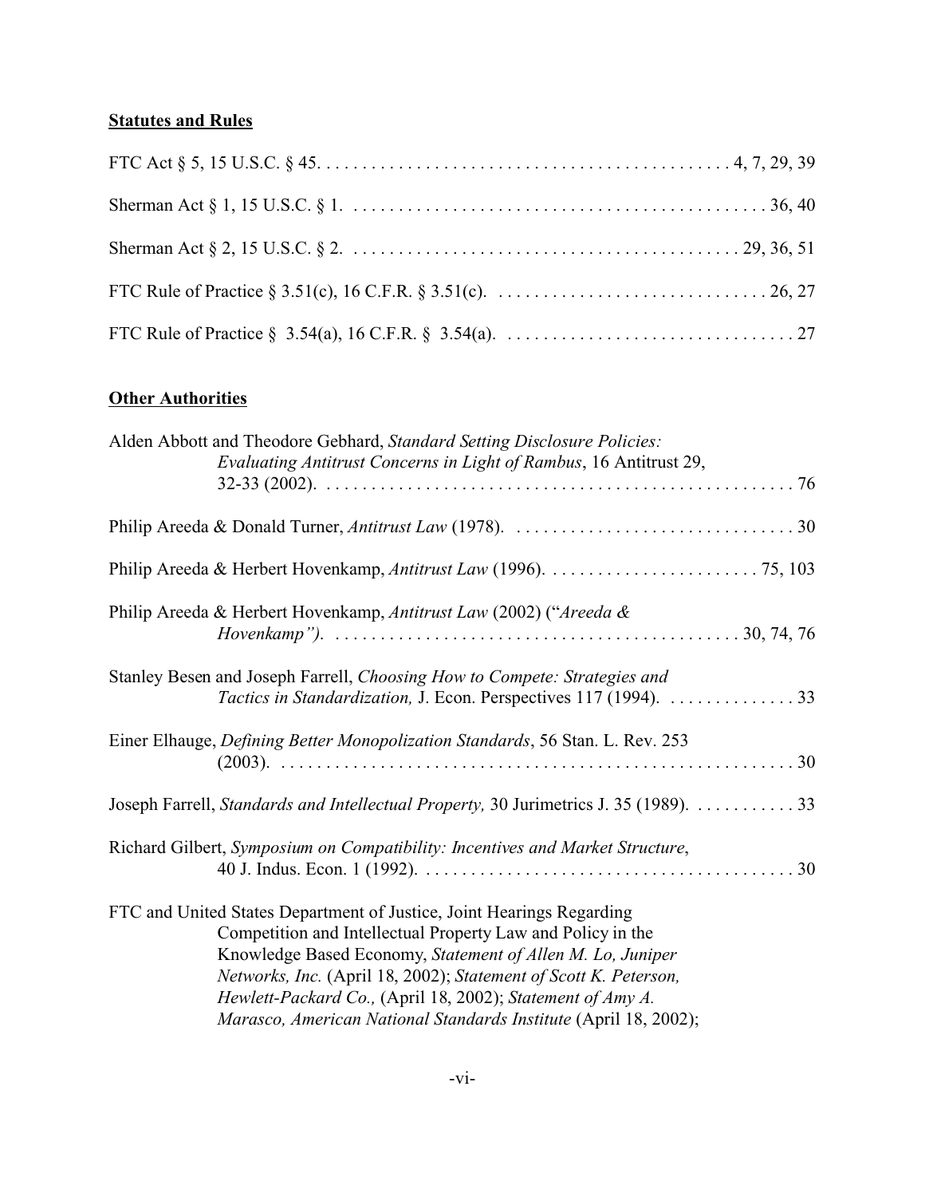**Statutes and Rules**

FTC Act § 5, 15 U.S.C. § 45. . . . . . . . . . . . . . . . . . . . . . . . . . . . . . . . . . . . . . . . . . . . . 4, 7, 29, 39

Sherman Act § 1, 15 U.S.C. § 1. . . . . . . . . . . . . . . . . . . . . . . . . . . . . . . . . . . . . . . . . . . . . 36, 40

Sherman Act § 2, 15 U.S.C. § 2. . . . . . . . . . . . . . . . . . . . . . . . . . . . . . . . . . . . . . . . . . 29, 36, 51

FTC Rule of Practice § 3.51(c), 16 C.F.R. § 3.51(c). . . . . . . . . . . . . . . . . . . . . . . . . . . . . . 26, 27

FTC Rule of Practice § 3.54(a), 16 C.F.R. § 3.54(a). . . . . . . . . . . . . . . . . . . . . . . . . . . . . . . . 27

**Other Authorities**

Alden Abbott and Theodore Gebhard, *Standard Setting Disclosure Policies: Evaluating Antitrust Concerns in Light of Rambus*, 16 Antitrust 29, 32-33 (2002). . . . . . . . . . . . . . . . . . . . . . . . . . . . . . . . . . . . . . . . . . . . . . . . . . . . 76

Philip Areeda & Donald Turner, *Antitrust Law* (1978). . . . . . . . . . . . . . . . . . . . . . . . . . . . . . . 30

Philip Areeda & Herbert Hovenkamp, *Antitrust Law* (1996). . . . . . . . . . . . . . . . . . . . . . . . 75, 103

Philip Areeda & Herbert Hovenkamp, *Antitrust Law* (2002) ("*Areeda & Hovenkamp"*). . . . . . . . . . . . . . . . . . . . . . . . . . . . . . . . . . . . . . . . . . . . . 30, 74, 76

Stanley Besen and Joseph Farrell, *Choosing How to Compete: Strategies and Tactics in Standardization,* J. Econ. Perspectives 117 (1994). . . . . . . . . . . . . . . 33

Einer Elhauge, *Defining Better Monopolization Standards*, 56 Stan. L. Rev. 253 (2003). . . . . . . . . . . . . . . . . . . . . . . . . . . . . . . . . . . . . . . . . . . . . . . . . . . . . . . . 30

Joseph Farrell, *Standards and Intellectual Property,* 30 Jurimetrics J. 35 (1989). . . . . . . . . . . 33

Richard Gilbert, *Symposium on Compatibility: Incentives and Market Structure*, 40 J. Indus. Econ. 1 (1992). . . . . . . . . . . . . . . . . . . . . . . . . . . . . . . . . . . . . . . . . . 30

FTC and United States Department of Justice, Joint Hearings Regarding Competition and Intellectual Property Law and Policy in the Knowledge Based Economy, *Statement of Allen M. Lo, Juniper Networks, Inc.* (April 18, 2002); *Statement of Scott K. Peterson, Hewlett-Packard Co.,* (April 18, 2002); *Statement of Amy A. Marasco, American National Standards Institute* (April 18, 2002);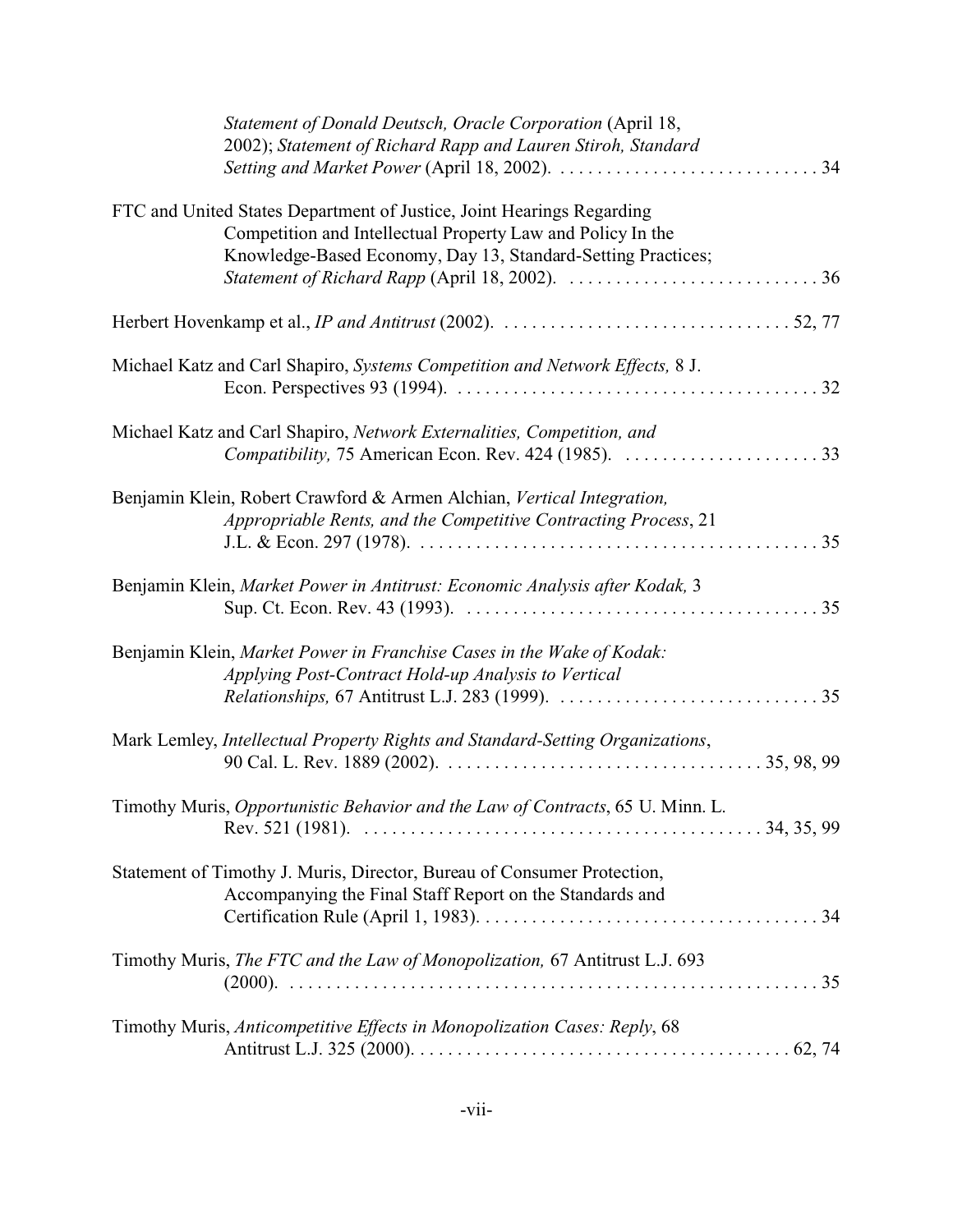*Statement of Donald Deutsch, Oracle Corporation* (April 18, 2002); *Statement of Richard Rapp and Lauren Stiroh, Standard Setting and Market Power* (April 18, 2002). . . . . . . . . . . . . . . . . . . . . . . . . . . . . 34

FTC and United States Department of Justice, Joint Hearings Regarding Competition and Intellectual Property Law and Policy In the Knowledge-Based Economy, Day 13, Standard-Setting Practices; *Statement of Richard Rapp* (April 18, 2002). . . . . . . . . . . . . . . . . . . . . . . . . . . . 36

Herbert Hovenkamp et al., *IP and Antitrust* (2002). . . . . . . . . . . . . . . . . . . . . . . . . . . . . . . . 52, 77

Michael Katz and Carl Shapiro, *Systems Competition and Network Effects,* 8 J. Econ. Perspectives 93 (1994). . . . . . . . . . . . . . . . . . . . . . . . . . . . . . . . . . . . . . . . 32

Michael Katz and Carl Shapiro, *Network Externalities, Competition, and Compatibility,* 75 American Econ. Rev. 424 (1985). . . . . . . . . . . . . . . . . . . . . . 33

Benjamin Klein, Robert Crawford & Armen Alchian, *Vertical Integration, Appropriable Rents, and the Competitive Contracting Process*, 21 J.L. & Econ. 297 (1978). . . . . . . . . . . . . . . . . . . . . . . . . . . . . . . . . . . . . . . . . . . . 35

Benjamin Klein, *Market Power in Antitrust: Economic Analysis after Kodak,* 3 Sup. Ct. Econ. Rev. 43 (1993). . . . . . . . . . . . . . . . . . . . . . . . . . . . . . . . . . . . . . . 35

Benjamin Klein, *Market Power in Franchise Cases in the Wake of Kodak: Applying Post-Contract Hold-up Analysis to Vertical Relationships,* 67 Antitrust L.J. 283 (1999). . . . . . . . . . . . . . . . . . . . . . . . . . . . . 35

Mark Lemley, *Intellectual Property Rights and Standard-Setting Organizations*, 90 Cal. L. Rev. 1889 (2002). . . . . . . . . . . . . . . . . . . . . . . . . . . . . . . . . . . . 35, 98, 99

Timothy Muris, *Opportunistic Behavior and the Law of Contracts*, 65 U. Minn. L. Rev. 521 (1981). . . . . . . . . . . . . . . . . . . . . . . . . . . . . . . . . . . . . . . . . . . 34, 35, 99

Statement of Timothy J. Muris, Director, Bureau of Consumer Protection, Accompanying the Final Staff Report on the Standards and Certification Rule (April 1, 1983). . . . . . . . . . . . . . . . . . . . . . . . . . . . . . . . . . . . . . 34

Timothy Muris, *The FTC and the Law of Monopolization,* 67 Antitrust L.J. 693 (2000). . . . . . . . . . . . . . . . . . . . . . . . . . . . . . . . . . . . . . . . . . . . . . . . . . . . . . . . . . 35

Timothy Muris, *Anticompetitive Effects in Monopolization Cases: Reply*, 68 Antitrust L.J. 325 (2000). . . . . . . . . . . . . . . . . . . . . . . . . . . . . . . . . . . . . . . . . 62, 74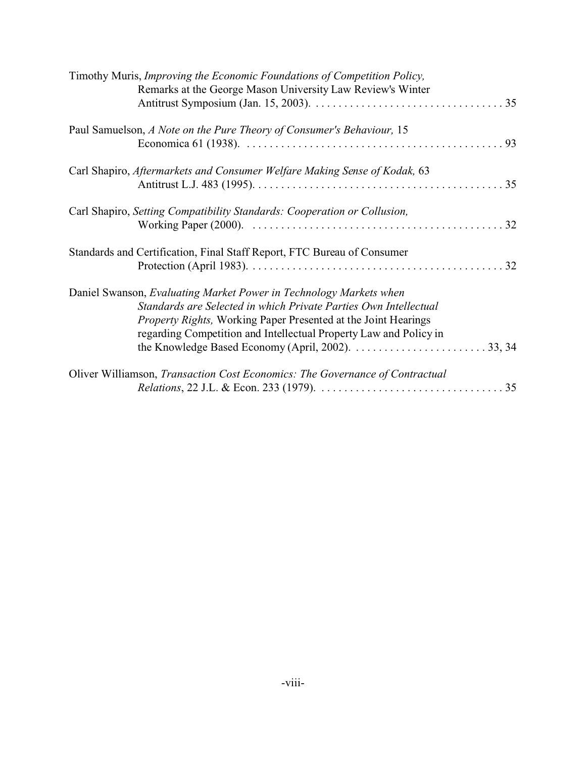Timothy Muris, *Improving the Economic Foundations of Competition Policy,* Remarks at the George Mason University Law Review's Winter Antitrust Symposium (Jan. 15, 2003). . . . . . . . . . . . . . . . . . . . . . . . . . . . . . . . . . 35

Paul Samuelson, *A Note on the Pure Theory of Consumer's Behaviour,* 15 Economica 61 (1938). . . . . . . . . . . . . . . . . . . . . . . . . . . . . . . . . . . . . . . . . . . . . . 93

Carl Shapiro, *Aftermarkets and Consumer Welfare Making Sense of Kodak,* 63 Antitrust L.J. 483 (1995). . . . . . . . . . . . . . . . . . . . . . . . . . . . . . . . . . . . . . . . . . . . 35

Carl Shapiro, *Setting Compatibility Standards: Cooperation or Collusion,* Working Paper (2000). . . . . . . . . . . . . . . . . . . . . . . . . . . . . . . . . . . . . . . . . . . . 32

Standards and Certification, Final Staff Report, FTC Bureau of Consumer Protection (April 1983). . . . . . . . . . . . . . . . . . . . . . . . . . . . . . . . . . . . . . . . . . . . 32

Daniel Swanson, *Evaluating Market Power in Technology Markets when Standards are Selected in which Private Parties Own Intellectual Property Rights,* Working Paper Presented at the Joint Hearings regarding Competition and Intellectual Property Law and Policy in the Knowledge Based Economy (April, 2002). . . . . . . . . . . . . . . . . . . . . . . 33, 34

Oliver Williamson, *Transaction Cost Economics: The Governance of Contractual Relations*, 22 J.L. & Econ. 233 (1979). . . . . . . . . . . . . . . . . . . . . . . . . . . . . . . . 35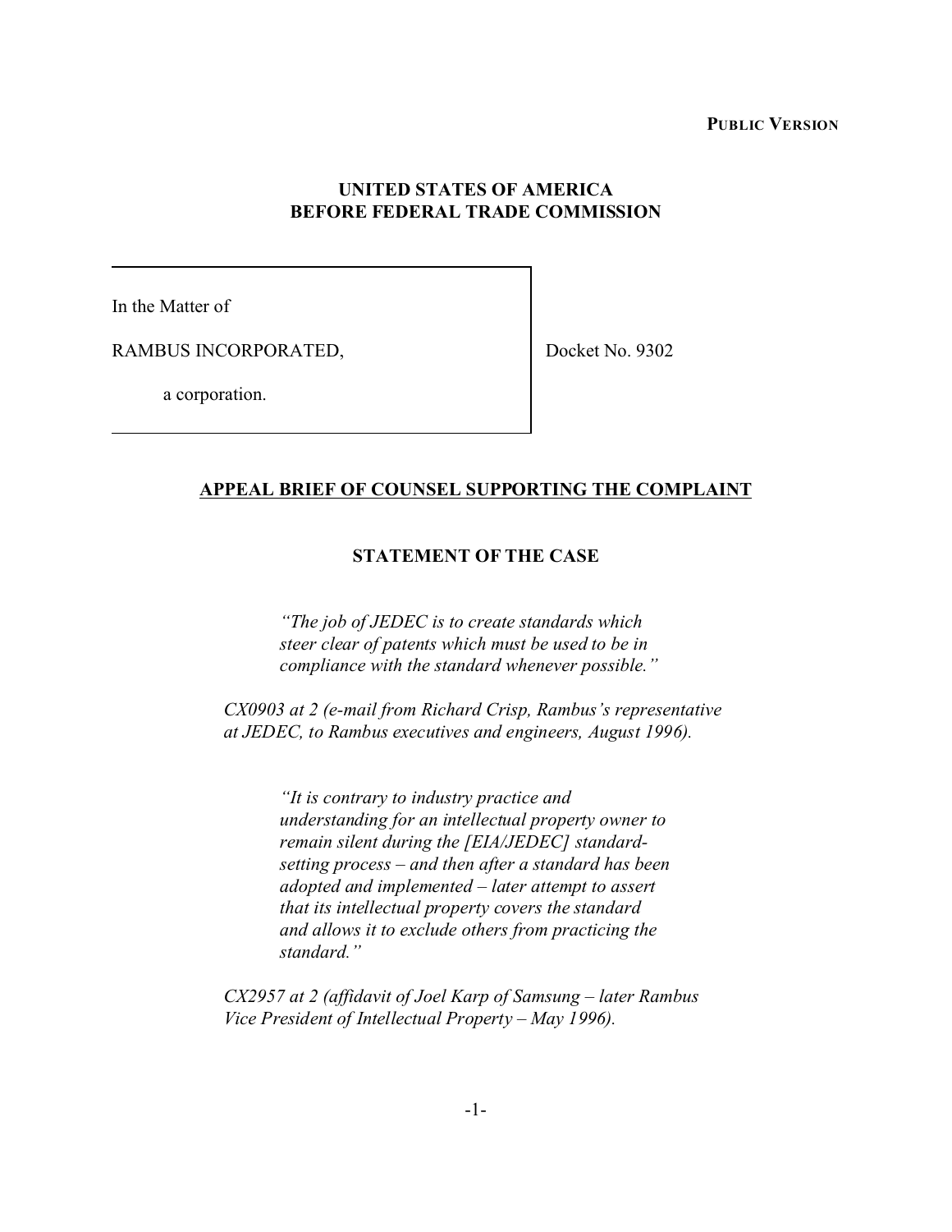**PUBLIC VERSION**

**UNITED STATES OF AMERICA**
**BEFORE FEDERAL TRADE COMMISSION**

In the Matter of

RAMBUS INCORPORATED,

a corporation.

Docket No. 9302

**APPEAL BRIEF OF COUNSEL SUPPORTING THE COMPLAINT**

## STATEMENT OF THE CASE

> *"The job of JEDEC is to create standards which steer clear of patents which must be used to be in compliance with the standard whenever possible."*

*CX0903 at 2 (e-mail from Richard Crisp, Rambus's representative at JEDEC, to Rambus executives and engineers, August 1996).*

> *"It is contrary to industry practice and understanding for an intellectual property owner to remain silent during the [EIA/JEDEC] standard-setting process – and then after a standard has been adopted and implemented – later attempt to assert that its intellectual property covers the standard and allows it to exclude others from practicing the standard."*

*CX2957 at 2 (affidavit of Joel Karp of Samsung – later Rambus Vice President of Intellectual Property – May 1996).*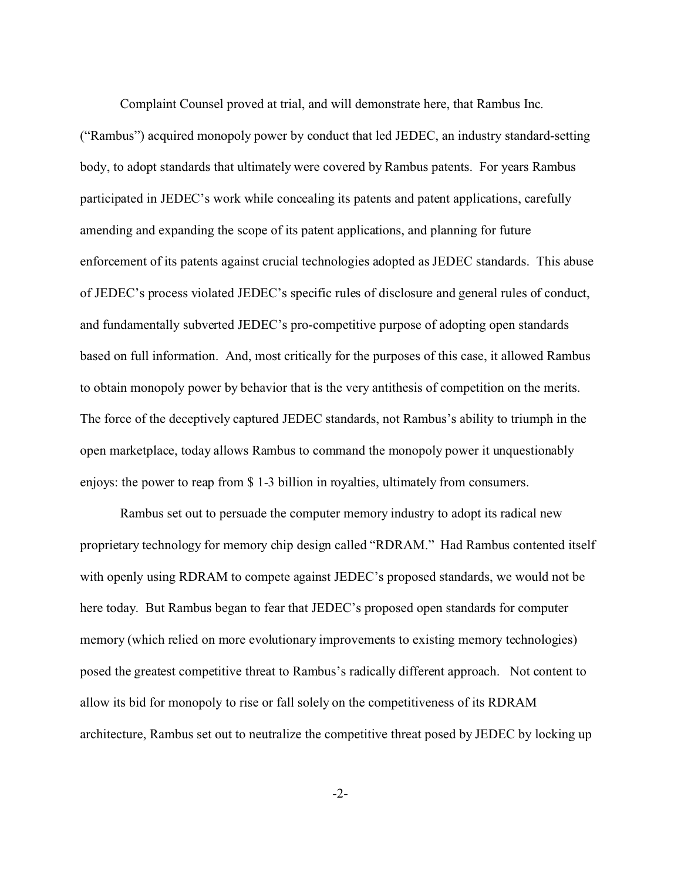Complaint Counsel proved at trial, and will demonstrate here, that Rambus Inc. ("Rambus") acquired monopoly power by conduct that led JEDEC, an industry standard-setting body, to adopt standards that ultimately were covered by Rambus patents. For years Rambus participated in JEDEC's work while concealing its patents and patent applications, carefully amending and expanding the scope of its patent applications, and planning for future enforcement of its patents against crucial technologies adopted as JEDEC standards. This abuse of JEDEC's process violated JEDEC's specific rules of disclosure and general rules of conduct, and fundamentally subverted JEDEC's pro-competitive purpose of adopting open standards based on full information. And, most critically for the purposes of this case, it allowed Rambus to obtain monopoly power by behavior that is the very antithesis of competition on the merits. The force of the deceptively captured JEDEC standards, not Rambus's ability to triumph in the open marketplace, today allows Rambus to command the monopoly power it unquestionably enjoys: the power to reap from $ 1-3 billion in royalties, ultimately from consumers.

Rambus set out to persuade the computer memory industry to adopt its radical new proprietary technology for memory chip design called "RDRAM." Had Rambus contented itself with openly using RDRAM to compete against JEDEC's proposed standards, we would not be here today. But Rambus began to fear that JEDEC's proposed open standards for computer memory (which relied on more evolutionary improvements to existing memory technologies) posed the greatest competitive threat to Rambus's radically different approach. Not content to allow its bid for monopoly to rise or fall solely on the competitiveness of its RDRAM architecture, Rambus set out to neutralize the competitive threat posed by JEDEC by locking up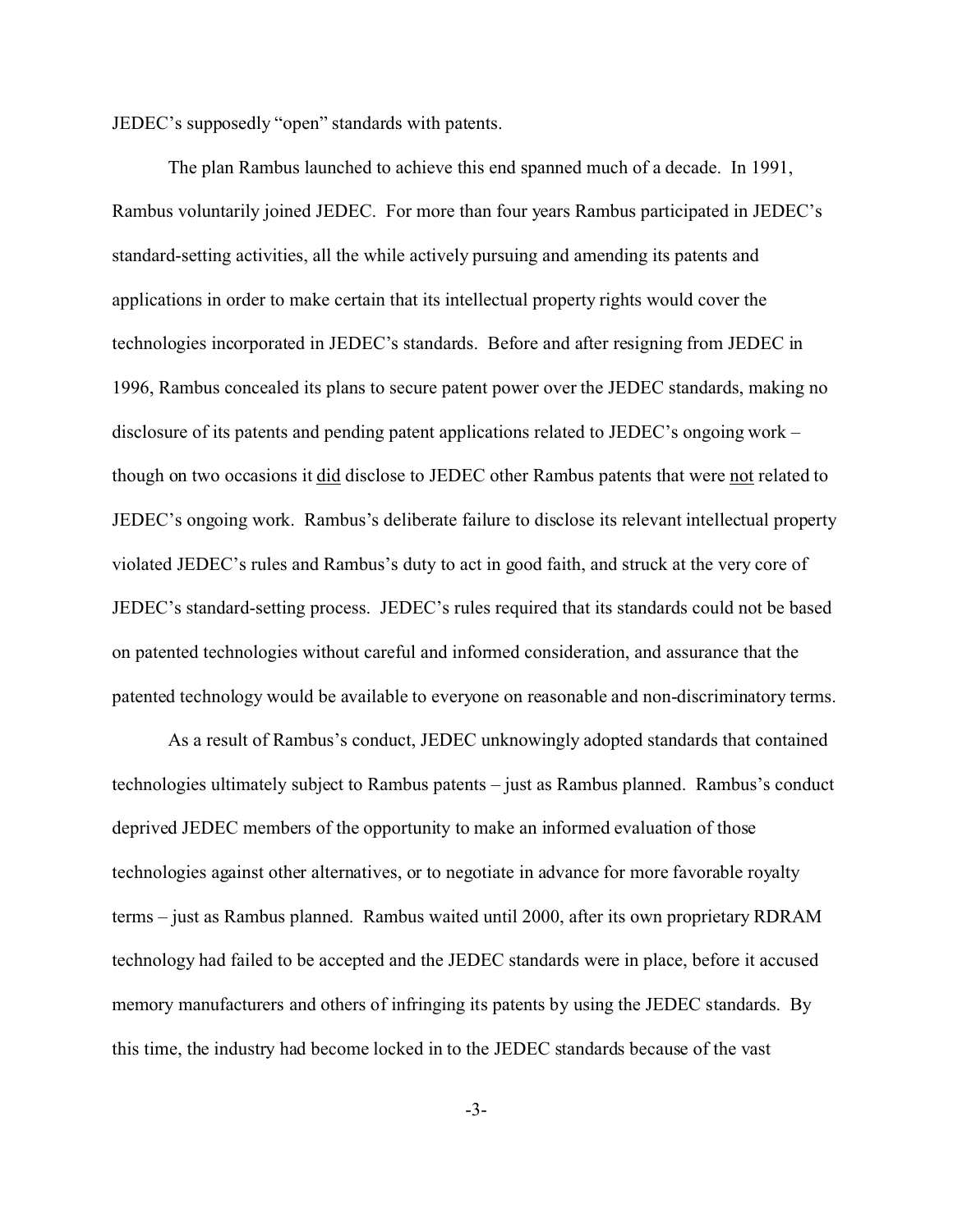JEDEC's supposedly "open" standards with patents.

The plan Rambus launched to achieve this end spanned much of a decade. In 1991, Rambus voluntarily joined JEDEC. For more than four years Rambus participated in JEDEC's standard-setting activities, all the while actively pursuing and amending its patents and applications in order to make certain that its intellectual property rights would cover the technologies incorporated in JEDEC's standards. Before and after resigning from JEDEC in 1996, Rambus concealed its plans to secure patent power over the JEDEC standards, making no disclosure of its patents and pending patent applications related to JEDEC's ongoing work – though on two occasions it <u>did</u> disclose to JEDEC other Rambus patents that were <u>not</u> related to JEDEC's ongoing work. Rambus's deliberate failure to disclose its relevant intellectual property violated JEDEC's rules and Rambus's duty to act in good faith, and struck at the very core of JEDEC's standard-setting process. JEDEC's rules required that its standards could not be based on patented technologies without careful and informed consideration, and assurance that the patented technology would be available to everyone on reasonable and non-discriminatory terms.

As a result of Rambus's conduct, JEDEC unknowingly adopted standards that contained technologies ultimately subject to Rambus patents – just as Rambus planned. Rambus's conduct deprived JEDEC members of the opportunity to make an informed evaluation of those technologies against other alternatives, or to negotiate in advance for more favorable royalty terms – just as Rambus planned. Rambus waited until 2000, after its own proprietary RDRAM technology had failed to be accepted and the JEDEC standards were in place, before it accused memory manufacturers and others of infringing its patents by using the JEDEC standards. By this time, the industry had become locked in to the JEDEC standards because of the vast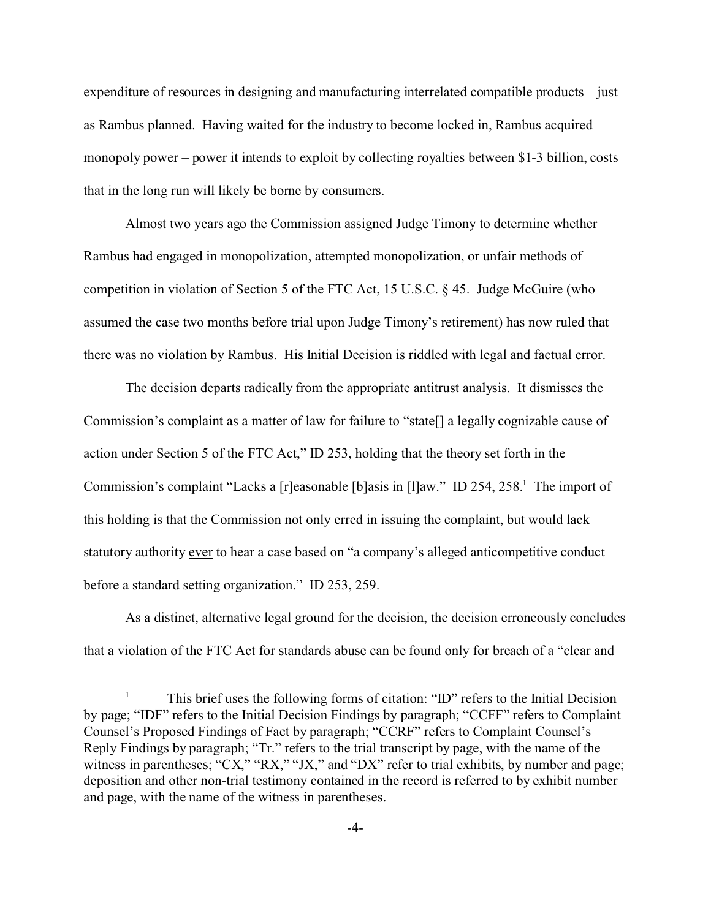expenditure of resources in designing and manufacturing interrelated compatible products – just as Rambus planned. Having waited for the industry to become locked in, Rambus acquired monopoly power – power it intends to exploit by collecting royalties between $1-3 billion, costs that in the long run will likely be borne by consumers.

Almost two years ago the Commission assigned Judge Timony to determine whether Rambus had engaged in monopolization, attempted monopolization, or unfair methods of competition in violation of Section 5 of the FTC Act, 15 U.S.C. § 45. Judge McGuire (who assumed the case two months before trial upon Judge Timony's retirement) has now ruled that there was no violation by Rambus. His Initial Decision is riddled with legal and factual error.

The decision departs radically from the appropriate antitrust analysis. It dismisses the Commission's complaint as a matter of law for failure to "state[] a legally cognizable cause of action under Section 5 of the FTC Act," ID 253, holding that the theory set forth in the Commission's complaint "Lacks a [r]easonable [b]asis in [l]aw." ID 254, 258.[1] The import of this holding is that the Commission not only erred in issuing the complaint, but would lack statutory authority <u>ever</u> to hear a case based on "a company's alleged anticompetitive conduct before a standard setting organization." ID 253, 259.

As a distinct, alternative legal ground for the decision, the decision erroneously concludes that a violation of the FTC Act for standards abuse can be found only for breach of a "clear and

---

[1] This brief uses the following forms of citation: "ID" refers to the Initial Decision by page; "IDF" refers to the Initial Decision Findings by paragraph; "CCFF" refers to Complaint Counsel's Proposed Findings of Fact by paragraph; "CCRF" refers to Complaint Counsel's Reply Findings by paragraph; "Tr." refers to the trial transcript by page, with the name of the witness in parentheses; "CX," "RX," "JX," and "DX" refer to trial exhibits, by number and page; deposition and other non-trial testimony contained in the record is referred to by exhibit number and page, with the name of the witness in parentheses.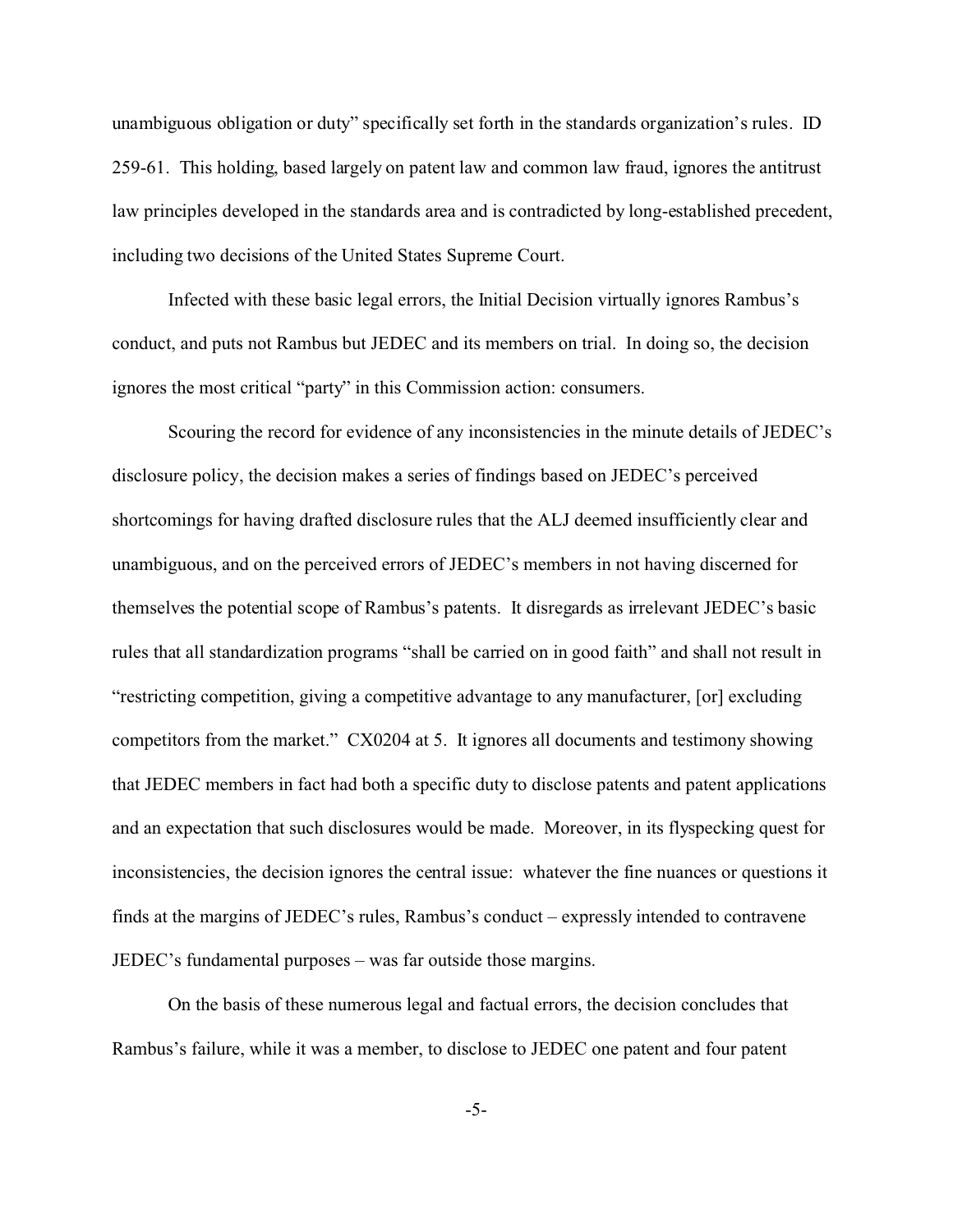unambiguous obligation or duty" specifically set forth in the standards organization's rules. ID 259-61. This holding, based largely on patent law and common law fraud, ignores the antitrust law principles developed in the standards area and is contradicted by long-established precedent, including two decisions of the United States Supreme Court.

Infected with these basic legal errors, the Initial Decision virtually ignores Rambus's conduct, and puts not Rambus but JEDEC and its members on trial. In doing so, the decision ignores the most critical "party" in this Commission action: consumers.

Scouring the record for evidence of any inconsistencies in the minute details of JEDEC's disclosure policy, the decision makes a series of findings based on JEDEC's perceived shortcomings for having drafted disclosure rules that the ALJ deemed insufficiently clear and unambiguous, and on the perceived errors of JEDEC's members in not having discerned for themselves the potential scope of Rambus's patents. It disregards as irrelevant JEDEC's basic rules that all standardization programs "shall be carried on in good faith" and shall not result in "restricting competition, giving a competitive advantage to any manufacturer, [or] excluding competitors from the market." CX0204 at 5. It ignores all documents and testimony showing that JEDEC members in fact had both a specific duty to disclose patents and patent applications and an expectation that such disclosures would be made. Moreover, in its flyspecking quest for inconsistencies, the decision ignores the central issue: whatever the fine nuances or questions it finds at the margins of JEDEC's rules, Rambus's conduct – expressly intended to contravene JEDEC's fundamental purposes – was far outside those margins.

On the basis of these numerous legal and factual errors, the decision concludes that Rambus's failure, while it was a member, to disclose to JEDEC one patent and four patent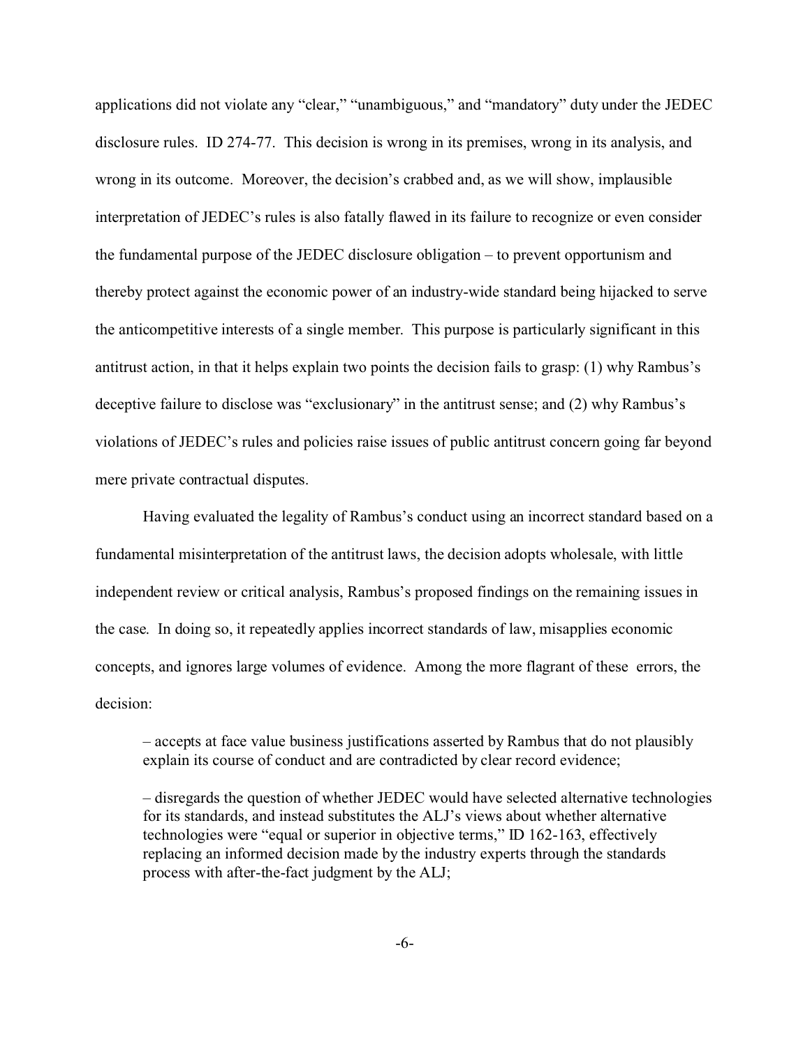applications did not violate any "clear," "unambiguous," and "mandatory" duty under the JEDEC disclosure rules. ID 274-77. This decision is wrong in its premises, wrong in its analysis, and wrong in its outcome. Moreover, the decision's crabbed and, as we will show, implausible interpretation of JEDEC's rules is also fatally flawed in its failure to recognize or even consider the fundamental purpose of the JEDEC disclosure obligation – to prevent opportunism and thereby protect against the economic power of an industry-wide standard being hijacked to serve the anticompetitive interests of a single member. This purpose is particularly significant in this antitrust action, in that it helps explain two points the decision fails to grasp: (1) why Rambus's deceptive failure to disclose was "exclusionary" in the antitrust sense; and (2) why Rambus's violations of JEDEC's rules and policies raise issues of public antitrust concern going far beyond mere private contractual disputes.

Having evaluated the legality of Rambus's conduct using an incorrect standard based on a fundamental misinterpretation of the antitrust laws, the decision adopts wholesale, with little independent review or critical analysis, Rambus's proposed findings on the remaining issues in the case. In doing so, it repeatedly applies incorrect standards of law, misapplies economic concepts, and ignores large volumes of evidence. Among the more flagrant of these errors, the decision:

> – accepts at face value business justifications asserted by Rambus that do not plausibly explain its course of conduct and are contradicted by clear record evidence;
>
> – disregards the question of whether JEDEC would have selected alternative technologies for its standards, and instead substitutes the ALJ's views about whether alternative technologies were "equal or superior in objective terms," ID 162-163, effectively replacing an informed decision made by the industry experts through the standards process with after-the-fact judgment by the ALJ;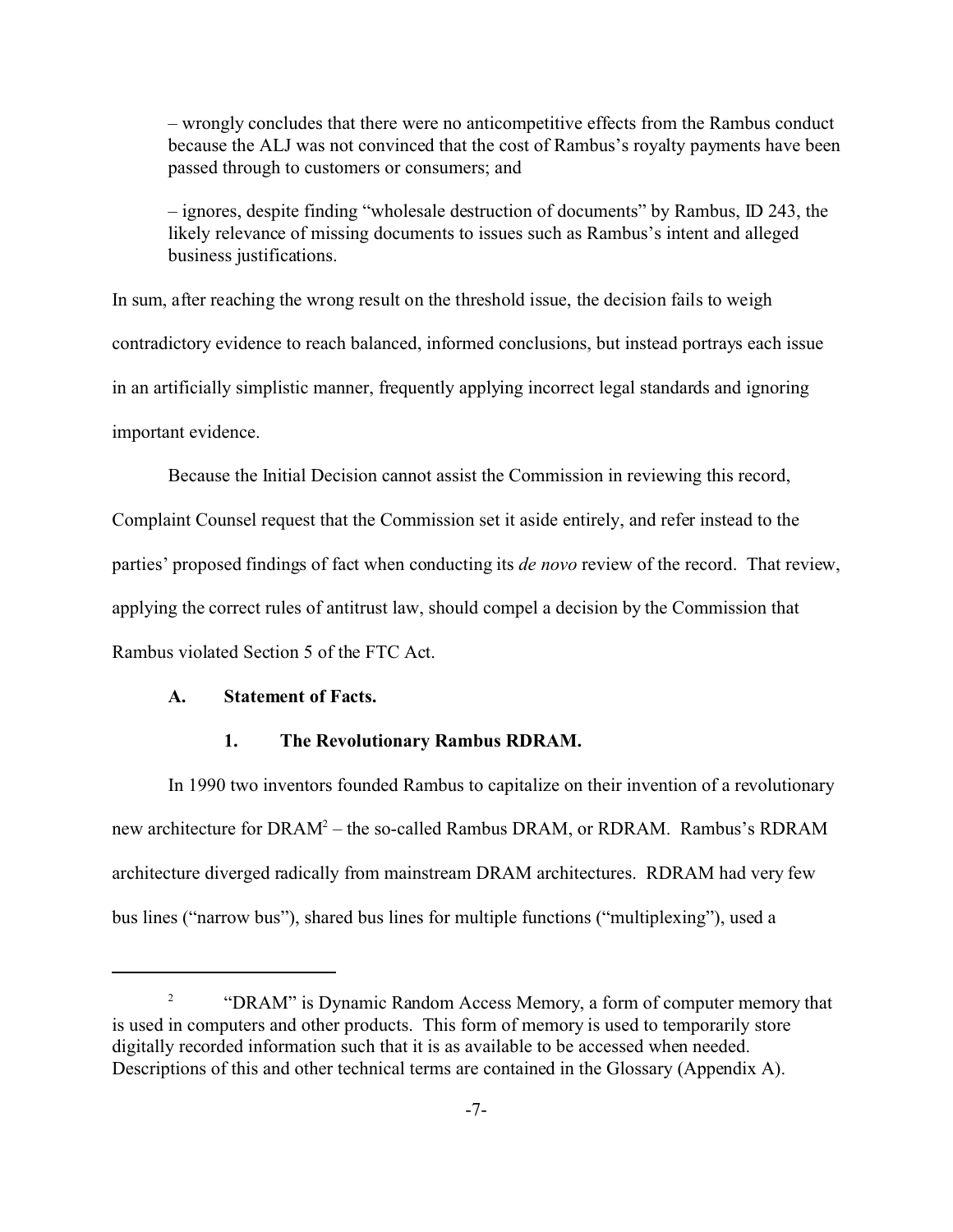– wrongly concludes that there were no anticompetitive effects from the Rambus conduct because the ALJ was not convinced that the cost of Rambus's royalty payments have been passed through to customers or consumers; and

– ignores, despite finding "wholesale destruction of documents" by Rambus, ID 243, the likely relevance of missing documents to issues such as Rambus's intent and alleged business justifications.

In sum, after reaching the wrong result on the threshold issue, the decision fails to weigh contradictory evidence to reach balanced, informed conclusions, but instead portrays each issue in an artificially simplistic manner, frequently applying incorrect legal standards and ignoring important evidence.

Because the Initial Decision cannot assist the Commission in reviewing this record, Complaint Counsel request that the Commission set it aside entirely, and refer instead to the parties' proposed findings of fact when conducting its *de novo* review of the record. That review, applying the correct rules of antitrust law, should compel a decision by the Commission that Rambus violated Section 5 of the FTC Act.

### A. Statement of Facts.

#### 1. The Revolutionary Rambus RDRAM.

In 1990 two inventors founded Rambus to capitalize on their invention of a revolutionary new architecture for DRAM[2] – the so-called Rambus DRAM, or RDRAM. Rambus's RDRAM architecture diverged radically from mainstream DRAM architectures. RDRAM had very few bus lines ("narrow bus"), shared bus lines for multiple functions ("multiplexing"), used a

---

[2] "DRAM" is Dynamic Random Access Memory, a form of computer memory that is used in computers and other products. This form of memory is used to temporarily store digitally recorded information such that it is as available to be accessed when needed. Descriptions of this and other technical terms are contained in the Glossary (Appendix A).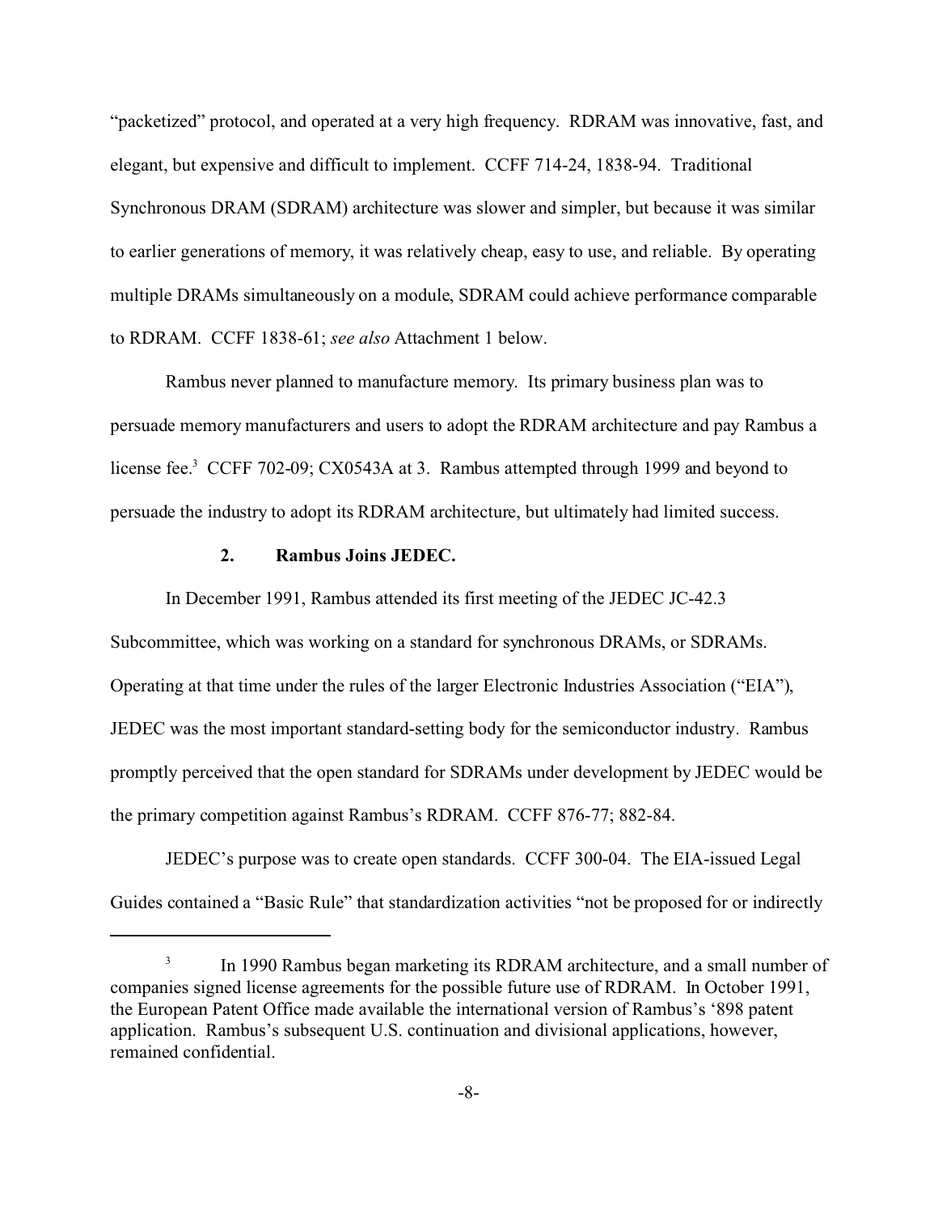"packetized" protocol, and operated at a very high frequency. RDRAM was innovative, fast, and elegant, but expensive and difficult to implement. CCFF 714-24, 1838-94. Traditional Synchronous DRAM (SDRAM) architecture was slower and simpler, but because it was similar to earlier generations of memory, it was relatively cheap, easy to use, and reliable. By operating multiple DRAMs simultaneously on a module, SDRAM could achieve performance comparable to RDRAM. CCFF 1838-61; *see also* Attachment 1 below.

Rambus never planned to manufacture memory. Its primary business plan was to persuade memory manufacturers and users to adopt the RDRAM architecture and pay Rambus a license fee.[3] CCFF 702-09; CX0543A at 3. Rambus attempted through 1999 and beyond to persuade the industry to adopt its RDRAM architecture, but ultimately had limited success.

### 2. Rambus Joins JEDEC.

In December 1991, Rambus attended its first meeting of the JEDEC JC-42.3 Subcommittee, which was working on a standard for synchronous DRAMs, or SDRAMs. Operating at that time under the rules of the larger Electronic Industries Association ("EIA"), JEDEC was the most important standard-setting body for the semiconductor industry. Rambus promptly perceived that the open standard for SDRAMs under development by JEDEC would be the primary competition against Rambus's RDRAM. CCFF 876-77; 882-84.

JEDEC's purpose was to create open standards. CCFF 300-04. The EIA-issued Legal Guides contained a "Basic Rule" that standardization activities "not be proposed for or indirectly

---

[3] In 1990 Rambus began marketing its RDRAM architecture, and a small number of companies signed license agreements for the possible future use of RDRAM. In October 1991, the European Patent Office made available the international version of Rambus's '898 patent application. Rambus's subsequent U.S. continuation and divisional applications, however, remained confidential.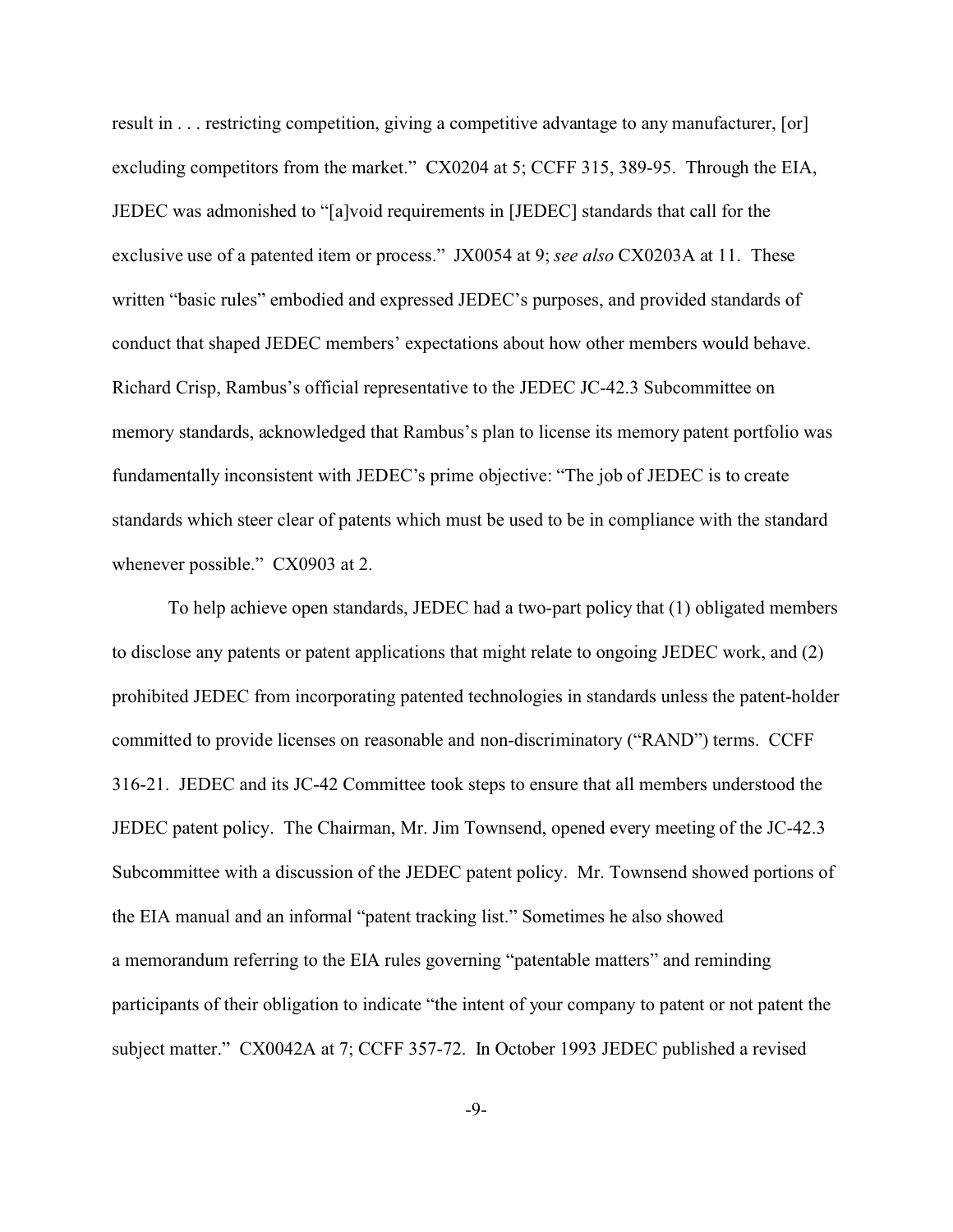result in . . . restricting competition, giving a competitive advantage to any manufacturer, [or] excluding competitors from the market." CX0204 at 5; CCFF 315, 389-95. Through the EIA, JEDEC was admonished to "[a]void requirements in [JEDEC] standards that call for the exclusive use of a patented item or process." JX0054 at 9; *see also* CX0203A at 11. These written "basic rules" embodied and expressed JEDEC's purposes, and provided standards of conduct that shaped JEDEC members' expectations about how other members would behave. Richard Crisp, Rambus's official representative to the JEDEC JC-42.3 Subcommittee on memory standards, acknowledged that Rambus's plan to license its memory patent portfolio was fundamentally inconsistent with JEDEC's prime objective: "The job of JEDEC is to create standards which steer clear of patents which must be used to be in compliance with the standard whenever possible." CX0903 at 2.

To help achieve open standards, JEDEC had a two-part policy that (1) obligated members to disclose any patents or patent applications that might relate to ongoing JEDEC work, and (2) prohibited JEDEC from incorporating patented technologies in standards unless the patent-holder committed to provide licenses on reasonable and non-discriminatory ("RAND") terms. CCFF 316-21. JEDEC and its JC-42 Committee took steps to ensure that all members understood the JEDEC patent policy. The Chairman, Mr. Jim Townsend, opened every meeting of the JC-42.3 Subcommittee with a discussion of the JEDEC patent policy. Mr. Townsend showed portions of the EIA manual and an informal "patent tracking list." Sometimes he also showed a memorandum referring to the EIA rules governing "patentable matters" and reminding participants of their obligation to indicate "the intent of your company to patent or not patent the subject matter." CX0042A at 7; CCFF 357-72. In October 1993 JEDEC published a revised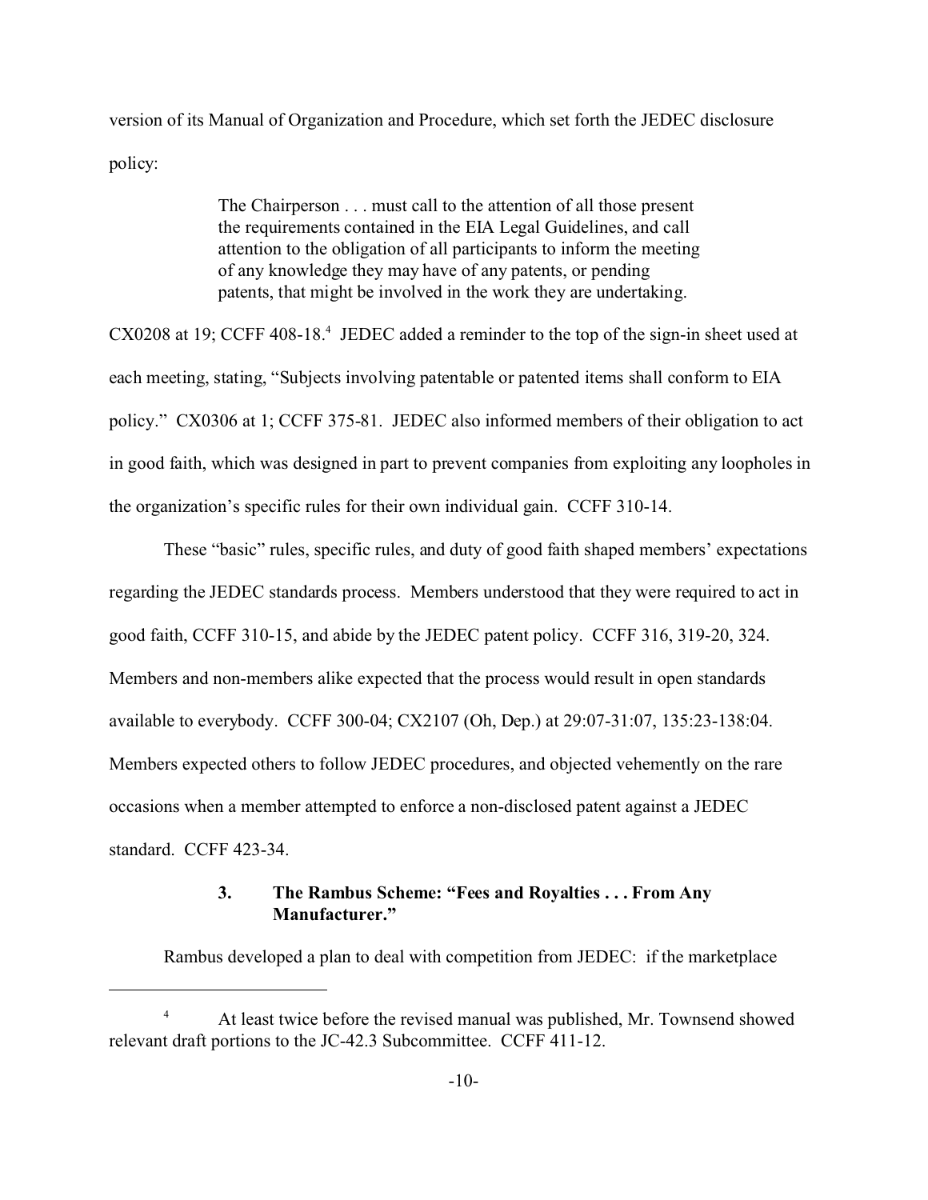version of its Manual of Organization and Procedure, which set forth the JEDEC disclosure policy:

> The Chairperson . . . must call to the attention of all those present the requirements contained in the EIA Legal Guidelines, and call attention to the obligation of all participants to inform the meeting of any knowledge they may have of any patents, or pending patents, that might be involved in the work they are undertaking.

CX0208 at 19; CCFF 408-18.[4] JEDEC added a reminder to the top of the sign-in sheet used at each meeting, stating, "Subjects involving patentable or patented items shall conform to EIA policy." CX0306 at 1; CCFF 375-81. JEDEC also informed members of their obligation to act in good faith, which was designed in part to prevent companies from exploiting any loopholes in the organization's specific rules for their own individual gain. CCFF 310-14.

These "basic" rules, specific rules, and duty of good faith shaped members' expectations regarding the JEDEC standards process. Members understood that they were required to act in good faith, CCFF 310-15, and abide by the JEDEC patent policy. CCFF 316, 319-20, 324. Members and non-members alike expected that the process would result in open standards available to everybody. CCFF 300-04; CX2107 (Oh, Dep.) at 29:07-31:07, 135:23-138:04. Members expected others to follow JEDEC procedures, and objected vehemently on the rare occasions when a member attempted to enforce a non-disclosed patent against a JEDEC standard. CCFF 423-34.

### 3. The Rambus Scheme: "Fees and Royalties . . . From Any Manufacturer."

Rambus developed a plan to deal with competition from JEDEC: if the marketplace

---

[4] At least twice before the revised manual was published, Mr. Townsend showed relevant draft portions to the JC-42.3 Subcommittee. CCFF 411-12.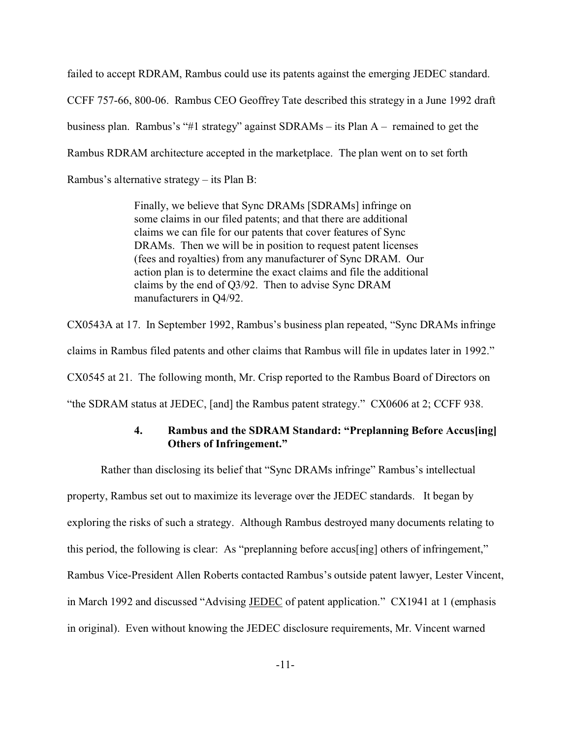failed to accept RDRAM, Rambus could use its patents against the emerging JEDEC standard. CCFF 757-66, 800-06. Rambus CEO Geoffrey Tate described this strategy in a June 1992 draft business plan. Rambus's "#1 strategy" against SDRAMs – its Plan A – remained to get the Rambus RDRAM architecture accepted in the marketplace. The plan went on to set forth Rambus's alternative strategy – its Plan B:

> Finally, we believe that Sync DRAMs [SDRAMs] infringe on some claims in our filed patents; and that there are additional claims we can file for our patents that cover features of Sync DRAMs. Then we will be in position to request patent licenses (fees and royalties) from any manufacturer of Sync DRAM. Our action plan is to determine the exact claims and file the additional claims by the end of Q3/92. Then to advise Sync DRAM manufacturers in Q4/92.

CX0543A at 17. In September 1992, Rambus's business plan repeated, "Sync DRAMs infringe claims in Rambus filed patents and other claims that Rambus will file in updates later in 1992." CX0545 at 21. The following month, Mr. Crisp reported to the Rambus Board of Directors on "the SDRAM status at JEDEC, [and] the Rambus patent strategy." CX0606 at 2; CCFF 938.

#### 4. Rambus and the SDRAM Standard: "Preplanning Before Accus[ing] Others of Infringement."

Rather than disclosing its belief that "Sync DRAMs infringe" Rambus's intellectual property, Rambus set out to maximize its leverage over the JEDEC standards. It began by exploring the risks of such a strategy. Although Rambus destroyed many documents relating to this period, the following is clear: As "preplanning before accus[ing] others of infringement," Rambus Vice-President Allen Roberts contacted Rambus's outside patent lawyer, Lester Vincent, in March 1992 and discussed "Advising <u>JEDEC</u> of patent application." CX1941 at 1 (emphasis in original). Even without knowing the JEDEC disclosure requirements, Mr. Vincent warned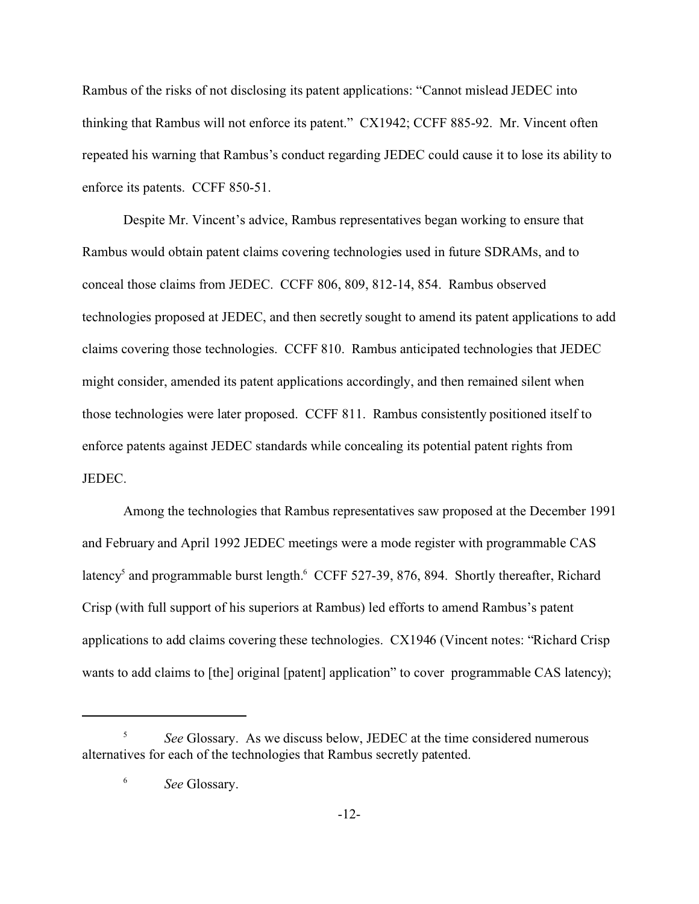Rambus of the risks of not disclosing its patent applications: "Cannot mislead JEDEC into thinking that Rambus will not enforce its patent." CX1942; CCFF 885-92. Mr. Vincent often repeated his warning that Rambus's conduct regarding JEDEC could cause it to lose its ability to enforce its patents. CCFF 850-51.

Despite Mr. Vincent's advice, Rambus representatives began working to ensure that Rambus would obtain patent claims covering technologies used in future SDRAMs, and to conceal those claims from JEDEC. CCFF 806, 809, 812-14, 854. Rambus observed technologies proposed at JEDEC, and then secretly sought to amend its patent applications to add claims covering those technologies. CCFF 810. Rambus anticipated technologies that JEDEC might consider, amended its patent applications accordingly, and then remained silent when those technologies were later proposed. CCFF 811. Rambus consistently positioned itself to enforce patents against JEDEC standards while concealing its potential patent rights from JEDEC.

Among the technologies that Rambus representatives saw proposed at the December 1991 and February and April 1992 JEDEC meetings were a mode register with programmable CAS latency[5] and programmable burst length.[6] CCFF 527-39, 876, 894. Shortly thereafter, Richard Crisp (with full support of his superiors at Rambus) led efforts to amend Rambus's patent applications to add claims covering these technologies. CX1946 (Vincent notes: "Richard Crisp wants to add claims to [the] original [patent] application" to cover programmable CAS latency);

---

[5] *See* Glossary. As we discuss below, JEDEC at the time considered numerous alternatives for each of the technologies that Rambus secretly patented.

[6] *See* Glossary.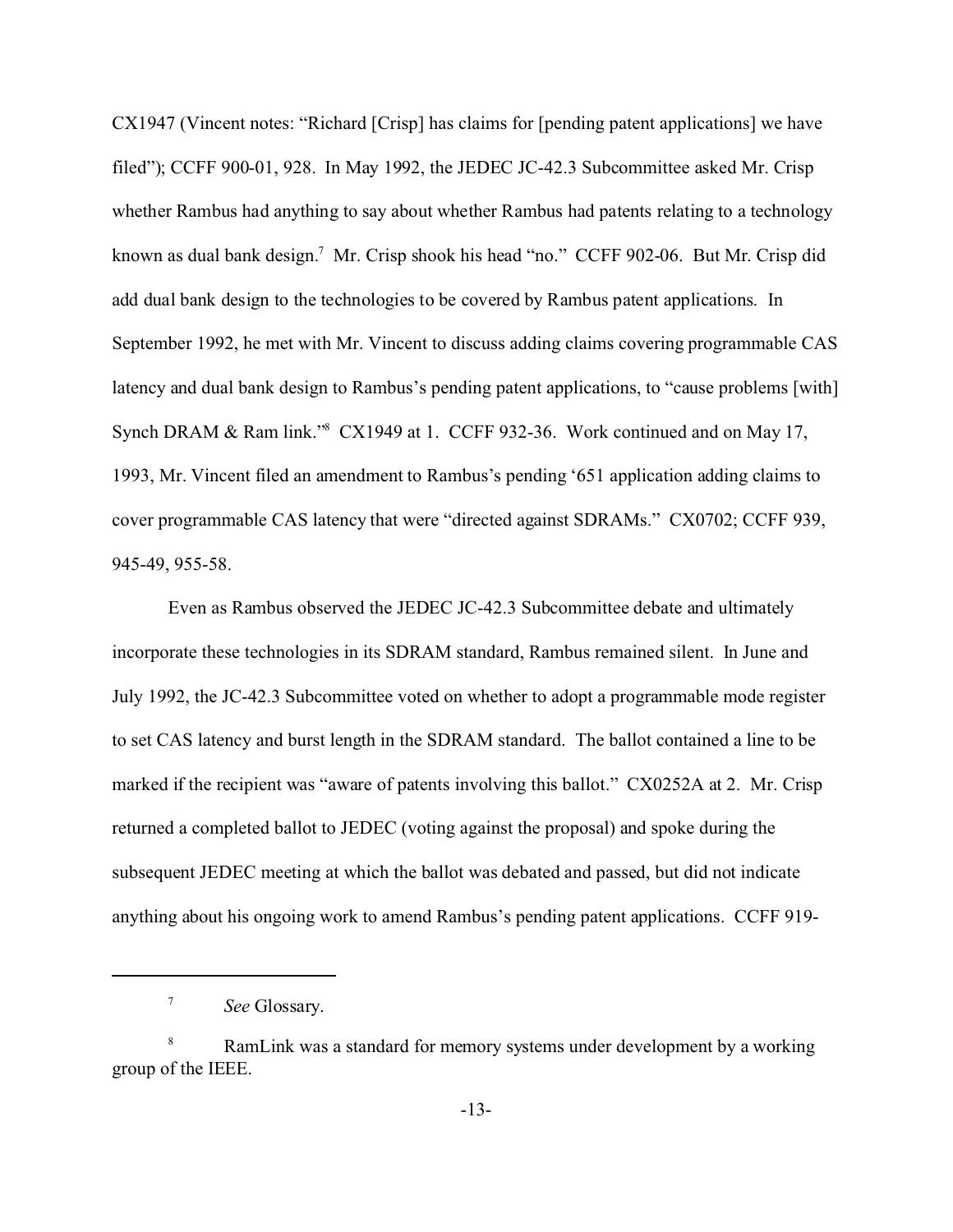CX1947 (Vincent notes: "Richard [Crisp] has claims for [pending patent applications] we have filed"); CCFF 900-01, 928. In May 1992, the JEDEC JC-42.3 Subcommittee asked Mr. Crisp whether Rambus had anything to say about whether Rambus had patents relating to a technology known as dual bank design.[7] Mr. Crisp shook his head "no." CCFF 902-06. But Mr. Crisp did add dual bank design to the technologies to be covered by Rambus patent applications. In September 1992, he met with Mr. Vincent to discuss adding claims covering programmable CAS latency and dual bank design to Rambus's pending patent applications, to "cause problems [with] Synch DRAM & Ram link."[8] CX1949 at 1. CCFF 932-36. Work continued and on May 17, 1993, Mr. Vincent filed an amendment to Rambus's pending '651 application adding claims to cover programmable CAS latency that were "directed against SDRAMs." CX0702; CCFF 939, 945-49, 955-58.

Even as Rambus observed the JEDEC JC-42.3 Subcommittee debate and ultimately incorporate these technologies in its SDRAM standard, Rambus remained silent. In June and July 1992, the JC-42.3 Subcommittee voted on whether to adopt a programmable mode register to set CAS latency and burst length in the SDRAM standard. The ballot contained a line to be marked if the recipient was "aware of patents involving this ballot." CX0252A at 2. Mr. Crisp returned a completed ballot to JEDEC (voting against the proposal) and spoke during the subsequent JEDEC meeting at which the ballot was debated and passed, but did not indicate anything about his ongoing work to amend Rambus's pending patent applications. CCFF 919-

---

[7] *See* Glossary.

[8] RamLink was a standard for memory systems under development by a working group of the IEEE.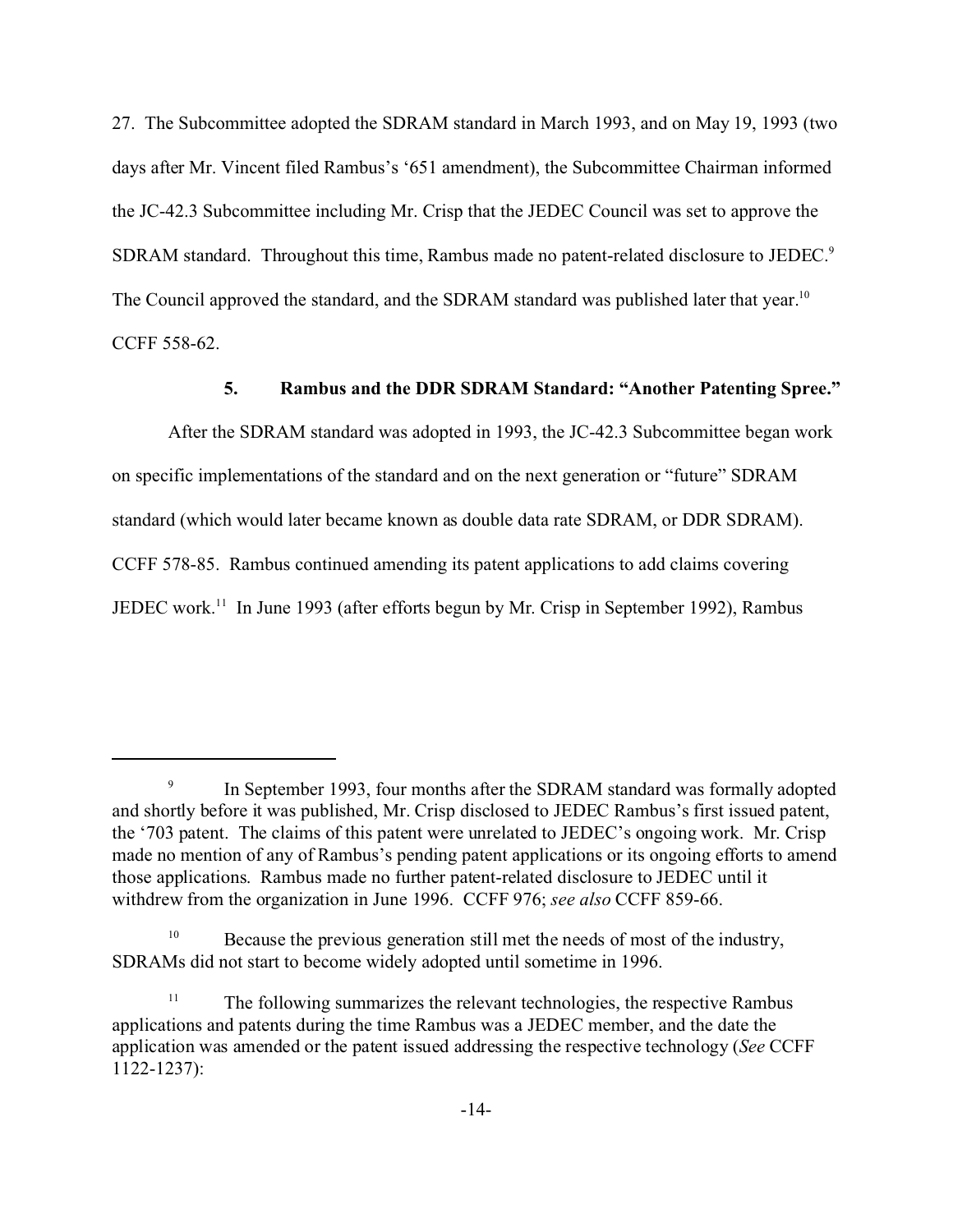27. The Subcommittee adopted the SDRAM standard in March 1993, and on May 19, 1993 (two days after Mr. Vincent filed Rambus's '651 amendment), the Subcommittee Chairman informed the JC-42.3 Subcommittee including Mr. Crisp that the JEDEC Council was set to approve the SDRAM standard. Throughout this time, Rambus made no patent-related disclosure to JEDEC.[9] The Council approved the standard, and the SDRAM standard was published later that year.[10] CCFF 558-62.

### 5. Rambus and the DDR SDRAM Standard: "Another Patenting Spree."

After the SDRAM standard was adopted in 1993, the JC-42.3 Subcommittee began work on specific implementations of the standard and on the next generation or "future" SDRAM standard (which would later became known as double data rate SDRAM, or DDR SDRAM). CCFF 578-85. Rambus continued amending its patent applications to add claims covering JEDEC work.[11] In June 1993 (after efforts begun by Mr. Crisp in September 1992), Rambus

---

[9] In September 1993, four months after the SDRAM standard was formally adopted and shortly before it was published, Mr. Crisp disclosed to JEDEC Rambus's first issued patent, the '703 patent. The claims of this patent were unrelated to JEDEC's ongoing work. Mr. Crisp made no mention of any of Rambus's pending patent applications or its ongoing efforts to amend those applications. Rambus made no further patent-related disclosure to JEDEC until it withdrew from the organization in June 1996. CCFF 976; *see also* CCFF 859-66.

[10] Because the previous generation still met the needs of most of the industry, SDRAMs did not start to become widely adopted until sometime in 1996.

[11] The following summarizes the relevant technologies, the respective Rambus applications and patents during the time Rambus was a JEDEC member, and the date the application was amended or the patent issued addressing the respective technology (*See* CCFF 1122-1237):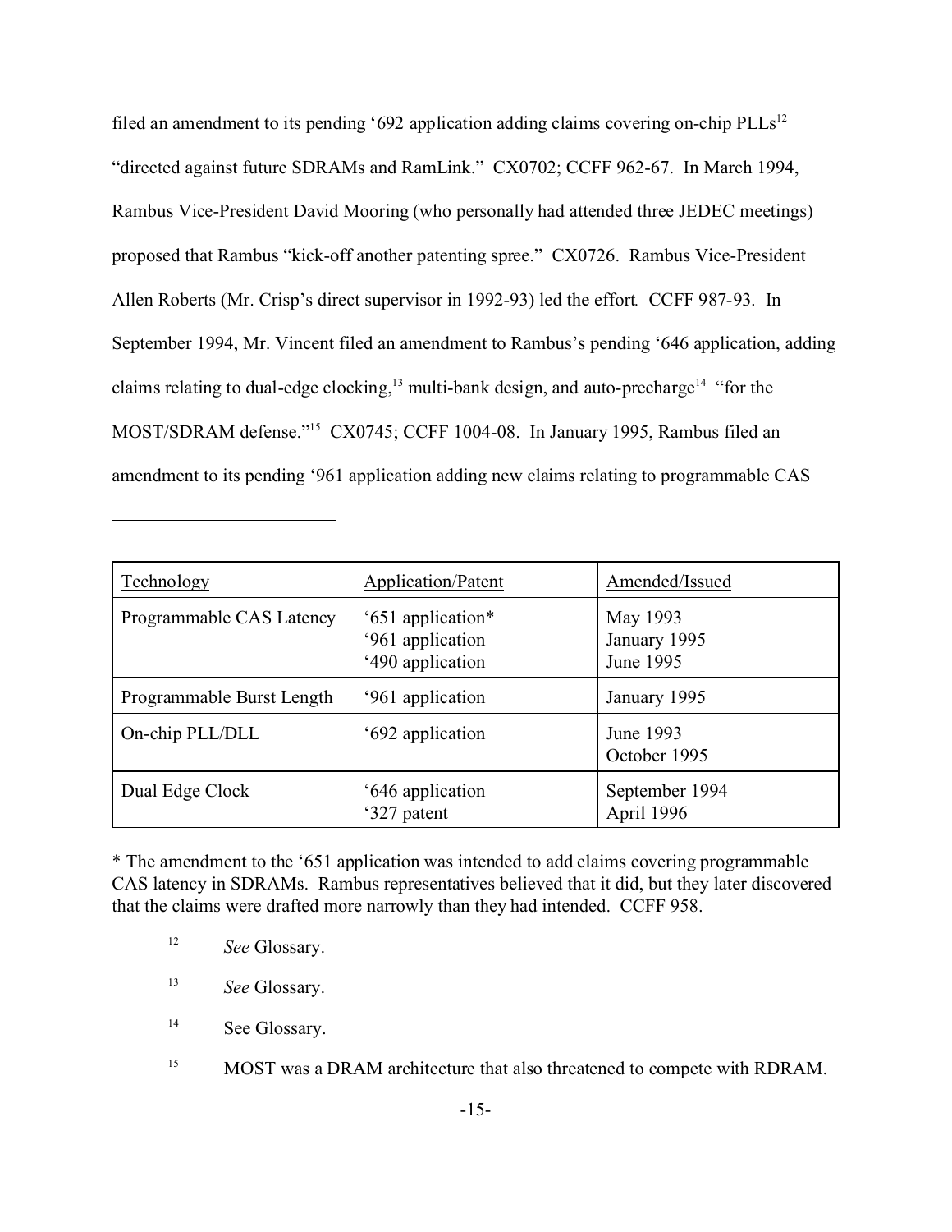filed an amendment to its pending '692 application adding claims covering on-chip PLLs[12] "directed against future SDRAMs and RamLink." CX0702; CCFF 962-67. In March 1994, Rambus Vice-President David Mooring (who personally had attended three JEDEC meetings) proposed that Rambus "kick-off another patenting spree." CX0726. Rambus Vice-President Allen Roberts (Mr. Crisp's direct supervisor in 1992-93) led the effort. CCFF 987-93. In September 1994, Mr. Vincent filed an amendment to Rambus's pending '646 application, adding claims relating to dual-edge clocking,[13] multi-bank design, and auto-precharge[14] "for the MOST/SDRAM defense."[15] CX0745; CCFF 1004-08. In January 1995, Rambus filed an amendment to its pending '961 application adding new claims relating to programmable CAS

| Technology | Application/Patent | Amended/Issued |
|---|---|---|
| Programmable CAS Latency | '651 application*<br>'961 application<br>'490 application | May 1993<br>January 1995<br>June 1995 |
| Programmable Burst Length | '961 application | January 1995 |
| On-chip PLL/DLL | '692 application | June 1993<br>October 1995 |
| Dual Edge Clock | '646 application<br>'327 patent | September 1994<br>April 1996 |

* The amendment to the '651 application was intended to add claims covering programmable CAS latency in SDRAMs. Rambus representatives believed that it did, but they later discovered that the claims were drafted more narrowly than they had intended. CCFF 958.

[12] *See* Glossary.

[13] *See* Glossary.

[14] See Glossary.

[15] MOST was a DRAM architecture that also threatened to compete with RDRAM.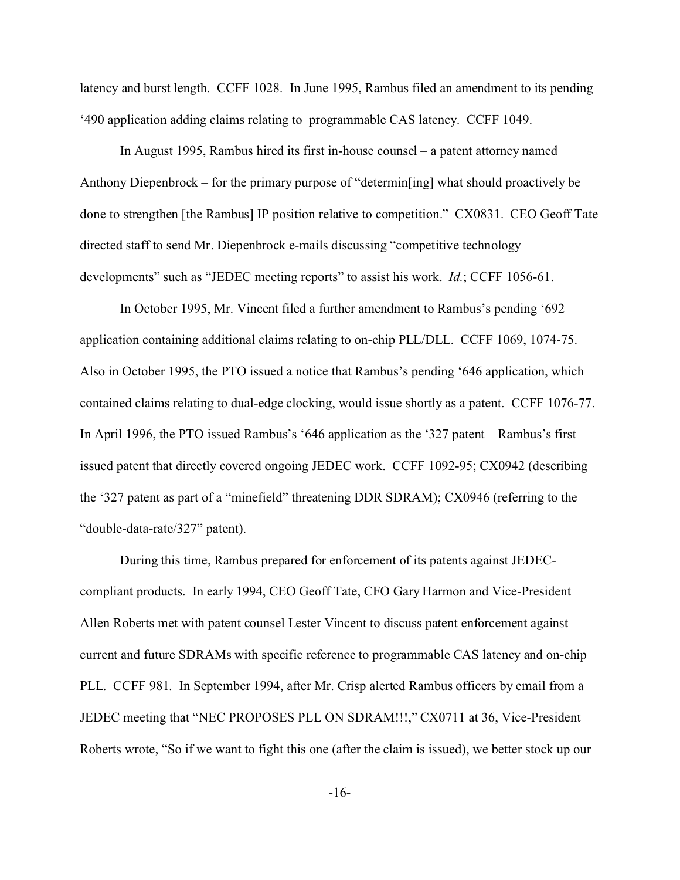latency and burst length. CCFF 1028. In June 1995, Rambus filed an amendment to its pending '490 application adding claims relating to programmable CAS latency. CCFF 1049.

In August 1995, Rambus hired its first in-house counsel – a patent attorney named Anthony Diepenbrock – for the primary purpose of "determin[ing] what should proactively be done to strengthen [the Rambus] IP position relative to competition." CX0831. CEO Geoff Tate directed staff to send Mr. Diepenbrock e-mails discussing "competitive technology developments" such as "JEDEC meeting reports" to assist his work. *Id.*; CCFF 1056-61.

In October 1995, Mr. Vincent filed a further amendment to Rambus's pending '692 application containing additional claims relating to on-chip PLL/DLL. CCFF 1069, 1074-75. Also in October 1995, the PTO issued a notice that Rambus's pending '646 application, which contained claims relating to dual-edge clocking, would issue shortly as a patent. CCFF 1076-77. In April 1996, the PTO issued Rambus's '646 application as the '327 patent – Rambus's first issued patent that directly covered ongoing JEDEC work. CCFF 1092-95; CX0942 (describing the '327 patent as part of a "minefield" threatening DDR SDRAM); CX0946 (referring to the "double-data-rate/327" patent).

During this time, Rambus prepared for enforcement of its patents against JEDEC-compliant products. In early 1994, CEO Geoff Tate, CFO Gary Harmon and Vice-President Allen Roberts met with patent counsel Lester Vincent to discuss patent enforcement against current and future SDRAMs with specific reference to programmable CAS latency and on-chip PLL. CCFF 981. In September 1994, after Mr. Crisp alerted Rambus officers by email from a JEDEC meeting that "NEC PROPOSES PLL ON SDRAM!!!," CX0711 at 36, Vice-President Roberts wrote, "So if we want to fight this one (after the claim is issued), we better stock up our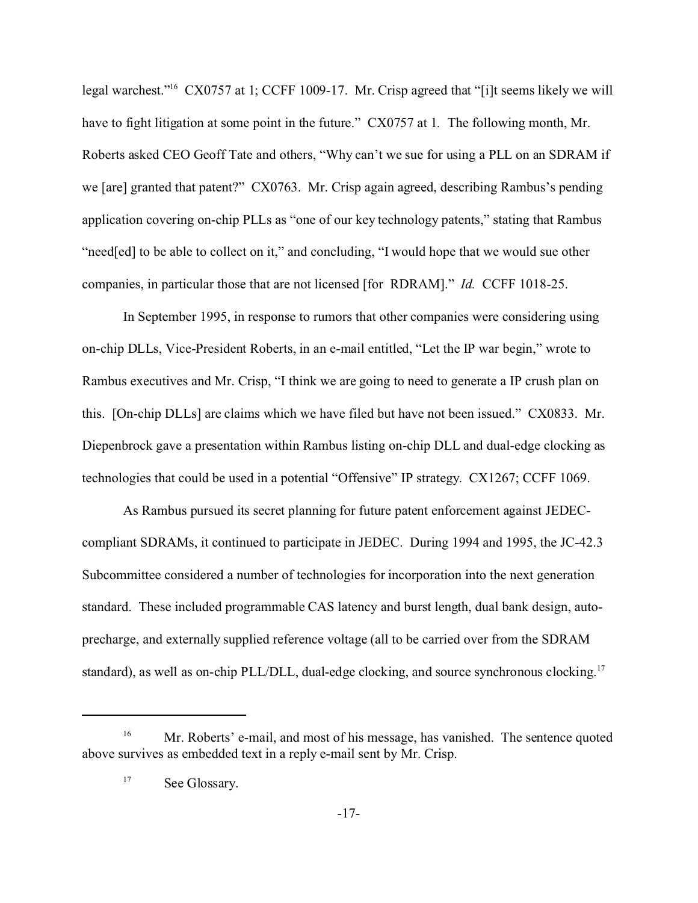legal warchest."[16] CX0757 at 1; CCFF 1009-17. Mr. Crisp agreed that "[i]t seems likely we will have to fight litigation at some point in the future." CX0757 at 1. The following month, Mr. Roberts asked CEO Geoff Tate and others, "Why can't we sue for using a PLL on an SDRAM if we [are] granted that patent?" CX0763. Mr. Crisp again agreed, describing Rambus's pending application covering on-chip PLLs as "one of our key technology patents," stating that Rambus "need[ed] to be able to collect on it," and concluding, "I would hope that we would sue other companies, in particular those that are not licensed [for RDRAM]." *Id.* CCFF 1018-25.

In September 1995, in response to rumors that other companies were considering using on-chip DLLs, Vice-President Roberts, in an e-mail entitled, "Let the IP war begin," wrote to Rambus executives and Mr. Crisp, "I think we are going to need to generate a IP crush plan on this. [On-chip DLLs] are claims which we have filed but have not been issued." CX0833. Mr. Diepenbrock gave a presentation within Rambus listing on-chip DLL and dual-edge clocking as technologies that could be used in a potential "Offensive" IP strategy. CX1267; CCFF 1069.

As Rambus pursued its secret planning for future patent enforcement against JEDEC-compliant SDRAMs, it continued to participate in JEDEC. During 1994 and 1995, the JC-42.3 Subcommittee considered a number of technologies for incorporation into the next generation standard. These included programmable CAS latency and burst length, dual bank design, auto-precharge, and externally supplied reference voltage (all to be carried over from the SDRAM standard), as well as on-chip PLL/DLL, dual-edge clocking, and source synchronous clocking.[17]

---

[16] Mr. Roberts' e-mail, and most of his message, has vanished. The sentence quoted above survives as embedded text in a reply e-mail sent by Mr. Crisp.

[17] See Glossary.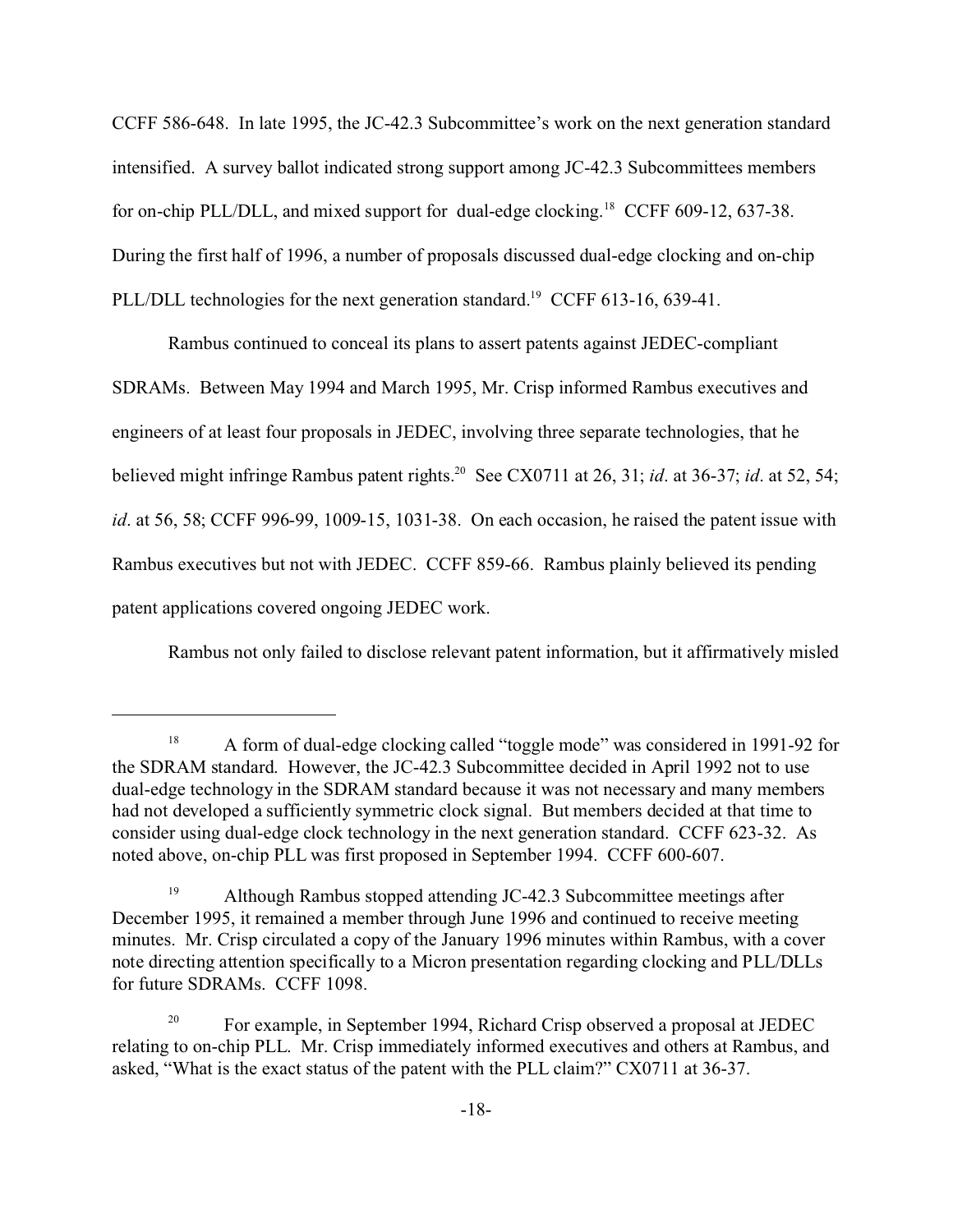CCFF 586-648. In late 1995, the JC-42.3 Subcommittee's work on the next generation standard intensified. A survey ballot indicated strong support among JC-42.3 Subcommittees members for on-chip PLL/DLL, and mixed support for dual-edge clocking.[18] CCFF 609-12, 637-38. During the first half of 1996, a number of proposals discussed dual-edge clocking and on-chip PLL/DLL technologies for the next generation standard.[19] CCFF 613-16, 639-41.

Rambus continued to conceal its plans to assert patents against JEDEC-compliant SDRAMs. Between May 1994 and March 1995, Mr. Crisp informed Rambus executives and engineers of at least four proposals in JEDEC, involving three separate technologies, that he believed might infringe Rambus patent rights.[20] See CX0711 at 26, 31; *id*. at 36-37; *id*. at 52, 54; *id*. at 56, 58; CCFF 996-99, 1009-15, 1031-38. On each occasion, he raised the patent issue with Rambus executives but not with JEDEC. CCFF 859-66. Rambus plainly believed its pending patent applications covered ongoing JEDEC work.

Rambus not only failed to disclose relevant patent information, but it affirmatively misled

---

[18] A form of dual-edge clocking called "toggle mode" was considered in 1991-92 for the SDRAM standard. However, the JC-42.3 Subcommittee decided in April 1992 not to use dual-edge technology in the SDRAM standard because it was not necessary and many members had not developed a sufficiently symmetric clock signal. But members decided at that time to consider using dual-edge clock technology in the next generation standard. CCFF 623-32. As noted above, on-chip PLL was first proposed in September 1994. CCFF 600-607.

[19] Although Rambus stopped attending JC-42.3 Subcommittee meetings after December 1995, it remained a member through June 1996 and continued to receive meeting minutes. Mr. Crisp circulated a copy of the January 1996 minutes within Rambus, with a cover note directing attention specifically to a Micron presentation regarding clocking and PLL/DLLs for future SDRAMs. CCFF 1098.

[20] For example, in September 1994, Richard Crisp observed a proposal at JEDEC relating to on-chip PLL. Mr. Crisp immediately informed executives and others at Rambus, and asked, "What is the exact status of the patent with the PLL claim?" CX0711 at 36-37.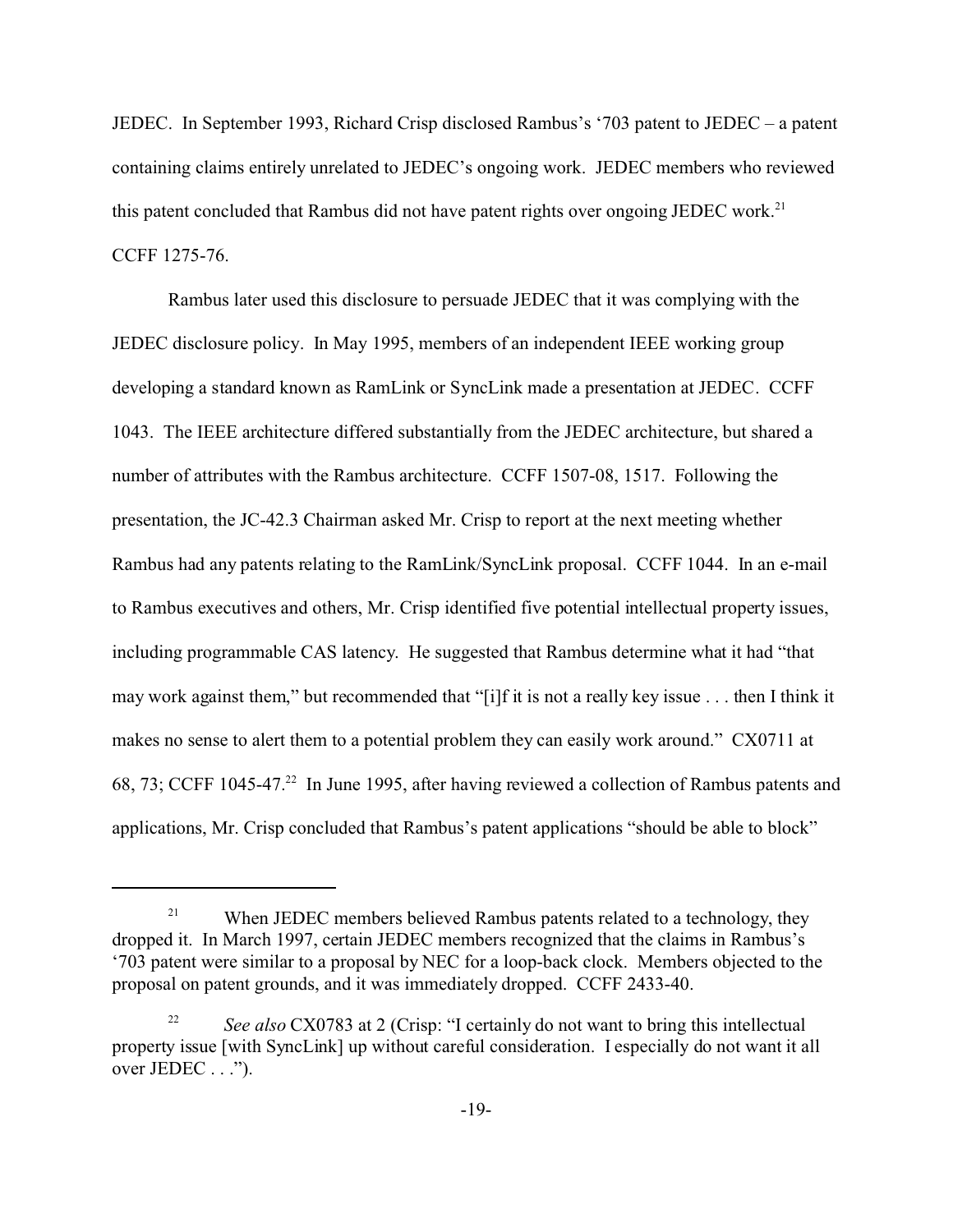JEDEC. In September 1993, Richard Crisp disclosed Rambus's '703 patent to JEDEC – a patent containing claims entirely unrelated to JEDEC's ongoing work. JEDEC members who reviewed this patent concluded that Rambus did not have patent rights over ongoing JEDEC work.[21] CCFF 1275-76.

Rambus later used this disclosure to persuade JEDEC that it was complying with the JEDEC disclosure policy. In May 1995, members of an independent IEEE working group developing a standard known as RamLink or SyncLink made a presentation at JEDEC. CCFF 1043. The IEEE architecture differed substantially from the JEDEC architecture, but shared a number of attributes with the Rambus architecture. CCFF 1507-08, 1517. Following the presentation, the JC-42.3 Chairman asked Mr. Crisp to report at the next meeting whether Rambus had any patents relating to the RamLink/SyncLink proposal. CCFF 1044. In an e-mail to Rambus executives and others, Mr. Crisp identified five potential intellectual property issues, including programmable CAS latency. He suggested that Rambus determine what it had "that may work against them," but recommended that "[i]f it is not a really key issue . . . then I think it makes no sense to alert them to a potential problem they can easily work around." CX0711 at 68, 73; CCFF 1045-47.[22] In June 1995, after having reviewed a collection of Rambus patents and applications, Mr. Crisp concluded that Rambus's patent applications "should be able to block"

---

[21] When JEDEC members believed Rambus patents related to a technology, they dropped it. In March 1997, certain JEDEC members recognized that the claims in Rambus's '703 patent were similar to a proposal by NEC for a loop-back clock. Members objected to the proposal on patent grounds, and it was immediately dropped. CCFF 2433-40.

[22] *See also* CX0783 at 2 (Crisp: "I certainly do not want to bring this intellectual property issue [with SyncLink] up without careful consideration. I especially do not want it all over JEDEC . . .").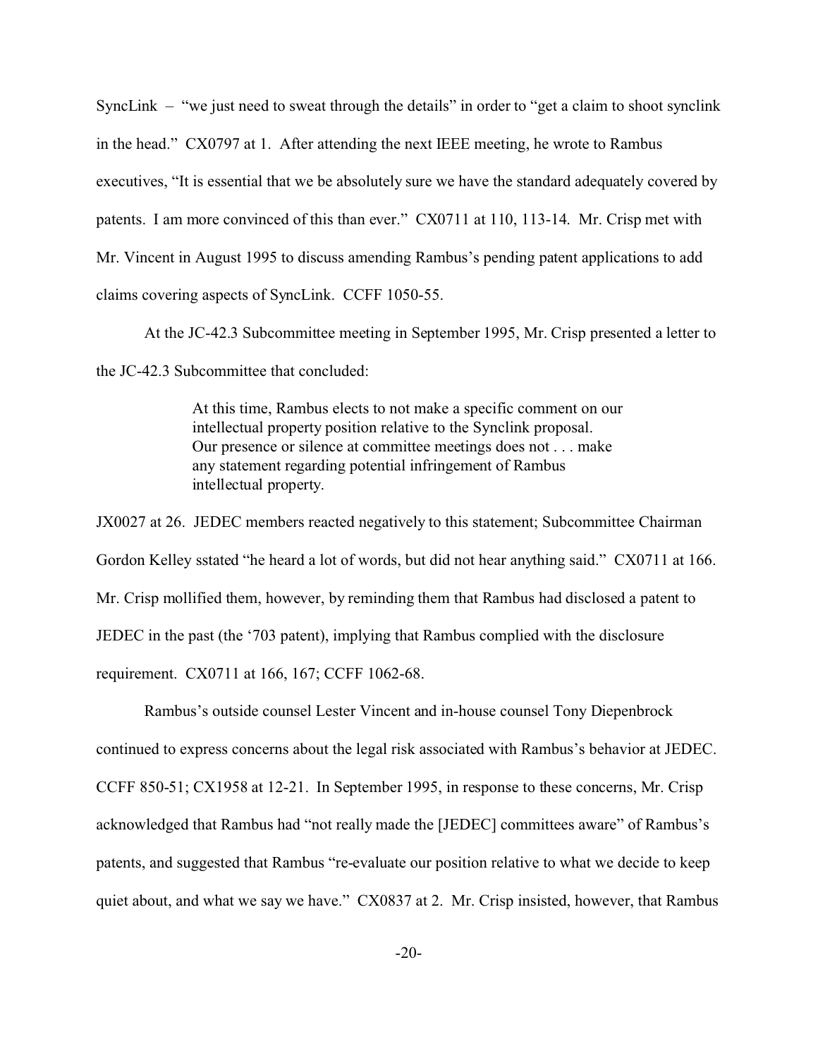SyncLink – "we just need to sweat through the details" in order to "get a claim to shoot synclink in the head." CX0797 at 1. After attending the next IEEE meeting, he wrote to Rambus executives, "It is essential that we be absolutely sure we have the standard adequately covered by patents. I am more convinced of this than ever." CX0711 at 110, 113-14. Mr. Crisp met with Mr. Vincent in August 1995 to discuss amending Rambus's pending patent applications to add claims covering aspects of SyncLink. CCFF 1050-55.

At the JC-42.3 Subcommittee meeting in September 1995, Mr. Crisp presented a letter to the JC-42.3 Subcommittee that concluded:

> At this time, Rambus elects to not make a specific comment on our intellectual property position relative to the Synclink proposal. Our presence or silence at committee meetings does not . . . make any statement regarding potential infringement of Rambus intellectual property.

JX0027 at 26. JEDEC members reacted negatively to this statement; Subcommittee Chairman Gordon Kelley sstated "he heard a lot of words, but did not hear anything said." CX0711 at 166. Mr. Crisp mollified them, however, by reminding them that Rambus had disclosed a patent to JEDEC in the past (the '703 patent), implying that Rambus complied with the disclosure requirement. CX0711 at 166, 167; CCFF 1062-68.

Rambus's outside counsel Lester Vincent and in-house counsel Tony Diepenbrock continued to express concerns about the legal risk associated with Rambus's behavior at JEDEC. CCFF 850-51; CX1958 at 12-21. In September 1995, in response to these concerns, Mr. Crisp acknowledged that Rambus had "not really made the [JEDEC] committees aware" of Rambus's patents, and suggested that Rambus "re-evaluate our position relative to what we decide to keep quiet about, and what we say we have." CX0837 at 2. Mr. Crisp insisted, however, that Rambus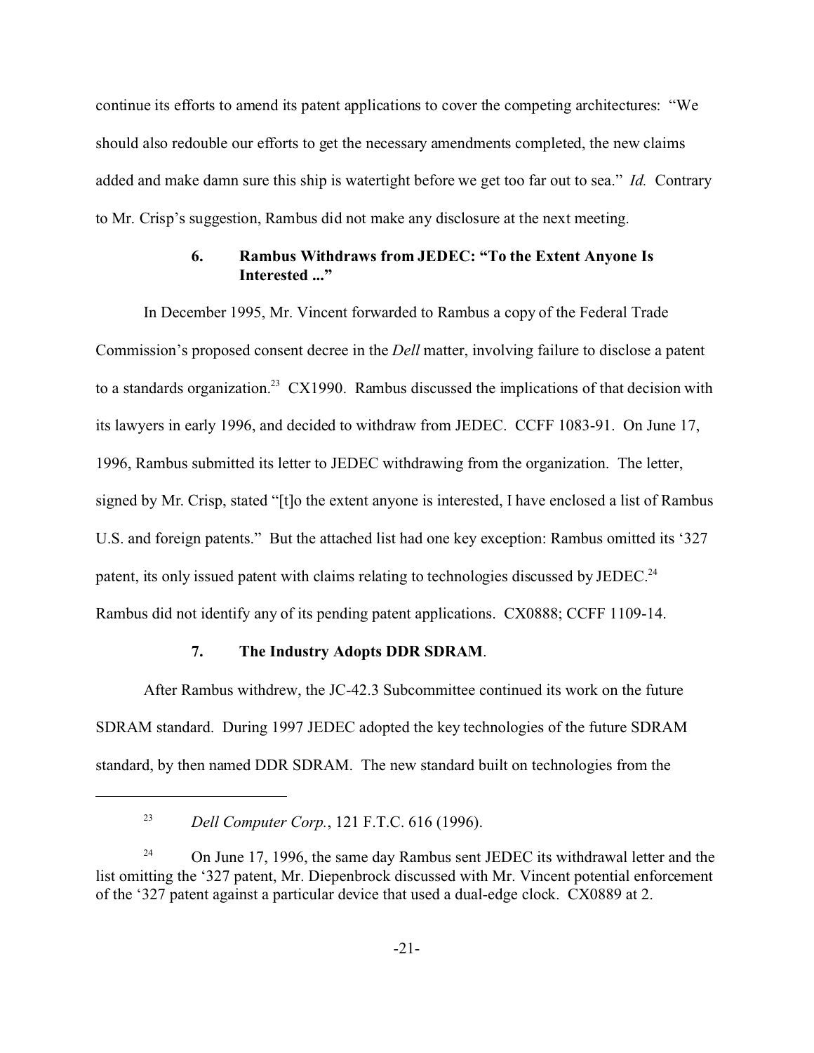continue its efforts to amend its patent applications to cover the competing architectures: "We should also redouble our efforts to get the necessary amendments completed, the new claims added and make damn sure this ship is watertight before we get too far out to sea." *Id.* Contrary to Mr. Crisp's suggestion, Rambus did not make any disclosure at the next meeting.

### 6. Rambus Withdraws from JEDEC: "To the Extent Anyone Is Interested ..."

In December 1995, Mr. Vincent forwarded to Rambus a copy of the Federal Trade Commission's proposed consent decree in the *Dell* matter, involving failure to disclose a patent to a standards organization.[23] CX1990. Rambus discussed the implications of that decision with its lawyers in early 1996, and decided to withdraw from JEDEC. CCFF 1083-91. On June 17, 1996, Rambus submitted its letter to JEDEC withdrawing from the organization. The letter, signed by Mr. Crisp, stated "[t]o the extent anyone is interested, I have enclosed a list of Rambus U.S. and foreign patents." But the attached list had one key exception: Rambus omitted its '327 patent, its only issued patent with claims relating to technologies discussed by JEDEC.[24] Rambus did not identify any of its pending patent applications. CX0888; CCFF 1109-14.

### 7. The Industry Adopts DDR SDRAM.

After Rambus withdrew, the JC-42.3 Subcommittee continued its work on the future SDRAM standard. During 1997 JEDEC adopted the key technologies of the future SDRAM standard, by then named DDR SDRAM. The new standard built on technologies from the

---

[23] *Dell Computer Corp.*, 121 F.T.C. 616 (1996).

[24] On June 17, 1996, the same day Rambus sent JEDEC its withdrawal letter and the list omitting the '327 patent, Mr. Diepenbrock discussed with Mr. Vincent potential enforcement of the '327 patent against a particular device that used a dual-edge clock. CX0889 at 2.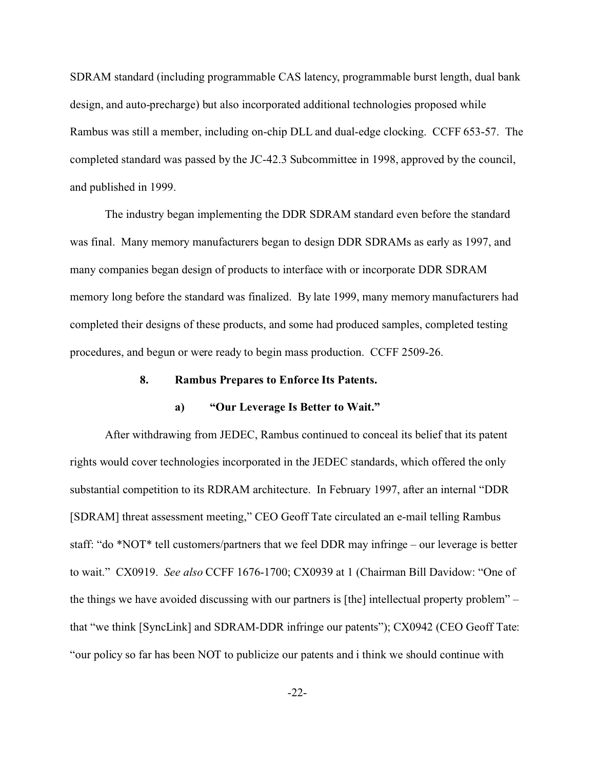SDRAM standard (including programmable CAS latency, programmable burst length, dual bank design, and auto-precharge) but also incorporated additional technologies proposed while Rambus was still a member, including on-chip DLL and dual-edge clocking. CCFF 653-57. The completed standard was passed by the JC-42.3 Subcommittee in 1998, approved by the council, and published in 1999.

The industry began implementing the DDR SDRAM standard even before the standard was final. Many memory manufacturers began to design DDR SDRAMs as early as 1997, and many companies began design of products to interface with or incorporate DDR SDRAM memory long before the standard was finalized. By late 1999, many memory manufacturers had completed their designs of these products, and some had produced samples, completed testing procedures, and begun or were ready to begin mass production. CCFF 2509-26.

### 8. Rambus Prepares to Enforce Its Patents.

#### a) "Our Leverage Is Better to Wait."

After withdrawing from JEDEC, Rambus continued to conceal its belief that its patent rights would cover technologies incorporated in the JEDEC standards, which offered the only substantial competition to its RDRAM architecture. In February 1997, after an internal "DDR [SDRAM] threat assessment meeting," CEO Geoff Tate circulated an e-mail telling Rambus staff: "do *NOT* tell customers/partners that we feel DDR may infringe – our leverage is better to wait." CX0919. *See also* CCFF 1676-1700; CX0939 at 1 (Chairman Bill Davidow: "One of the things we have avoided discussing with our partners is [the] intellectual property problem" – that "we think [SyncLink] and SDRAM-DDR infringe our patents"); CX0942 (CEO Geoff Tate: "our policy so far has been NOT to publicize our patents and i think we should continue with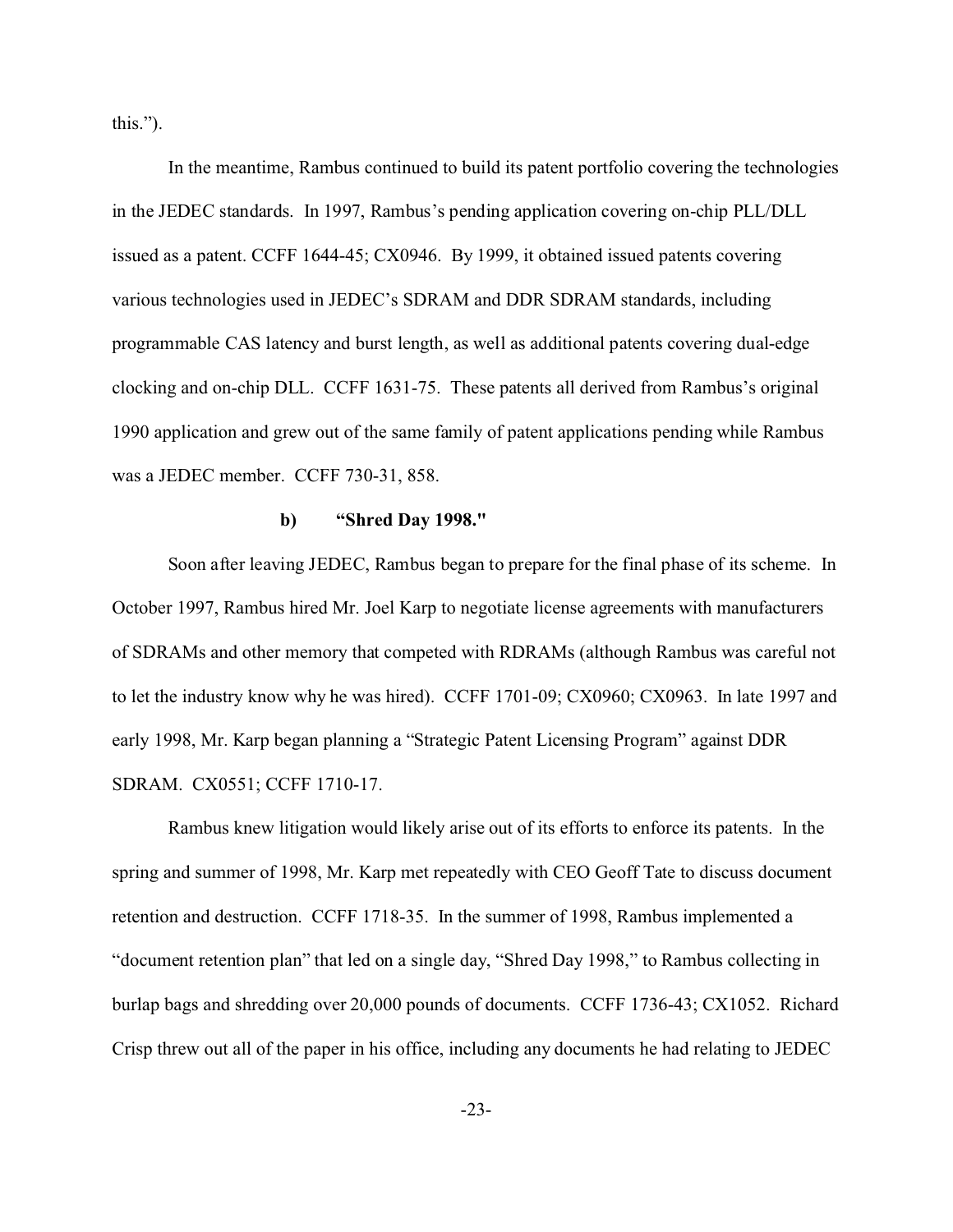this.").

In the meantime, Rambus continued to build its patent portfolio covering the technologies in the JEDEC standards. In 1997, Rambus's pending application covering on-chip PLL/DLL issued as a patent. CCFF 1644-45; CX0946. By 1999, it obtained issued patents covering various technologies used in JEDEC's SDRAM and DDR SDRAM standards, including programmable CAS latency and burst length, as well as additional patents covering dual-edge clocking and on-chip DLL. CCFF 1631-75. These patents all derived from Rambus's original 1990 application and grew out of the same family of patent applications pending while Rambus was a JEDEC member. CCFF 730-31, 858.

**b) "Shred Day 1998."**

Soon after leaving JEDEC, Rambus began to prepare for the final phase of its scheme. In October 1997, Rambus hired Mr. Joel Karp to negotiate license agreements with manufacturers of SDRAMs and other memory that competed with RDRAMs (although Rambus was careful not to let the industry know why he was hired). CCFF 1701-09; CX0960; CX0963. In late 1997 and early 1998, Mr. Karp began planning a "Strategic Patent Licensing Program" against DDR SDRAM. CX0551; CCFF 1710-17.

Rambus knew litigation would likely arise out of its efforts to enforce its patents. In the spring and summer of 1998, Mr. Karp met repeatedly with CEO Geoff Tate to discuss document retention and destruction. CCFF 1718-35. In the summer of 1998, Rambus implemented a "document retention plan" that led on a single day, "Shred Day 1998," to Rambus collecting in burlap bags and shredding over 20,000 pounds of documents. CCFF 1736-43; CX1052. Richard Crisp threw out all of the paper in his office, including any documents he had relating to JEDEC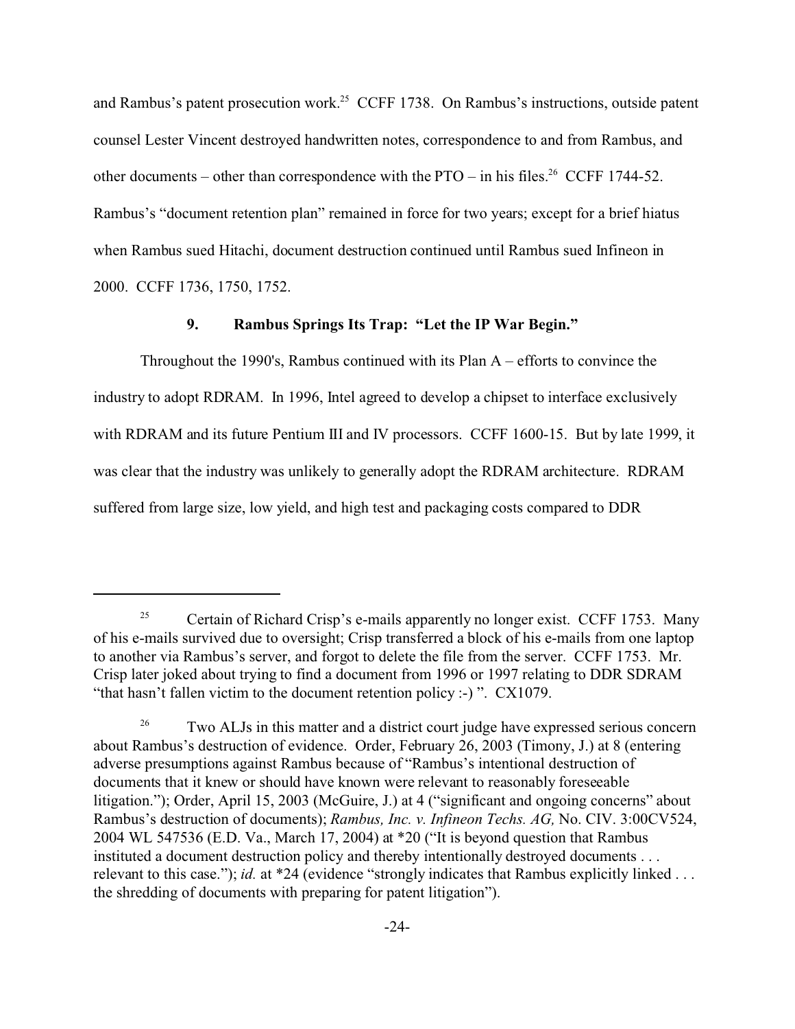and Rambus's patent prosecution work.[25] CCFF 1738. On Rambus's instructions, outside patent counsel Lester Vincent destroyed handwritten notes, correspondence to and from Rambus, and other documents – other than correspondence with the PTO – in his files.[26] CCFF 1744-52. Rambus's "document retention plan" remained in force for two years; except for a brief hiatus when Rambus sued Hitachi, document destruction continued until Rambus sued Infineon in 2000. CCFF 1736, 1750, 1752.

### 9. Rambus Springs Its Trap: "Let the IP War Begin."

Throughout the 1990's, Rambus continued with its Plan A – efforts to convince the industry to adopt RDRAM. In 1996, Intel agreed to develop a chipset to interface exclusively with RDRAM and its future Pentium III and IV processors. CCFF 1600-15. But by late 1999, it was clear that the industry was unlikely to generally adopt the RDRAM architecture. RDRAM suffered from large size, low yield, and high test and packaging costs compared to DDR

---

[25] Certain of Richard Crisp's e-mails apparently no longer exist. CCFF 1753. Many of his e-mails survived due to oversight; Crisp transferred a block of his e-mails from one laptop to another via Rambus's server, and forgot to delete the file from the server. CCFF 1753. Mr. Crisp later joked about trying to find a document from 1996 or 1997 relating to DDR SDRAM "that hasn't fallen victim to the document retention policy :-) ". CX1079.

[26] Two ALJs in this matter and a district court judge have expressed serious concern about Rambus's destruction of evidence. Order, February 26, 2003 (Timony, J.) at 8 (entering adverse presumptions against Rambus because of "Rambus's intentional destruction of documents that it knew or should have known were relevant to reasonably foreseeable litigation."); Order, April 15, 2003 (McGuire, J.) at 4 ("significant and ongoing concerns" about Rambus's destruction of documents); *Rambus, Inc. v. Infineon Techs. AG,* No. CIV. 3:00CV524, 2004 WL 547536 (E.D. Va., March 17, 2004) at *20 ("It is beyond question that Rambus instituted a document destruction policy and thereby intentionally destroyed documents . . . relevant to this case."); *id.* at *24 (evidence "strongly indicates that Rambus explicitly linked . . . the shredding of documents with preparing for patent litigation").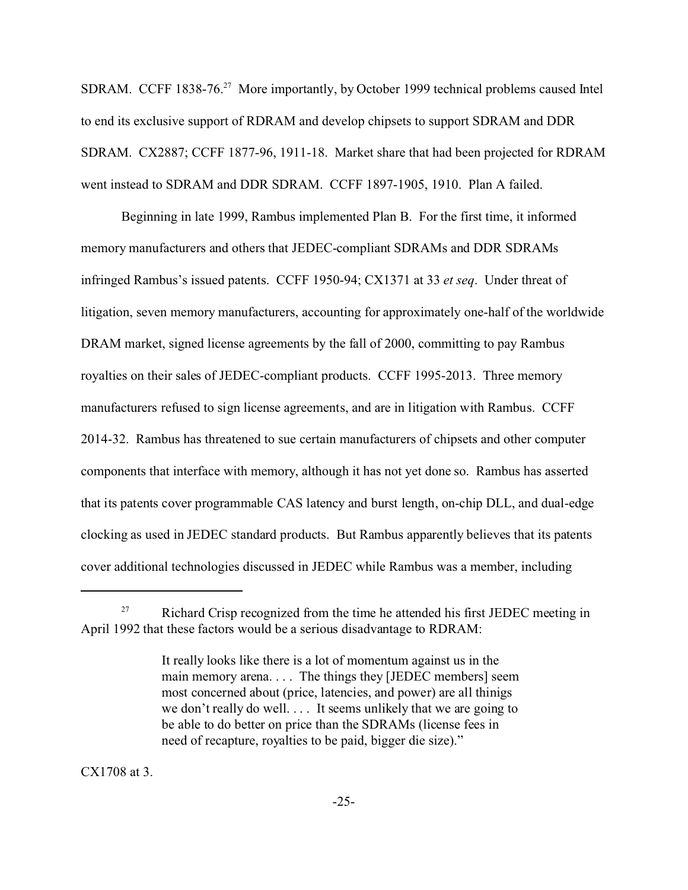SDRAM. CCFF 1838-76.[27] More importantly, by October 1999 technical problems caused Intel to end its exclusive support of RDRAM and develop chipsets to support SDRAM and DDR SDRAM. CX2887; CCFF 1877-96, 1911-18. Market share that had been projected for RDRAM went instead to SDRAM and DDR SDRAM. CCFF 1897-1905, 1910. Plan A failed.

Beginning in late 1999, Rambus implemented Plan B. For the first time, it informed memory manufacturers and others that JEDEC-compliant SDRAMs and DDR SDRAMs infringed Rambus's issued patents. CCFF 1950-94; CX1371 at 33 *et seq*. Under threat of litigation, seven memory manufacturers, accounting for approximately one-half of the worldwide DRAM market, signed license agreements by the fall of 2000, committing to pay Rambus royalties on their sales of JEDEC-compliant products. CCFF 1995-2013. Three memory manufacturers refused to sign license agreements, and are in litigation with Rambus. CCFF 2014-32. Rambus has threatened to sue certain manufacturers of chipsets and other computer components that interface with memory, although it has not yet done so. Rambus has asserted that its patents cover programmable CAS latency and burst length, on-chip DLL, and dual-edge clocking as used in JEDEC standard products. But Rambus apparently believes that its patents cover additional technologies discussed in JEDEC while Rambus was a member, including

---

[27] Richard Crisp recognized from the time he attended his first JEDEC meeting in April 1992 that these factors would be a serious disadvantage to RDRAM:

> It really looks like there is a lot of momentum against us in the main memory arena. . . . The things they [JEDEC members] seem most concerned about (price, latencies, and power) are all thinigs we don't really do well. . . . It seems unlikely that we are going to be able to do better on price than the SDRAMs (license fees in need of recapture, royalties to be paid, bigger die size)."

CX1708 at 3.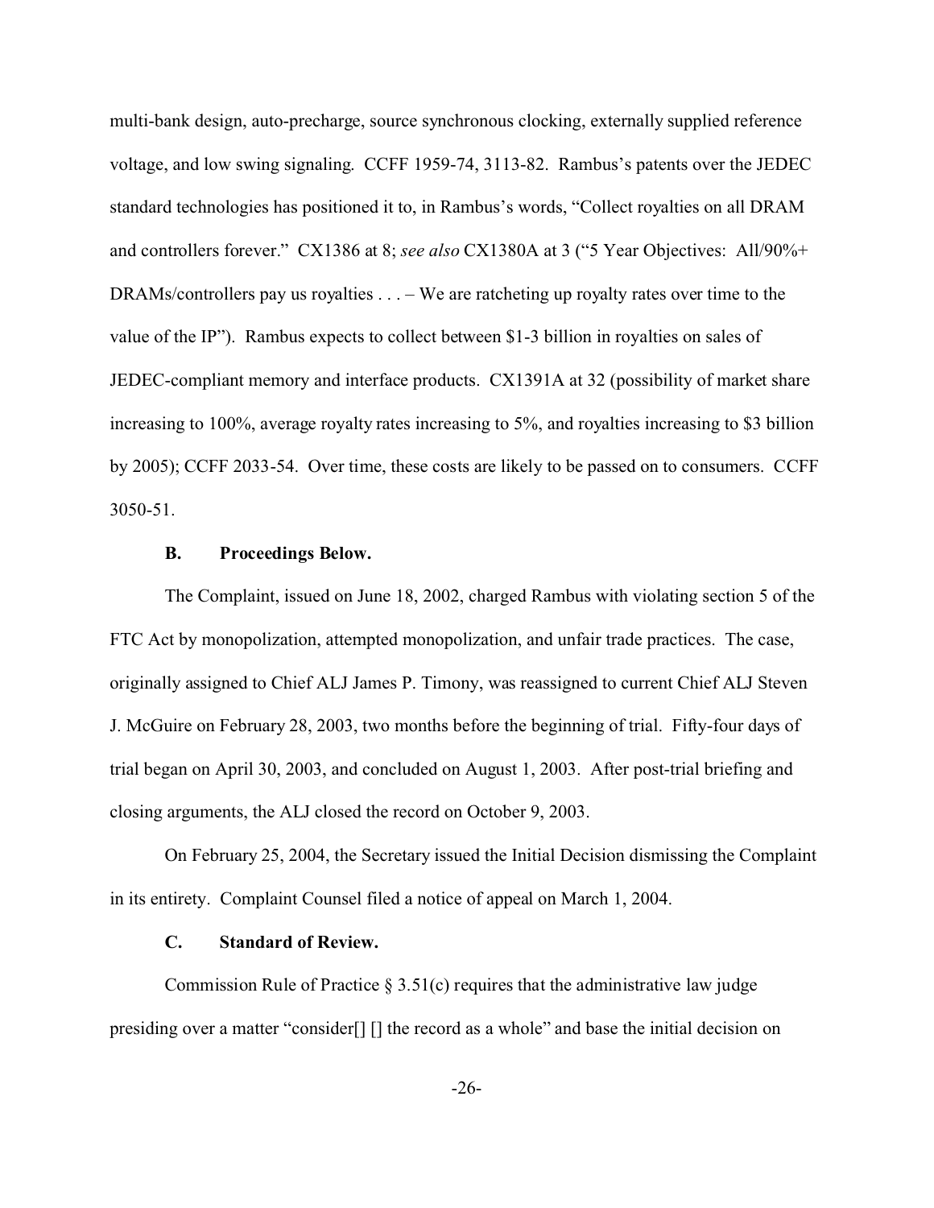multi-bank design, auto-precharge, source synchronous clocking, externally supplied reference voltage, and low swing signaling. CCFF 1959-74, 3113-82. Rambus's patents over the JEDEC standard technologies has positioned it to, in Rambus's words, "Collect royalties on all DRAM and controllers forever." CX1386 at 8; *see also* CX1380A at 3 ("5 Year Objectives: All/90%+ DRAMs/controllers pay us royalties . . . – We are ratcheting up royalty rates over time to the value of the IP"). Rambus expects to collect between $1-3 billion in royalties on sales of JEDEC-compliant memory and interface products. CX1391A at 32 (possibility of market share increasing to 100%, average royalty rates increasing to 5%, and royalties increasing to $3 billion by 2005); CCFF 2033-54. Over time, these costs are likely to be passed on to consumers. CCFF 3050-51.

### B. Proceedings Below.

The Complaint, issued on June 18, 2002, charged Rambus with violating section 5 of the FTC Act by monopolization, attempted monopolization, and unfair trade practices. The case, originally assigned to Chief ALJ James P. Timony, was reassigned to current Chief ALJ Steven J. McGuire on February 28, 2003, two months before the beginning of trial. Fifty-four days of trial began on April 30, 2003, and concluded on August 1, 2003. After post-trial briefing and closing arguments, the ALJ closed the record on October 9, 2003.

On February 25, 2004, the Secretary issued the Initial Decision dismissing the Complaint in its entirety. Complaint Counsel filed a notice of appeal on March 1, 2004.

### C. Standard of Review.

Commission Rule of Practice § 3.51(c) requires that the administrative law judge presiding over a matter "consider[] [] the record as a whole" and base the initial decision on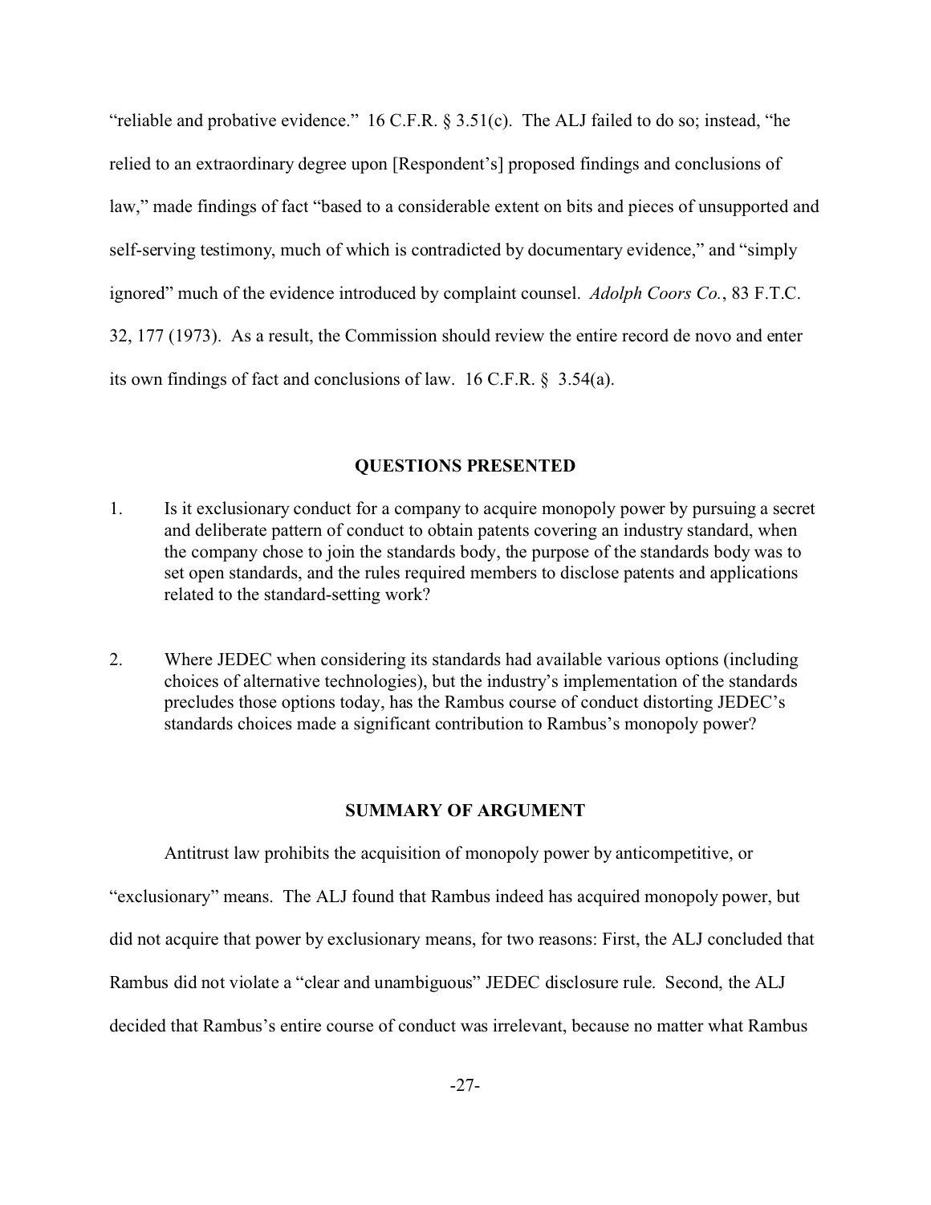"reliable and probative evidence." 16 C.F.R. § 3.51(c). The ALJ failed to do so; instead, "he relied to an extraordinary degree upon [Respondent's] proposed findings and conclusions of law," made findings of fact "based to a considerable extent on bits and pieces of unsupported and self-serving testimony, much of which is contradicted by documentary evidence," and "simply ignored" much of the evidence introduced by complaint counsel. *Adolph Coors Co.*, 83 F.T.C. 32, 177 (1973). As a result, the Commission should review the entire record de novo and enter its own findings of fact and conclusions of law. 16 C.F.R. § 3.54(a).

## QUESTIONS PRESENTED

1. Is it exclusionary conduct for a company to acquire monopoly power by pursuing a secret and deliberate pattern of conduct to obtain patents covering an industry standard, when the company chose to join the standards body, the purpose of the standards body was to set open standards, and the rules required members to disclose patents and applications related to the standard-setting work?

2. Where JEDEC when considering its standards had available various options (including choices of alternative technologies), but the industry's implementation of the standards precludes those options today, has the Rambus course of conduct distorting JEDEC's standards choices made a significant contribution to Rambus's monopoly power?

## SUMMARY OF ARGUMENT

Antitrust law prohibits the acquisition of monopoly power by anticompetitive, or "exclusionary" means. The ALJ found that Rambus indeed has acquired monopoly power, but did not acquire that power by exclusionary means, for two reasons: First, the ALJ concluded that Rambus did not violate a "clear and unambiguous" JEDEC disclosure rule. Second, the ALJ decided that Rambus's entire course of conduct was irrelevant, because no matter what Rambus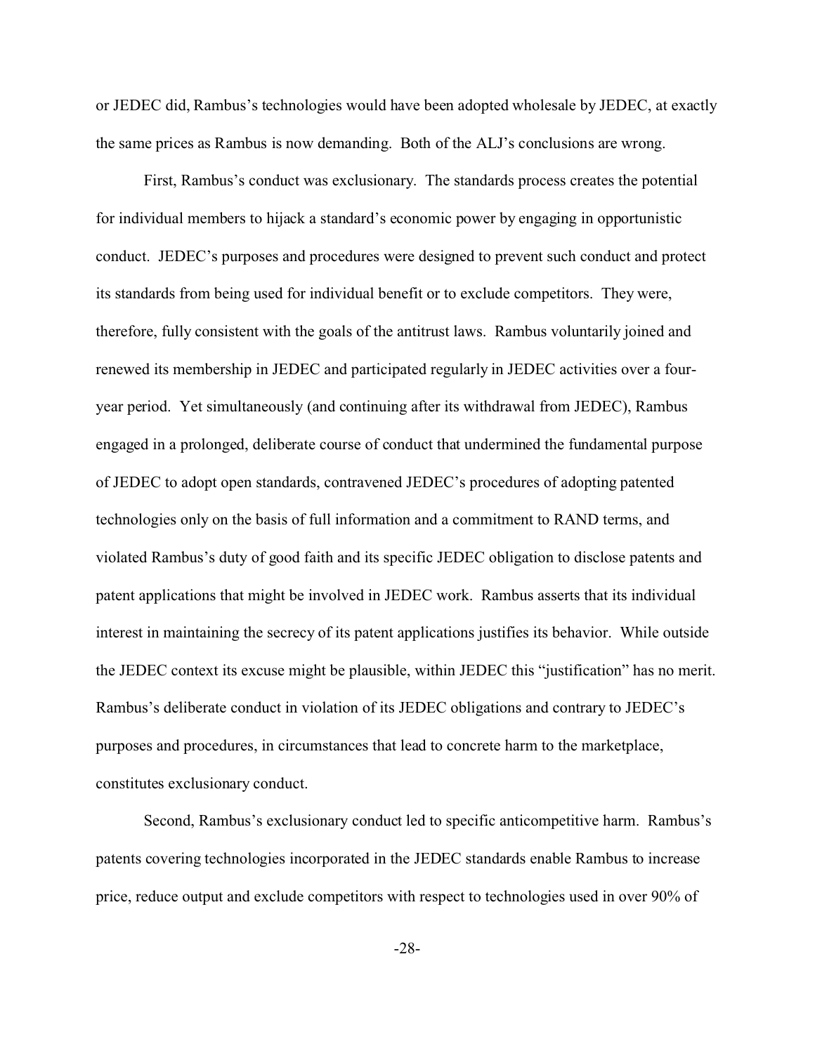or JEDEC did, Rambus's technologies would have been adopted wholesale by JEDEC, at exactly the same prices as Rambus is now demanding. Both of the ALJ's conclusions are wrong.

First, Rambus's conduct was exclusionary. The standards process creates the potential for individual members to hijack a standard's economic power by engaging in opportunistic conduct. JEDEC's purposes and procedures were designed to prevent such conduct and protect its standards from being used for individual benefit or to exclude competitors. They were, therefore, fully consistent with the goals of the antitrust laws. Rambus voluntarily joined and renewed its membership in JEDEC and participated regularly in JEDEC activities over a four-year period. Yet simultaneously (and continuing after its withdrawal from JEDEC), Rambus engaged in a prolonged, deliberate course of conduct that undermined the fundamental purpose of JEDEC to adopt open standards, contravened JEDEC's procedures of adopting patented technologies only on the basis of full information and a commitment to RAND terms, and violated Rambus's duty of good faith and its specific JEDEC obligation to disclose patents and patent applications that might be involved in JEDEC work. Rambus asserts that its individual interest in maintaining the secrecy of its patent applications justifies its behavior. While outside the JEDEC context its excuse might be plausible, within JEDEC this "justification" has no merit. Rambus's deliberate conduct in violation of its JEDEC obligations and contrary to JEDEC's purposes and procedures, in circumstances that lead to concrete harm to the marketplace, constitutes exclusionary conduct.

Second, Rambus's exclusionary conduct led to specific anticompetitive harm. Rambus's patents covering technologies incorporated in the JEDEC standards enable Rambus to increase price, reduce output and exclude competitors with respect to technologies used in over 90% of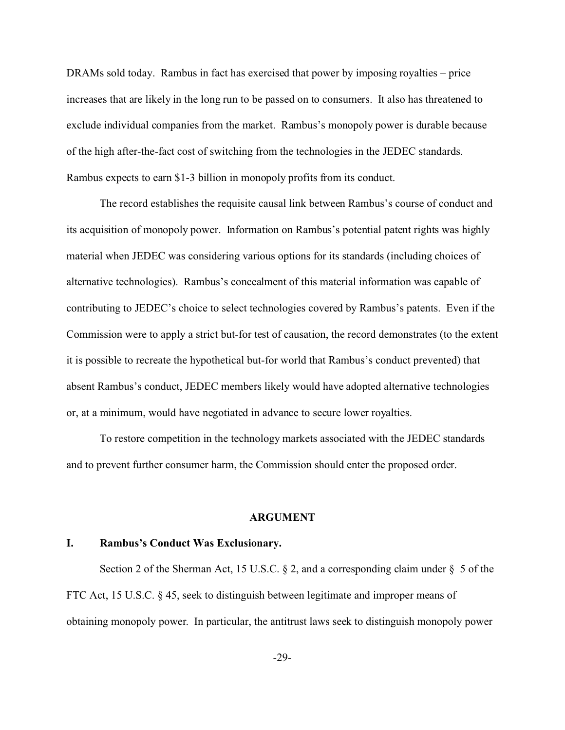DRAMs sold today. Rambus in fact has exercised that power by imposing royalties – price increases that are likely in the long run to be passed on to consumers. It also has threatened to exclude individual companies from the market. Rambus's monopoly power is durable because of the high after-the-fact cost of switching from the technologies in the JEDEC standards. Rambus expects to earn $1-3 billion in monopoly profits from its conduct.

The record establishes the requisite causal link between Rambus's course of conduct and its acquisition of monopoly power. Information on Rambus's potential patent rights was highly material when JEDEC was considering various options for its standards (including choices of alternative technologies). Rambus's concealment of this material information was capable of contributing to JEDEC's choice to select technologies covered by Rambus's patents. Even if the Commission were to apply a strict but-for test of causation, the record demonstrates (to the extent it is possible to recreate the hypothetical but-for world that Rambus's conduct prevented) that absent Rambus's conduct, JEDEC members likely would have adopted alternative technologies or, at a minimum, would have negotiated in advance to secure lower royalties.

To restore competition in the technology markets associated with the JEDEC standards and to prevent further consumer harm, the Commission should enter the proposed order.

## ARGUMENT

### I. Rambus's Conduct Was Exclusionary.

Section 2 of the Sherman Act, 15 U.S.C. § 2, and a corresponding claim under § 5 of the FTC Act, 15 U.S.C. § 45, seek to distinguish between legitimate and improper means of obtaining monopoly power. In particular, the antitrust laws seek to distinguish monopoly power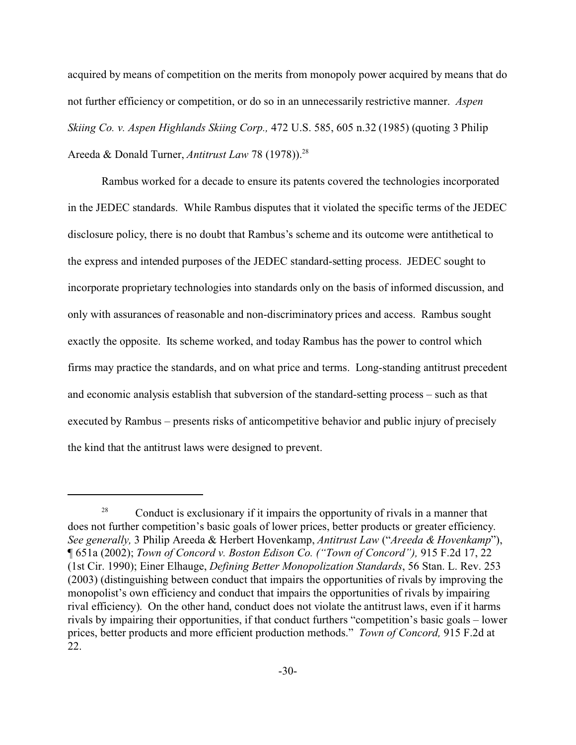acquired by means of competition on the merits from monopoly power acquired by means that do not further efficiency or competition, or do so in an unnecessarily restrictive manner. *Aspen Skiing Co. v. Aspen Highlands Skiing Corp.,* 472 U.S. 585, 605 n.32 (1985) (quoting 3 Philip Areeda & Donald Turner, *Antitrust Law* 78 (1978)).[28]

Rambus worked for a decade to ensure its patents covered the technologies incorporated in the JEDEC standards. While Rambus disputes that it violated the specific terms of the JEDEC disclosure policy, there is no doubt that Rambus's scheme and its outcome were antithetical to the express and intended purposes of the JEDEC standard-setting process. JEDEC sought to incorporate proprietary technologies into standards only on the basis of informed discussion, and only with assurances of reasonable and non-discriminatory prices and access. Rambus sought exactly the opposite. Its scheme worked, and today Rambus has the power to control which firms may practice the standards, and on what price and terms. Long-standing antitrust precedent and economic analysis establish that subversion of the standard-setting process – such as that executed by Rambus – presents risks of anticompetitive behavior and public injury of precisely the kind that the antitrust laws were designed to prevent.

---

[28] Conduct is exclusionary if it impairs the opportunity of rivals in a manner that does not further competition's basic goals of lower prices, better products or greater efficiency. *See generally,* 3 Philip Areeda & Herbert Hovenkamp, *Antitrust Law* ("*Areeda & Hovenkamp*"), ¶ 651a (2002); *Town of Concord v. Boston Edison Co. ("Town of Concord"),* 915 F.2d 17, 22 (1st Cir. 1990); Einer Elhauge, *Defining Better Monopolization Standards*, 56 Stan. L. Rev. 253 (2003) (distinguishing between conduct that impairs the opportunities of rivals by improving the monopolist's own efficiency and conduct that impairs the opportunities of rivals by impairing rival efficiency). On the other hand, conduct does not violate the antitrust laws, even if it harms rivals by impairing their opportunities, if that conduct furthers "competition's basic goals – lower prices, better products and more efficient production methods." *Town of Concord,* 915 F.2d at 22.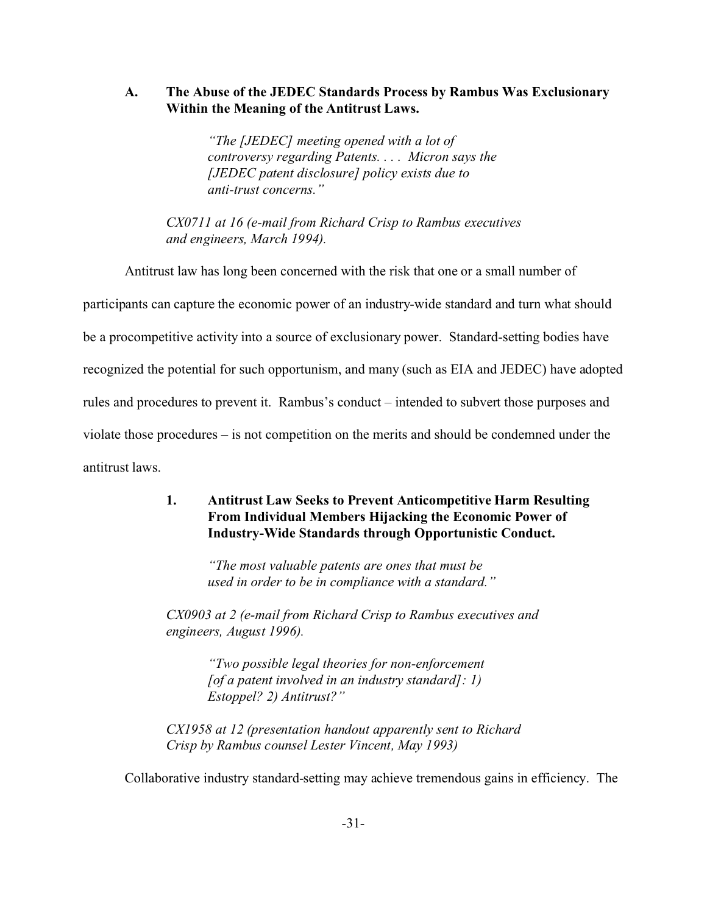### A. The Abuse of the JEDEC Standards Process by Rambus Was Exclusionary Within the Meaning of the Antitrust Laws.

> *"The [JEDEC] meeting opened with a lot of controversy regarding Patents. . . . Micron says the [JEDEC patent disclosure] policy exists due to anti-trust concerns."*

*CX0711 at 16 (e-mail from Richard Crisp to Rambus executives and engineers, March 1994).*

Antitrust law has long been concerned with the risk that one or a small number of participants can capture the economic power of an industry-wide standard and turn what should be a procompetitive activity into a source of exclusionary power. Standard-setting bodies have recognized the potential for such opportunism, and many (such as EIA and JEDEC) have adopted rules and procedures to prevent it. Rambus's conduct – intended to subvert those purposes and violate those procedures – is not competition on the merits and should be condemned under the antitrust laws.

#### 1. Antitrust Law Seeks to Prevent Anticompetitive Harm Resulting From Individual Members Hijacking the Economic Power of Industry-Wide Standards through Opportunistic Conduct.

> *"The most valuable patents are ones that must be used in order to be in compliance with a standard."*

*CX0903 at 2 (e-mail from Richard Crisp to Rambus executives and engineers, August 1996).*

> *"Two possible legal theories for non-enforcement [of a patent involved in an industry standard]: 1) Estoppel? 2) Antitrust?"*

*CX1958 at 12 (presentation handout apparently sent to Richard Crisp by Rambus counsel Lester Vincent, May 1993)*

Collaborative industry standard-setting may achieve tremendous gains in efficiency. The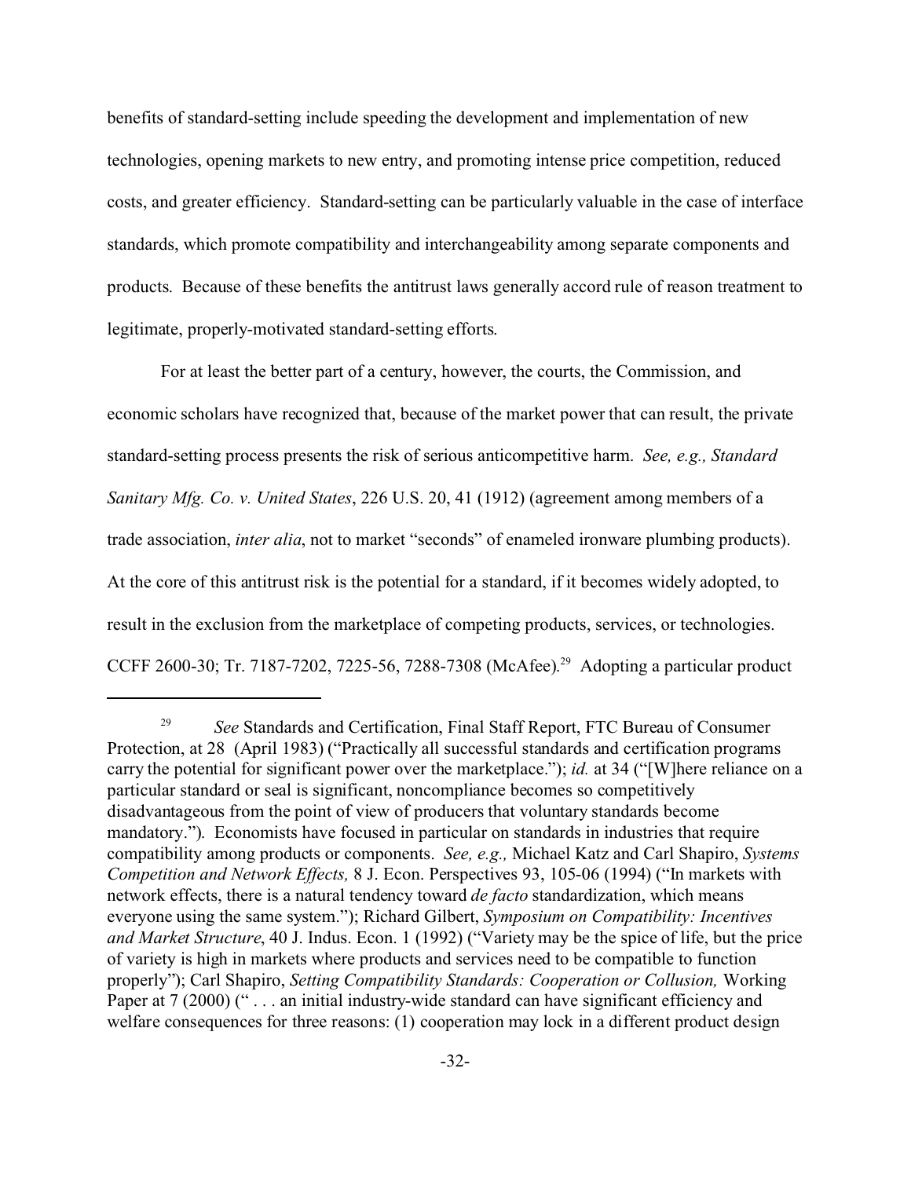benefits of standard-setting include speeding the development and implementation of new technologies, opening markets to new entry, and promoting intense price competition, reduced costs, and greater efficiency. Standard-setting can be particularly valuable in the case of interface standards, which promote compatibility and interchangeability among separate components and products. Because of these benefits the antitrust laws generally accord rule of reason treatment to legitimate, properly-motivated standard-setting efforts.

For at least the better part of a century, however, the courts, the Commission, and economic scholars have recognized that, because of the market power that can result, the private standard-setting process presents the risk of serious anticompetitive harm. *See, e.g., Standard Sanitary Mfg. Co. v. United States*, 226 U.S. 20, 41 (1912) (agreement among members of a trade association, *inter alia*, not to market "seconds" of enameled ironware plumbing products). At the core of this antitrust risk is the potential for a standard, if it becomes widely adopted, to result in the exclusion from the marketplace of competing products, services, or technologies. CCFF 2600-30; Tr. 7187-7202, 7225-56, 7288-7308 (McAfee).[29] Adopting a particular product

---

[29] *See* Standards and Certification, Final Staff Report, FTC Bureau of Consumer Protection, at 28 (April 1983) ("Practically all successful standards and certification programs carry the potential for significant power over the marketplace."); *id.* at 34 ("[W]here reliance on a particular standard or seal is significant, noncompliance becomes so competitively disadvantageous from the point of view of producers that voluntary standards become mandatory."). Economists have focused in particular on standards in industries that require compatibility among products or components. *See, e.g.,* Michael Katz and Carl Shapiro, *Systems Competition and Network Effects,* 8 J. Econ. Perspectives 93, 105-06 (1994) ("In markets with network effects, there is a natural tendency toward *de facto* standardization, which means everyone using the same system."); Richard Gilbert, *Symposium on Compatibility: Incentives and Market Structure*, 40 J. Indus. Econ. 1 (1992) ("Variety may be the spice of life, but the price of variety is high in markets where products and services need to be compatible to function properly"); Carl Shapiro, *Setting Compatibility Standards: Cooperation or Collusion,* Working Paper at 7 (2000) (" . . . an initial industry-wide standard can have significant efficiency and welfare consequences for three reasons: (1) cooperation may lock in a different product design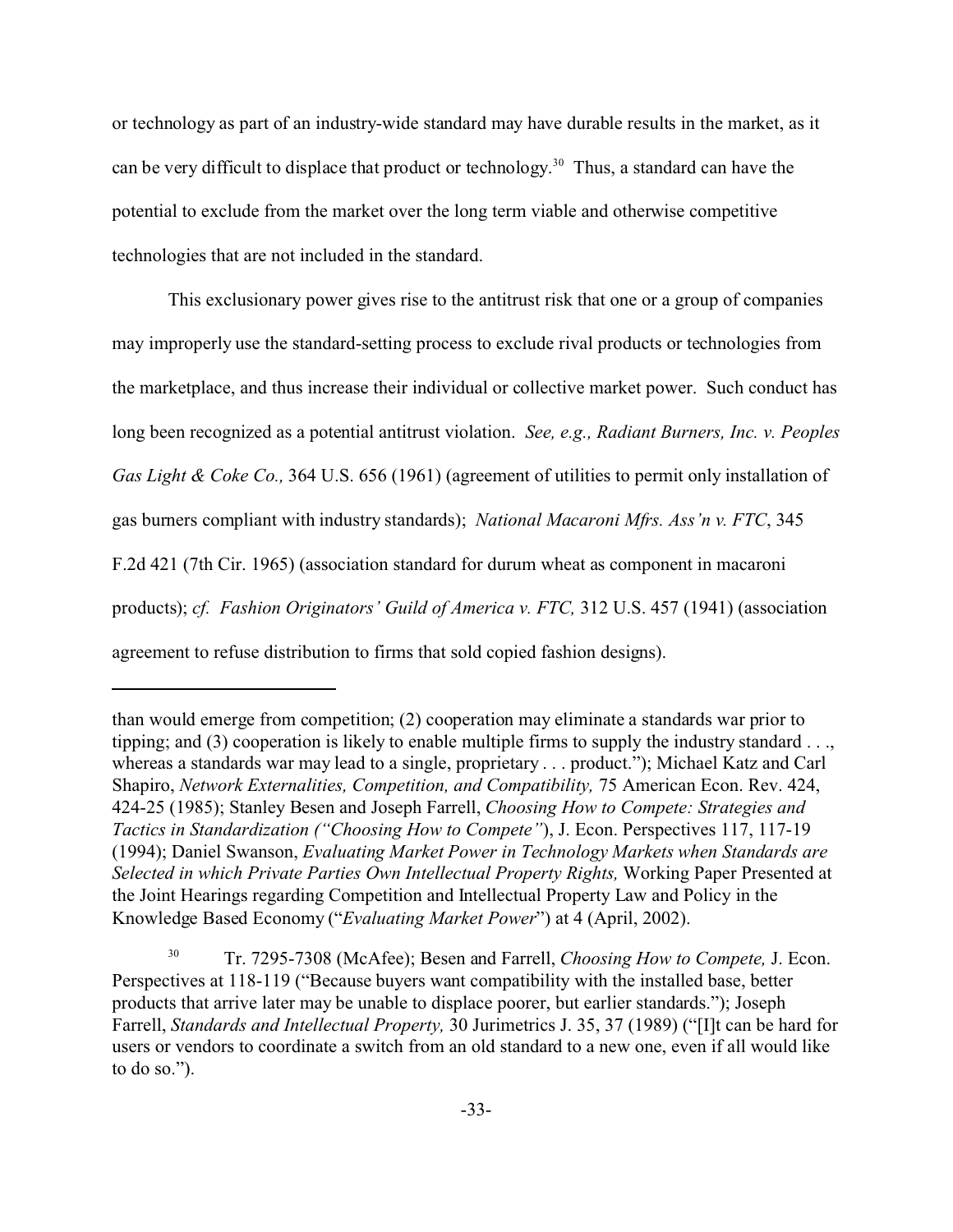or technology as part of an industry-wide standard may have durable results in the market, as it can be very difficult to displace that product or technology.[30] Thus, a standard can have the potential to exclude from the market over the long term viable and otherwise competitive technologies that are not included in the standard.

This exclusionary power gives rise to the antitrust risk that one or a group of companies may improperly use the standard-setting process to exclude rival products or technologies from the marketplace, and thus increase their individual or collective market power. Such conduct has long been recognized as a potential antitrust violation. *See, e.g., Radiant Burners, Inc. v. Peoples Gas Light & Coke Co.,* 364 U.S. 656 (1961) (agreement of utilities to permit only installation of gas burners compliant with industry standards); *National Macaroni Mfrs. Ass'n v. FTC*, 345 F.2d 421 (7th Cir. 1965) (association standard for durum wheat as component in macaroni products); *cf. Fashion Originators' Guild of America v. FTC,* 312 U.S. 457 (1941) (association agreement to refuse distribution to firms that sold copied fashion designs).

---

than would emerge from competition; (2) cooperation may eliminate a standards war prior to tipping; and (3) cooperation is likely to enable multiple firms to supply the industry standard . . ., whereas a standards war may lead to a single, proprietary . . . product."); Michael Katz and Carl Shapiro, *Network Externalities, Competition, and Compatibility,* 75 American Econ. Rev. 424, 424-25 (1985); Stanley Besen and Joseph Farrell, *Choosing How to Compete: Strategies and Tactics in Standardization ("Choosing How to Compete")*, J. Econ. Perspectives 117, 117-19 (1994); Daniel Swanson, *Evaluating Market Power in Technology Markets when Standards are Selected in which Private Parties Own Intellectual Property Rights,* Working Paper Presented at the Joint Hearings regarding Competition and Intellectual Property Law and Policy in the Knowledge Based Economy ("*Evaluating Market Power*") at 4 (April, 2002).

[30] Tr. 7295-7308 (McAfee); Besen and Farrell, *Choosing How to Compete,* J. Econ. Perspectives at 118-119 ("Because buyers want compatibility with the installed base, better products that arrive later may be unable to displace poorer, but earlier standards."); Joseph Farrell, *Standards and Intellectual Property,* 30 Jurimetrics J. 35, 37 (1989) ("[I]t can be hard for users or vendors to coordinate a switch from an old standard to a new one, even if all would like to do so.").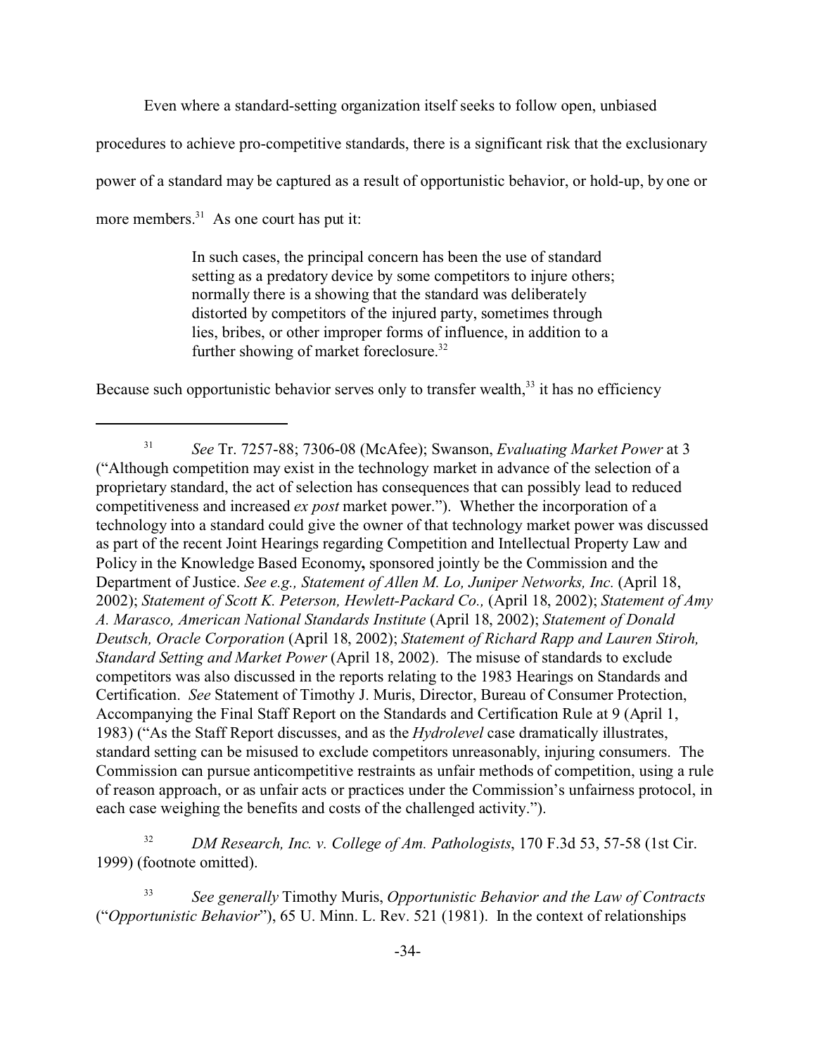Even where a standard-setting organization itself seeks to follow open, unbiased procedures to achieve pro-competitive standards, there is a significant risk that the exclusionary power of a standard may be captured as a result of opportunistic behavior, or hold-up, by one or more members.[31] As one court has put it:

> In such cases, the principal concern has been the use of standard setting as a predatory device by some competitors to injure others; normally there is a showing that the standard was deliberately distorted by competitors of the injured party, sometimes through lies, bribes, or other improper forms of influence, in addition to a further showing of market foreclosure.[32]

Because such opportunistic behavior serves only to transfer wealth,[33] it has no efficiency

---

[31] *See* Tr. 7257-88; 7306-08 (McAfee); Swanson, *Evaluating Market Power* at 3 ("Although competition may exist in the technology market in advance of the selection of a proprietary standard, the act of selection has consequences that can possibly lead to reduced competitiveness and increased *ex post* market power."). Whether the incorporation of a technology into a standard could give the owner of that technology market power was discussed as part of the recent Joint Hearings regarding Competition and Intellectual Property Law and Policy in the Knowledge Based Economy**,** sponsored jointly be the Commission and the Department of Justice. *See e.g., Statement of Allen M. Lo, Juniper Networks, Inc.* (April 18, 2002); *Statement of Scott K. Peterson, Hewlett-Packard Co.,* (April 18, 2002); *Statement of Amy A. Marasco, American National Standards Institute* (April 18, 2002); *Statement of Donald Deutsch, Oracle Corporation* (April 18, 2002); *Statement of Richard Rapp and Lauren Stiroh, Standard Setting and Market Power* (April 18, 2002). The misuse of standards to exclude competitors was also discussed in the reports relating to the 1983 Hearings on Standards and Certification. *See* Statement of Timothy J. Muris, Director, Bureau of Consumer Protection, Accompanying the Final Staff Report on the Standards and Certification Rule at 9 (April 1, 1983) ("As the Staff Report discusses, and as the *Hydrolevel* case dramatically illustrates, standard setting can be misused to exclude competitors unreasonably, injuring consumers. The Commission can pursue anticompetitive restraints as unfair methods of competition, using a rule of reason approach, or as unfair acts or practices under the Commission's unfairness protocol, in each case weighing the benefits and costs of the challenged activity.").

[32] *DM Research, Inc. v. College of Am. Pathologists*, 170 F.3d 53, 57-58 (1st Cir. 1999) (footnote omitted).

[33] *See generally* Timothy Muris, *Opportunistic Behavior and the Law of Contracts* ("*Opportunistic Behavior*"), 65 U. Minn. L. Rev. 521 (1981). In the context of relationships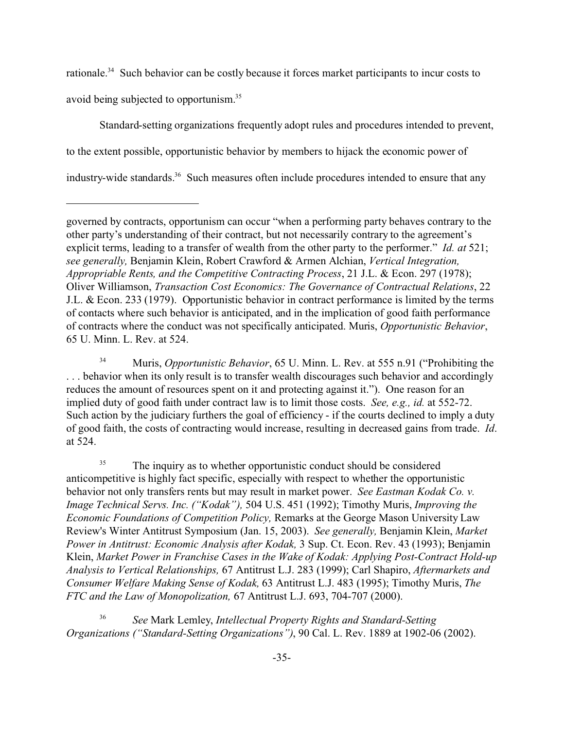rationale.[34] Such behavior can be costly because it forces market participants to incur costs to avoid being subjected to opportunism.[35]

Standard-setting organizations frequently adopt rules and procedures intended to prevent, to the extent possible, opportunistic behavior by members to hijack the economic power of industry-wide standards.[36] Such measures often include procedures intended to ensure that any

---

governed by contracts, opportunism can occur "when a performing party behaves contrary to the other party's understanding of their contract, but not necessarily contrary to the agreement's explicit terms, leading to a transfer of wealth from the other party to the performer." *Id. at* 521; *see generally,* Benjamin Klein, Robert Crawford & Armen Alchian, *Vertical Integration, Appropriable Rents, and the Competitive Contracting Process*, 21 J.L. & Econ. 297 (1978); Oliver Williamson, *Transaction Cost Economics: The Governance of Contractual Relations*, 22 J.L. & Econ. 233 (1979). Opportunistic behavior in contract performance is limited by the terms of contacts where such behavior is anticipated, and in the implication of good faith performance of contracts where the conduct was not specifically anticipated. Muris, *Opportunistic Behavior*, 65 U. Minn. L. Rev. at 524.

[34] Muris, *Opportunistic Behavior*, 65 U. Minn. L. Rev. at 555 n.91 ("Prohibiting the . . . behavior when its only result is to transfer wealth discourages such behavior and accordingly reduces the amount of resources spent on it and protecting against it."). One reason for an implied duty of good faith under contract law is to limit those costs. *See, e.g., id.* at 552-72. Such action by the judiciary furthers the goal of efficiency - if the courts declined to imply a duty of good faith, the costs of contracting would increase, resulting in decreased gains from trade. *Id*. at 524.

[35] The inquiry as to whether opportunistic conduct should be considered anticompetitive is highly fact specific, especially with respect to whether the opportunistic behavior not only transfers rents but may result in market power. *See Eastman Kodak Co. v. Image Technical Servs. Inc. ("Kodak"),* 504 U.S. 451 (1992); Timothy Muris, *Improving the Economic Foundations of Competition Policy,* Remarks at the George Mason University Law Review's Winter Antitrust Symposium (Jan. 15, 2003). *See generally,* Benjamin Klein, *Market Power in Antitrust: Economic Analysis after Kodak,* 3 Sup. Ct. Econ. Rev. 43 (1993); Benjamin Klein, *Market Power in Franchise Cases in the Wake of Kodak: Applying Post-Contract Hold-up Analysis to Vertical Relationships,* 67 Antitrust L.J. 283 (1999); Carl Shapiro, *Aftermarkets and Consumer Welfare Making Sense of Kodak,* 63 Antitrust L.J. 483 (1995); Timothy Muris, *The FTC and the Law of Monopolization,* 67 Antitrust L.J. 693, 704-707 (2000).

[36] *See* Mark Lemley, *Intellectual Property Rights and Standard-Setting Organizations ("Standard-Setting Organizations")*, 90 Cal. L. Rev. 1889 at 1902-06 (2002).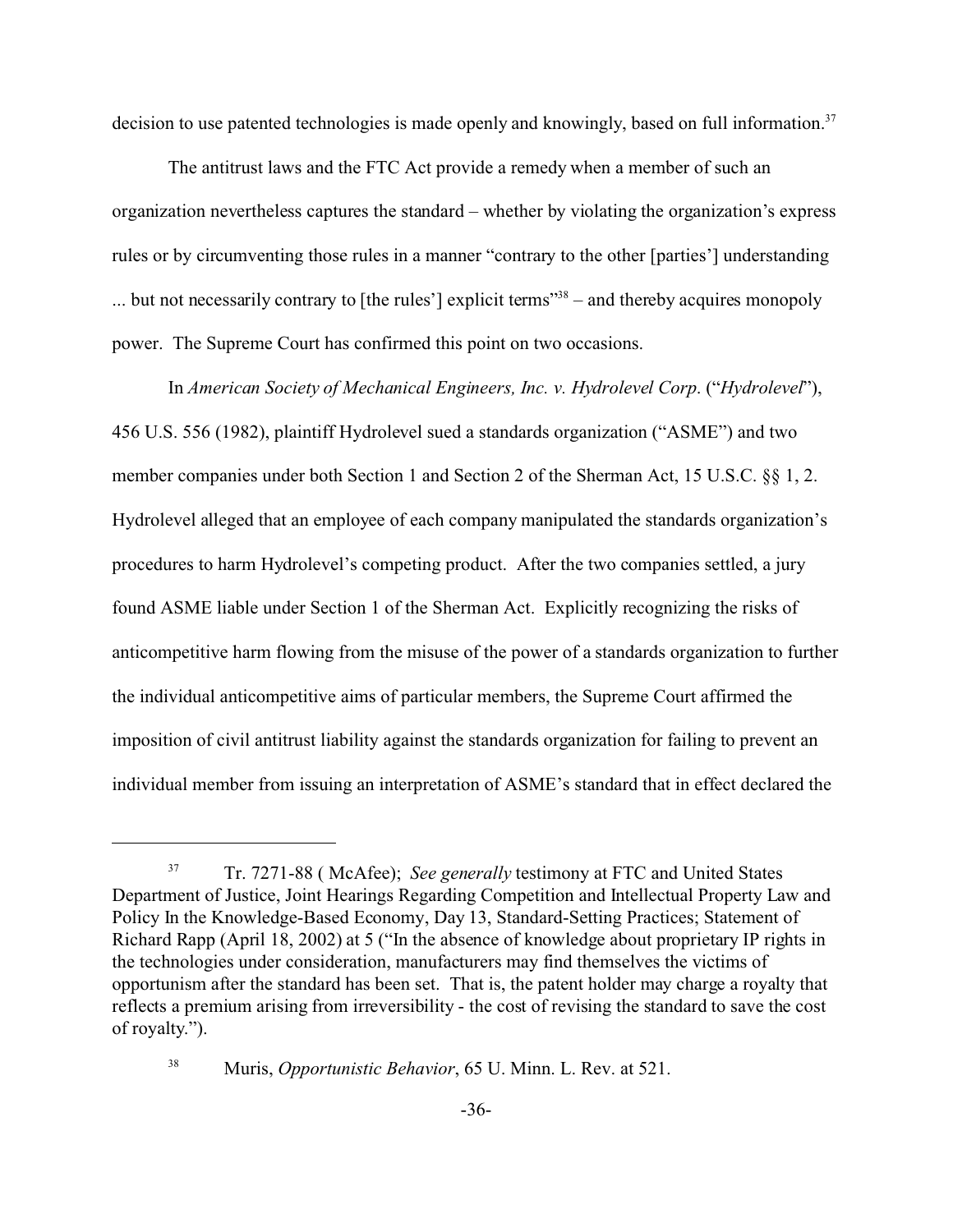decision to use patented technologies is made openly and knowingly, based on full information.[37]

The antitrust laws and the FTC Act provide a remedy when a member of such an organization nevertheless captures the standard – whether by violating the organization's express rules or by circumventing those rules in a manner "contrary to the other [parties'] understanding ... but not necessarily contrary to [the rules'] explicit terms"[38] – and thereby acquires monopoly power. The Supreme Court has confirmed this point on two occasions.

In *American Society of Mechanical Engineers, Inc. v. Hydrolevel Corp.* ("*Hydrolevel*"), 456 U.S. 556 (1982), plaintiff Hydrolevel sued a standards organization ("ASME") and two member companies under both Section 1 and Section 2 of the Sherman Act, 15 U.S.C. §§ 1, 2. Hydrolevel alleged that an employee of each company manipulated the standards organization's procedures to harm Hydrolevel's competing product. After the two companies settled, a jury found ASME liable under Section 1 of the Sherman Act. Explicitly recognizing the risks of anticompetitive harm flowing from the misuse of the power of a standards organization to further the individual anticompetitive aims of particular members, the Supreme Court affirmed the imposition of civil antitrust liability against the standards organization for failing to prevent an individual member from issuing an interpretation of ASME's standard that in effect declared the

---

[37] Tr. 7271-88 ( McAfee); *See generally* testimony at FTC and United States Department of Justice, Joint Hearings Regarding Competition and Intellectual Property Law and Policy In the Knowledge-Based Economy, Day 13, Standard-Setting Practices; Statement of Richard Rapp (April 18, 2002) at 5 ("In the absence of knowledge about proprietary IP rights in the technologies under consideration, manufacturers may find themselves the victims of opportunism after the standard has been set. That is, the patent holder may charge a royalty that reflects a premium arising from irreversibility - the cost of revising the standard to save the cost of royalty.").

[38] Muris, *Opportunistic Behavior*, 65 U. Minn. L. Rev. at 521.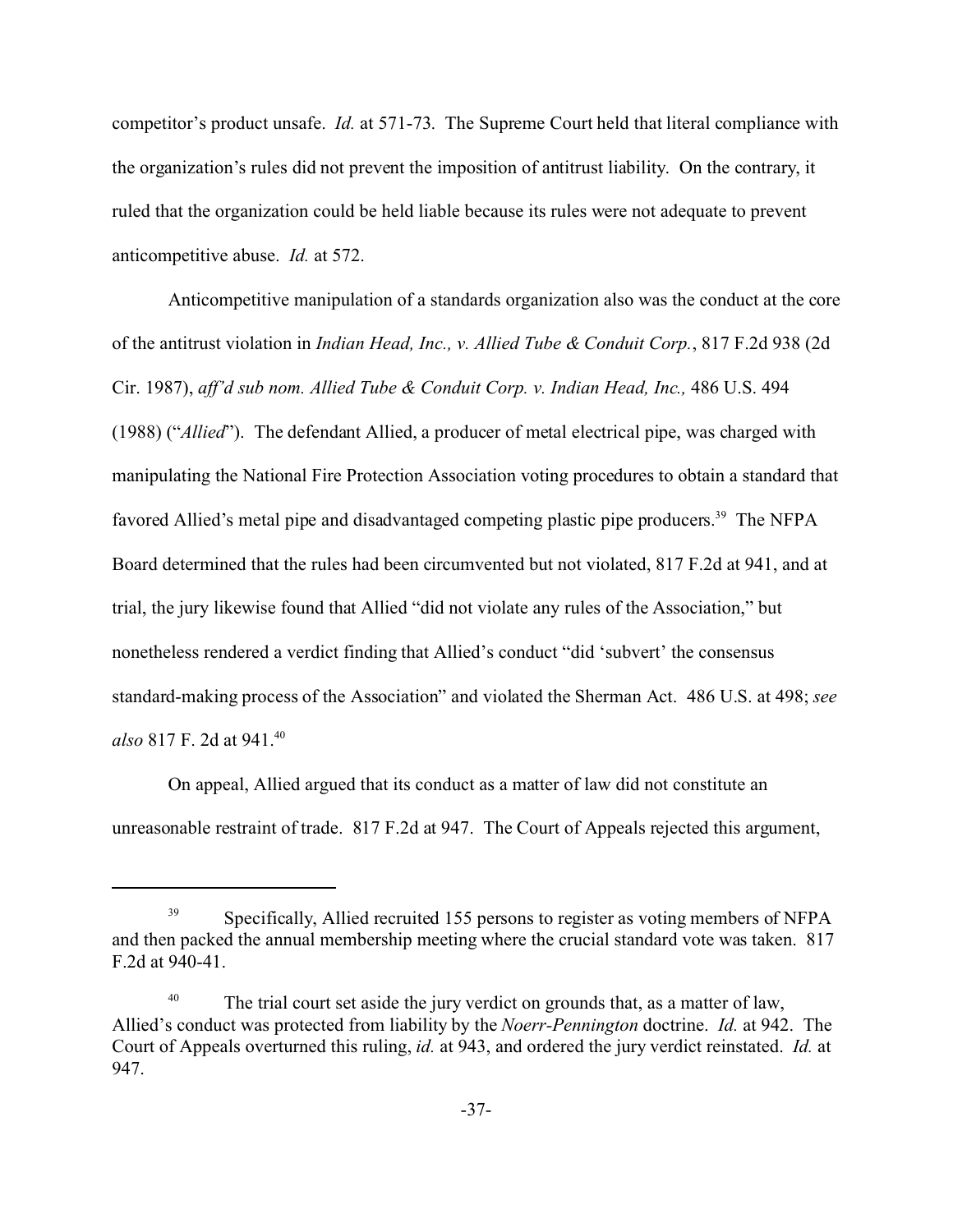competitor's product unsafe. *Id.* at 571-73. The Supreme Court held that literal compliance with the organization's rules did not prevent the imposition of antitrust liability. On the contrary, it ruled that the organization could be held liable because its rules were not adequate to prevent anticompetitive abuse. *Id.* at 572.

Anticompetitive manipulation of a standards organization also was the conduct at the core of the antitrust violation in *Indian Head, Inc., v. Allied Tube & Conduit Corp.*, 817 F.2d 938 (2d Cir. 1987), *aff'd sub nom. Allied Tube & Conduit Corp. v. Indian Head, Inc.,* 486 U.S. 494 (1988) ("*Allied*"). The defendant Allied, a producer of metal electrical pipe, was charged with manipulating the National Fire Protection Association voting procedures to obtain a standard that favored Allied's metal pipe and disadvantaged competing plastic pipe producers.[39] The NFPA Board determined that the rules had been circumvented but not violated, 817 F.2d at 941, and at trial, the jury likewise found that Allied "did not violate any rules of the Association," but nonetheless rendered a verdict finding that Allied's conduct "did 'subvert' the consensus standard-making process of the Association" and violated the Sherman Act. 486 U.S. at 498; *see also* 817 F. 2d at 941.[40]

On appeal, Allied argued that its conduct as a matter of law did not constitute an unreasonable restraint of trade. 817 F.2d at 947. The Court of Appeals rejected this argument,

---

[39] Specifically, Allied recruited 155 persons to register as voting members of NFPA and then packed the annual membership meeting where the crucial standard vote was taken. 817 F.2d at 940-41.

[40] The trial court set aside the jury verdict on grounds that, as a matter of law, Allied's conduct was protected from liability by the *Noerr-Pennington* doctrine. *Id.* at 942. The Court of Appeals overturned this ruling, *id.* at 943, and ordered the jury verdict reinstated. *Id.* at 947.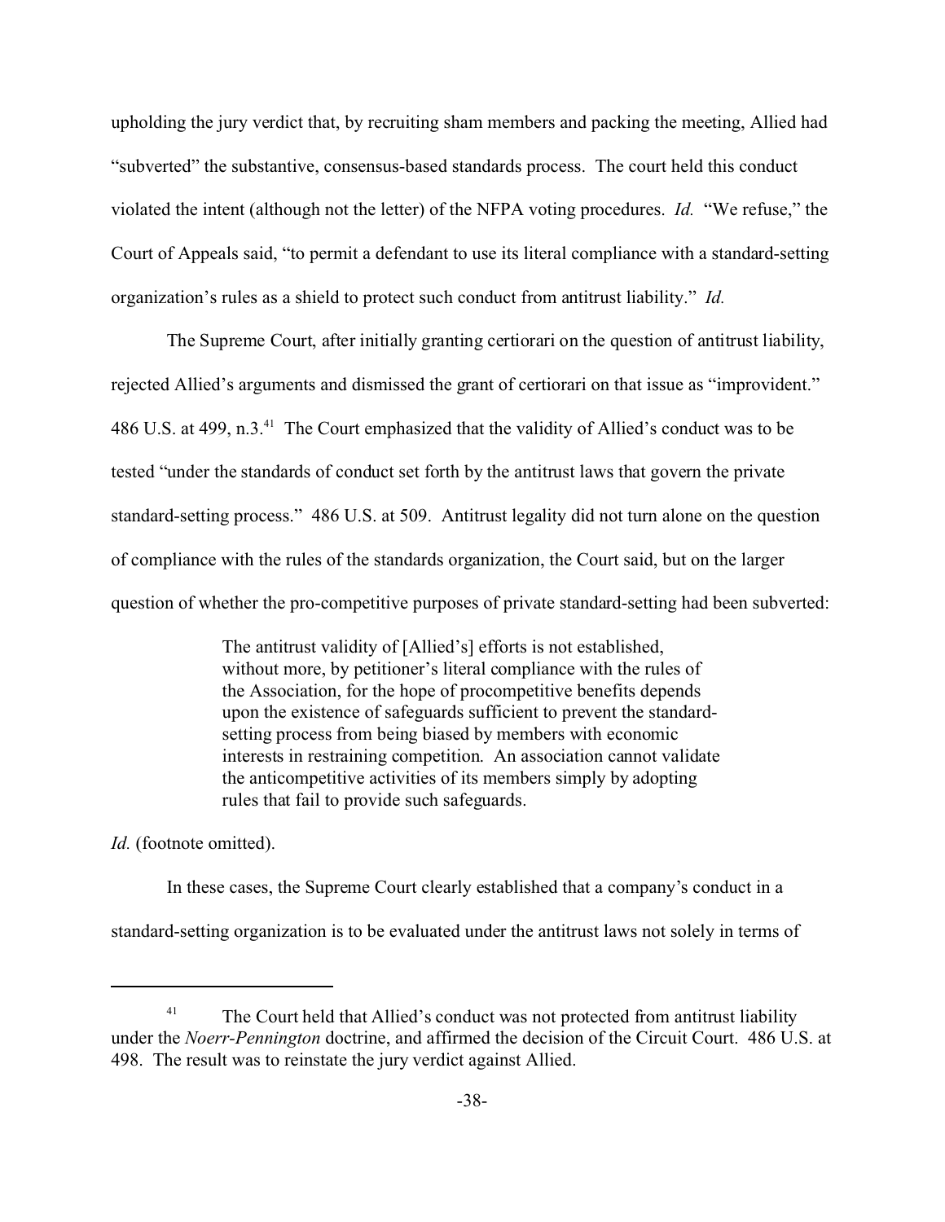upholding the jury verdict that, by recruiting sham members and packing the meeting, Allied had "subverted" the substantive, consensus-based standards process. The court held this conduct violated the intent (although not the letter) of the NFPA voting procedures. *Id.* "We refuse," the Court of Appeals said, "to permit a defendant to use its literal compliance with a standard-setting organization's rules as a shield to protect such conduct from antitrust liability." *Id.*

The Supreme Court, after initially granting certiorari on the question of antitrust liability, rejected Allied's arguments and dismissed the grant of certiorari on that issue as "improvident." 486 U.S. at 499, n.3.[41] The Court emphasized that the validity of Allied's conduct was to be tested "under the standards of conduct set forth by the antitrust laws that govern the private standard-setting process." 486 U.S. at 509. Antitrust legality did not turn alone on the question of compliance with the rules of the standards organization, the Court said, but on the larger question of whether the pro-competitive purposes of private standard-setting had been subverted:

> The antitrust validity of [Allied's] efforts is not established, without more, by petitioner's literal compliance with the rules of the Association, for the hope of procompetitive benefits depends upon the existence of safeguards sufficient to prevent the standard-setting process from being biased by members with economic interests in restraining competition. An association cannot validate the anticompetitive activities of its members simply by adopting rules that fail to provide such safeguards.

*Id.* (footnote omitted).

In these cases, the Supreme Court clearly established that a company's conduct in a standard-setting organization is to be evaluated under the antitrust laws not solely in terms of

---

[41] The Court held that Allied's conduct was not protected from antitrust liability under the *Noerr-Pennington* doctrine, and affirmed the decision of the Circuit Court. 486 U.S. at 498. The result was to reinstate the jury verdict against Allied.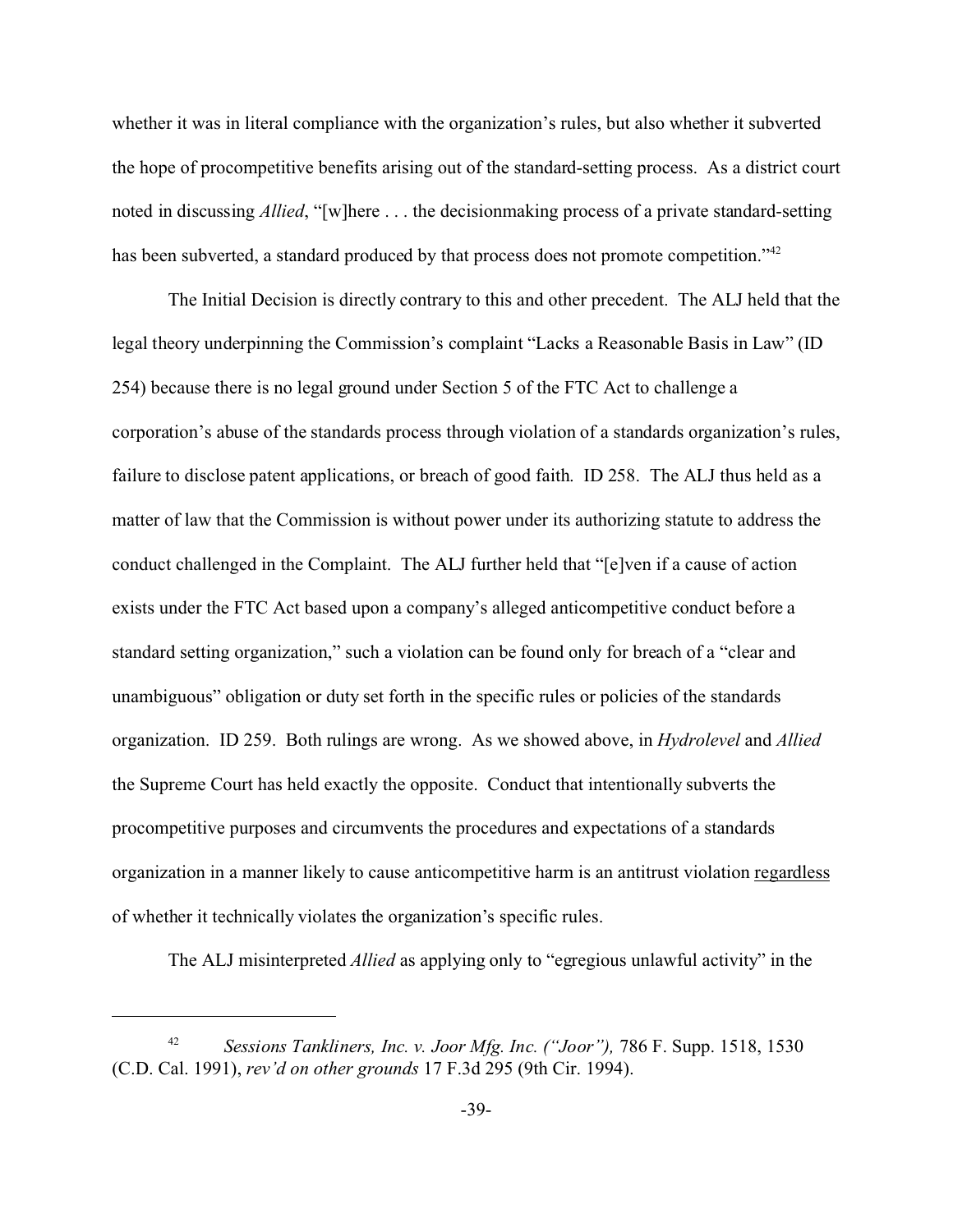whether it was in literal compliance with the organization's rules, but also whether it subverted the hope of procompetitive benefits arising out of the standard-setting process. As a district court noted in discussing *Allied*, "[w]here . . . the decisionmaking process of a private standard-setting has been subverted, a standard produced by that process does not promote competition."[42]

The Initial Decision is directly contrary to this and other precedent. The ALJ held that the legal theory underpinning the Commission's complaint "Lacks a Reasonable Basis in Law" (ID 254) because there is no legal ground under Section 5 of the FTC Act to challenge a corporation's abuse of the standards process through violation of a standards organization's rules, failure to disclose patent applications, or breach of good faith. ID 258. The ALJ thus held as a matter of law that the Commission is without power under its authorizing statute to address the conduct challenged in the Complaint. The ALJ further held that "[e]ven if a cause of action exists under the FTC Act based upon a company's alleged anticompetitive conduct before a standard setting organization," such a violation can be found only for breach of a "clear and unambiguous" obligation or duty set forth in the specific rules or policies of the standards organization. ID 259. Both rulings are wrong. As we showed above, in *Hydrolevel* and *Allied* the Supreme Court has held exactly the opposite. Conduct that intentionally subverts the procompetitive purposes and circumvents the procedures and expectations of a standards organization in a manner likely to cause anticompetitive harm is an antitrust violation <u>regardless</u> of whether it technically violates the organization's specific rules.

The ALJ misinterpreted *Allied* as applying only to "egregious unlawful activity" in the

---

[42] *Sessions Tankliners, Inc. v. Joor Mfg. Inc. ("Joor"),* 786 F. Supp. 1518, 1530 (C.D. Cal. 1991), *rev'd on other grounds* 17 F.3d 295 (9th Cir. 1994).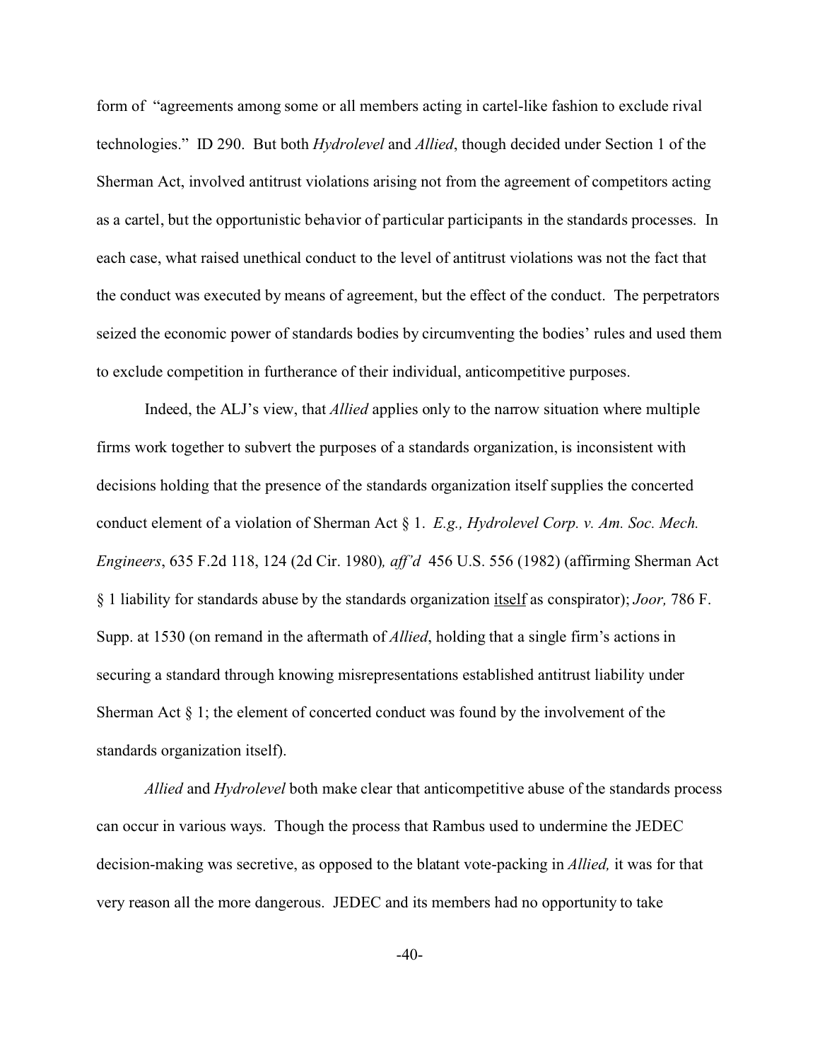form of "agreements among some or all members acting in cartel-like fashion to exclude rival technologies." ID 290. But both *Hydrolevel* and *Allied*, though decided under Section 1 of the Sherman Act, involved antitrust violations arising not from the agreement of competitors acting as a cartel, but the opportunistic behavior of particular participants in the standards processes. In each case, what raised unethical conduct to the level of antitrust violations was not the fact that the conduct was executed by means of agreement, but the effect of the conduct. The perpetrators seized the economic power of standards bodies by circumventing the bodies' rules and used them to exclude competition in furtherance of their individual, anticompetitive purposes.

Indeed, the ALJ's view, that *Allied* applies only to the narrow situation where multiple firms work together to subvert the purposes of a standards organization, is inconsistent with decisions holding that the presence of the standards organization itself supplies the concerted conduct element of a violation of Sherman Act § 1. *E.g., Hydrolevel Corp. v. Am. Soc. Mech. Engineers*, 635 F.2d 118, 124 (2d Cir. 1980)*, aff'd* 456 U.S. 556 (1982) (affirming Sherman Act § 1 liability for standards abuse by the standards organization <u>itself</u> as conspirator); *Joor,* 786 F. Supp. at 1530 (on remand in the aftermath of *Allied*, holding that a single firm's actions in securing a standard through knowing misrepresentations established antitrust liability under Sherman Act § 1; the element of concerted conduct was found by the involvement of the standards organization itself).

*Allied* and *Hydrolevel* both make clear that anticompetitive abuse of the standards process can occur in various ways. Though the process that Rambus used to undermine the JEDEC decision-making was secretive, as opposed to the blatant vote-packing in *Allied,* it was for that very reason all the more dangerous. JEDEC and its members had no opportunity to take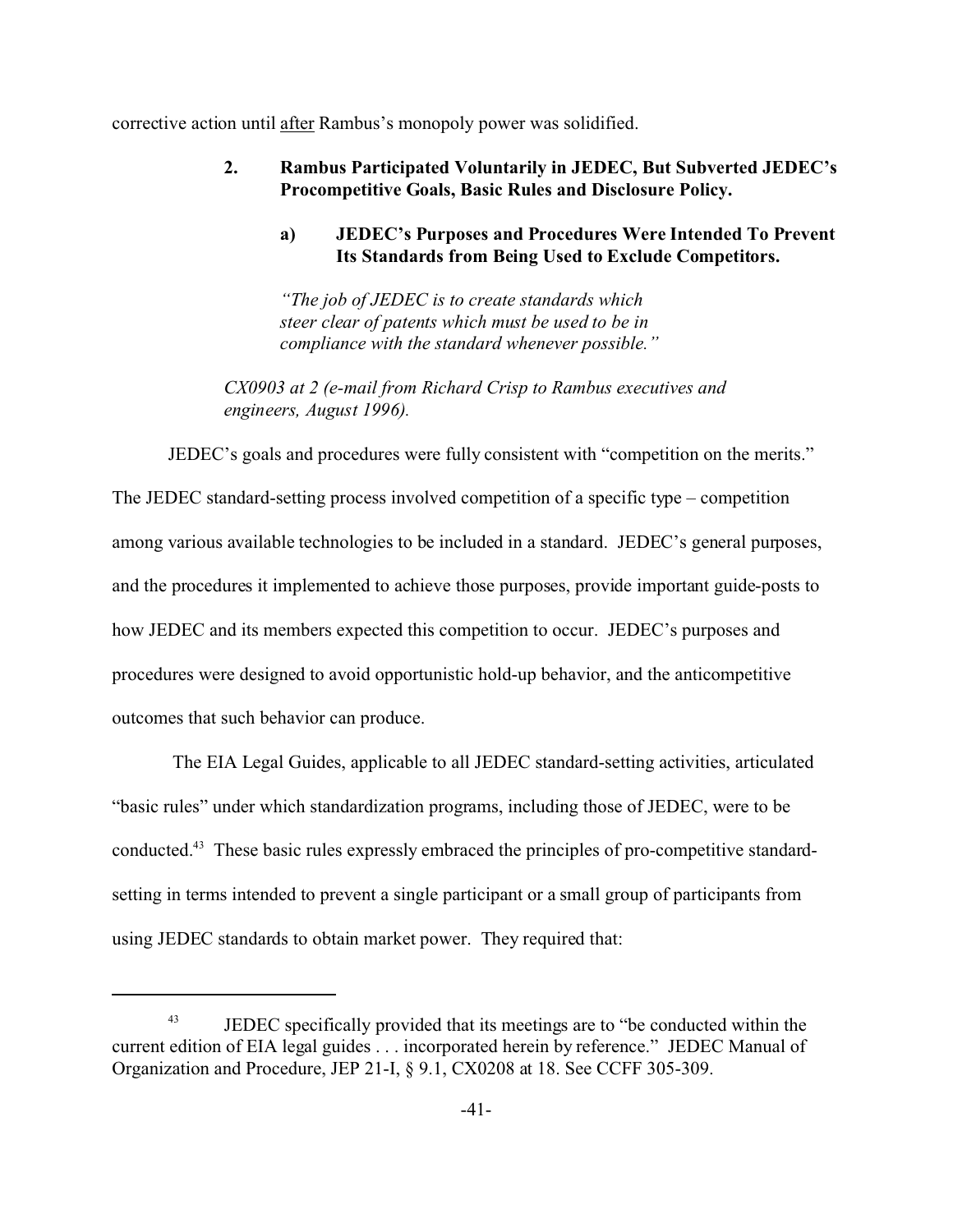corrective action until after Rambus's monopoly power was solidified.

### 2. Rambus Participated Voluntarily in JEDEC, But Subverted JEDEC's Procompetitive Goals, Basic Rules and Disclosure Policy.

#### a) JEDEC's Purposes and Procedures Were Intended To Prevent Its Standards from Being Used to Exclude Competitors.

> *"The job of JEDEC is to create standards which steer clear of patents which must be used to be in compliance with the standard whenever possible."*
>
> *CX0903 at 2 (e-mail from Richard Crisp to Rambus executives and engineers, August 1996).*

JEDEC's goals and procedures were fully consistent with "competition on the merits." The JEDEC standard-setting process involved competition of a specific type – competition among various available technologies to be included in a standard. JEDEC's general purposes, and the procedures it implemented to achieve those purposes, provide important guide-posts to how JEDEC and its members expected this competition to occur. JEDEC's purposes and procedures were designed to avoid opportunistic hold-up behavior, and the anticompetitive outcomes that such behavior can produce.

The EIA Legal Guides, applicable to all JEDEC standard-setting activities, articulated "basic rules" under which standardization programs, including those of JEDEC, were to be conducted.[43] These basic rules expressly embraced the principles of pro-competitive standard-setting in terms intended to prevent a single participant or a small group of participants from using JEDEC standards to obtain market power. They required that:

---

[43] JEDEC specifically provided that its meetings are to "be conducted within the current edition of EIA legal guides . . . incorporated herein by reference." JEDEC Manual of Organization and Procedure, JEP 21-I, § 9.1, CX0208 at 18. See CCFF 305-309.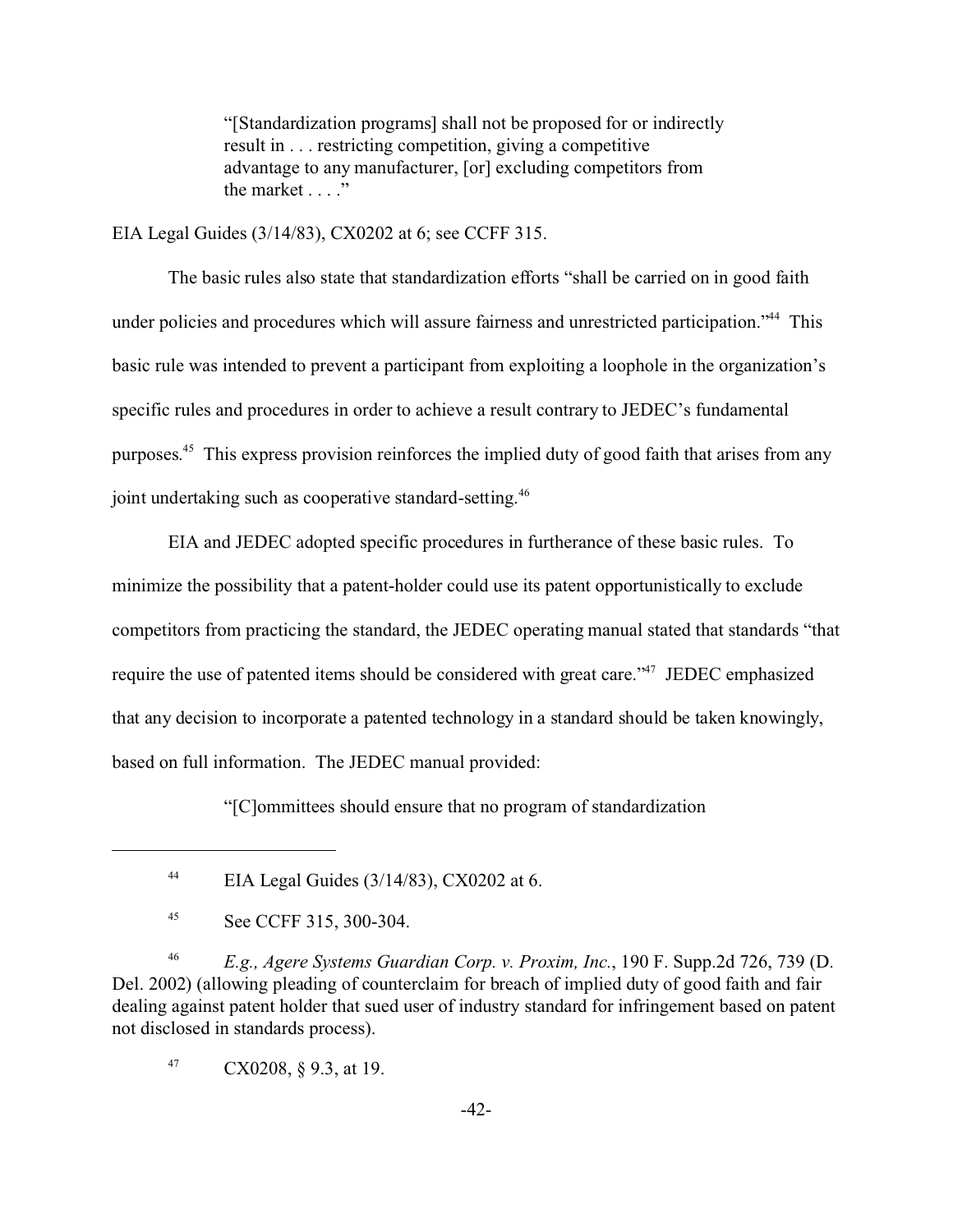> "[Standardization programs] shall not be proposed for or indirectly result in . . . restricting competition, giving a competitive advantage to any manufacturer, [or] excluding competitors from the market . . . ."

EIA Legal Guides (3/14/83), CX0202 at 6; see CCFF 315.

The basic rules also state that standardization efforts "shall be carried on in good faith under policies and procedures which will assure fairness and unrestricted participation."[44] This basic rule was intended to prevent a participant from exploiting a loophole in the organization's specific rules and procedures in order to achieve a result contrary to JEDEC's fundamental purposes.[45] This express provision reinforces the implied duty of good faith that arises from any joint undertaking such as cooperative standard-setting.[46]

EIA and JEDEC adopted specific procedures in furtherance of these basic rules. To minimize the possibility that a patent-holder could use its patent opportunistically to exclude competitors from practicing the standard, the JEDEC operating manual stated that standards "that require the use of patented items should be considered with great care."[47] JEDEC emphasized that any decision to incorporate a patented technology in a standard should be taken knowingly, based on full information. The JEDEC manual provided:

> "[C]ommittees should ensure that no program of standardization

---

[44] EIA Legal Guides (3/14/83), CX0202 at 6.

[45] See CCFF 315, 300-304.

[46] *E.g., Agere Systems Guardian Corp. v. Proxim, Inc.*, 190 F. Supp.2d 726, 739 (D. Del. 2002) (allowing pleading of counterclaim for breach of implied duty of good faith and fair dealing against patent holder that sued user of industry standard for infringement based on patent not disclosed in standards process).

[47] CX0208, § 9.3, at 19.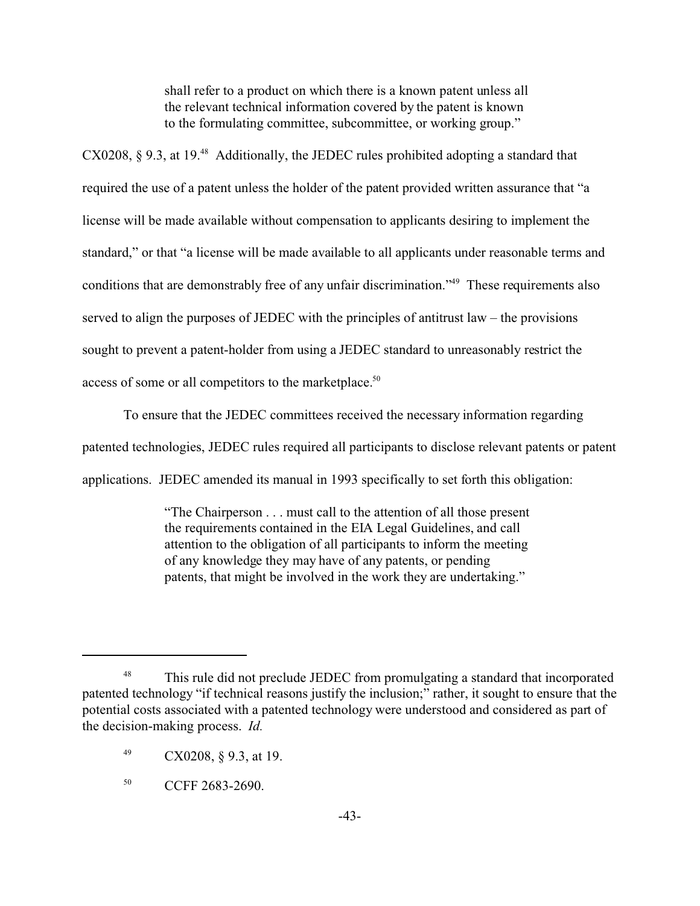> shall refer to a product on which there is a known patent unless all the relevant technical information covered by the patent is known to the formulating committee, subcommittee, or working group."

CX0208, § 9.3, at 19.[48] Additionally, the JEDEC rules prohibited adopting a standard that required the use of a patent unless the holder of the patent provided written assurance that "a license will be made available without compensation to applicants desiring to implement the standard," or that "a license will be made available to all applicants under reasonable terms and conditions that are demonstrably free of any unfair discrimination."[49] These requirements also served to align the purposes of JEDEC with the principles of antitrust law – the provisions sought to prevent a patent-holder from using a JEDEC standard to unreasonably restrict the access of some or all competitors to the marketplace.[50]

To ensure that the JEDEC committees received the necessary information regarding patented technologies, JEDEC rules required all participants to disclose relevant patents or patent applications. JEDEC amended its manual in 1993 specifically to set forth this obligation:

> "The Chairperson . . . must call to the attention of all those present the requirements contained in the EIA Legal Guidelines, and call attention to the obligation of all participants to inform the meeting of any knowledge they may have of any patents, or pending patents, that might be involved in the work they are undertaking."

---

[48] This rule did not preclude JEDEC from promulgating a standard that incorporated patented technology "if technical reasons justify the inclusion;" rather, it sought to ensure that the potential costs associated with a patented technology were understood and considered as part of the decision-making process. *Id.*

[49] CX0208, § 9.3, at 19.

[50] CCFF 2683-2690.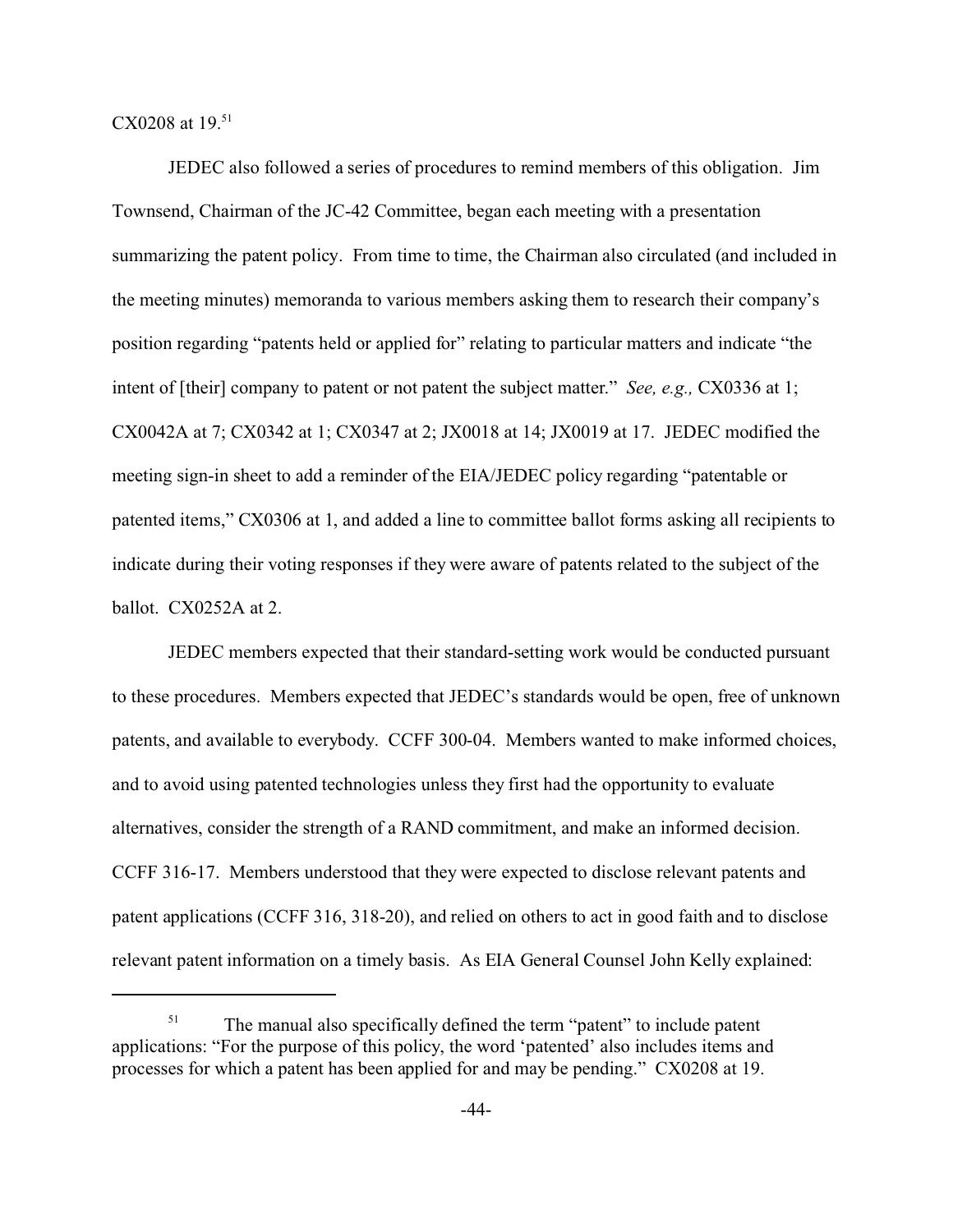CX0208 at 19.[51]

JEDEC also followed a series of procedures to remind members of this obligation. Jim Townsend, Chairman of the JC-42 Committee, began each meeting with a presentation summarizing the patent policy. From time to time, the Chairman also circulated (and included in the meeting minutes) memoranda to various members asking them to research their company's position regarding "patents held or applied for" relating to particular matters and indicate "the intent of [their] company to patent or not patent the subject matter." *See, e.g.,* CX0336 at 1; CX0042A at 7; CX0342 at 1; CX0347 at 2; JX0018 at 14; JX0019 at 17. JEDEC modified the meeting sign-in sheet to add a reminder of the EIA/JEDEC policy regarding "patentable or patented items," CX0306 at 1, and added a line to committee ballot forms asking all recipients to indicate during their voting responses if they were aware of patents related to the subject of the ballot. CX0252A at 2.

JEDEC members expected that their standard-setting work would be conducted pursuant to these procedures. Members expected that JEDEC's standards would be open, free of unknown patents, and available to everybody. CCFF 300-04. Members wanted to make informed choices, and to avoid using patented technologies unless they first had the opportunity to evaluate alternatives, consider the strength of a RAND commitment, and make an informed decision. CCFF 316-17. Members understood that they were expected to disclose relevant patents and patent applications (CCFF 316, 318-20), and relied on others to act in good faith and to disclose relevant patent information on a timely basis. As EIA General Counsel John Kelly explained:

---

[51] The manual also specifically defined the term "patent" to include patent applications: "For the purpose of this policy, the word 'patented' also includes items and processes for which a patent has been applied for and may be pending." CX0208 at 19.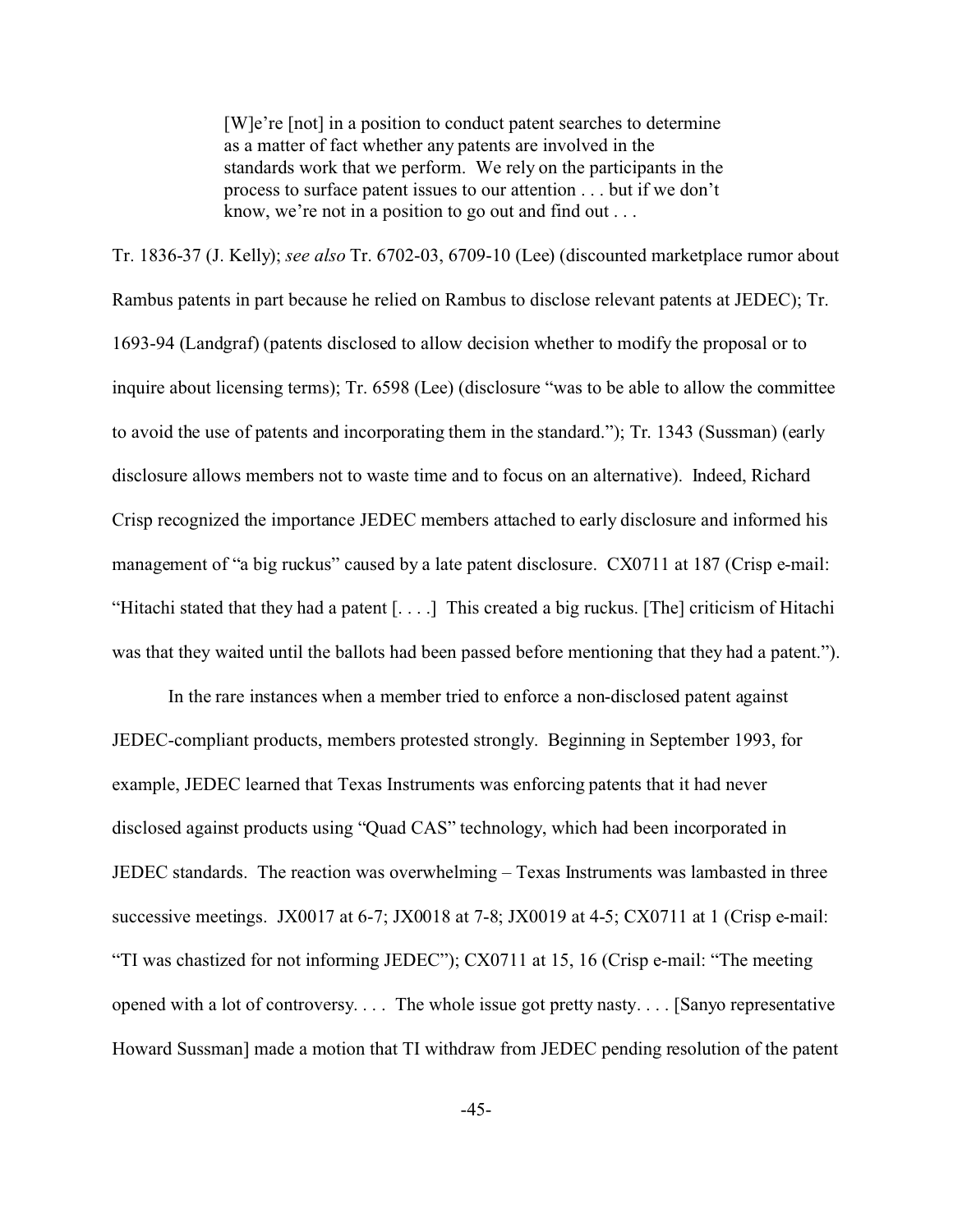> [W]e're [not] in a position to conduct patent searches to determine as a matter of fact whether any patents are involved in the standards work that we perform. We rely on the participants in the process to surface patent issues to our attention . . . but if we don't know, we're not in a position to go out and find out . . .

Tr. 1836-37 (J. Kelly); *see also* Tr. 6702-03, 6709-10 (Lee) (discounted marketplace rumor about Rambus patents in part because he relied on Rambus to disclose relevant patents at JEDEC); Tr. 1693-94 (Landgraf) (patents disclosed to allow decision whether to modify the proposal or to inquire about licensing terms); Tr. 6598 (Lee) (disclosure "was to be able to allow the committee to avoid the use of patents and incorporating them in the standard."); Tr. 1343 (Sussman) (early disclosure allows members not to waste time and to focus on an alternative). Indeed, Richard Crisp recognized the importance JEDEC members attached to early disclosure and informed his management of "a big ruckus" caused by a late patent disclosure. CX0711 at 187 (Crisp e-mail: "Hitachi stated that they had a patent [. . . .] This created a big ruckus. [The] criticism of Hitachi was that they waited until the ballots had been passed before mentioning that they had a patent.").

In the rare instances when a member tried to enforce a non-disclosed patent against JEDEC-compliant products, members protested strongly. Beginning in September 1993, for example, JEDEC learned that Texas Instruments was enforcing patents that it had never disclosed against products using "Quad CAS" technology, which had been incorporated in JEDEC standards. The reaction was overwhelming – Texas Instruments was lambasted in three successive meetings. JX0017 at 6-7; JX0018 at 7-8; JX0019 at 4-5; CX0711 at 1 (Crisp e-mail: "TI was chastized for not informing JEDEC"); CX0711 at 15, 16 (Crisp e-mail: "The meeting opened with a lot of controversy. . . . The whole issue got pretty nasty. . . . [Sanyo representative Howard Sussman] made a motion that TI withdraw from JEDEC pending resolution of the patent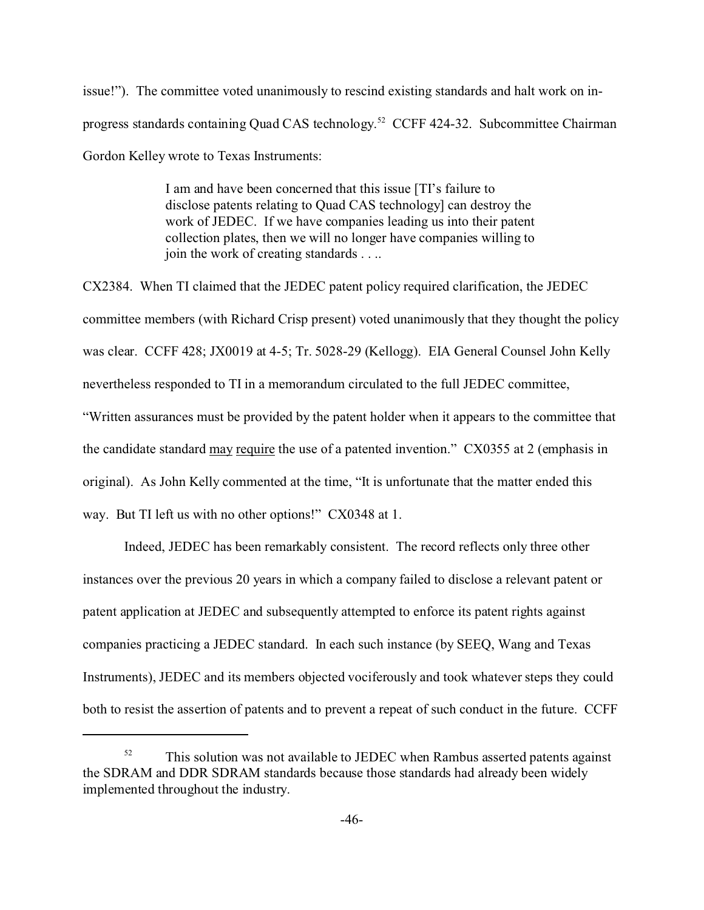issue!"). The committee voted unanimously to rescind existing standards and halt work on in-progress standards containing Quad CAS technology.[52] CCFF 424-32. Subcommittee Chairman Gordon Kelley wrote to Texas Instruments:

> I am and have been concerned that this issue [TI's failure to disclose patents relating to Quad CAS technology] can destroy the work of JEDEC. If we have companies leading us into their patent collection plates, then we will no longer have companies willing to join the work of creating standards . . ..

CX2384. When TI claimed that the JEDEC patent policy required clarification, the JEDEC committee members (with Richard Crisp present) voted unanimously that they thought the policy was clear. CCFF 428; JX0019 at 4-5; Tr. 5028-29 (Kellogg). EIA General Counsel John Kelly nevertheless responded to TI in a memorandum circulated to the full JEDEC committee, "Written assurances must be provided by the patent holder when it appears to the committee that the candidate standard <u>may</u> <u>require</u> the use of a patented invention." CX0355 at 2 (emphasis in original). As John Kelly commented at the time, "It is unfortunate that the matter ended this way. But TI left us with no other options!" CX0348 at 1.

Indeed, JEDEC has been remarkably consistent. The record reflects only three other instances over the previous 20 years in which a company failed to disclose a relevant patent or patent application at JEDEC and subsequently attempted to enforce its patent rights against companies practicing a JEDEC standard. In each such instance (by SEEQ, Wang and Texas Instruments), JEDEC and its members objected vociferously and took whatever steps they could both to resist the assertion of patents and to prevent a repeat of such conduct in the future. CCFF

---

[52] This solution was not available to JEDEC when Rambus asserted patents against the SDRAM and DDR SDRAM standards because those standards had already been widely implemented throughout the industry.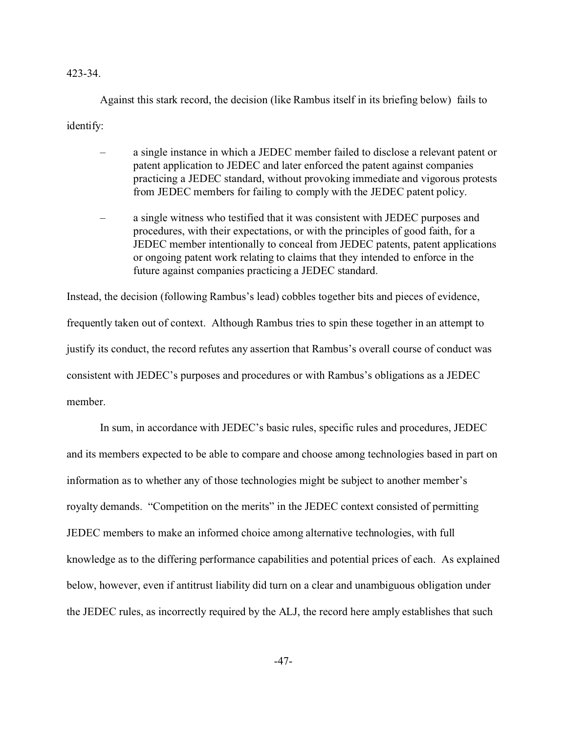423-34.

Against this stark record, the decision (like Rambus itself in its briefing below) fails to identify:

- a single instance in which a JEDEC member failed to disclose a relevant patent or patent application to JEDEC and later enforced the patent against companies practicing a JEDEC standard, without provoking immediate and vigorous protests from JEDEC members for failing to comply with the JEDEC patent policy.
- a single witness who testified that it was consistent with JEDEC purposes and procedures, with their expectations, or with the principles of good faith, for a JEDEC member intentionally to conceal from JEDEC patents, patent applications or ongoing patent work relating to claims that they intended to enforce in the future against companies practicing a JEDEC standard.

Instead, the decision (following Rambus's lead) cobbles together bits and pieces of evidence, frequently taken out of context. Although Rambus tries to spin these together in an attempt to justify its conduct, the record refutes any assertion that Rambus's overall course of conduct was consistent with JEDEC's purposes and procedures or with Rambus's obligations as a JEDEC member.

In sum, in accordance with JEDEC's basic rules, specific rules and procedures, JEDEC and its members expected to be able to compare and choose among technologies based in part on information as to whether any of those technologies might be subject to another member's royalty demands. "Competition on the merits" in the JEDEC context consisted of permitting JEDEC members to make an informed choice among alternative technologies, with full knowledge as to the differing performance capabilities and potential prices of each. As explained below, however, even if antitrust liability did turn on a clear and unambiguous obligation under the JEDEC rules, as incorrectly required by the ALJ, the record here amply establishes that such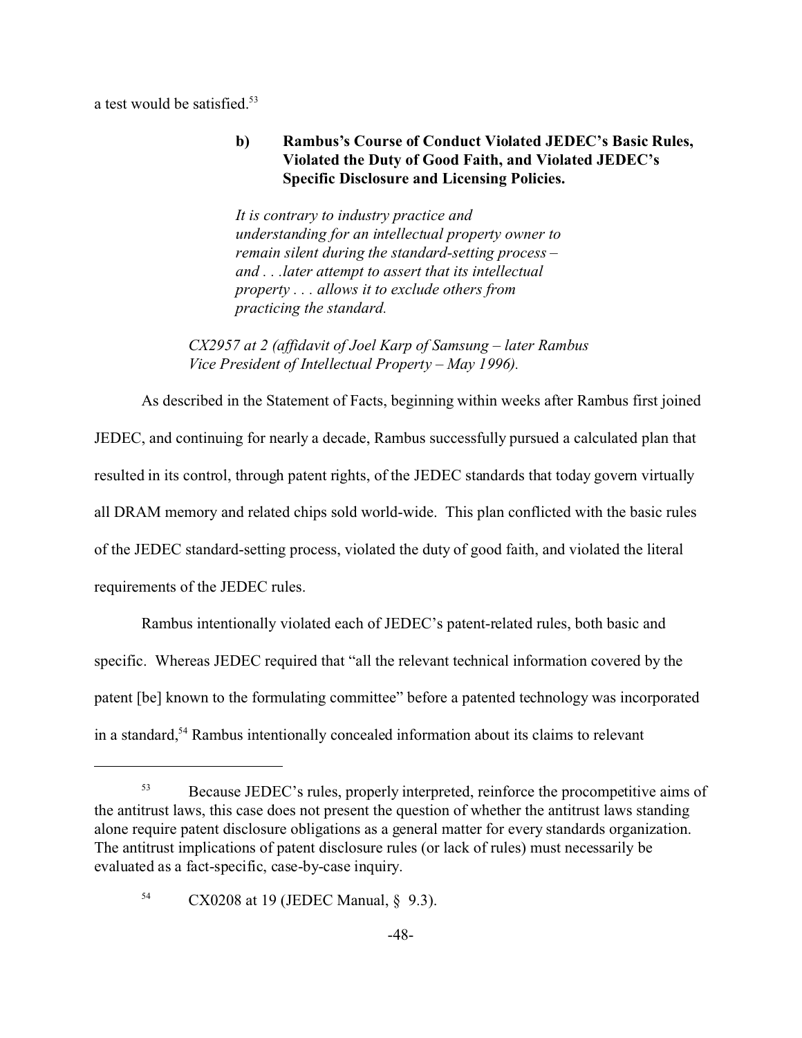a test would be satisfied.[53]

### b) Rambus's Course of Conduct Violated JEDEC's Basic Rules, Violated the Duty of Good Faith, and Violated JEDEC's Specific Disclosure and Licensing Policies.

> *It is contrary to industry practice and understanding for an intellectual property owner to remain silent during the standard-setting process – and . . .later attempt to assert that its intellectual property . . . allows it to exclude others from practicing the standard.*
>
> *CX2957 at 2 (affidavit of Joel Karp of Samsung – later Rambus Vice President of Intellectual Property – May 1996).*

As described in the Statement of Facts, beginning within weeks after Rambus first joined JEDEC, and continuing for nearly a decade, Rambus successfully pursued a calculated plan that resulted in its control, through patent rights, of the JEDEC standards that today govern virtually all DRAM memory and related chips sold world-wide. This plan conflicted with the basic rules of the JEDEC standard-setting process, violated the duty of good faith, and violated the literal requirements of the JEDEC rules.

Rambus intentionally violated each of JEDEC's patent-related rules, both basic and specific. Whereas JEDEC required that "all the relevant technical information covered by the patent [be] known to the formulating committee" before a patented technology was incorporated in a standard,[54] Rambus intentionally concealed information about its claims to relevant

---

[53] Because JEDEC's rules, properly interpreted, reinforce the procompetitive aims of the antitrust laws, this case does not present the question of whether the antitrust laws standing alone require patent disclosure obligations as a general matter for every standards organization. The antitrust implications of patent disclosure rules (or lack of rules) must necessarily be evaluated as a fact-specific, case-by-case inquiry.

[54] CX0208 at 19 (JEDEC Manual, § 9.3).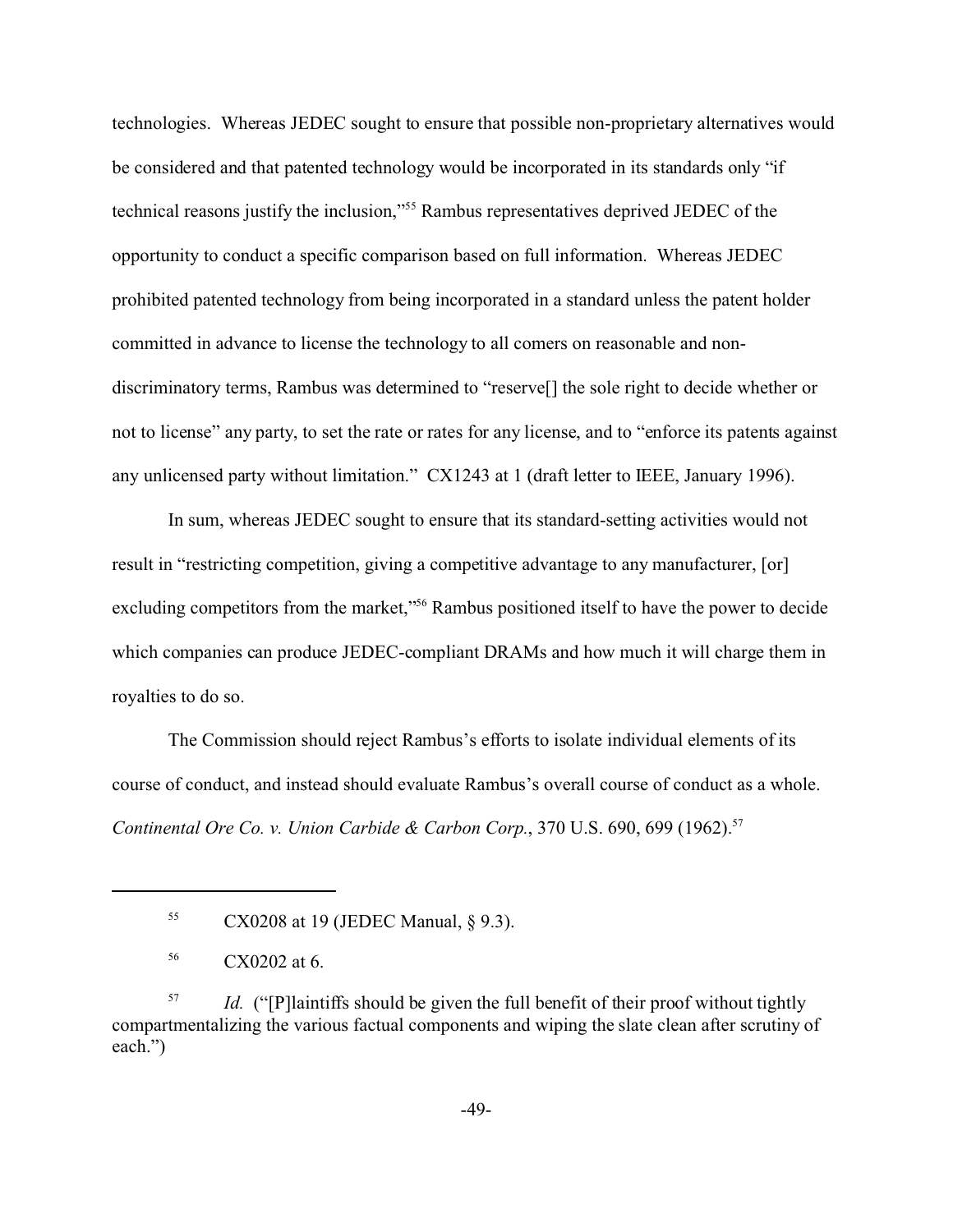technologies. Whereas JEDEC sought to ensure that possible non-proprietary alternatives would be considered and that patented technology would be incorporated in its standards only "if technical reasons justify the inclusion,"[55] Rambus representatives deprived JEDEC of the opportunity to conduct a specific comparison based on full information. Whereas JEDEC prohibited patented technology from being incorporated in a standard unless the patent holder committed in advance to license the technology to all comers on reasonable and non-discriminatory terms, Rambus was determined to "reserve[] the sole right to decide whether or not to license" any party, to set the rate or rates for any license, and to "enforce its patents against any unlicensed party without limitation." CX1243 at 1 (draft letter to IEEE, January 1996).

In sum, whereas JEDEC sought to ensure that its standard-setting activities would not result in "restricting competition, giving a competitive advantage to any manufacturer, [or] excluding competitors from the market,"[56] Rambus positioned itself to have the power to decide which companies can produce JEDEC-compliant DRAMs and how much it will charge them in royalties to do so.

The Commission should reject Rambus's efforts to isolate individual elements of its course of conduct, and instead should evaluate Rambus's overall course of conduct as a whole. *Continental Ore Co. v. Union Carbide & Carbon Corp.*, 370 U.S. 690, 699 (1962).[57]

---

[55] CX0208 at 19 (JEDEC Manual, § 9.3).

[56] CX0202 at 6.

[57] *Id.* ("[P]laintiffs should be given the full benefit of their proof without tightly compartmentalizing the various factual components and wiping the slate clean after scrutiny of each.")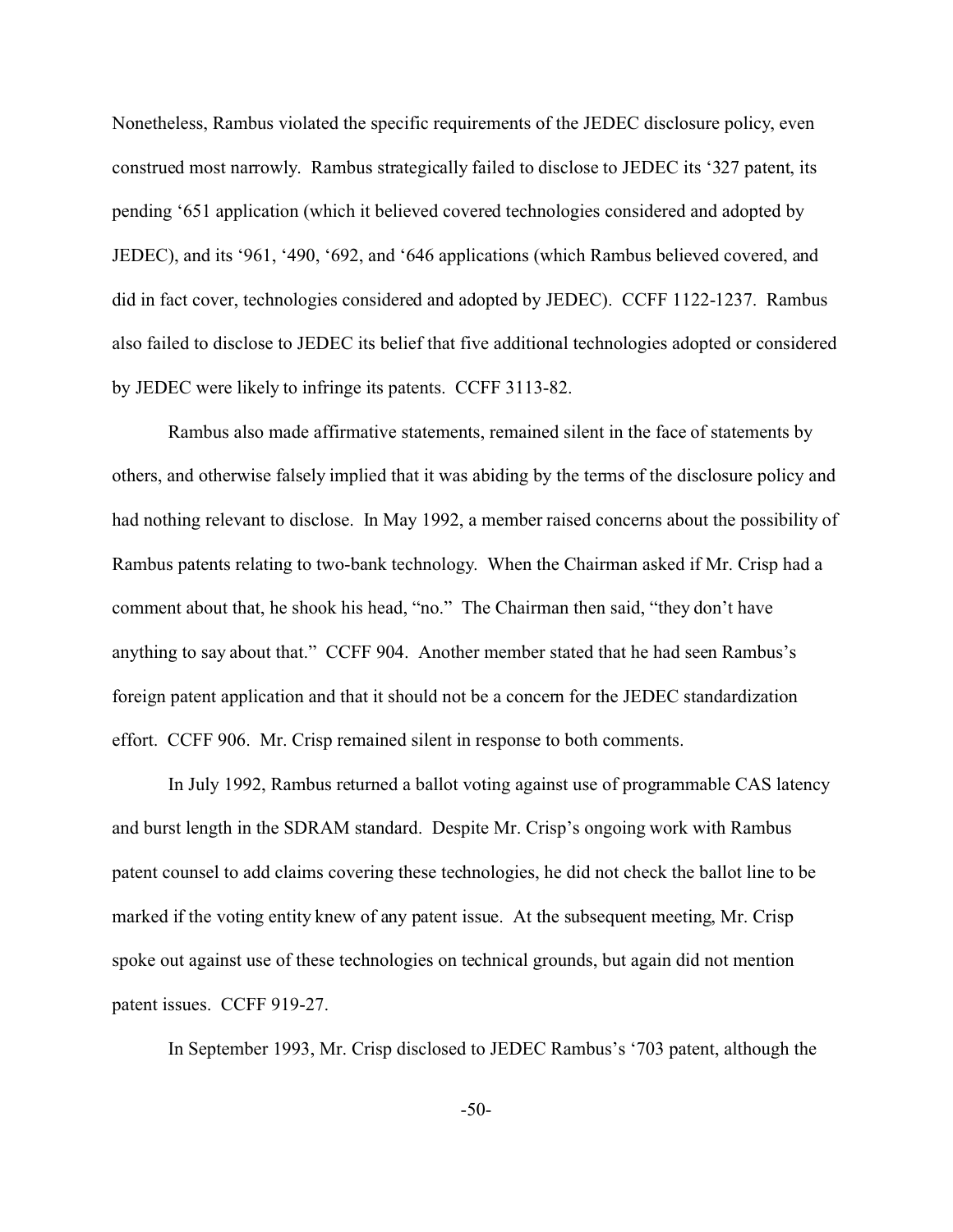Nonetheless, Rambus violated the specific requirements of the JEDEC disclosure policy, even construed most narrowly. Rambus strategically failed to disclose to JEDEC its '327 patent, its pending '651 application (which it believed covered technologies considered and adopted by JEDEC), and its '961, '490, '692, and '646 applications (which Rambus believed covered, and did in fact cover, technologies considered and adopted by JEDEC). CCFF 1122-1237. Rambus also failed to disclose to JEDEC its belief that five additional technologies adopted or considered by JEDEC were likely to infringe its patents. CCFF 3113-82.

Rambus also made affirmative statements, remained silent in the face of statements by others, and otherwise falsely implied that it was abiding by the terms of the disclosure policy and had nothing relevant to disclose. In May 1992, a member raised concerns about the possibility of Rambus patents relating to two-bank technology. When the Chairman asked if Mr. Crisp had a comment about that, he shook his head, "no." The Chairman then said, "they don't have anything to say about that." CCFF 904. Another member stated that he had seen Rambus's foreign patent application and that it should not be a concern for the JEDEC standardization effort. CCFF 906. Mr. Crisp remained silent in response to both comments.

In July 1992, Rambus returned a ballot voting against use of programmable CAS latency and burst length in the SDRAM standard. Despite Mr. Crisp's ongoing work with Rambus patent counsel to add claims covering these technologies, he did not check the ballot line to be marked if the voting entity knew of any patent issue. At the subsequent meeting, Mr. Crisp spoke out against use of these technologies on technical grounds, but again did not mention patent issues. CCFF 919-27.

In September 1993, Mr. Crisp disclosed to JEDEC Rambus's '703 patent, although the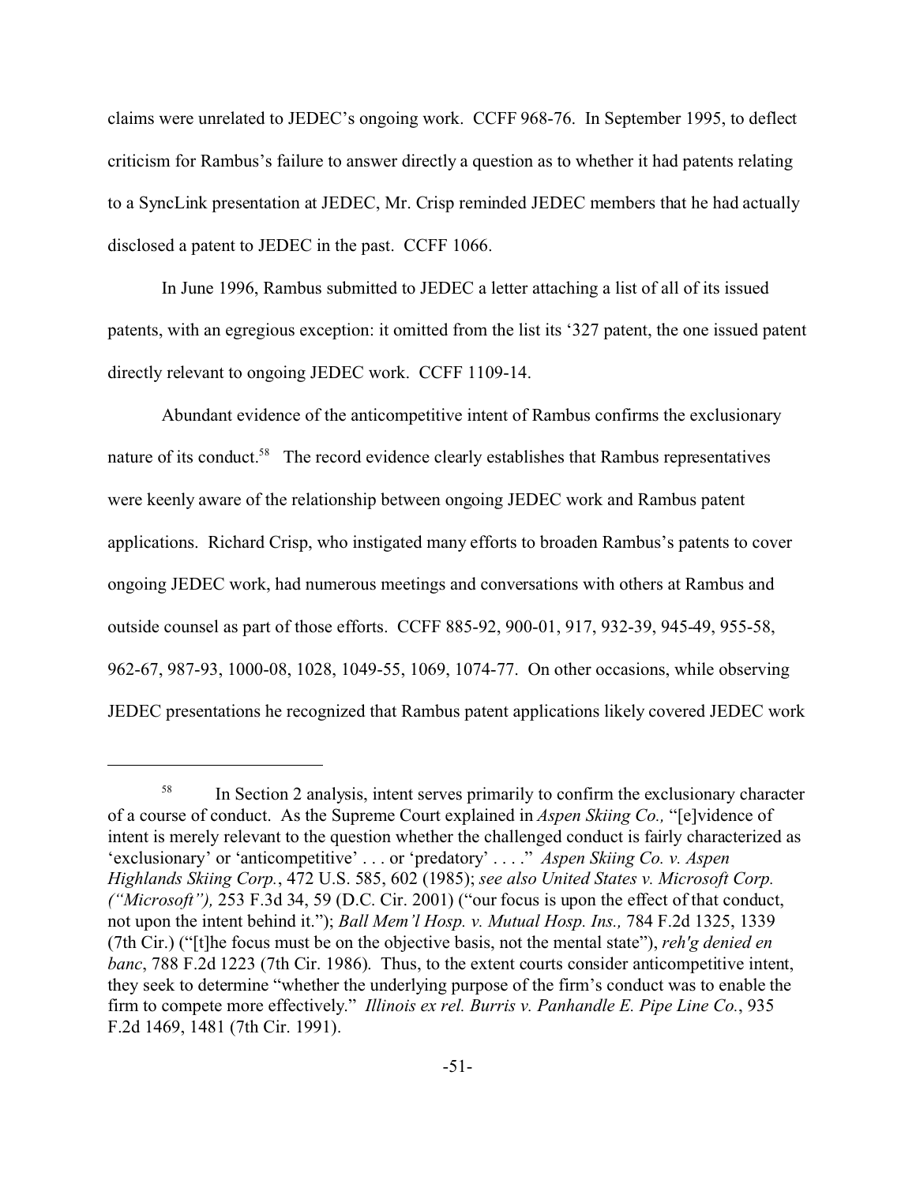claims were unrelated to JEDEC's ongoing work. CCFF 968-76. In September 1995, to deflect criticism for Rambus's failure to answer directly a question as to whether it had patents relating to a SyncLink presentation at JEDEC, Mr. Crisp reminded JEDEC members that he had actually disclosed a patent to JEDEC in the past. CCFF 1066.

In June 1996, Rambus submitted to JEDEC a letter attaching a list of all of its issued patents, with an egregious exception: it omitted from the list its '327 patent, the one issued patent directly relevant to ongoing JEDEC work. CCFF 1109-14.

Abundant evidence of the anticompetitive intent of Rambus confirms the exclusionary nature of its conduct.[58] The record evidence clearly establishes that Rambus representatives were keenly aware of the relationship between ongoing JEDEC work and Rambus patent applications. Richard Crisp, who instigated many efforts to broaden Rambus's patents to cover ongoing JEDEC work, had numerous meetings and conversations with others at Rambus and outside counsel as part of those efforts. CCFF 885-92, 900-01, 917, 932-39, 945-49, 955-58, 962-67, 987-93, 1000-08, 1028, 1049-55, 1069, 1074-77. On other occasions, while observing JEDEC presentations he recognized that Rambus patent applications likely covered JEDEC work

---

[58] In Section 2 analysis, intent serves primarily to confirm the exclusionary character of a course of conduct. As the Supreme Court explained in *Aspen Skiing Co.,* "[e]vidence of intent is merely relevant to the question whether the challenged conduct is fairly characterized as 'exclusionary' or 'anticompetitive' . . . or 'predatory' . . . ." *Aspen Skiing Co. v. Aspen Highlands Skiing Corp.*, 472 U.S. 585, 602 (1985); *see also United States v. Microsoft Corp. ("Microsoft"),* 253 F.3d 34, 59 (D.C. Cir. 2001) ("our focus is upon the effect of that conduct, not upon the intent behind it."); *Ball Mem'l Hosp. v. Mutual Hosp. Ins.,* 784 F.2d 1325, 1339 (7th Cir.) ("[t]he focus must be on the objective basis, not the mental state"), *reh'g denied en banc*, 788 F.2d 1223 (7th Cir. 1986). Thus, to the extent courts consider anticompetitive intent, they seek to determine "whether the underlying purpose of the firm's conduct was to enable the firm to compete more effectively." *Illinois ex rel. Burris v. Panhandle E. Pipe Line Co.*, 935 F.2d 1469, 1481 (7th Cir. 1991).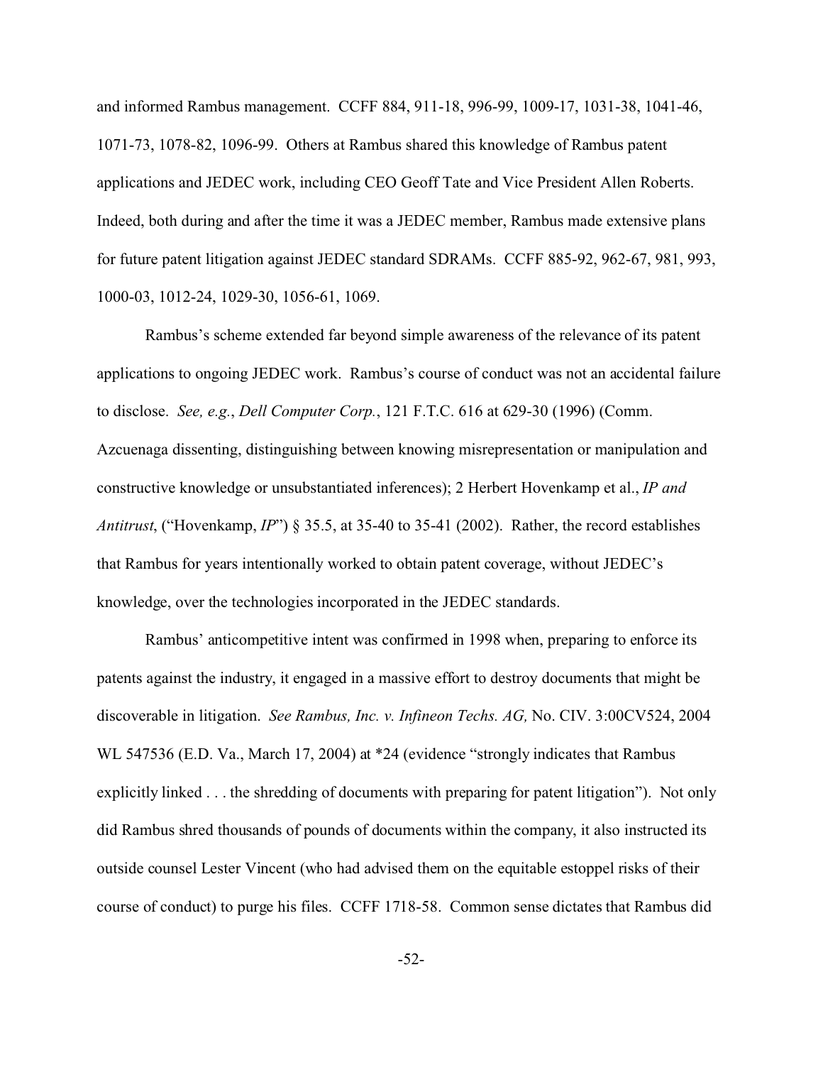and informed Rambus management. CCFF 884, 911-18, 996-99, 1009-17, 1031-38, 1041-46, 1071-73, 1078-82, 1096-99. Others at Rambus shared this knowledge of Rambus patent applications and JEDEC work, including CEO Geoff Tate and Vice President Allen Roberts. Indeed, both during and after the time it was a JEDEC member, Rambus made extensive plans for future patent litigation against JEDEC standard SDRAMs. CCFF 885-92, 962-67, 981, 993, 1000-03, 1012-24, 1029-30, 1056-61, 1069.

Rambus's scheme extended far beyond simple awareness of the relevance of its patent applications to ongoing JEDEC work. Rambus's course of conduct was not an accidental failure to disclose. *See, e.g.*, *Dell Computer Corp.*, 121 F.T.C. 616 at 629-30 (1996) (Comm. Azcuenaga dissenting, distinguishing between knowing misrepresentation or manipulation and constructive knowledge or unsubstantiated inferences); 2 Herbert Hovenkamp et al., *IP and Antitrust*, ("Hovenkamp, *IP*") § 35.5, at 35-40 to 35-41 (2002). Rather, the record establishes that Rambus for years intentionally worked to obtain patent coverage, without JEDEC's knowledge, over the technologies incorporated in the JEDEC standards.

Rambus' anticompetitive intent was confirmed in 1998 when, preparing to enforce its patents against the industry, it engaged in a massive effort to destroy documents that might be discoverable in litigation. *See Rambus, Inc. v. Infineon Techs. AG,* No. CIV. 3:00CV524, 2004 WL 547536 (E.D. Va., March 17, 2004) at *24 (evidence "strongly indicates that Rambus explicitly linked . . . the shredding of documents with preparing for patent litigation"). Not only did Rambus shred thousands of pounds of documents within the company, it also instructed its outside counsel Lester Vincent (who had advised them on the equitable estoppel risks of their course of conduct) to purge his files. CCFF 1718-58. Common sense dictates that Rambus did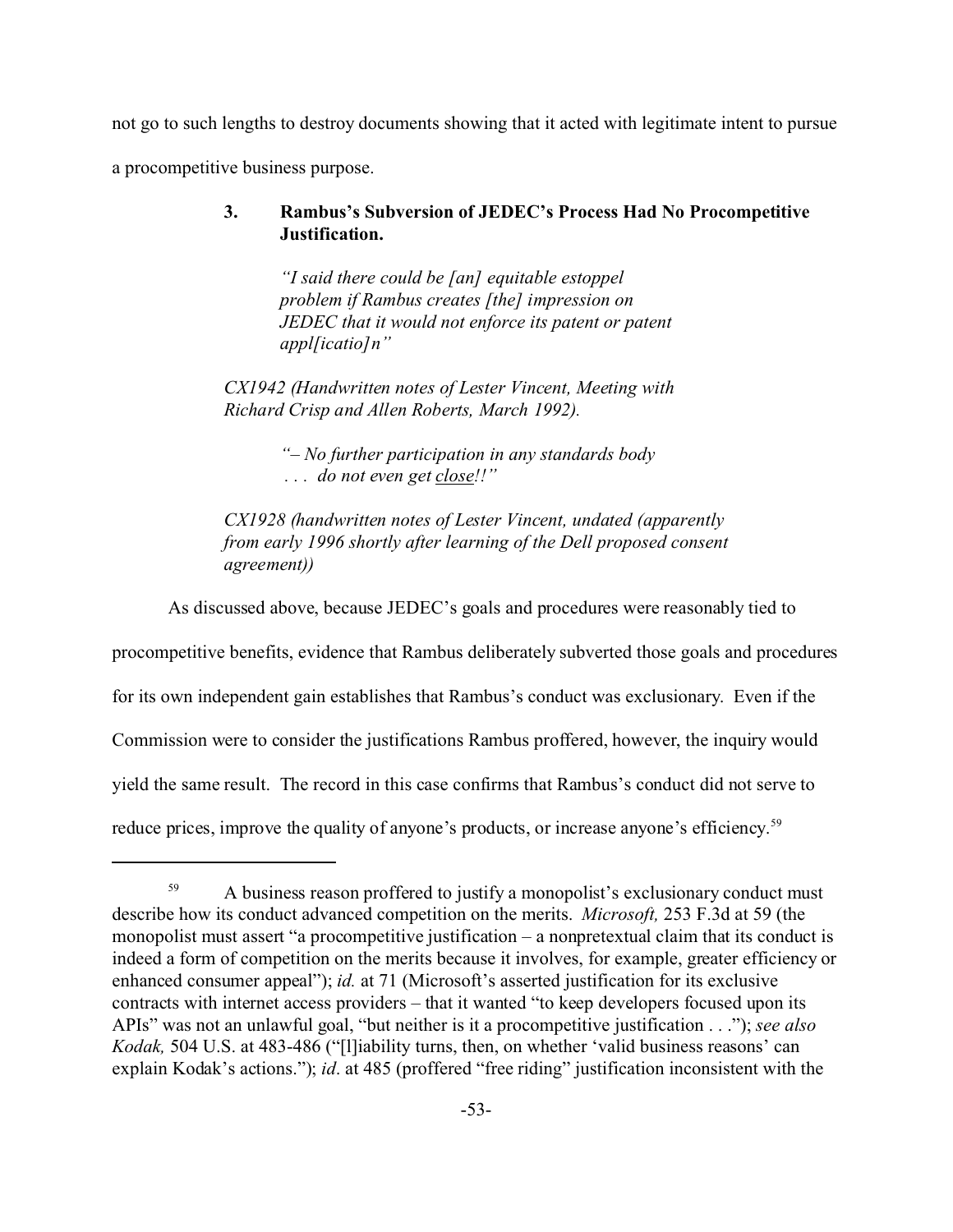not go to such lengths to destroy documents showing that it acted with legitimate intent to pursue a procompetitive business purpose.

### 3. Rambus's Subversion of JEDEC's Process Had No Procompetitive Justification.

> *"I said there could be [an] equitable estoppel problem if Rambus creates [the] impression on JEDEC that it would not enforce its patent or patent appl[icatio]n"*

*CX1942 (Handwritten notes of Lester Vincent, Meeting with Richard Crisp and Allen Roberts, March 1992).*

> *"– No further participation in any standards body . . . do not even get close!!"*

*CX1928 (handwritten notes of Lester Vincent, undated (apparently from early 1996 shortly after learning of the Dell proposed consent agreement))*

As discussed above, because JEDEC's goals and procedures were reasonably tied to procompetitive benefits, evidence that Rambus deliberately subverted those goals and procedures for its own independent gain establishes that Rambus's conduct was exclusionary. Even if the Commission were to consider the justifications Rambus proffered, however, the inquiry would yield the same result. The record in this case confirms that Rambus's conduct did not serve to reduce prices, improve the quality of anyone's products, or increase anyone's efficiency.[59]

---

[59] A business reason proffered to justify a monopolist's exclusionary conduct must describe how its conduct advanced competition on the merits. *Microsoft,* 253 F.3d at 59 (the monopolist must assert "a procompetitive justification – a nonpretextual claim that its conduct is indeed a form of competition on the merits because it involves, for example, greater efficiency or enhanced consumer appeal"); *id.* at 71 (Microsoft's asserted justification for its exclusive contracts with internet access providers – that it wanted "to keep developers focused upon its APIs" was not an unlawful goal, "but neither is it a procompetitive justification . . ."); *see also Kodak,* 504 U.S. at 483-486 ("[l]iability turns, then, on whether 'valid business reasons' can explain Kodak's actions."); *id*. at 485 (proffered "free riding" justification inconsistent with the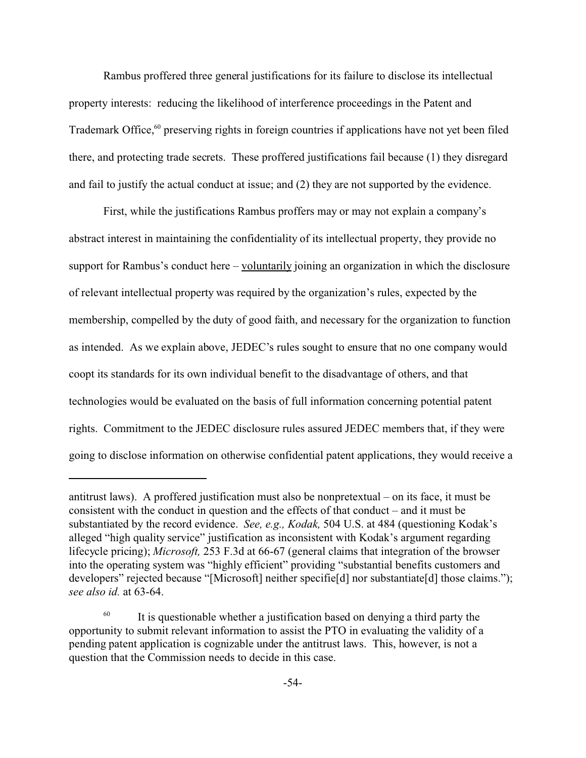Rambus proffered three general justifications for its failure to disclose its intellectual property interests: reducing the likelihood of interference proceedings in the Patent and Trademark Office,[60] preserving rights in foreign countries if applications have not yet been filed there, and protecting trade secrets. These proffered justifications fail because (1) they disregard and fail to justify the actual conduct at issue; and (2) they are not supported by the evidence.

First, while the justifications Rambus proffers may or may not explain a company's abstract interest in maintaining the confidentiality of its intellectual property, they provide no support for Rambus's conduct here – <u>voluntarily</u> joining an organization in which the disclosure of relevant intellectual property was required by the organization's rules, expected by the membership, compelled by the duty of good faith, and necessary for the organization to function as intended. As we explain above, JEDEC's rules sought to ensure that no one company would coopt its standards for its own individual benefit to the disadvantage of others, and that technologies would be evaluated on the basis of full information concerning potential patent rights. Commitment to the JEDEC disclosure rules assured JEDEC members that, if they were going to disclose information on otherwise confidential patent applications, they would receive a

---

antitrust laws). A proffered justification must also be nonpretextual – on its face, it must be consistent with the conduct in question and the effects of that conduct – and it must be substantiated by the record evidence. *See, e.g., Kodak,* 504 U.S. at 484 (questioning Kodak's alleged "high quality service" justification as inconsistent with Kodak's argument regarding lifecycle pricing); *Microsoft,* 253 F.3d at 66-67 (general claims that integration of the browser into the operating system was "highly efficient" providing "substantial benefits customers and developers" rejected because "[Microsoft] neither specifie[d] nor substantiate[d] those claims."); *see also id.* at 63-64.

[60] It is questionable whether a justification based on denying a third party the opportunity to submit relevant information to assist the PTO in evaluating the validity of a pending patent application is cognizable under the antitrust laws. This, however, is not a question that the Commission needs to decide in this case.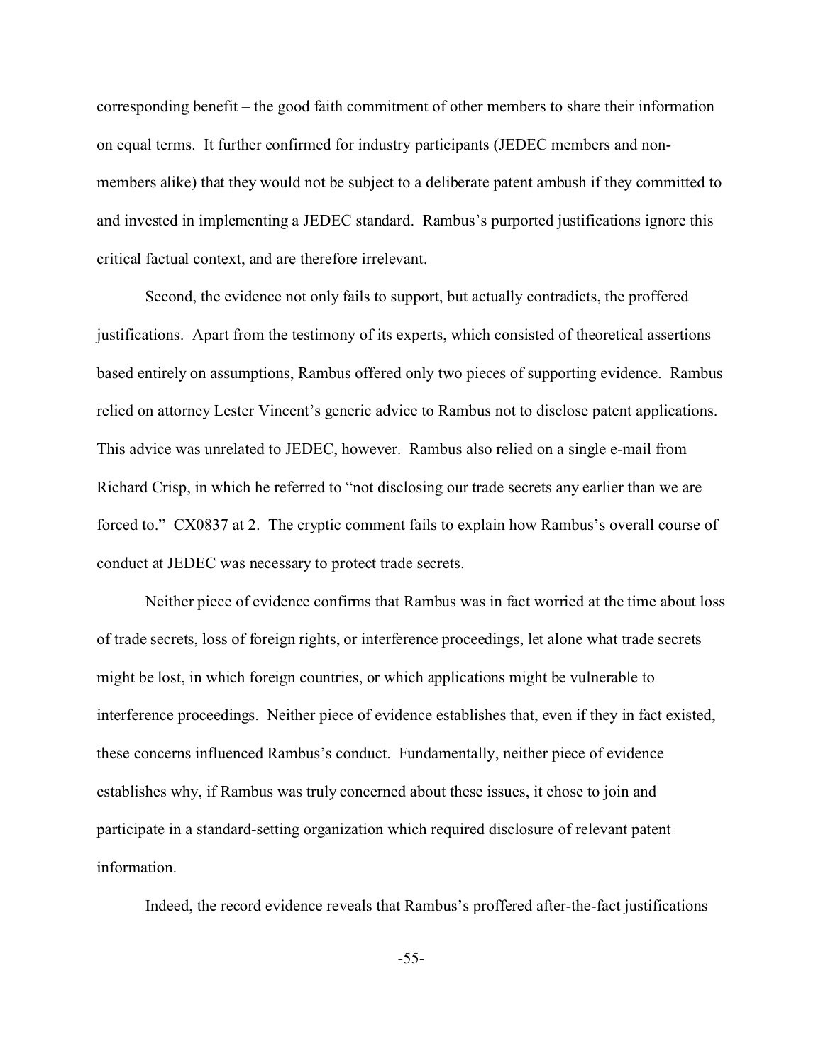corresponding benefit – the good faith commitment of other members to share their information on equal terms. It further confirmed for industry participants (JEDEC members and non-members alike) that they would not be subject to a deliberate patent ambush if they committed to and invested in implementing a JEDEC standard. Rambus's purported justifications ignore this critical factual context, and are therefore irrelevant.

Second, the evidence not only fails to support, but actually contradicts, the proffered justifications. Apart from the testimony of its experts, which consisted of theoretical assertions based entirely on assumptions, Rambus offered only two pieces of supporting evidence. Rambus relied on attorney Lester Vincent's generic advice to Rambus not to disclose patent applications. This advice was unrelated to JEDEC, however. Rambus also relied on a single e-mail from Richard Crisp, in which he referred to "not disclosing our trade secrets any earlier than we are forced to." CX0837 at 2. The cryptic comment fails to explain how Rambus's overall course of conduct at JEDEC was necessary to protect trade secrets.

Neither piece of evidence confirms that Rambus was in fact worried at the time about loss of trade secrets, loss of foreign rights, or interference proceedings, let alone what trade secrets might be lost, in which foreign countries, or which applications might be vulnerable to interference proceedings. Neither piece of evidence establishes that, even if they in fact existed, these concerns influenced Rambus's conduct. Fundamentally, neither piece of evidence establishes why, if Rambus was truly concerned about these issues, it chose to join and participate in a standard-setting organization which required disclosure of relevant patent information.

Indeed, the record evidence reveals that Rambus's proffered after-the-fact justifications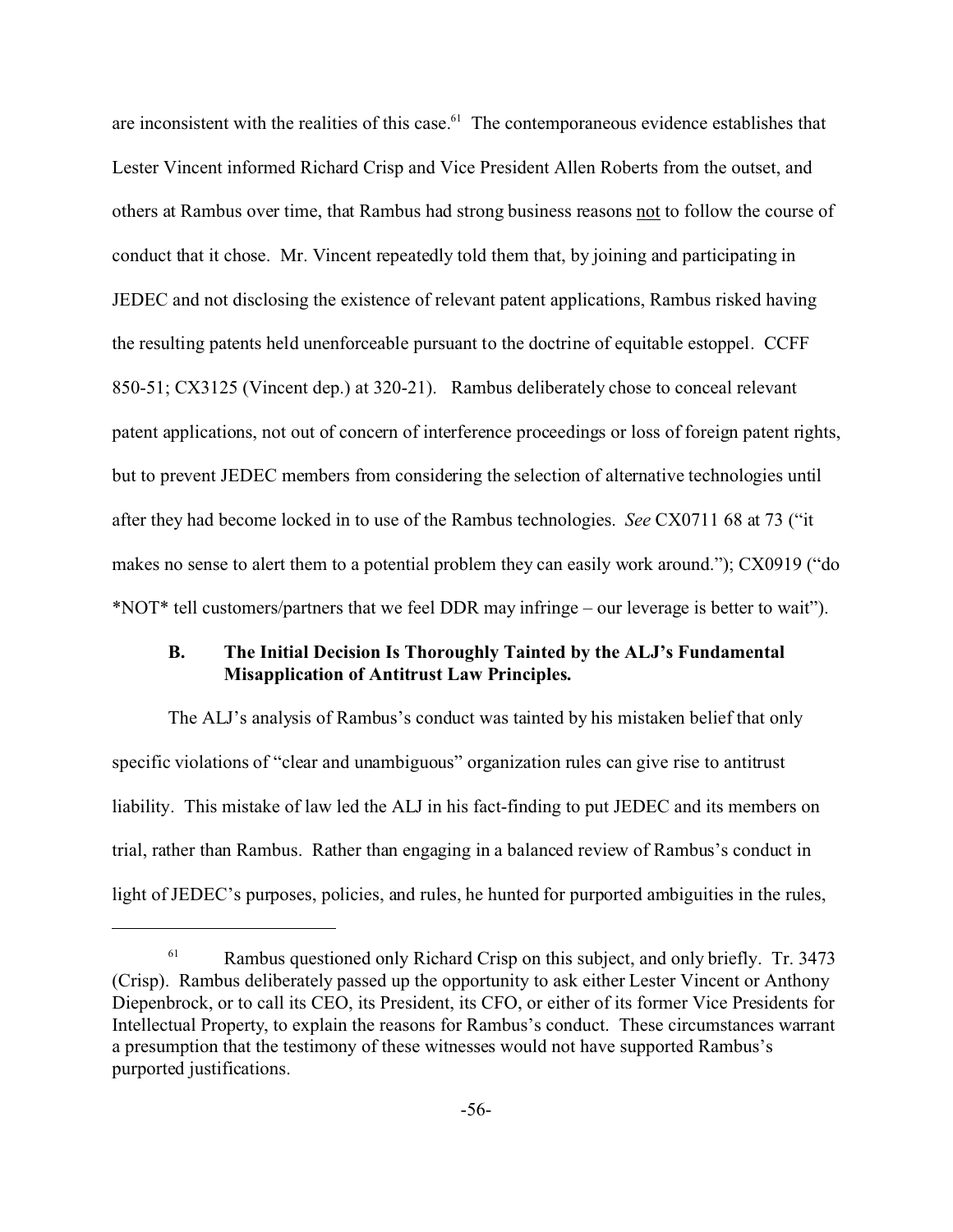are inconsistent with the realities of this case.[61] The contemporaneous evidence establishes that Lester Vincent informed Richard Crisp and Vice President Allen Roberts from the outset, and others at Rambus over time, that Rambus had strong business reasons not to follow the course of conduct that it chose. Mr. Vincent repeatedly told them that, by joining and participating in JEDEC and not disclosing the existence of relevant patent applications, Rambus risked having the resulting patents held unenforceable pursuant to the doctrine of equitable estoppel. CCFF 850-51; CX3125 (Vincent dep.) at 320-21). Rambus deliberately chose to conceal relevant patent applications, not out of concern of interference proceedings or loss of foreign patent rights, but to prevent JEDEC members from considering the selection of alternative technologies until after they had become locked in to use of the Rambus technologies. *See* CX0711 68 at 73 ("it makes no sense to alert them to a potential problem they can easily work around."); CX0919 ("do *NOT* tell customers/partners that we feel DDR may infringe – our leverage is better to wait").

### B. The Initial Decision Is Thoroughly Tainted by the ALJ's Fundamental Misapplication of Antitrust Law Principles.

The ALJ's analysis of Rambus's conduct was tainted by his mistaken belief that only specific violations of "clear and unambiguous" organization rules can give rise to antitrust liability. This mistake of law led the ALJ in his fact-finding to put JEDEC and its members on trial, rather than Rambus. Rather than engaging in a balanced review of Rambus's conduct in light of JEDEC's purposes, policies, and rules, he hunted for purported ambiguities in the rules,

---

[61] Rambus questioned only Richard Crisp on this subject, and only briefly. Tr. 3473 (Crisp). Rambus deliberately passed up the opportunity to ask either Lester Vincent or Anthony Diepenbrock, or to call its CEO, its President, its CFO, or either of its former Vice Presidents for Intellectual Property, to explain the reasons for Rambus's conduct. These circumstances warrant a presumption that the testimony of these witnesses would not have supported Rambus's purported justifications.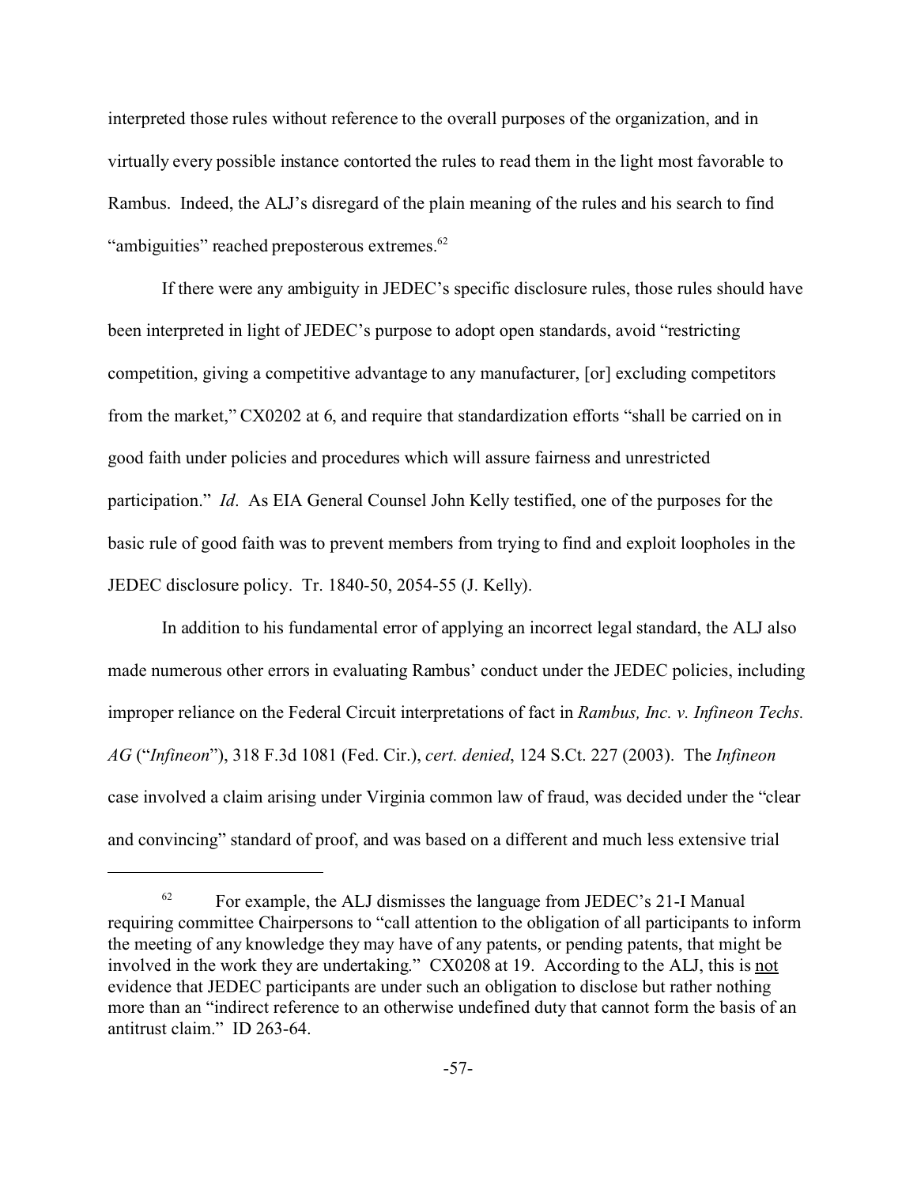interpreted those rules without reference to the overall purposes of the organization, and in virtually every possible instance contorted the rules to read them in the light most favorable to Rambus. Indeed, the ALJ's disregard of the plain meaning of the rules and his search to find "ambiguities" reached preposterous extremes.[62]

If there were any ambiguity in JEDEC's specific disclosure rules, those rules should have been interpreted in light of JEDEC's purpose to adopt open standards, avoid "restricting competition, giving a competitive advantage to any manufacturer, [or] excluding competitors from the market," CX0202 at 6, and require that standardization efforts "shall be carried on in good faith under policies and procedures which will assure fairness and unrestricted participation." *Id*. As EIA General Counsel John Kelly testified, one of the purposes for the basic rule of good faith was to prevent members from trying to find and exploit loopholes in the JEDEC disclosure policy. Tr. 1840-50, 2054-55 (J. Kelly).

In addition to his fundamental error of applying an incorrect legal standard, the ALJ also made numerous other errors in evaluating Rambus' conduct under the JEDEC policies, including improper reliance on the Federal Circuit interpretations of fact in *Rambus, Inc. v. Infineon Techs. AG* ("*Infineon*"), 318 F.3d 1081 (Fed. Cir.), *cert. denied*, 124 S.Ct. 227 (2003). The *Infineon* case involved a claim arising under Virginia common law of fraud, was decided under the "clear and convincing" standard of proof, and was based on a different and much less extensive trial

---

[62] For example, the ALJ dismisses the language from JEDEC's 21-I Manual requiring committee Chairpersons to "call attention to the obligation of all participants to inform the meeting of any knowledge they may have of any patents, or pending patents, that might be involved in the work they are undertaking." CX0208 at 19. According to the ALJ, this is <u>not</u> evidence that JEDEC participants are under such an obligation to disclose but rather nothing more than an "indirect reference to an otherwise undefined duty that cannot form the basis of an antitrust claim." ID 263-64.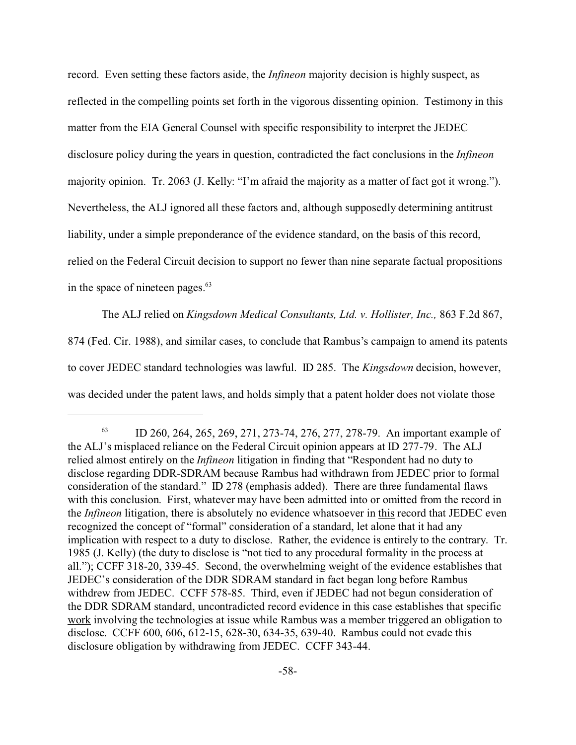record. Even setting these factors aside, the *Infineon* majority decision is highly suspect, as reflected in the compelling points set forth in the vigorous dissenting opinion. Testimony in this matter from the EIA General Counsel with specific responsibility to interpret the JEDEC disclosure policy during the years in question, contradicted the fact conclusions in the *Infineon* majority opinion. Tr. 2063 (J. Kelly: "I'm afraid the majority as a matter of fact got it wrong."). Nevertheless, the ALJ ignored all these factors and, although supposedly determining antitrust liability, under a simple preponderance of the evidence standard, on the basis of this record, relied on the Federal Circuit decision to support no fewer than nine separate factual propositions in the space of nineteen pages.[63]

The ALJ relied on *Kingsdown Medical Consultants, Ltd. v. Hollister, Inc.,* 863 F.2d 867, 874 (Fed. Cir. 1988), and similar cases, to conclude that Rambus's campaign to amend its patents to cover JEDEC standard technologies was lawful. ID 285. The *Kingsdown* decision, however, was decided under the patent laws, and holds simply that a patent holder does not violate those

---

[63] ID 260, 264, 265, 269, 271, 273-74, 276, 277, 278-79. An important example of the ALJ's misplaced reliance on the Federal Circuit opinion appears at ID 277-79. The ALJ relied almost entirely on the *Infineon* litigation in finding that "Respondent had no duty to disclose regarding DDR-SDRAM because Rambus had withdrawn from JEDEC prior to <u>formal</u> consideration of the standard." ID 278 (emphasis added). There are three fundamental flaws with this conclusion. First, whatever may have been admitted into or omitted from the record in the *Infineon* litigation, there is absolutely no evidence whatsoever in <u>this</u> record that JEDEC even recognized the concept of "formal" consideration of a standard, let alone that it had any implication with respect to a duty to disclose. Rather, the evidence is entirely to the contrary. Tr. 1985 (J. Kelly) (the duty to disclose is "not tied to any procedural formality in the process at all."); CCFF 318-20, 339-45. Second, the overwhelming weight of the evidence establishes that JEDEC's consideration of the DDR SDRAM standard in fact began long before Rambus withdrew from JEDEC. CCFF 578-85. Third, even if JEDEC had not begun consideration of the DDR SDRAM standard, uncontradicted record evidence in this case establishes that specific <u>work</u> involving the technologies at issue while Rambus was a member triggered an obligation to disclose. CCFF 600, 606, 612-15, 628-30, 634-35, 639-40. Rambus could not evade this disclosure obligation by withdrawing from JEDEC. CCFF 343-44.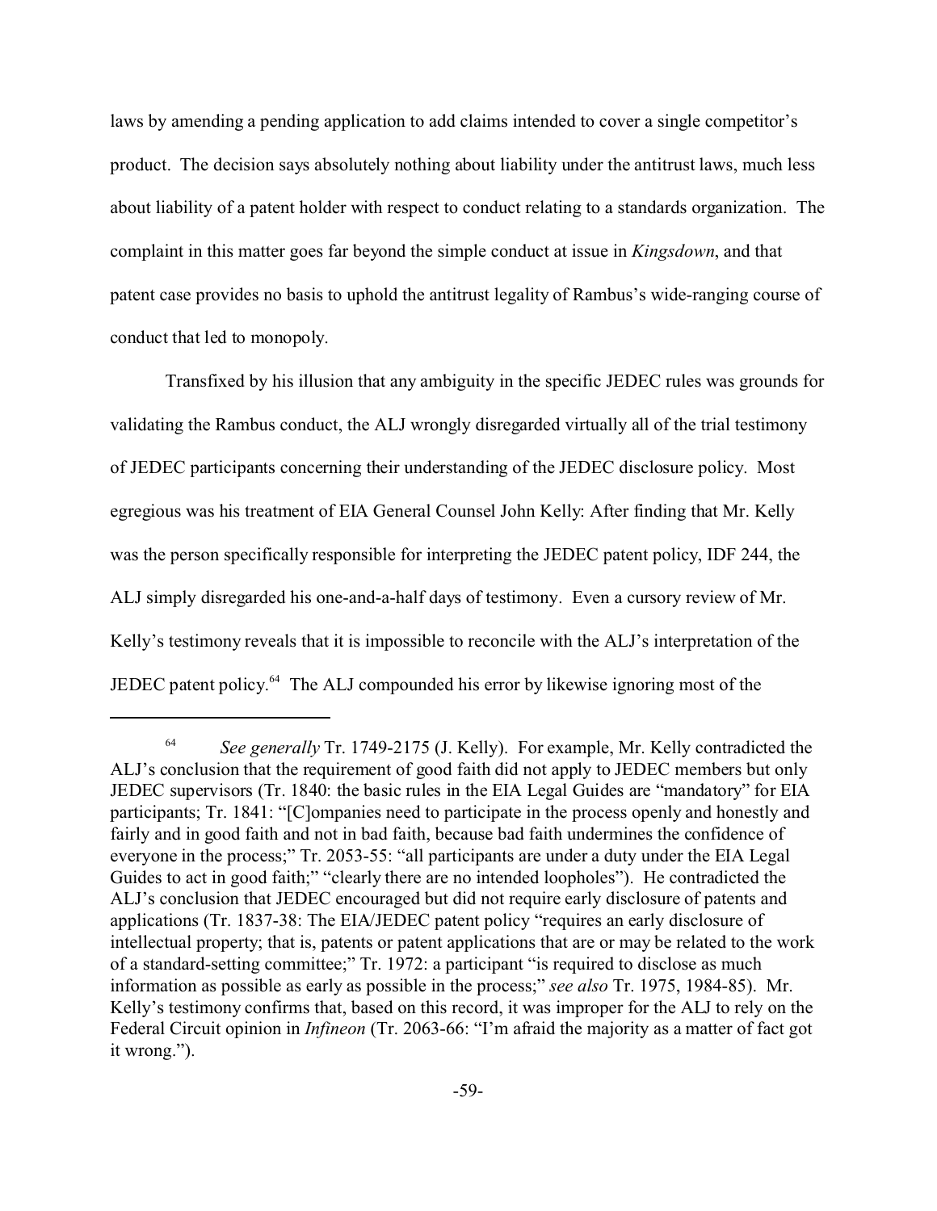laws by amending a pending application to add claims intended to cover a single competitor's product. The decision says absolutely nothing about liability under the antitrust laws, much less about liability of a patent holder with respect to conduct relating to a standards organization. The complaint in this matter goes far beyond the simple conduct at issue in *Kingsdown*, and that patent case provides no basis to uphold the antitrust legality of Rambus's wide-ranging course of conduct that led to monopoly.

Transfixed by his illusion that any ambiguity in the specific JEDEC rules was grounds for validating the Rambus conduct, the ALJ wrongly disregarded virtually all of the trial testimony of JEDEC participants concerning their understanding of the JEDEC disclosure policy. Most egregious was his treatment of EIA General Counsel John Kelly: After finding that Mr. Kelly was the person specifically responsible for interpreting the JEDEC patent policy, IDF 244, the ALJ simply disregarded his one-and-a-half days of testimony. Even a cursory review of Mr. Kelly's testimony reveals that it is impossible to reconcile with the ALJ's interpretation of the JEDEC patent policy.[64] The ALJ compounded his error by likewise ignoring most of the

---

[64] *See generally* Tr. 1749-2175 (J. Kelly). For example, Mr. Kelly contradicted the ALJ's conclusion that the requirement of good faith did not apply to JEDEC members but only JEDEC supervisors (Tr. 1840: the basic rules in the EIA Legal Guides are "mandatory" for EIA participants; Tr. 1841: "[C]ompanies need to participate in the process openly and honestly and fairly and in good faith and not in bad faith, because bad faith undermines the confidence of everyone in the process;" Tr. 2053-55: "all participants are under a duty under the EIA Legal Guides to act in good faith;" "clearly there are no intended loopholes"). He contradicted the ALJ's conclusion that JEDEC encouraged but did not require early disclosure of patents and applications (Tr. 1837-38: The EIA/JEDEC patent policy "requires an early disclosure of intellectual property; that is, patents or patent applications that are or may be related to the work of a standard-setting committee;" Tr. 1972: a participant "is required to disclose as much information as possible as early as possible in the process;" *see also* Tr. 1975, 1984-85). Mr. Kelly's testimony confirms that, based on this record, it was improper for the ALJ to rely on the Federal Circuit opinion in *Infineon* (Tr. 2063-66: "I'm afraid the majority as a matter of fact got it wrong.").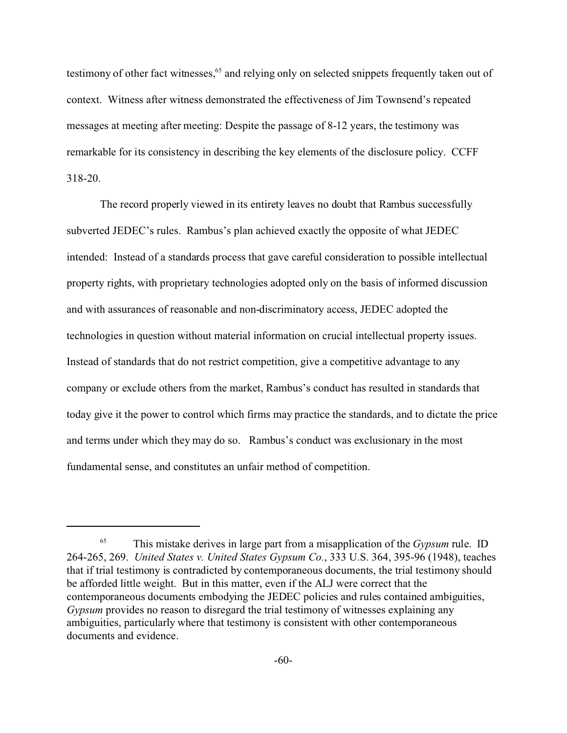testimony of other fact witnesses,[65] and relying only on selected snippets frequently taken out of context. Witness after witness demonstrated the effectiveness of Jim Townsend's repeated messages at meeting after meeting: Despite the passage of 8-12 years, the testimony was remarkable for its consistency in describing the key elements of the disclosure policy. CCFF 318-20.

The record properly viewed in its entirety leaves no doubt that Rambus successfully subverted JEDEC's rules. Rambus's plan achieved exactly the opposite of what JEDEC intended: Instead of a standards process that gave careful consideration to possible intellectual property rights, with proprietary technologies adopted only on the basis of informed discussion and with assurances of reasonable and non-discriminatory access, JEDEC adopted the technologies in question without material information on crucial intellectual property issues. Instead of standards that do not restrict competition, give a competitive advantage to any company or exclude others from the market, Rambus's conduct has resulted in standards that today give it the power to control which firms may practice the standards, and to dictate the price and terms under which they may do so. Rambus's conduct was exclusionary in the most fundamental sense, and constitutes an unfair method of competition.

---

[65] This mistake derives in large part from a misapplication of the *Gypsum* rule. ID 264-265, 269. *United States v. United States Gypsum Co.*, 333 U.S. 364, 395-96 (1948), teaches that if trial testimony is contradicted by contemporaneous documents, the trial testimony should be afforded little weight. But in this matter, even if the ALJ were correct that the contemporaneous documents embodying the JEDEC policies and rules contained ambiguities, *Gypsum* provides no reason to disregard the trial testimony of witnesses explaining any ambiguities, particularly where that testimony is consistent with other contemporaneous documents and evidence.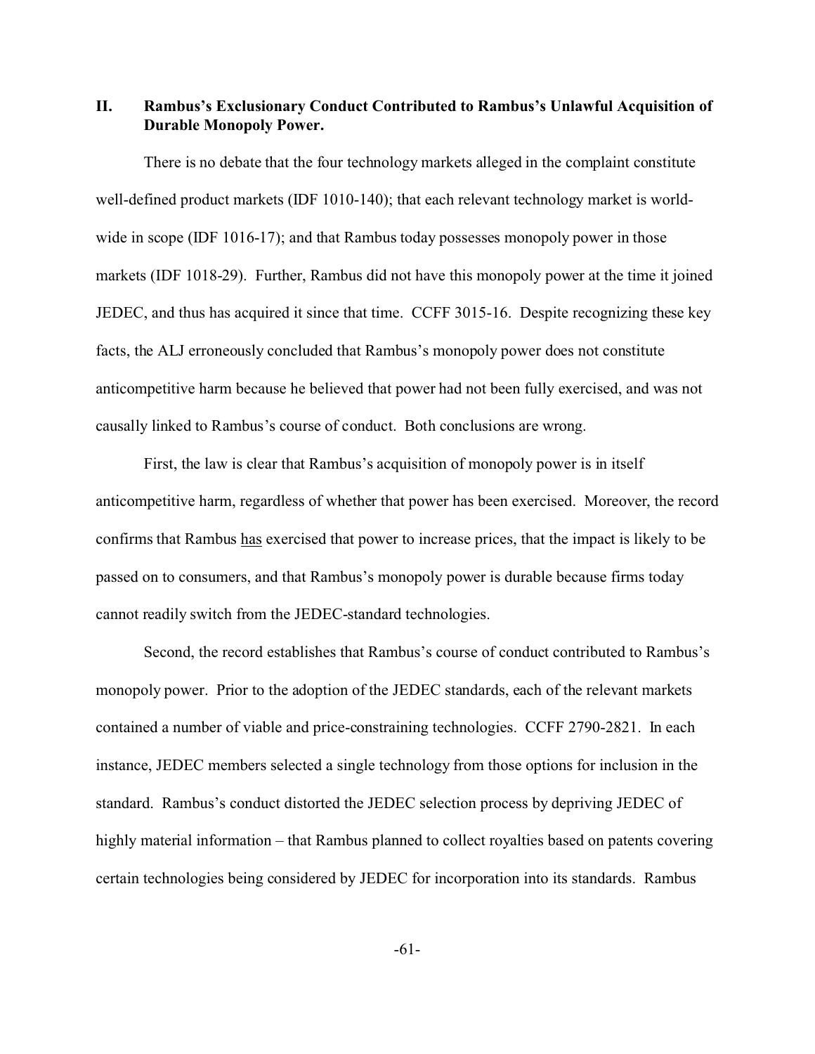## II. Rambus's Exclusionary Conduct Contributed to Rambus's Unlawful Acquisition of Durable Monopoly Power.

There is no debate that the four technology markets alleged in the complaint constitute well-defined product markets (IDF 1010-140); that each relevant technology market is world-wide in scope (IDF 1016-17); and that Rambus today possesses monopoly power in those markets (IDF 1018-29). Further, Rambus did not have this monopoly power at the time it joined JEDEC, and thus has acquired it since that time. CCFF 3015-16. Despite recognizing these key facts, the ALJ erroneously concluded that Rambus's monopoly power does not constitute anticompetitive harm because he believed that power had not been fully exercised, and was not causally linked to Rambus's course of conduct. Both conclusions are wrong.

First, the law is clear that Rambus's acquisition of monopoly power is in itself anticompetitive harm, regardless of whether that power has been exercised. Moreover, the record confirms that Rambus <u>has</u> exercised that power to increase prices, that the impact is likely to be passed on to consumers, and that Rambus's monopoly power is durable because firms today cannot readily switch from the JEDEC-standard technologies.

Second, the record establishes that Rambus's course of conduct contributed to Rambus's monopoly power. Prior to the adoption of the JEDEC standards, each of the relevant markets contained a number of viable and price-constraining technologies. CCFF 2790-2821. In each instance, JEDEC members selected a single technology from those options for inclusion in the standard. Rambus's conduct distorted the JEDEC selection process by depriving JEDEC of highly material information – that Rambus planned to collect royalties based on patents covering certain technologies being considered by JEDEC for incorporation into its standards. Rambus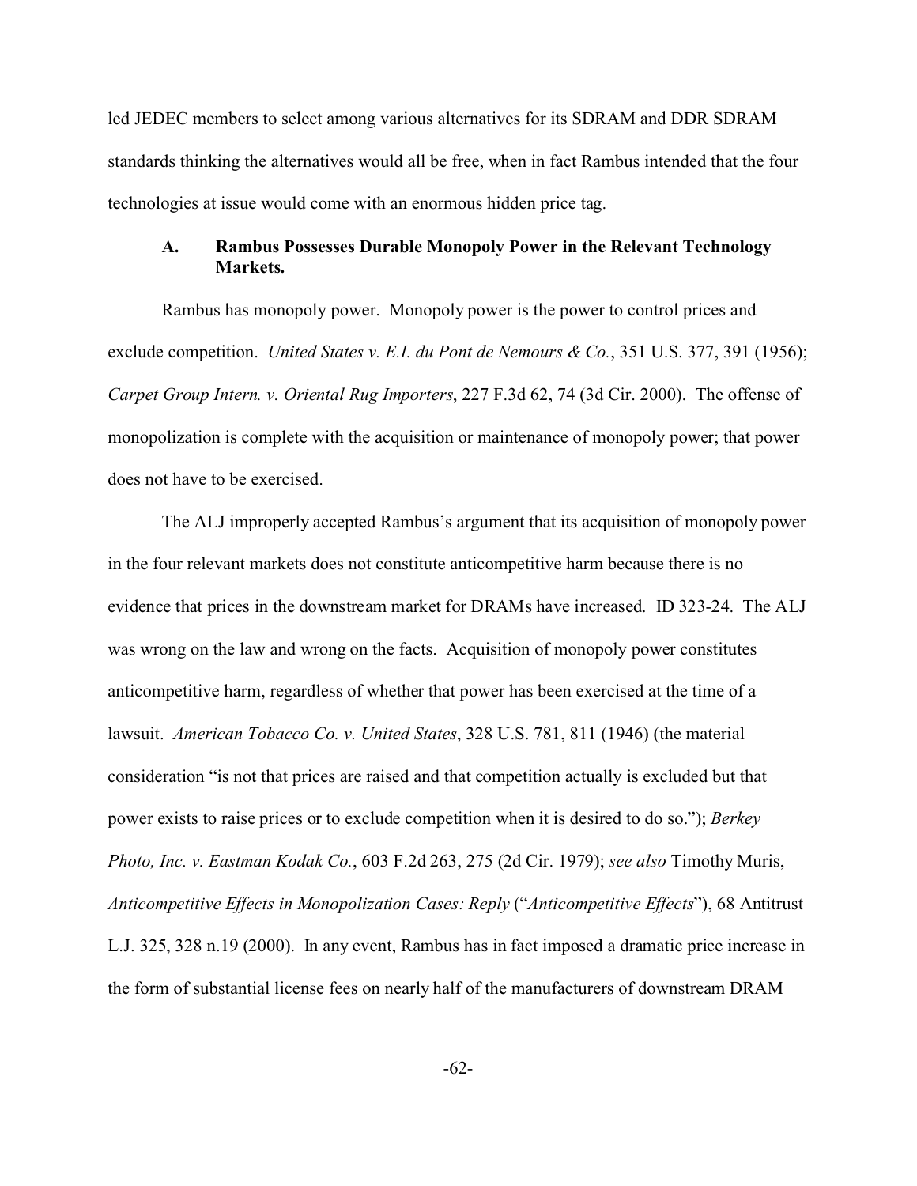led JEDEC members to select among various alternatives for its SDRAM and DDR SDRAM standards thinking the alternatives would all be free, when in fact Rambus intended that the four technologies at issue would come with an enormous hidden price tag.

### A. Rambus Possesses Durable Monopoly Power in the Relevant Technology Markets.

Rambus has monopoly power. Monopoly power is the power to control prices and exclude competition. *United States v. E.I. du Pont de Nemours & Co.*, 351 U.S. 377, 391 (1956); *Carpet Group Intern. v. Oriental Rug Importers*, 227 F.3d 62, 74 (3d Cir. 2000). The offense of monopolization is complete with the acquisition or maintenance of monopoly power; that power does not have to be exercised.

The ALJ improperly accepted Rambus's argument that its acquisition of monopoly power in the four relevant markets does not constitute anticompetitive harm because there is no evidence that prices in the downstream market for DRAMs have increased. ID 323-24. The ALJ was wrong on the law and wrong on the facts. Acquisition of monopoly power constitutes anticompetitive harm, regardless of whether that power has been exercised at the time of a lawsuit. *American Tobacco Co. v. United States*, 328 U.S. 781, 811 (1946) (the material consideration "is not that prices are raised and that competition actually is excluded but that power exists to raise prices or to exclude competition when it is desired to do so."); *Berkey Photo, Inc. v. Eastman Kodak Co.*, 603 F.2d 263, 275 (2d Cir. 1979); *see also* Timothy Muris, *Anticompetitive Effects in Monopolization Cases: Reply* ("*Anticompetitive Effects*"), 68 Antitrust L.J. 325, 328 n.19 (2000). In any event, Rambus has in fact imposed a dramatic price increase in the form of substantial license fees on nearly half of the manufacturers of downstream DRAM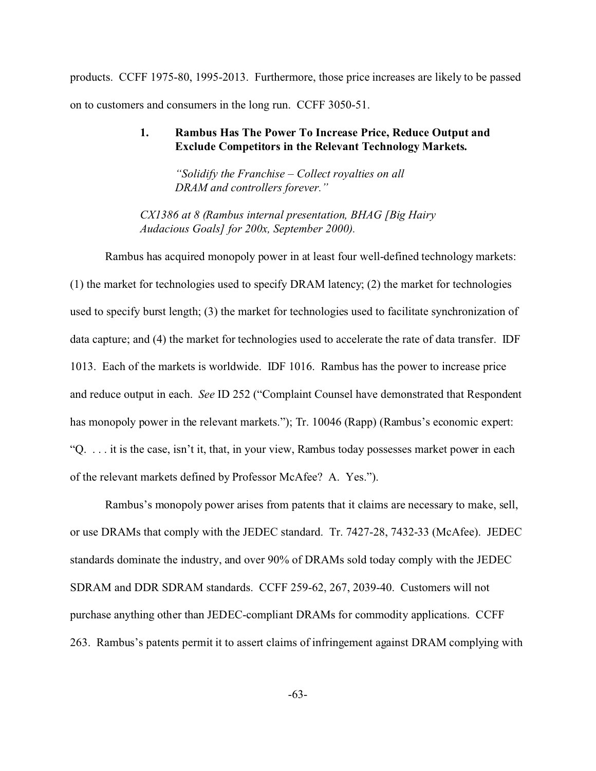products. CCFF 1975-80, 1995-2013. Furthermore, those price increases are likely to be passed on to customers and consumers in the long run. CCFF 3050-51.

### 1. Rambus Has The Power To Increase Price, Reduce Output and Exclude Competitors in the Relevant Technology Markets.

> *"Solidify the Franchise – Collect royalties on all DRAM and controllers forever."*
>
> *CX1386 at 8 (Rambus internal presentation, BHAG [Big Hairy Audacious Goals] for 200x, September 2000).*

Rambus has acquired monopoly power in at least four well-defined technology markets: (1) the market for technologies used to specify DRAM latency; (2) the market for technologies used to specify burst length; (3) the market for technologies used to facilitate synchronization of data capture; and (4) the market for technologies used to accelerate the rate of data transfer. IDF 1013. Each of the markets is worldwide. IDF 1016. Rambus has the power to increase price and reduce output in each. *See* ID 252 ("Complaint Counsel have demonstrated that Respondent has monopoly power in the relevant markets."); Tr. 10046 (Rapp) (Rambus's economic expert: "Q. . . . it is the case, isn't it, that, in your view, Rambus today possesses market power in each of the relevant markets defined by Professor McAfee? A. Yes.").

Rambus's monopoly power arises from patents that it claims are necessary to make, sell, or use DRAMs that comply with the JEDEC standard. Tr. 7427-28, 7432-33 (McAfee). JEDEC standards dominate the industry, and over 90% of DRAMs sold today comply with the JEDEC SDRAM and DDR SDRAM standards. CCFF 259-62, 267, 2039-40. Customers will not purchase anything other than JEDEC-compliant DRAMs for commodity applications. CCFF 263. Rambus's patents permit it to assert claims of infringement against DRAM complying with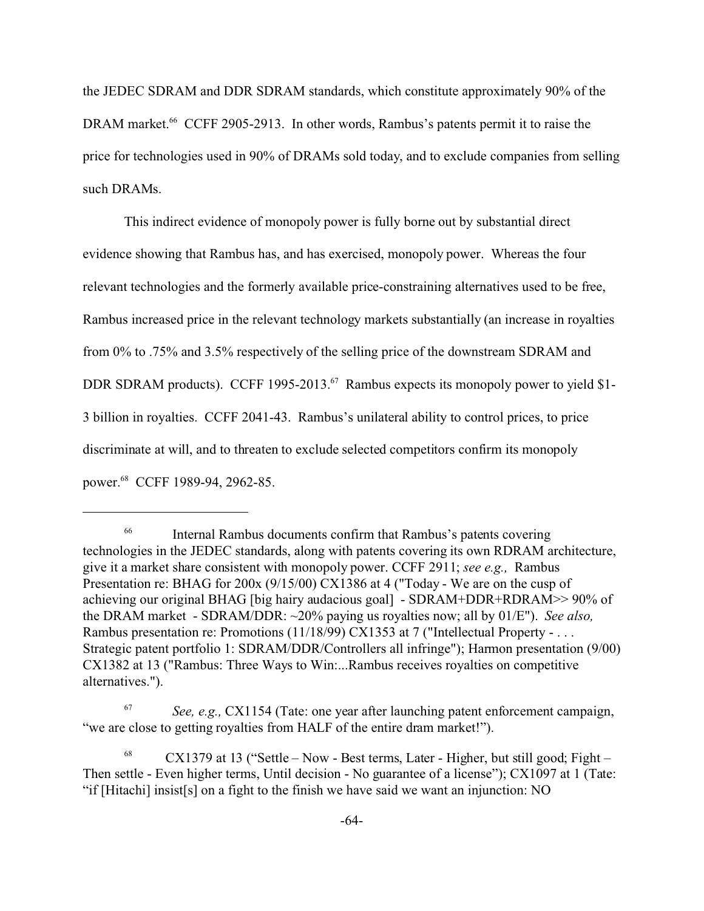the JEDEC SDRAM and DDR SDRAM standards, which constitute approximately 90% of the DRAM market.[66] CCFF 2905-2913. In other words, Rambus's patents permit it to raise the price for technologies used in 90% of DRAMs sold today, and to exclude companies from selling such DRAMs.

This indirect evidence of monopoly power is fully borne out by substantial direct evidence showing that Rambus has, and has exercised, monopoly power. Whereas the four relevant technologies and the formerly available price-constraining alternatives used to be free, Rambus increased price in the relevant technology markets substantially (an increase in royalties from 0% to .75% and 3.5% respectively of the selling price of the downstream SDRAM and DDR SDRAM products). CCFF 1995-2013.[67] Rambus expects its monopoly power to yield $1-3 billion in royalties. CCFF 2041-43. Rambus's unilateral ability to control prices, to price discriminate at will, and to threaten to exclude selected competitors confirm its monopoly power.[68] CCFF 1989-94, 2962-85.

---

[66] Internal Rambus documents confirm that Rambus's patents covering technologies in the JEDEC standards, along with patents covering its own RDRAM architecture, give it a market share consistent with monopoly power. CCFF 2911; *see e.g.,* Rambus Presentation re: BHAG for 200x (9/15/00) CX1386 at 4 ("Today - We are on the cusp of achieving our original BHAG [big hairy audacious goal] - SDRAM+DDR+RDRAM>> 90% of the DRAM market - SDRAM/DDR: ~20% paying us royalties now; all by 01/E"). *See also,* Rambus presentation re: Promotions (11/18/99) CX1353 at 7 ("Intellectual Property - . . . Strategic patent portfolio 1: SDRAM/DDR/Controllers all infringe"); Harmon presentation (9/00) CX1382 at 13 ("Rambus: Three Ways to Win:...Rambus receives royalties on competitive alternatives.").

[67] *See, e.g.,* CX1154 (Tate: one year after launching patent enforcement campaign, "we are close to getting royalties from HALF of the entire dram market!").

[68] CX1379 at 13 ("Settle – Now - Best terms, Later - Higher, but still good; Fight – Then settle - Even higher terms, Until decision - No guarantee of a license"); CX1097 at 1 (Tate: "if [Hitachi] insist[s] on a fight to the finish we have said we want an injunction: NO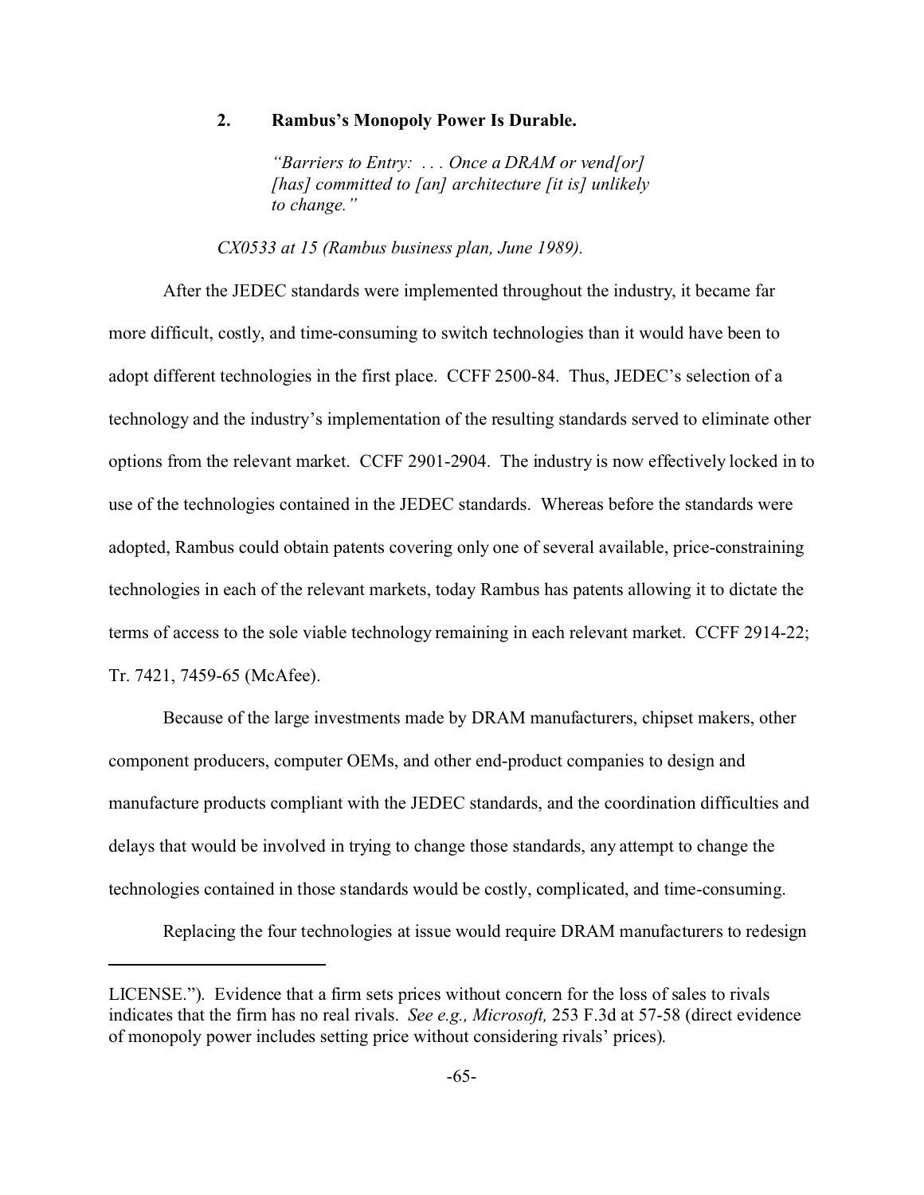### 2. Rambus's Monopoly Power Is Durable.

> *"Barriers to Entry: . . . Once a DRAM or vend[or] [has] committed to [an] architecture [it is] unlikely to change."*

*CX0533 at 15 (Rambus business plan, June 1989).*

After the JEDEC standards were implemented throughout the industry, it became far more difficult, costly, and time-consuming to switch technologies than it would have been to adopt different technologies in the first place. CCFF 2500-84. Thus, JEDEC's selection of a technology and the industry's implementation of the resulting standards served to eliminate other options from the relevant market. CCFF 2901-2904. The industry is now effectively locked in to use of the technologies contained in the JEDEC standards. Whereas before the standards were adopted, Rambus could obtain patents covering only one of several available, price-constraining technologies in each of the relevant markets, today Rambus has patents allowing it to dictate the terms of access to the sole viable technology remaining in each relevant market. CCFF 2914-22; Tr. 7421, 7459-65 (McAfee).

Because of the large investments made by DRAM manufacturers, chipset makers, other component producers, computer OEMs, and other end-product companies to design and manufacture products compliant with the JEDEC standards, and the coordination difficulties and delays that would be involved in trying to change those standards, any attempt to change the technologies contained in those standards would be costly, complicated, and time-consuming.

Replacing the four technologies at issue would require DRAM manufacturers to redesign

---

LICENSE."). Evidence that a firm sets prices without concern for the loss of sales to rivals indicates that the firm has no real rivals. *See e.g., Microsoft,* 253 F.3d at 57-58 (direct evidence of monopoly power includes setting price without considering rivals' prices).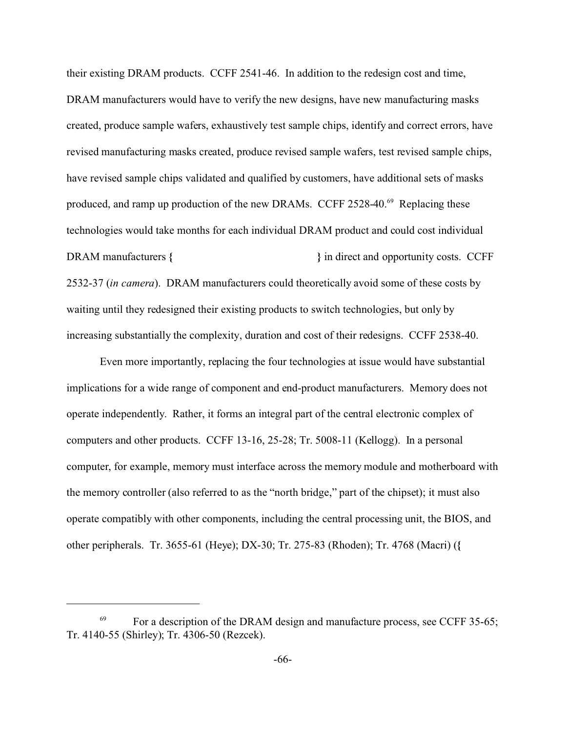their existing DRAM products. CCFF 2541-46. In addition to the redesign cost and time, DRAM manufacturers would have to verify the new designs, have new manufacturing masks created, produce sample wafers, exhaustively test sample chips, identify and correct errors, have revised manufacturing masks created, produce revised sample wafers, test revised sample chips, have revised sample chips validated and qualified by customers, have additional sets of masks produced, and ramp up production of the new DRAMs. CCFF 2528-40.[69] Replacing these technologies would take months for each individual DRAM product and could cost individual DRAM manufacturers **{** **}** in direct and opportunity costs. CCFF 2532-37 (*in camera*). DRAM manufacturers could theoretically avoid some of these costs by waiting until they redesigned their existing products to switch technologies, but only by increasing substantially the complexity, duration and cost of their redesigns. CCFF 2538-40.

Even more importantly, replacing the four technologies at issue would have substantial implications for a wide range of component and end-product manufacturers. Memory does not operate independently. Rather, it forms an integral part of the central electronic complex of computers and other products. CCFF 13-16, 25-28; Tr. 5008-11 (Kellogg). In a personal computer, for example, memory must interface across the memory module and motherboard with the memory controller (also referred to as the "north bridge," part of the chipset); it must also operate compatibly with other components, including the central processing unit, the BIOS, and other peripherals. Tr. 3655-61 (Heye); DX-30; Tr. 275-83 (Rhoden); Tr. 4768 (Macri) (**{**

---

[69] For a description of the DRAM design and manufacture process, see CCFF 35-65; Tr. 4140-55 (Shirley); Tr. 4306-50 (Rezcek).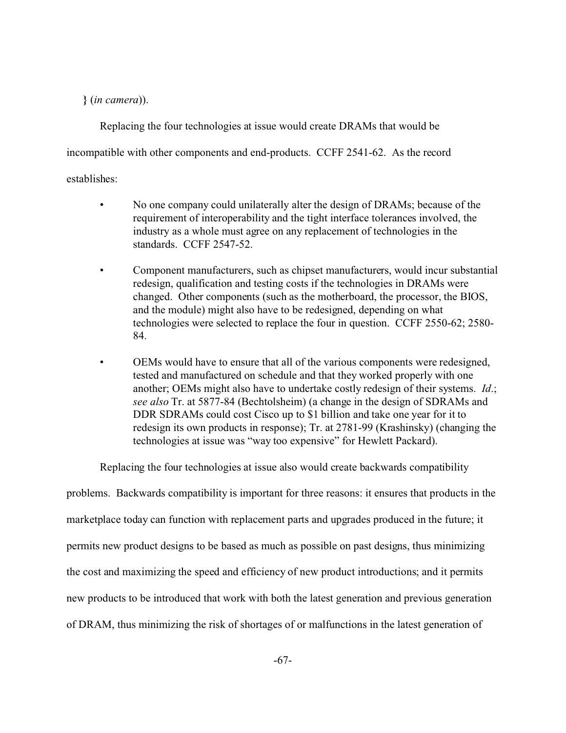} (*in camera*)).

Replacing the four technologies at issue would create DRAMs that would be incompatible with other components and end-products. CCFF 2541-62. As the record establishes:

- No one company could unilaterally alter the design of DRAMs; because of the requirement of interoperability and the tight interface tolerances involved, the industry as a whole must agree on any replacement of technologies in the standards. CCFF 2547-52.

- Component manufacturers, such as chipset manufacturers, would incur substantial redesign, qualification and testing costs if the technologies in DRAMs were changed. Other components (such as the motherboard, the processor, the BIOS, and the module) might also have to be redesigned, depending on what technologies were selected to replace the four in question. CCFF 2550-62; 2580-84.

- OEMs would have to ensure that all of the various components were redesigned, tested and manufactured on schedule and that they worked properly with one another; OEMs might also have to undertake costly redesign of their systems. *Id*.; *see also* Tr. at 5877-84 (Bechtolsheim) (a change in the design of SDRAMs and DDR SDRAMs could cost Cisco up to $1 billion and take one year for it to redesign its own products in response); Tr. at 2781-99 (Krashinsky) (changing the technologies at issue was "way too expensive" for Hewlett Packard).

Replacing the four technologies at issue also would create backwards compatibility problems. Backwards compatibility is important for three reasons: it ensures that products in the marketplace today can function with replacement parts and upgrades produced in the future; it permits new product designs to be based as much as possible on past designs, thus minimizing the cost and maximizing the speed and efficiency of new product introductions; and it permits new products to be introduced that work with both the latest generation and previous generation of DRAM, thus minimizing the risk of shortages of or malfunctions in the latest generation of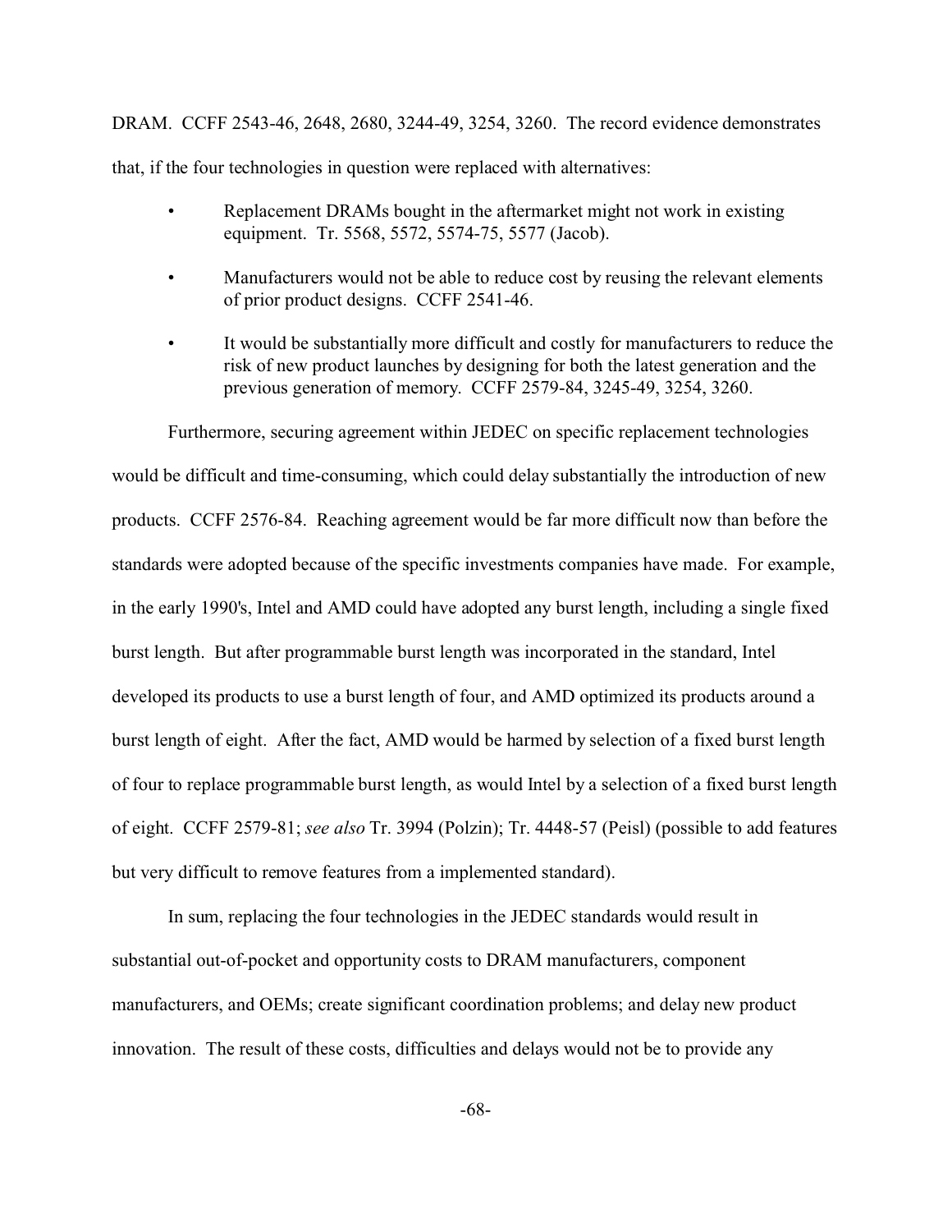DRAM. CCFF 2543-46, 2648, 2680, 3244-49, 3254, 3260. The record evidence demonstrates that, if the four technologies in question were replaced with alternatives:

- Replacement DRAMs bought in the aftermarket might not work in existing equipment. Tr. 5568, 5572, 5574-75, 5577 (Jacob).
- Manufacturers would not be able to reduce cost by reusing the relevant elements of prior product designs. CCFF 2541-46.
- It would be substantially more difficult and costly for manufacturers to reduce the risk of new product launches by designing for both the latest generation and the previous generation of memory. CCFF 2579-84, 3245-49, 3254, 3260.

Furthermore, securing agreement within JEDEC on specific replacement technologies would be difficult and time-consuming, which could delay substantially the introduction of new products. CCFF 2576-84. Reaching agreement would be far more difficult now than before the standards were adopted because of the specific investments companies have made. For example, in the early 1990's, Intel and AMD could have adopted any burst length, including a single fixed burst length. But after programmable burst length was incorporated in the standard, Intel developed its products to use a burst length of four, and AMD optimized its products around a burst length of eight. After the fact, AMD would be harmed by selection of a fixed burst length of four to replace programmable burst length, as would Intel by a selection of a fixed burst length of eight. CCFF 2579-81; *see also* Tr. 3994 (Polzin); Tr. 4448-57 (Peisl) (possible to add features but very difficult to remove features from a implemented standard).

In sum, replacing the four technologies in the JEDEC standards would result in substantial out-of-pocket and opportunity costs to DRAM manufacturers, component manufacturers, and OEMs; create significant coordination problems; and delay new product innovation. The result of these costs, difficulties and delays would not be to provide any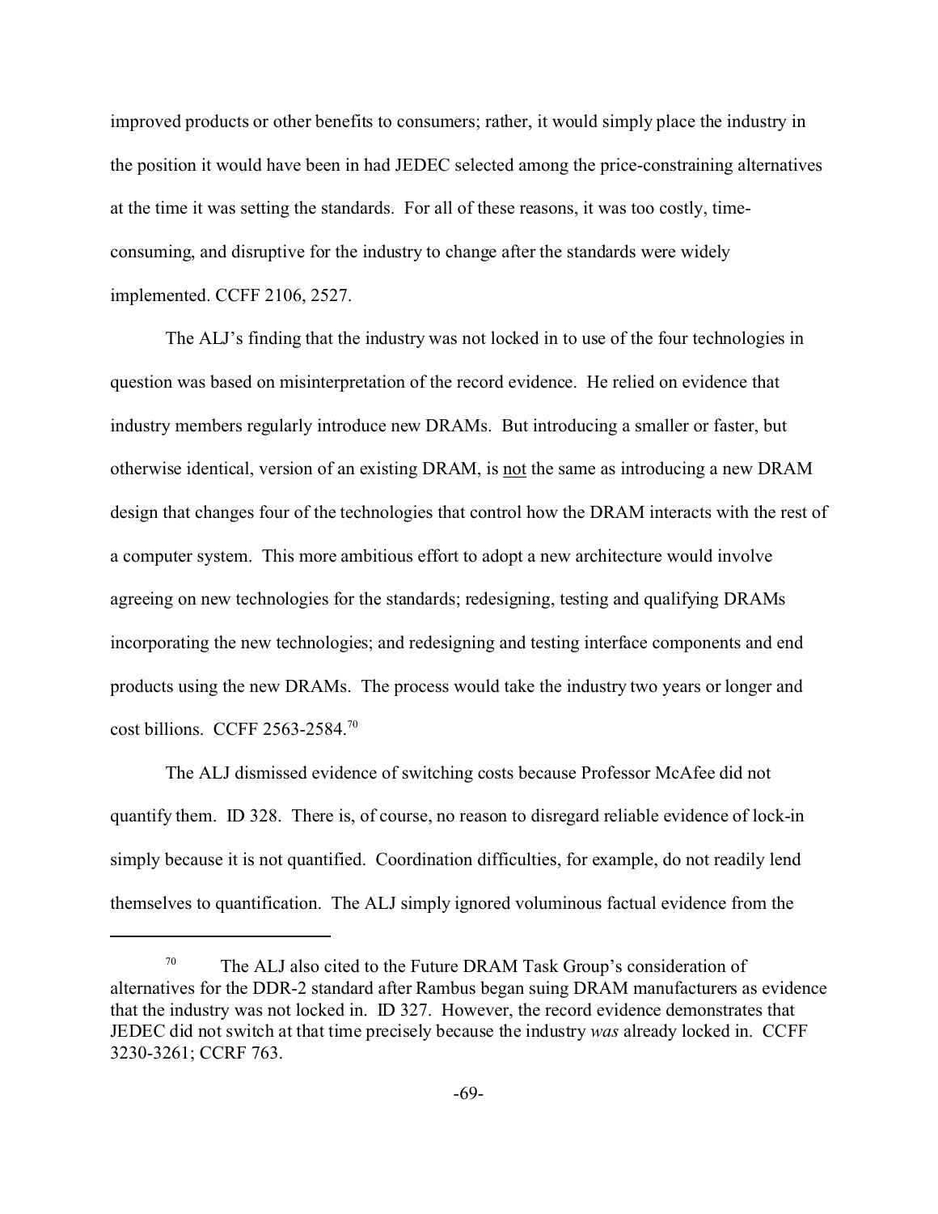improved products or other benefits to consumers; rather, it would simply place the industry in the position it would have been in had JEDEC selected among the price-constraining alternatives at the time it was setting the standards. For all of these reasons, it was too costly, time-consuming, and disruptive for the industry to change after the standards were widely implemented. CCFF 2106, 2527.

The ALJ's finding that the industry was not locked in to use of the four technologies in question was based on misinterpretation of the record evidence. He relied on evidence that industry members regularly introduce new DRAMs. But introducing a smaller or faster, but otherwise identical, version of an existing DRAM, is <u>not</u> the same as introducing a new DRAM design that changes four of the technologies that control how the DRAM interacts with the rest of a computer system. This more ambitious effort to adopt a new architecture would involve agreeing on new technologies for the standards; redesigning, testing and qualifying DRAMs incorporating the new technologies; and redesigning and testing interface components and end products using the new DRAMs. The process would take the industry two years or longer and cost billions. CCFF 2563-2584.[70]

The ALJ dismissed evidence of switching costs because Professor McAfee did not quantify them. ID 328. There is, of course, no reason to disregard reliable evidence of lock-in simply because it is not quantified. Coordination difficulties, for example, do not readily lend themselves to quantification. The ALJ simply ignored voluminous factual evidence from the

---

[70] The ALJ also cited to the Future DRAM Task Group's consideration of alternatives for the DDR-2 standard after Rambus began suing DRAM manufacturers as evidence that the industry was not locked in. ID 327. However, the record evidence demonstrates that JEDEC did not switch at that time precisely because the industry *was* already locked in. CCFF 3230-3261; CCRF 763.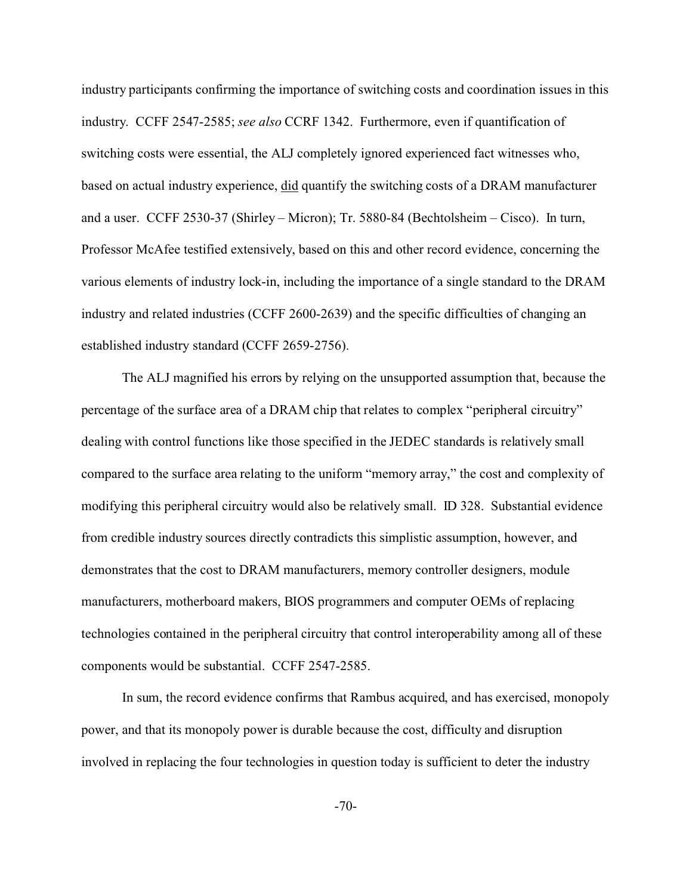industry participants confirming the importance of switching costs and coordination issues in this industry. CCFF 2547-2585; *see also* CCRF 1342. Furthermore, even if quantification of switching costs were essential, the ALJ completely ignored experienced fact witnesses who, based on actual industry experience, did quantify the switching costs of a DRAM manufacturer and a user. CCFF 2530-37 (Shirley – Micron); Tr. 5880-84 (Bechtolsheim – Cisco). In turn, Professor McAfee testified extensively, based on this and other record evidence, concerning the various elements of industry lock-in, including the importance of a single standard to the DRAM industry and related industries (CCFF 2600-2639) and the specific difficulties of changing an established industry standard (CCFF 2659-2756).

The ALJ magnified his errors by relying on the unsupported assumption that, because the percentage of the surface area of a DRAM chip that relates to complex "peripheral circuitry" dealing with control functions like those specified in the JEDEC standards is relatively small compared to the surface area relating to the uniform "memory array," the cost and complexity of modifying this peripheral circuitry would also be relatively small. ID 328. Substantial evidence from credible industry sources directly contradicts this simplistic assumption, however, and demonstrates that the cost to DRAM manufacturers, memory controller designers, module manufacturers, motherboard makers, BIOS programmers and computer OEMs of replacing technologies contained in the peripheral circuitry that control interoperability among all of these components would be substantial. CCFF 2547-2585.

In sum, the record evidence confirms that Rambus acquired, and has exercised, monopoly power, and that its monopoly power is durable because the cost, difficulty and disruption involved in replacing the four technologies in question today is sufficient to deter the industry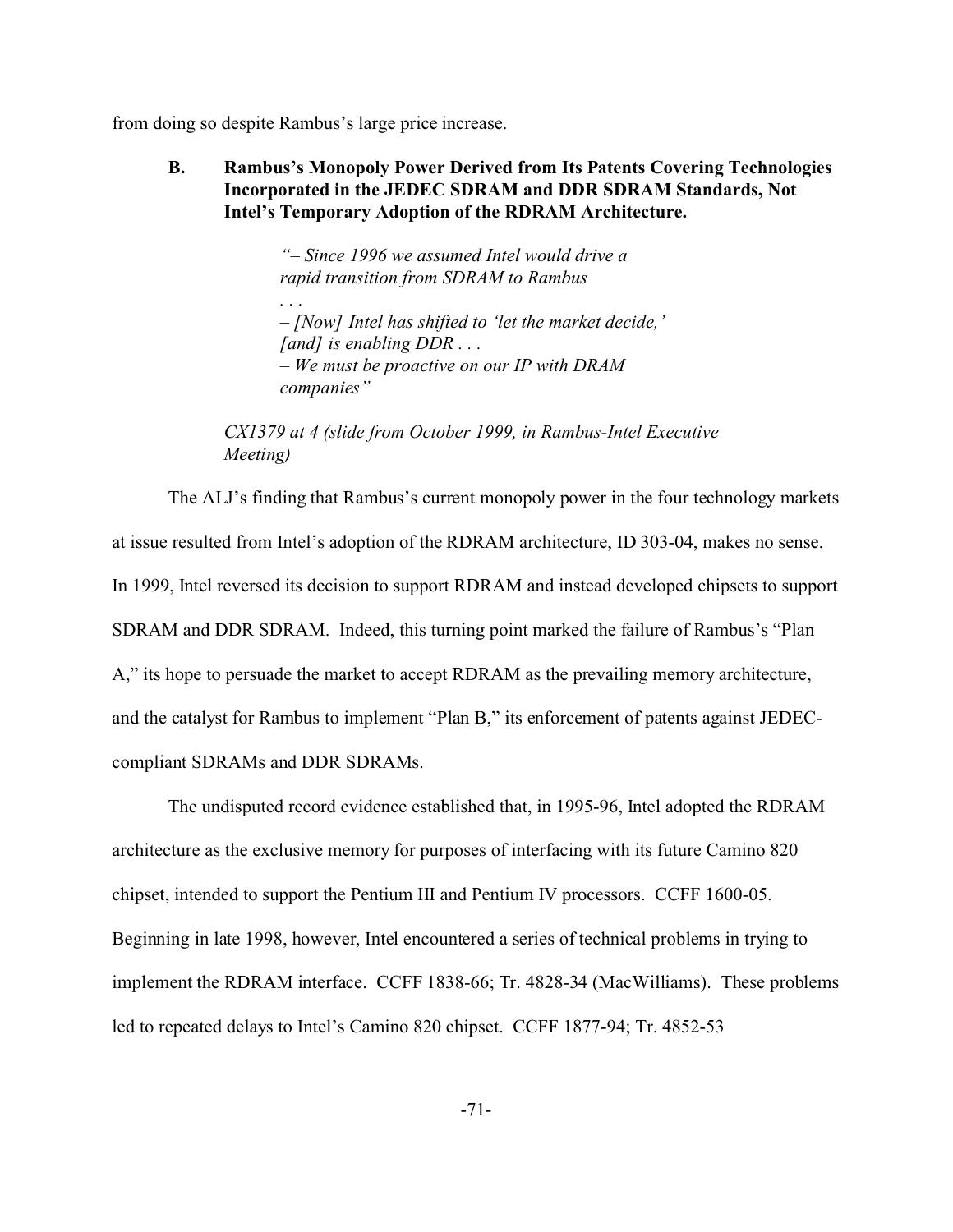from doing so despite Rambus's large price increase.

### B. Rambus's Monopoly Power Derived from Its Patents Covering Technologies Incorporated in the JEDEC SDRAM and DDR SDRAM Standards, Not Intel's Temporary Adoption of the RDRAM Architecture.

> *"– Since 1996 we assumed Intel would drive a rapid transition from SDRAM to Rambus*
> *. . .*
> *– [Now] Intel has shifted to 'let the market decide,' [and] is enabling DDR . . .*
> *– We must be proactive on our IP with DRAM companies"*
>
> *CX1379 at 4 (slide from October 1999, in Rambus-Intel Executive Meeting)*

The ALJ's finding that Rambus's current monopoly power in the four technology markets at issue resulted from Intel's adoption of the RDRAM architecture, ID 303-04, makes no sense. In 1999, Intel reversed its decision to support RDRAM and instead developed chipsets to support SDRAM and DDR SDRAM. Indeed, this turning point marked the failure of Rambus's "Plan A," its hope to persuade the market to accept RDRAM as the prevailing memory architecture, and the catalyst for Rambus to implement "Plan B," its enforcement of patents against JEDEC-compliant SDRAMs and DDR SDRAMs.

The undisputed record evidence established that, in 1995-96, Intel adopted the RDRAM architecture as the exclusive memory for purposes of interfacing with its future Camino 820 chipset, intended to support the Pentium III and Pentium IV processors. CCFF 1600-05. Beginning in late 1998, however, Intel encountered a series of technical problems in trying to implement the RDRAM interface. CCFF 1838-66; Tr. 4828-34 (MacWilliams). These problems led to repeated delays to Intel's Camino 820 chipset. CCFF 1877-94; Tr. 4852-53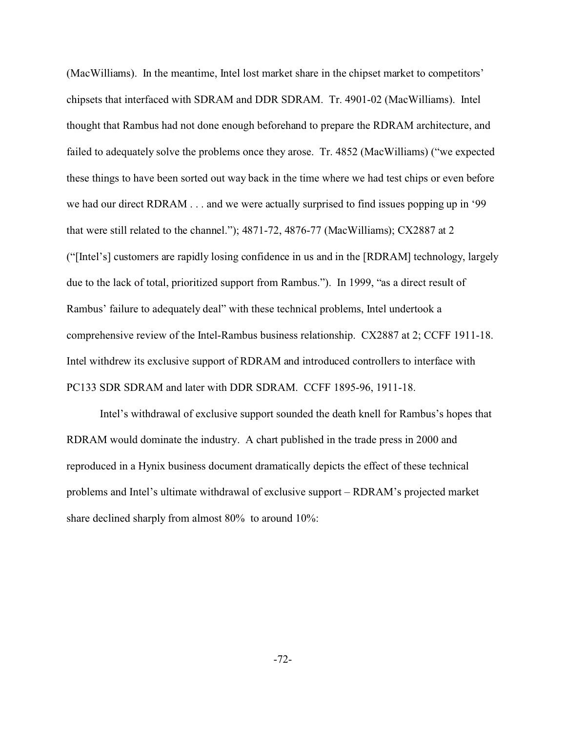(MacWilliams). In the meantime, Intel lost market share in the chipset market to competitors' chipsets that interfaced with SDRAM and DDR SDRAM. Tr. 4901-02 (MacWilliams). Intel thought that Rambus had not done enough beforehand to prepare the RDRAM architecture, and failed to adequately solve the problems once they arose. Tr. 4852 (MacWilliams) ("we expected these things to have been sorted out way back in the time where we had test chips or even before we had our direct RDRAM . . . and we were actually surprised to find issues popping up in '99 that were still related to the channel."); 4871-72, 4876-77 (MacWilliams); CX2887 at 2 ("[Intel's] customers are rapidly losing confidence in us and in the [RDRAM] technology, largely due to the lack of total, prioritized support from Rambus."). In 1999, "as a direct result of Rambus' failure to adequately deal" with these technical problems, Intel undertook a comprehensive review of the Intel-Rambus business relationship. CX2887 at 2; CCFF 1911-18. Intel withdrew its exclusive support of RDRAM and introduced controllers to interface with PC133 SDR SDRAM and later with DDR SDRAM. CCFF 1895-96, 1911-18.

Intel's withdrawal of exclusive support sounded the death knell for Rambus's hopes that RDRAM would dominate the industry. A chart published in the trade press in 2000 and reproduced in a Hynix business document dramatically depicts the effect of these technical problems and Intel's ultimate withdrawal of exclusive support – RDRAM's projected market share declined sharply from almost 80% to around 10%: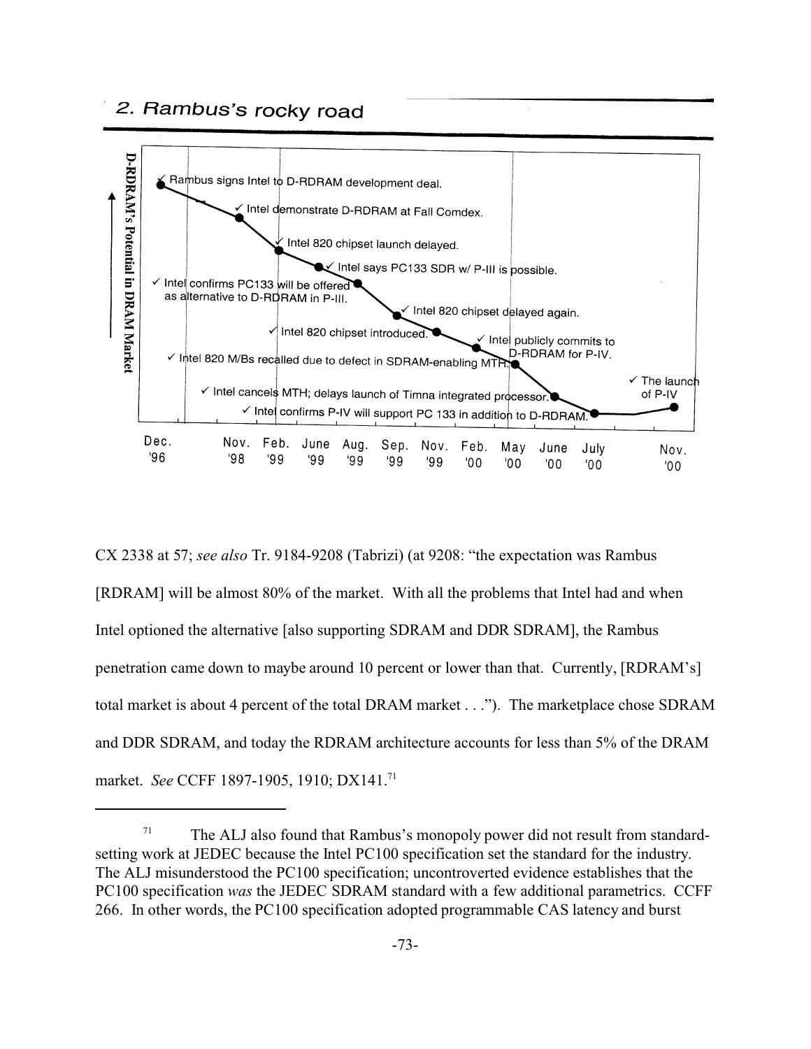## 2. Rambus's rocky road

D-RDRAM's Potential in DRAM Market

- ✓ Rambus signs Intel to D-RDRAM development deal.
- ✓ Intel demonstrate D-RDRAM at Fall Comdex.
- ✓ Intel 820 chipset launch delayed.
- ✓ Intel says PC133 SDR w/ P-III is possible.
- ✓ Intel confirms PC133 will be offered as alternative to D-RDRAM in P-III.
- ✓ Intel 820 chipset delayed again.
- ✓ Intel 820 chipset introduced.
- ✓ Intel publicly commits to D-RDRAM for P-IV.
- ✓ Intel 820 M/Bs recalled due to defect in SDRAM-enabling MTH.
- ✓ The launch of P-IV
- ✓ Intel cancels MTH; delays launch of Timna integrated processor.
- ✓ Intel confirms P-IV will support PC 133 in addition to D-RDRAM.

Dec. '96 | Nov. '98 | Feb. '99 | June '99 | Aug. '99 | Sep. '99 | Nov. '99 | Feb. '00 | May '00 | June '00 | July '00 | Nov. '00

CX 2338 at 57; *see also* Tr. 9184-9208 (Tabrizi) (at 9208: "the expectation was Rambus [RDRAM] will be almost 80% of the market. With all the problems that Intel had and when Intel optioned the alternative [also supporting SDRAM and DDR SDRAM], the Rambus penetration came down to maybe around 10 percent or lower than that. Currently, [RDRAM's] total market is about 4 percent of the total DRAM market . . ."). The marketplace chose SDRAM and DDR SDRAM, and today the RDRAM architecture accounts for less than 5% of the DRAM market. *See* CCFF 1897-1905, 1910; DX141.[71]

[71] The ALJ also found that Rambus's monopoly power did not result from standard-setting work at JEDEC because the Intel PC100 specification set the standard for the industry. The ALJ misunderstood the PC100 specification; uncontroverted evidence establishes that the PC100 specification *was* the JEDEC SDRAM standard with a few additional parametrics. CCFF 266. In other words, the PC100 specification adopted programmable CAS latency and burst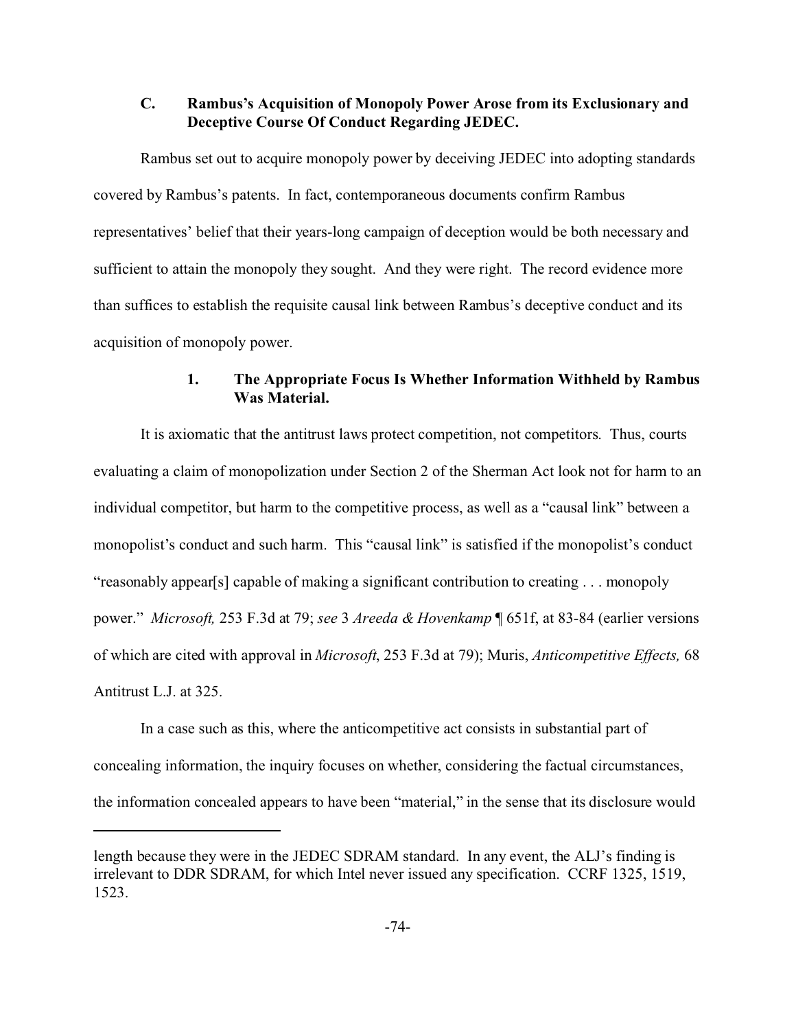### C. Rambus's Acquisition of Monopoly Power Arose from its Exclusionary and Deceptive Course Of Conduct Regarding JEDEC.

Rambus set out to acquire monopoly power by deceiving JEDEC into adopting standards covered by Rambus's patents. In fact, contemporaneous documents confirm Rambus representatives' belief that their years-long campaign of deception would be both necessary and sufficient to attain the monopoly they sought. And they were right. The record evidence more than suffices to establish the requisite causal link between Rambus's deceptive conduct and its acquisition of monopoly power.

#### 1. The Appropriate Focus Is Whether Information Withheld by Rambus Was Material.

It is axiomatic that the antitrust laws protect competition, not competitors. Thus, courts evaluating a claim of monopolization under Section 2 of the Sherman Act look not for harm to an individual competitor, but harm to the competitive process, as well as a "causal link" between a monopolist's conduct and such harm. This "causal link" is satisfied if the monopolist's conduct "reasonably appear[s] capable of making a significant contribution to creating . . . monopoly power." *Microsoft,* 253 F.3d at 79; *see* 3 *Areeda & Hovenkamp* ¶ 651f, at 83-84 (earlier versions of which are cited with approval in *Microsoft*, 253 F.3d at 79); Muris, *Anticompetitive Effects,* 68 Antitrust L.J. at 325.

In a case such as this, where the anticompetitive act consists in substantial part of concealing information, the inquiry focuses on whether, considering the factual circumstances, the information concealed appears to have been "material," in the sense that its disclosure would

---

length because they were in the JEDEC SDRAM standard. In any event, the ALJ's finding is irrelevant to DDR SDRAM, for which Intel never issued any specification. CCRF 1325, 1519, 1523.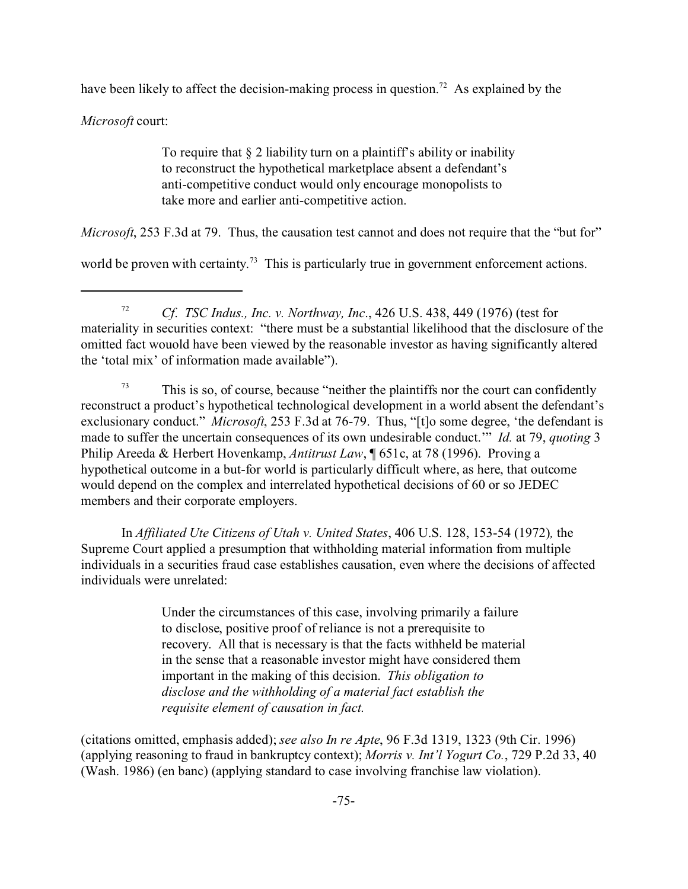have been likely to affect the decision-making process in question.[72] As explained by the *Microsoft* court:

> To require that § 2 liability turn on a plaintiff's ability or inability to reconstruct the hypothetical marketplace absent a defendant's anti-competitive conduct would only encourage monopolists to take more and earlier anti-competitive action.

*Microsoft*, 253 F.3d at 79. Thus, the causation test cannot and does not require that the "but for" world be proven with certainty.[73] This is particularly true in government enforcement actions.

---

[72] *Cf. TSC Indus., Inc. v. Northway, Inc.*, 426 U.S. 438, 449 (1976) (test for materiality in securities context: "there must be a substantial likelihood that the disclosure of the omitted fact wouold have been viewed by the reasonable investor as having significantly altered the 'total mix' of information made available").

[73] This is so, of course, because "neither the plaintiffs nor the court can confidently reconstruct a product's hypothetical technological development in a world absent the defendant's exclusionary conduct." *Microsoft*, 253 F.3d at 76-79. Thus, "[t]o some degree, 'the defendant is made to suffer the uncertain consequences of its own undesirable conduct.'" *Id.* at 79, *quoting* 3 Philip Areeda & Herbert Hovenkamp, *Antitrust Law*, ¶ 651c, at 78 (1996). Proving a hypothetical outcome in a but-for world is particularly difficult where, as here, that outcome would depend on the complex and interrelated hypothetical decisions of 60 or so JEDEC members and their corporate employers.

In *Affiliated Ute Citizens of Utah v. United States*, 406 U.S. 128, 153-54 (1972), the Supreme Court applied a presumption that withholding material information from multiple individuals in a securities fraud case establishes causation, even where the decisions of affected individuals were unrelated:

> Under the circumstances of this case, involving primarily a failure to disclose, positive proof of reliance is not a prerequisite to recovery. All that is necessary is that the facts withheld be material in the sense that a reasonable investor might have considered them important in the making of this decision. *This obligation to disclose and the withholding of a material fact establish the requisite element of causation in fact.*

(citations omitted, emphasis added); *see also In re Apte*, 96 F.3d 1319, 1323 (9th Cir. 1996) (applying reasoning to fraud in bankruptcy context); *Morris v. Int'l Yogurt Co.*, 729 P.2d 33, 40 (Wash. 1986) (en banc) (applying standard to case involving franchise law violation).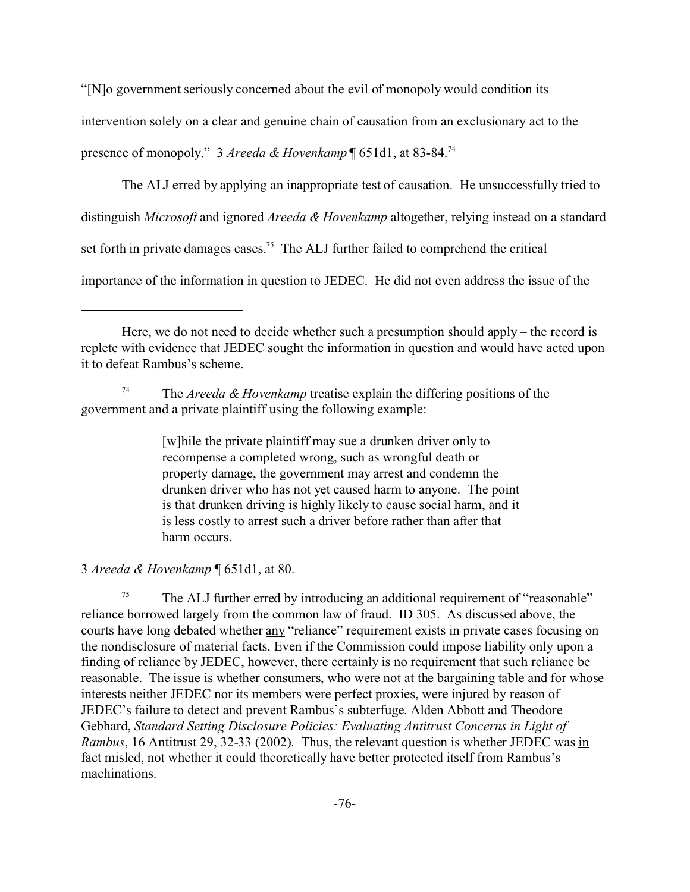"[N]o government seriously concerned about the evil of monopoly would condition its intervention solely on a clear and genuine chain of causation from an exclusionary act to the presence of monopoly." 3 *Areeda & Hovenkamp* ¶ 651d1, at 83-84.[74]

The ALJ erred by applying an inappropriate test of causation. He unsuccessfully tried to distinguish *Microsoft* and ignored *Areeda & Hovenkamp* altogether, relying instead on a standard set forth in private damages cases.[75] The ALJ further failed to comprehend the critical importance of the information in question to JEDEC. He did not even address the issue of the

---

Here, we do not need to decide whether such a presumption should apply – the record is replete with evidence that JEDEC sought the information in question and would have acted upon it to defeat Rambus's scheme.

[74] The *Areeda & Hovenkamp* treatise explain the differing positions of the government and a private plaintiff using the following example:

> [w]hile the private plaintiff may sue a drunken driver only to recompense a completed wrong, such as wrongful death or property damage, the government may arrest and condemn the drunken driver who has not yet caused harm to anyone. The point is that drunken driving is highly likely to cause social harm, and it is less costly to arrest such a driver before rather than after that harm occurs.

3 *Areeda & Hovenkamp* ¶ 651d1, at 80.

[75] The ALJ further erred by introducing an additional requirement of "reasonable" reliance borrowed largely from the common law of fraud. ID 305. As discussed above, the courts have long debated whether <u>any</u> "reliance" requirement exists in private cases focusing on the nondisclosure of material facts. Even if the Commission could impose liability only upon a finding of reliance by JEDEC, however, there certainly is no requirement that such reliance be reasonable. The issue is whether consumers, who were not at the bargaining table and for whose interests neither JEDEC nor its members were perfect proxies, were injured by reason of JEDEC's failure to detect and prevent Rambus's subterfuge. Alden Abbott and Theodore Gebhard, *Standard Setting Disclosure Policies: Evaluating Antitrust Concerns in Light of Rambus*, 16 Antitrust 29, 32-33 (2002). Thus, the relevant question is whether JEDEC was <u>in fact</u> misled, not whether it could theoretically have better protected itself from Rambus's machinations.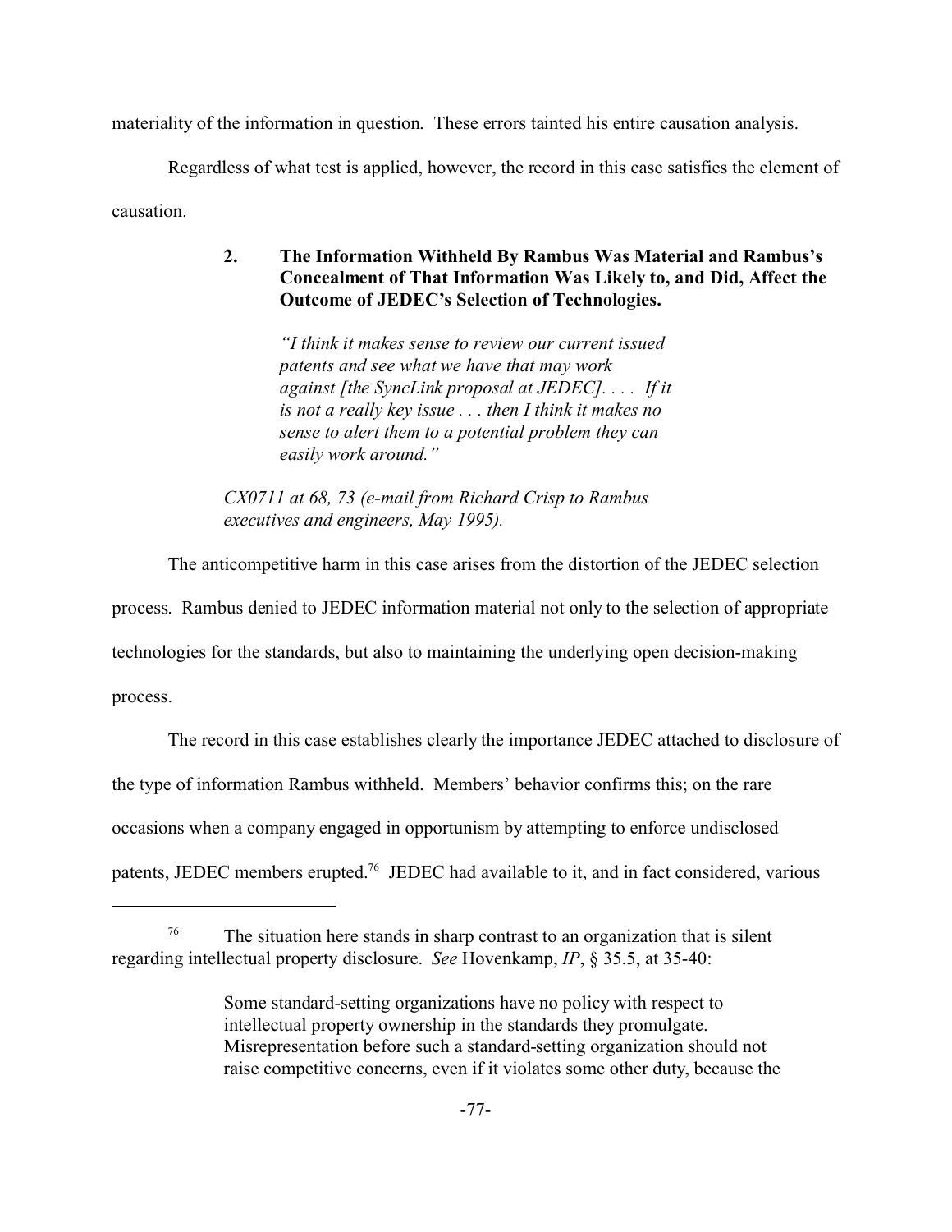materiality of the information in question. These errors tainted his entire causation analysis.

Regardless of what test is applied, however, the record in this case satisfies the element of causation.

### 2. The Information Withheld By Rambus Was Material and Rambus's Concealment of That Information Was Likely to, and Did, Affect the Outcome of JEDEC's Selection of Technologies.

> *"I think it makes sense to review our current issued patents and see what we have that may work against [the SyncLink proposal at JEDEC]. . . . If it is not a really key issue . . . then I think it makes no sense to alert them to a potential problem they can easily work around."*
>
> *CX0711 at 68, 73 (e-mail from Richard Crisp to Rambus executives and engineers, May 1995).*

The anticompetitive harm in this case arises from the distortion of the JEDEC selection process. Rambus denied to JEDEC information material not only to the selection of appropriate technologies for the standards, but also to maintaining the underlying open decision-making process.

The record in this case establishes clearly the importance JEDEC attached to disclosure of the type of information Rambus withheld. Members' behavior confirms this; on the rare occasions when a company engaged in opportunism by attempting to enforce undisclosed patents, JEDEC members erupted.[76] JEDEC had available to it, and in fact considered, various

---

[76] The situation here stands in sharp contrast to an organization that is silent regarding intellectual property disclosure. *See* Hovenkamp, *IP*, § 35.5, at 35-40:

> Some standard-setting organizations have no policy with respect to intellectual property ownership in the standards they promulgate. Misrepresentation before such a standard-setting organization should not raise competitive concerns, even if it violates some other duty, because the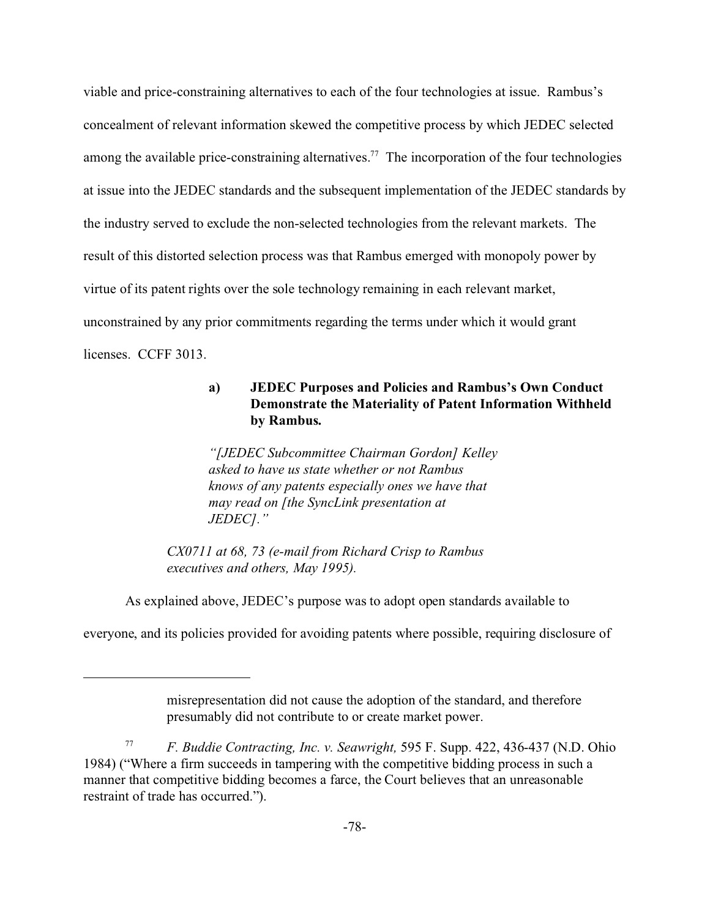viable and price-constraining alternatives to each of the four technologies at issue. Rambus's concealment of relevant information skewed the competitive process by which JEDEC selected among the available price-constraining alternatives.[77] The incorporation of the four technologies at issue into the JEDEC standards and the subsequent implementation of the JEDEC standards by the industry served to exclude the non-selected technologies from the relevant markets. The result of this distorted selection process was that Rambus emerged with monopoly power by virtue of its patent rights over the sole technology remaining in each relevant market, unconstrained by any prior commitments regarding the terms under which it would grant licenses. CCFF 3013.

#### a) JEDEC Purposes and Policies and Rambus's Own Conduct Demonstrate the Materiality of Patent Information Withheld by Rambus.

> *"[JEDEC Subcommittee Chairman Gordon] Kelley asked to have us state whether or not Rambus knows of any patents especially ones we have that may read on [the SyncLink presentation at JEDEC]."*
>
> *CX0711 at 68, 73 (e-mail from Richard Crisp to Rambus executives and others, May 1995).*

As explained above, JEDEC's purpose was to adopt open standards available to everyone, and its policies provided for avoiding patents where possible, requiring disclosure of

---

misrepresentation did not cause the adoption of the standard, and therefore presumably did not contribute to or create market power.

[77] *F. Buddie Contracting, Inc. v. Seawright,* 595 F. Supp. 422, 436-437 (N.D. Ohio 1984) ("Where a firm succeeds in tampering with the competitive bidding process in such a manner that competitive bidding becomes a farce, the Court believes that an unreasonable restraint of trade has occurred.").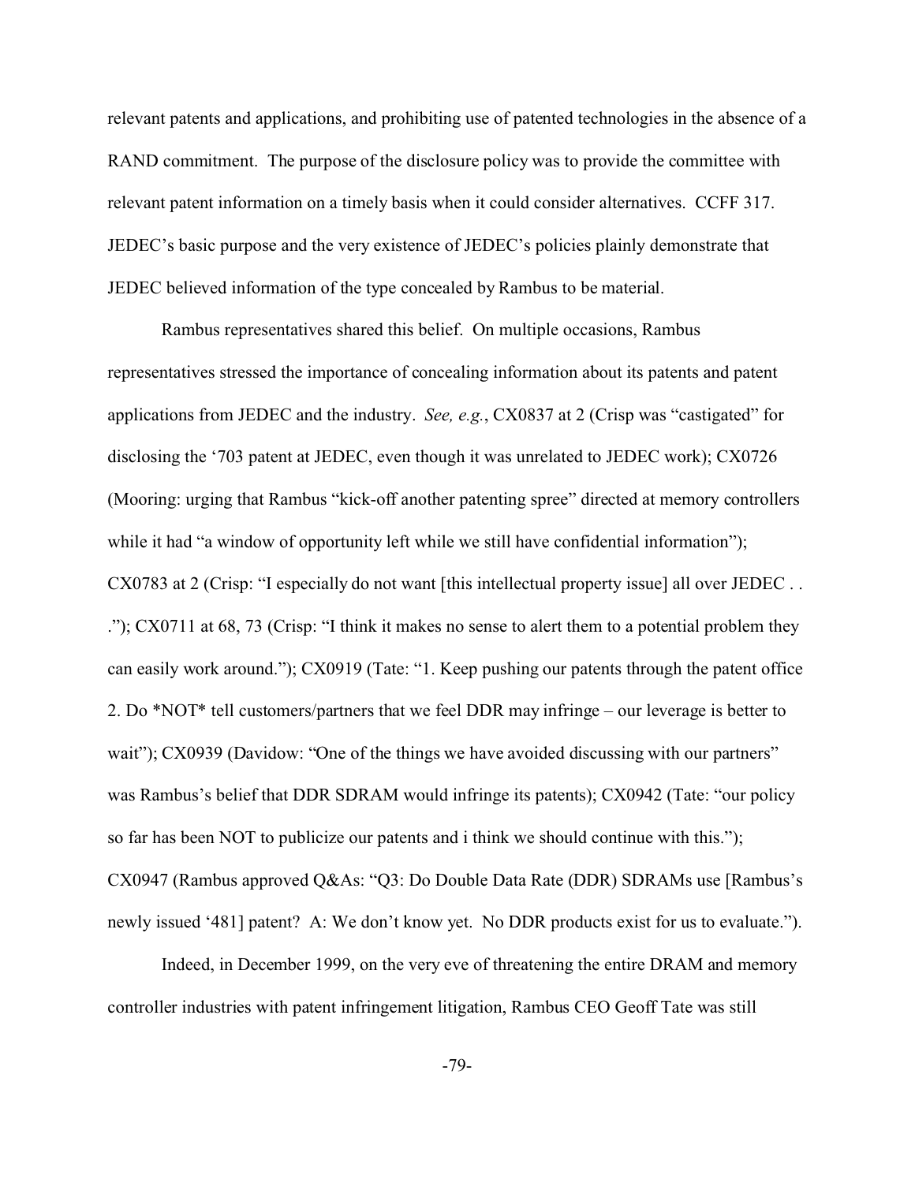relevant patents and applications, and prohibiting use of patented technologies in the absence of a RAND commitment. The purpose of the disclosure policy was to provide the committee with relevant patent information on a timely basis when it could consider alternatives. CCFF 317. JEDEC's basic purpose and the very existence of JEDEC's policies plainly demonstrate that JEDEC believed information of the type concealed by Rambus to be material.

Rambus representatives shared this belief. On multiple occasions, Rambus representatives stressed the importance of concealing information about its patents and patent applications from JEDEC and the industry. *See, e.g.*, CX0837 at 2 (Crisp was "castigated" for disclosing the '703 patent at JEDEC, even though it was unrelated to JEDEC work); CX0726 (Mooring: urging that Rambus "kick-off another patenting spree" directed at memory controllers while it had "a window of opportunity left while we still have confidential information"); CX0783 at 2 (Crisp: "I especially do not want [this intellectual property issue] all over JEDEC . . ."); CX0711 at 68, 73 (Crisp: "I think it makes no sense to alert them to a potential problem they can easily work around."); CX0919 (Tate: "1. Keep pushing our patents through the patent office 2. Do *NOT* tell customers/partners that we feel DDR may infringe – our leverage is better to wait"); CX0939 (Davidow: "One of the things we have avoided discussing with our partners" was Rambus's belief that DDR SDRAM would infringe its patents); CX0942 (Tate: "our policy so far has been NOT to publicize our patents and i think we should continue with this."); CX0947 (Rambus approved Q&As: "Q3: Do Double Data Rate (DDR) SDRAMs use [Rambus's newly issued '481] patent? A: We don't know yet. No DDR products exist for us to evaluate.").

Indeed, in December 1999, on the very eve of threatening the entire DRAM and memory controller industries with patent infringement litigation, Rambus CEO Geoff Tate was still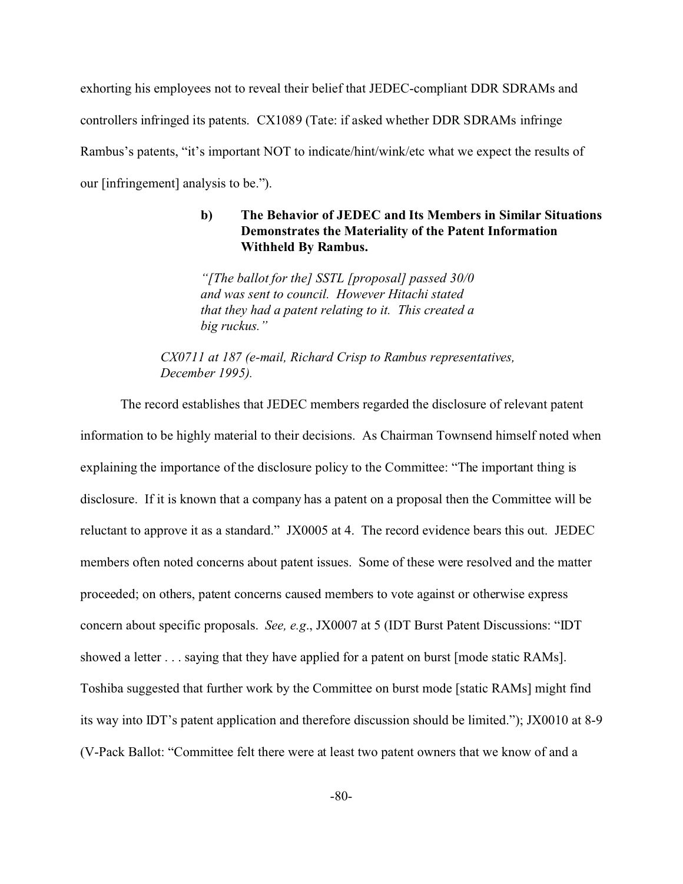exhorting his employees not to reveal their belief that JEDEC-compliant DDR SDRAMs and controllers infringed its patents. CX1089 (Tate: if asked whether DDR SDRAMs infringe Rambus's patents, "it's important NOT to indicate/hint/wink/etc what we expect the results of our [infringement] analysis to be.").

#### b) The Behavior of JEDEC and Its Members in Similar Situations Demonstrates the Materiality of the Patent Information Withheld By Rambus.

> *"[The ballot for the] SSTL [proposal] passed 30/0 and was sent to council. However Hitachi stated that they had a patent relating to it. This created a big ruckus."*
>
> *CX0711 at 187 (e-mail, Richard Crisp to Rambus representatives, December 1995).*

The record establishes that JEDEC members regarded the disclosure of relevant patent information to be highly material to their decisions. As Chairman Townsend himself noted when explaining the importance of the disclosure policy to the Committee: "The important thing is disclosure. If it is known that a company has a patent on a proposal then the Committee will be reluctant to approve it as a standard." JX0005 at 4. The record evidence bears this out. JEDEC members often noted concerns about patent issues. Some of these were resolved and the matter proceeded; on others, patent concerns caused members to vote against or otherwise express concern about specific proposals. *See, e.g.*, JX0007 at 5 (IDT Burst Patent Discussions: "IDT showed a letter . . . saying that they have applied for a patent on burst [mode static RAMs]. Toshiba suggested that further work by the Committee on burst mode [static RAMs] might find its way into IDT's patent application and therefore discussion should be limited."); JX0010 at 8-9 (V-Pack Ballot: "Committee felt there were at least two patent owners that we know of and a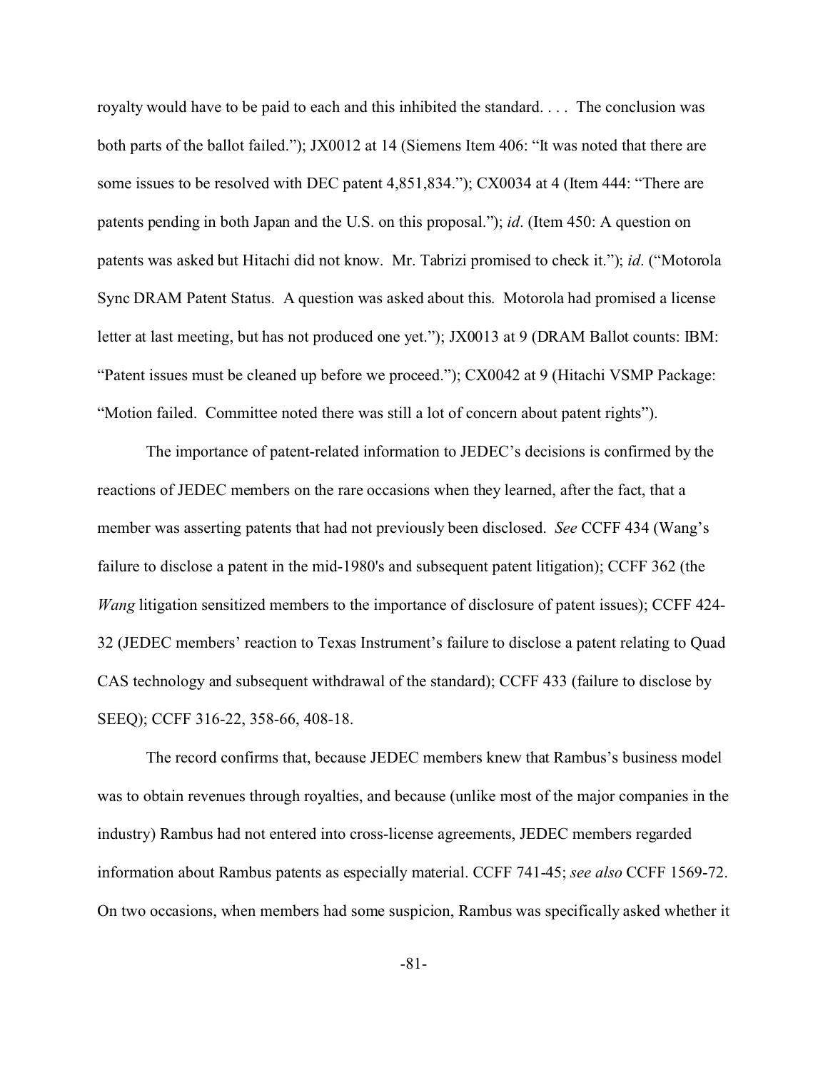royalty would have to be paid to each and this inhibited the standard. . . . The conclusion was both parts of the ballot failed."); JX0012 at 14 (Siemens Item 406: "It was noted that there are some issues to be resolved with DEC patent 4,851,834."); CX0034 at 4 (Item 444: "There are patents pending in both Japan and the U.S. on this proposal."); *id*. (Item 450: A question on patents was asked but Hitachi did not know. Mr. Tabrizi promised to check it."); *id*. ("Motorola Sync DRAM Patent Status. A question was asked about this. Motorola had promised a license letter at last meeting, but has not produced one yet."); JX0013 at 9 (DRAM Ballot counts: IBM: "Patent issues must be cleaned up before we proceed."); CX0042 at 9 (Hitachi VSMP Package: "Motion failed. Committee noted there was still a lot of concern about patent rights").

The importance of patent-related information to JEDEC's decisions is confirmed by the reactions of JEDEC members on the rare occasions when they learned, after the fact, that a member was asserting patents that had not previously been disclosed. *See* CCFF 434 (Wang's failure to disclose a patent in the mid-1980's and subsequent patent litigation); CCFF 362 (the *Wang* litigation sensitized members to the importance of disclosure of patent issues); CCFF 424-32 (JEDEC members' reaction to Texas Instrument's failure to disclose a patent relating to Quad CAS technology and subsequent withdrawal of the standard); CCFF 433 (failure to disclose by SEEQ); CCFF 316-22, 358-66, 408-18.

The record confirms that, because JEDEC members knew that Rambus's business model was to obtain revenues through royalties, and because (unlike most of the major companies in the industry) Rambus had not entered into cross-license agreements, JEDEC members regarded information about Rambus patents as especially material. CCFF 741-45; *see also* CCFF 1569-72. On two occasions, when members had some suspicion, Rambus was specifically asked whether it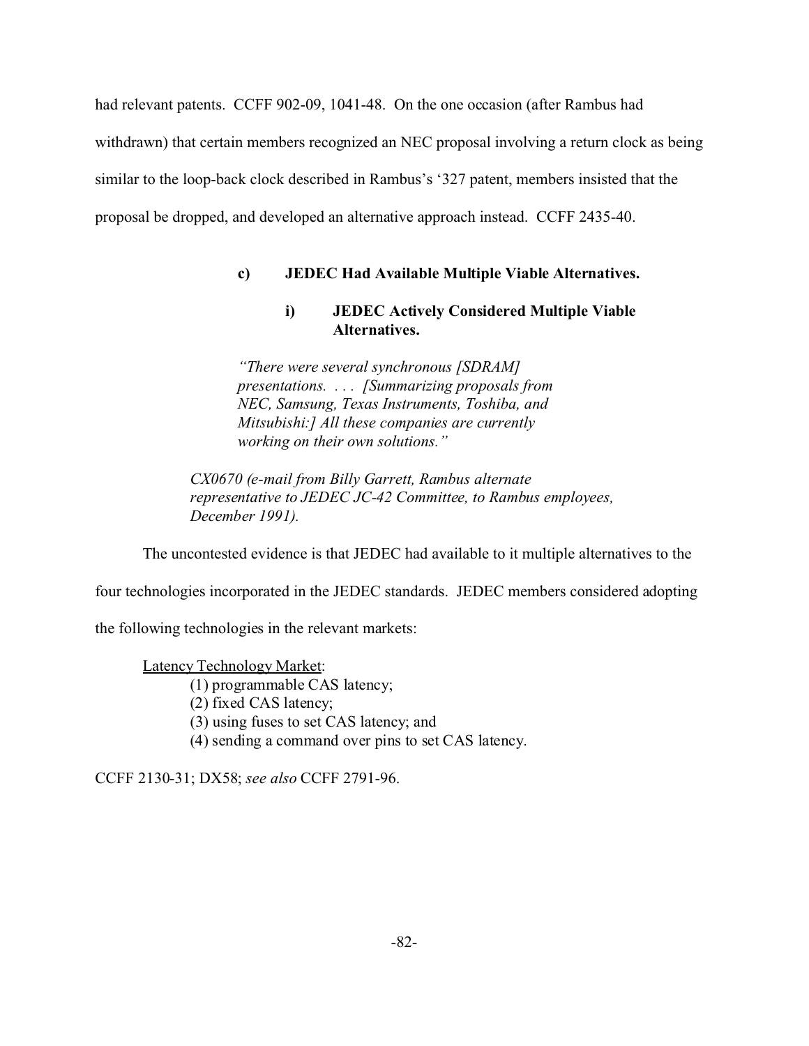had relevant patents. CCFF 902-09, 1041-48. On the one occasion (after Rambus had withdrawn) that certain members recognized an NEC proposal involving a return clock as being similar to the loop-back clock described in Rambus's '327 patent, members insisted that the proposal be dropped, and developed an alternative approach instead. CCFF 2435-40.

#### c) JEDEC Had Available Multiple Viable Alternatives.

##### i) JEDEC Actively Considered Multiple Viable Alternatives.

> *"There were several synchronous [SDRAM] presentations. . . . [Summarizing proposals from NEC, Samsung, Texas Instruments, Toshiba, and Mitsubishi:] All these companies are currently working on their own solutions."*
>
> *CX0670 (e-mail from Billy Garrett, Rambus alternate representative to JEDEC JC-42 Committee, to Rambus employees, December 1991).*

The uncontested evidence is that JEDEC had available to it multiple alternatives to the four technologies incorporated in the JEDEC standards. JEDEC members considered adopting the following technologies in the relevant markets:

<u>Latency Technology Market</u>:

(1) programmable CAS latency;
(2) fixed CAS latency;
(3) using fuses to set CAS latency; and
(4) sending a command over pins to set CAS latency.

CCFF 2130-31; DX58; *see also* CCFF 2791-96.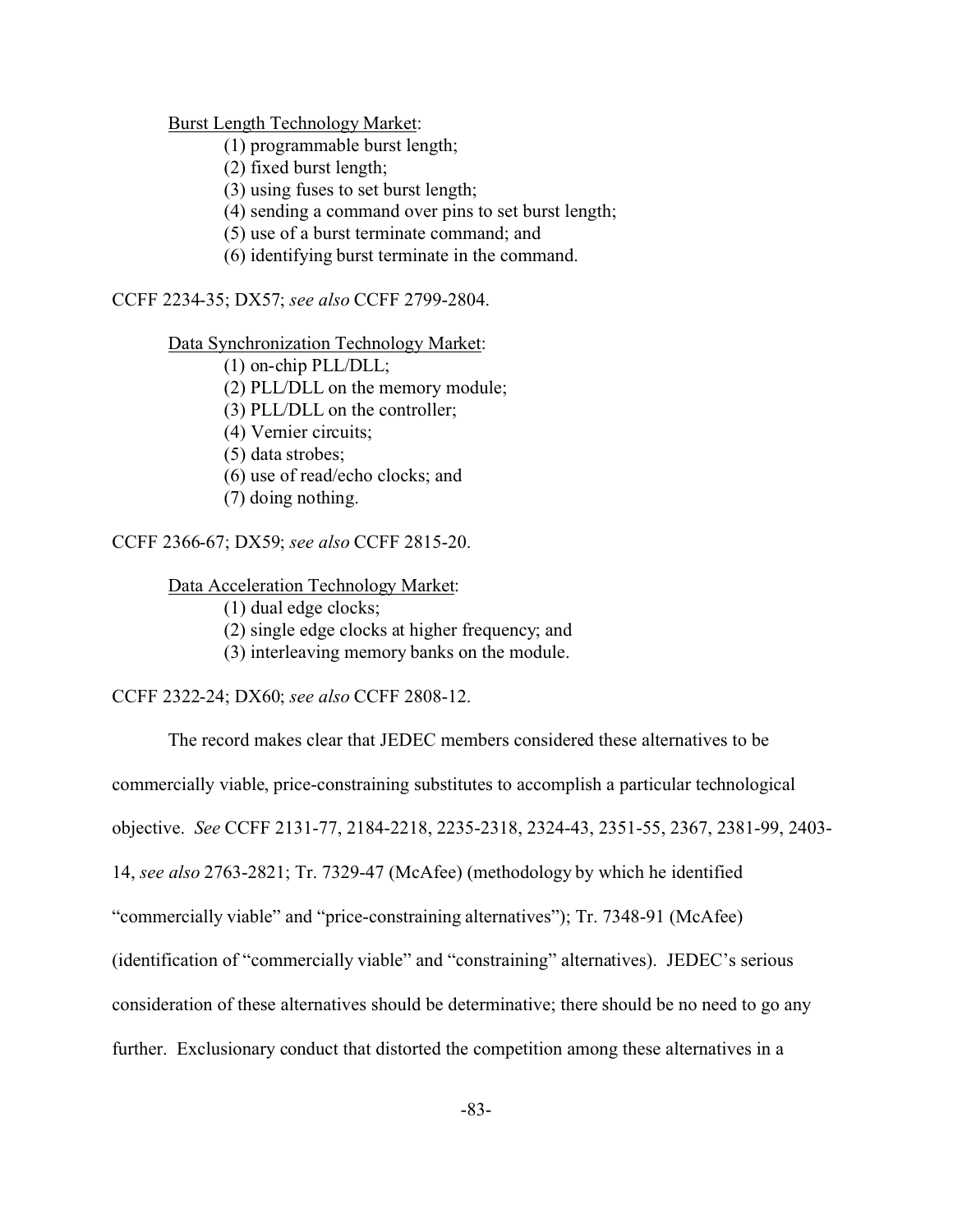Burst Length Technology Market:

(1) programmable burst length;
(2) fixed burst length;
(3) using fuses to set burst length;
(4) sending a command over pins to set burst length;
(5) use of a burst terminate command; and
(6) identifying burst terminate in the command.

CCFF 2234-35; DX57; *see also* CCFF 2799-2804.

Data Synchronization Technology Market:

(1) on-chip PLL/DLL;
(2) PLL/DLL on the memory module;
(3) PLL/DLL on the controller;
(4) Vernier circuits;
(5) data strobes;
(6) use of read/echo clocks; and
(7) doing nothing.

CCFF 2366-67; DX59; *see also* CCFF 2815-20.

Data Acceleration Technology Market:

(1) dual edge clocks;
(2) single edge clocks at higher frequency; and
(3) interleaving memory banks on the module.

CCFF 2322-24; DX60; *see also* CCFF 2808-12.

The record makes clear that JEDEC members considered these alternatives to be commercially viable, price-constraining substitutes to accomplish a particular technological objective. *See* CCFF 2131-77, 2184-2218, 2235-2318, 2324-43, 2351-55, 2367, 2381-99, 2403-14, *see also* 2763-2821; Tr. 7329-47 (McAfee) (methodology by which he identified "commercially viable" and "price-constraining alternatives"); Tr. 7348-91 (McAfee) (identification of "commercially viable" and "constraining" alternatives). JEDEC's serious consideration of these alternatives should be determinative; there should be no need to go any further. Exclusionary conduct that distorted the competition among these alternatives in a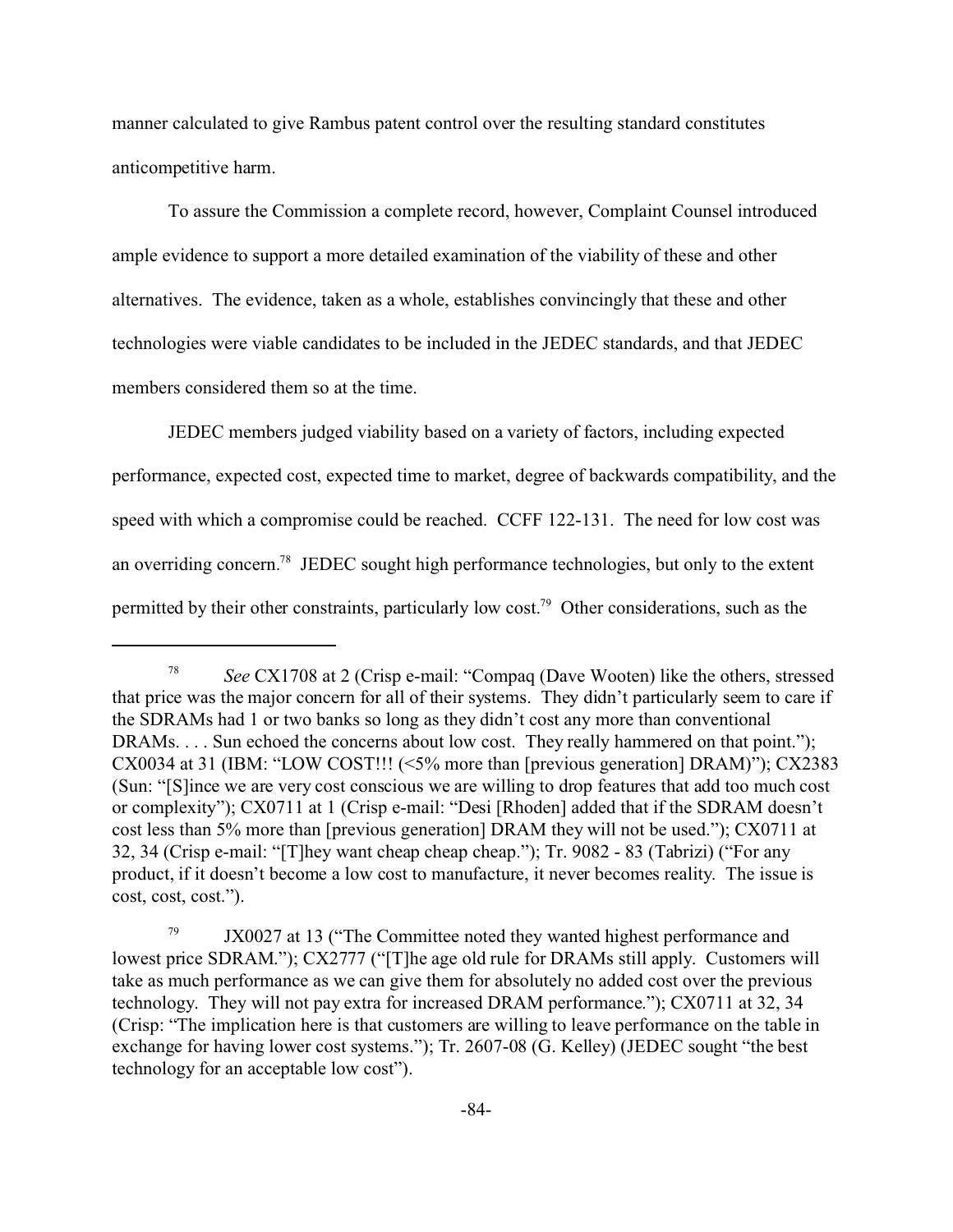manner calculated to give Rambus patent control over the resulting standard constitutes anticompetitive harm.

To assure the Commission a complete record, however, Complaint Counsel introduced ample evidence to support a more detailed examination of the viability of these and other alternatives. The evidence, taken as a whole, establishes convincingly that these and other technologies were viable candidates to be included in the JEDEC standards, and that JEDEC members considered them so at the time.

JEDEC members judged viability based on a variety of factors, including expected performance, expected cost, expected time to market, degree of backwards compatibility, and the speed with which a compromise could be reached. CCFF 122-131. The need for low cost was an overriding concern.[78] JEDEC sought high performance technologies, but only to the extent permitted by their other constraints, particularly low cost.[79] Other considerations, such as the

---

[78] *See* CX1708 at 2 (Crisp e-mail: "Compaq (Dave Wooten) like the others, stressed that price was the major concern for all of their systems. They didn't particularly seem to care if the SDRAMs had 1 or two banks so long as they didn't cost any more than conventional DRAMs. . . . Sun echoed the concerns about low cost. They really hammered on that point."); CX0034 at 31 (IBM: "LOW COST!!! (<5% more than [previous generation] DRAM)"); CX2383 (Sun: "[S]ince we are very cost conscious we are willing to drop features that add too much cost or complexity"); CX0711 at 1 (Crisp e-mail: "Desi [Rhoden] added that if the SDRAM doesn't cost less than 5% more than [previous generation] DRAM they will not be used."); CX0711 at 32, 34 (Crisp e-mail: "[T]hey want cheap cheap cheap."); Tr. 9082 - 83 (Tabrizi) ("For any product, if it doesn't become a low cost to manufacture, it never becomes reality. The issue is cost, cost, cost.").

[79] JX0027 at 13 ("The Committee noted they wanted highest performance and lowest price SDRAM."); CX2777 ("[T]he age old rule for DRAMs still apply. Customers will take as much performance as we can give them for absolutely no added cost over the previous technology. They will not pay extra for increased DRAM performance."); CX0711 at 32, 34 (Crisp: "The implication here is that customers are willing to leave performance on the table in exchange for having lower cost systems."); Tr. 2607-08 (G. Kelley) (JEDEC sought "the best technology for an acceptable low cost").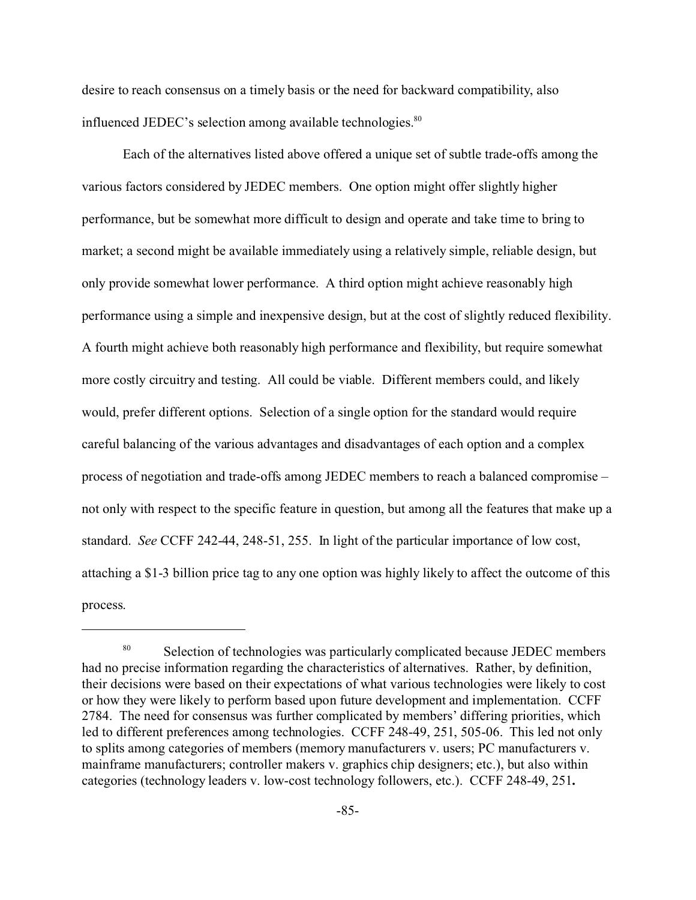desire to reach consensus on a timely basis or the need for backward compatibility, also influenced JEDEC's selection among available technologies.[80]

Each of the alternatives listed above offered a unique set of subtle trade-offs among the various factors considered by JEDEC members. One option might offer slightly higher performance, but be somewhat more difficult to design and operate and take time to bring to market; a second might be available immediately using a relatively simple, reliable design, but only provide somewhat lower performance. A third option might achieve reasonably high performance using a simple and inexpensive design, but at the cost of slightly reduced flexibility. A fourth might achieve both reasonably high performance and flexibility, but require somewhat more costly circuitry and testing. All could be viable. Different members could, and likely would, prefer different options. Selection of a single option for the standard would require careful balancing of the various advantages and disadvantages of each option and a complex process of negotiation and trade-offs among JEDEC members to reach a balanced compromise – not only with respect to the specific feature in question, but among all the features that make up a standard. *See* CCFF 242-44, 248-51, 255. In light of the particular importance of low cost, attaching a $1-3 billion price tag to any one option was highly likely to affect the outcome of this process.

---

[80] Selection of technologies was particularly complicated because JEDEC members had no precise information regarding the characteristics of alternatives. Rather, by definition, their decisions were based on their expectations of what various technologies were likely to cost or how they were likely to perform based upon future development and implementation. CCFF 2784. The need for consensus was further complicated by members' differing priorities, which led to different preferences among technologies. CCFF 248-49, 251, 505-06. This led not only to splits among categories of members (memory manufacturers v. users; PC manufacturers v. mainframe manufacturers; controller makers v. graphics chip designers; etc.), but also within categories (technology leaders v. low-cost technology followers, etc.). CCFF 248-49, 251**.**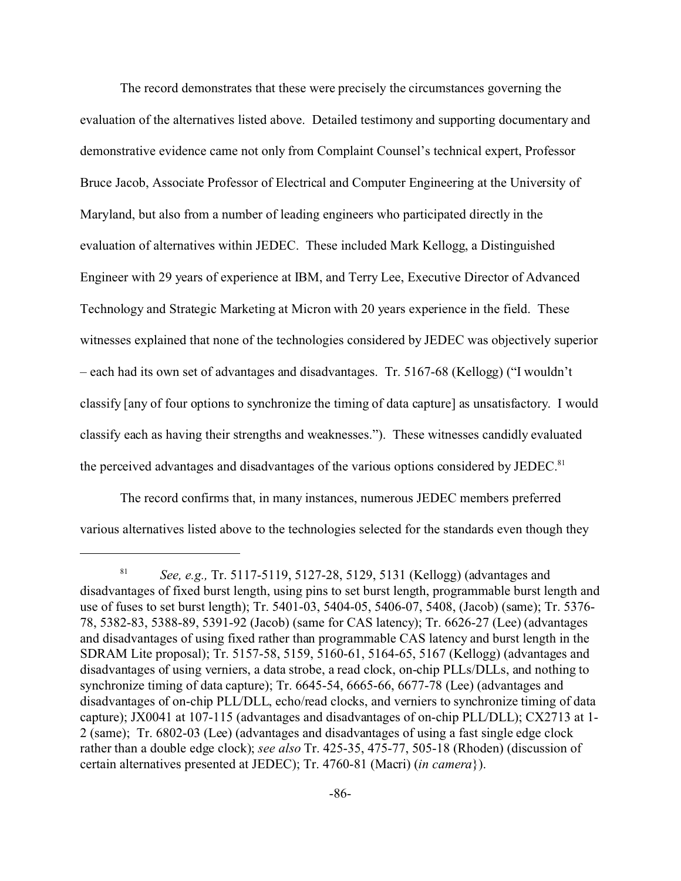The record demonstrates that these were precisely the circumstances governing the evaluation of the alternatives listed above. Detailed testimony and supporting documentary and demonstrative evidence came not only from Complaint Counsel's technical expert, Professor Bruce Jacob, Associate Professor of Electrical and Computer Engineering at the University of Maryland, but also from a number of leading engineers who participated directly in the evaluation of alternatives within JEDEC. These included Mark Kellogg, a Distinguished Engineer with 29 years of experience at IBM, and Terry Lee, Executive Director of Advanced Technology and Strategic Marketing at Micron with 20 years experience in the field. These witnesses explained that none of the technologies considered by JEDEC was objectively superior – each had its own set of advantages and disadvantages. Tr. 5167-68 (Kellogg) ("I wouldn't classify [any of four options to synchronize the timing of data capture] as unsatisfactory. I would classify each as having their strengths and weaknesses."). These witnesses candidly evaluated the perceived advantages and disadvantages of the various options considered by JEDEC.[81]

The record confirms that, in many instances, numerous JEDEC members preferred various alternatives listed above to the technologies selected for the standards even though they

---

[81] *See, e.g.,* Tr. 5117-5119, 5127-28, 5129, 5131 (Kellogg) (advantages and disadvantages of fixed burst length, using pins to set burst length, programmable burst length and use of fuses to set burst length); Tr. 5401-03, 5404-05, 5406-07, 5408, (Jacob) (same); Tr. 5376-78, 5382-83, 5388-89, 5391-92 (Jacob) (same for CAS latency); Tr. 6626-27 (Lee) (advantages and disadvantages of using fixed rather than programmable CAS latency and burst length in the SDRAM Lite proposal); Tr. 5157-58, 5159, 5160-61, 5164-65, 5167 (Kellogg) (advantages and disadvantages of using verniers, a data strobe, a read clock, on-chip PLLs/DLLs, and nothing to synchronize timing of data capture); Tr. 6645-54, 6665-66, 6677-78 (Lee) (advantages and disadvantages of on-chip PLL/DLL, echo/read clocks, and verniers to synchronize timing of data capture); JX0041 at 107-115 (advantages and disadvantages of on-chip PLL/DLL); CX2713 at 1-2 (same); Tr. 6802-03 (Lee) (advantages and disadvantages of using a fast single edge clock rather than a double edge clock); *see also* Tr. 425-35, 475-77, 505-18 (Rhoden) (discussion of certain alternatives presented at JEDEC); Tr. 4760-81 (Macri) (*in camera*}).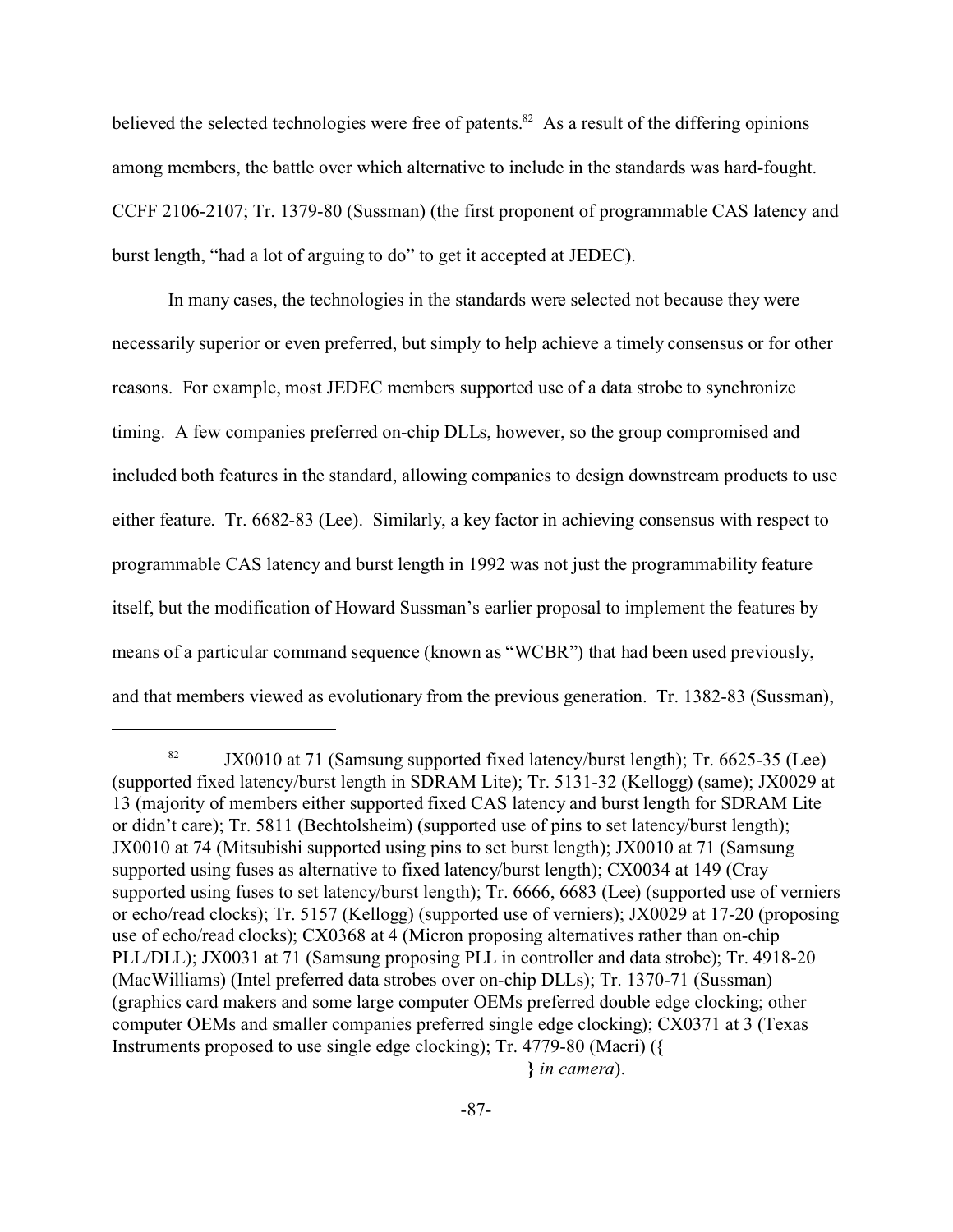believed the selected technologies were free of patents.[82] As a result of the differing opinions among members, the battle over which alternative to include in the standards was hard-fought. CCFF 2106-2107; Tr. 1379-80 (Sussman) (the first proponent of programmable CAS latency and burst length, "had a lot of arguing to do" to get it accepted at JEDEC).

In many cases, the technologies in the standards were selected not because they were necessarily superior or even preferred, but simply to help achieve a timely consensus or for other reasons. For example, most JEDEC members supported use of a data strobe to synchronize timing. A few companies preferred on-chip DLLs, however, so the group compromised and included both features in the standard, allowing companies to design downstream products to use either feature. Tr. 6682-83 (Lee). Similarly, a key factor in achieving consensus with respect to programmable CAS latency and burst length in 1992 was not just the programmability feature itself, but the modification of Howard Sussman's earlier proposal to implement the features by means of a particular command sequence (known as "WCBR") that had been used previously, and that members viewed as evolutionary from the previous generation. Tr. 1382-83 (Sussman),

---

[82] JX0010 at 71 (Samsung supported fixed latency/burst length); Tr. 6625-35 (Lee) (supported fixed latency/burst length in SDRAM Lite); Tr. 5131-32 (Kellogg) (same); JX0029 at 13 (majority of members either supported fixed CAS latency and burst length for SDRAM Lite or didn't care); Tr. 5811 (Bechtolsheim) (supported use of pins to set latency/burst length); JX0010 at 74 (Mitsubishi supported using pins to set burst length); JX0010 at 71 (Samsung supported using fuses as alternative to fixed latency/burst length); CX0034 at 149 (Cray supported using fuses to set latency/burst length); Tr. 6666, 6683 (Lee) (supported use of verniers or echo/read clocks); Tr. 5157 (Kellogg) (supported use of verniers); JX0029 at 17-20 (proposing use of echo/read clocks); CX0368 at 4 (Micron proposing alternatives rather than on-chip PLL/DLL); JX0031 at 71 (Samsung proposing PLL in controller and data strobe); Tr. 4918-20 (MacWilliams) (Intel preferred data strobes over on-chip DLLs); Tr. 1370-71 (Sussman) (graphics card makers and some large computer OEMs preferred double edge clocking; other computer OEMs and smaller companies preferred single edge clocking); CX0371 at 3 (Texas Instruments proposed to use single edge clocking); Tr. 4779-80 (Macri) ({ } *in camera*).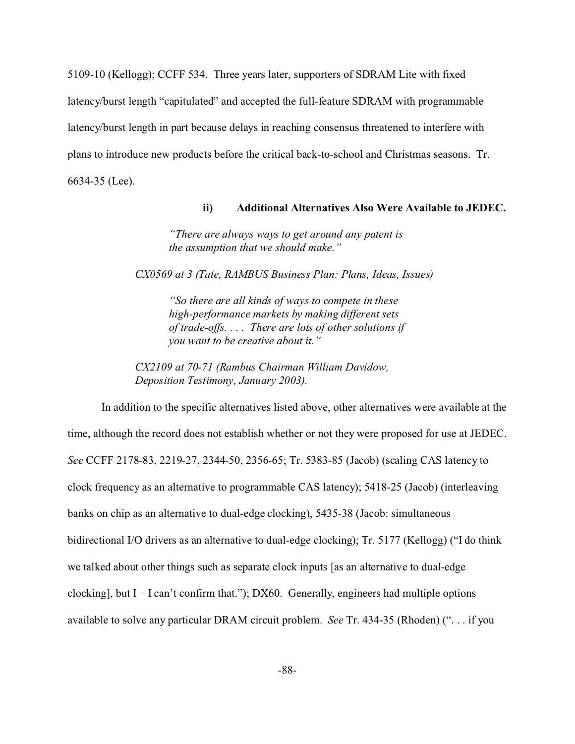5109-10 (Kellogg); CCFF 534. Three years later, supporters of SDRAM Lite with fixed latency/burst length "capitulated" and accepted the full-feature SDRAM with programmable latency/burst length in part because delays in reaching consensus threatened to interfere with plans to introduce new products before the critical back-to-school and Christmas seasons. Tr. 6634-35 (Lee).

#### ii) Additional Alternatives Also Were Available to JEDEC.

> *"There are always ways to get around any patent is the assumption that we should make."*

*CX0569 at 3 (Tate, RAMBUS Business Plan: Plans, Ideas, Issues)*

> *"So there are all kinds of ways to compete in these high-performance markets by making different sets of trade-offs. . . . There are lots of other solutions if you want to be creative about it."*

*CX2109 at 70-71 (Rambus Chairman William Davidow, Deposition Testimony, January 2003).*

In addition to the specific alternatives listed above, other alternatives were available at the time, although the record does not establish whether or not they were proposed for use at JEDEC. *See* CCFF 2178-83, 2219-27, 2344-50, 2356-65; Tr. 5383-85 (Jacob) (scaling CAS latency to clock frequency as an alternative to programmable CAS latency); 5418-25 (Jacob) (interleaving banks on chip as an alternative to dual-edge clocking), 5435-38 (Jacob: simultaneous bidirectional I/O drivers as an alternative to dual-edge clocking); Tr. 5177 (Kellogg) ("I do think we talked about other things such as separate clock inputs [as an alternative to dual-edge clocking], but I – I can't confirm that."); DX60. Generally, engineers had multiple options available to solve any particular DRAM circuit problem. *See* Tr. 434-35 (Rhoden) (". . . if you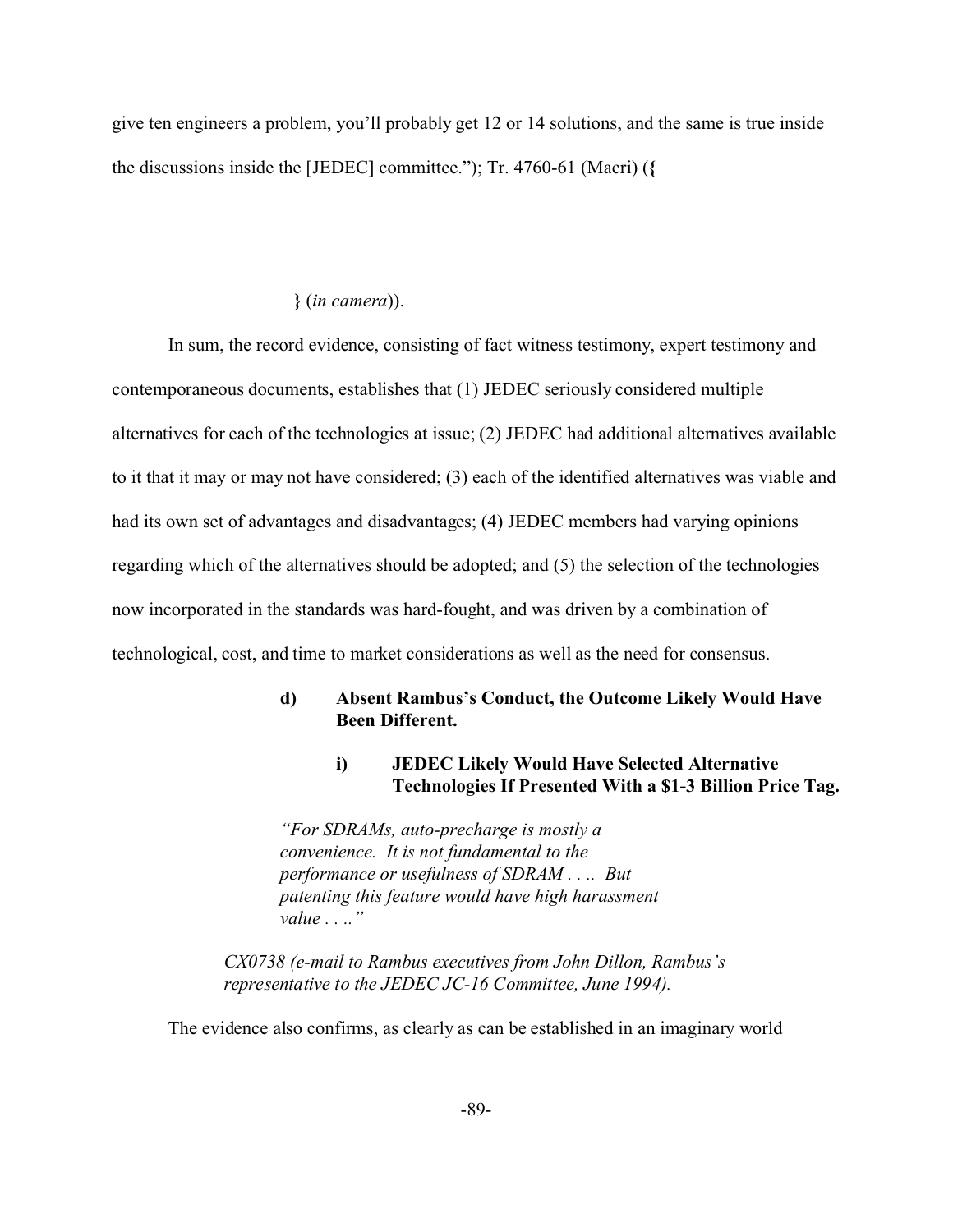give ten engineers a problem, you'll probably get 12 or 14 solutions, and the same is true inside the discussions inside the [JEDEC] committee."); Tr. 4760-61 (Macri) ({

} (*in camera*)).

In sum, the record evidence, consisting of fact witness testimony, expert testimony and contemporaneous documents, establishes that (1) JEDEC seriously considered multiple alternatives for each of the technologies at issue; (2) JEDEC had additional alternatives available to it that it may or may not have considered; (3) each of the identified alternatives was viable and had its own set of advantages and disadvantages; (4) JEDEC members had varying opinions regarding which of the alternatives should be adopted; and (5) the selection of the technologies now incorporated in the standards was hard-fought, and was driven by a combination of technological, cost, and time to market considerations as well as the need for consensus.

#### d) Absent Rambus's Conduct, the Outcome Likely Would Have Been Different.

##### i) JEDEC Likely Would Have Selected Alternative Technologies If Presented With a $1-3 Billion Price Tag.

> *"For SDRAMs, auto-precharge is mostly a convenience. It is not fundamental to the performance or usefulness of SDRAM . . .. But patenting this feature would have high harassment value . . .."*
>
> *CX0738 (e-mail to Rambus executives from John Dillon, Rambus's representative to the JEDEC JC-16 Committee, June 1994).*

The evidence also confirms, as clearly as can be established in an imaginary world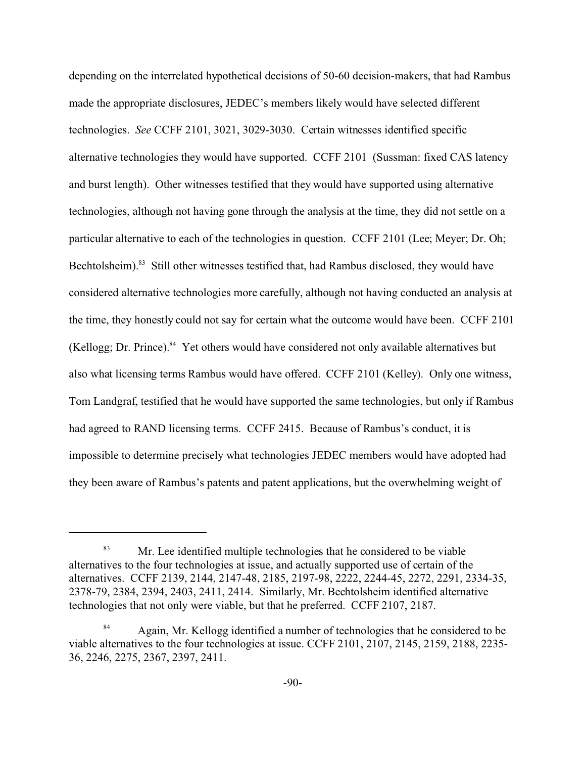depending on the interrelated hypothetical decisions of 50-60 decision-makers, that had Rambus made the appropriate disclosures, JEDEC's members likely would have selected different technologies. *See* CCFF 2101, 3021, 3029-3030. Certain witnesses identified specific alternative technologies they would have supported. CCFF 2101 (Sussman: fixed CAS latency and burst length). Other witnesses testified that they would have supported using alternative technologies, although not having gone through the analysis at the time, they did not settle on a particular alternative to each of the technologies in question. CCFF 2101 (Lee; Meyer; Dr. Oh; Bechtolsheim).[83] Still other witnesses testified that, had Rambus disclosed, they would have considered alternative technologies more carefully, although not having conducted an analysis at the time, they honestly could not say for certain what the outcome would have been. CCFF 2101 (Kellogg; Dr. Prince).[84] Yet others would have considered not only available alternatives but also what licensing terms Rambus would have offered. CCFF 2101 (Kelley). Only one witness, Tom Landgraf, testified that he would have supported the same technologies, but only if Rambus had agreed to RAND licensing terms. CCFF 2415. Because of Rambus's conduct, it is impossible to determine precisely what technologies JEDEC members would have adopted had they been aware of Rambus's patents and patent applications, but the overwhelming weight of

---

[83] Mr. Lee identified multiple technologies that he considered to be viable alternatives to the four technologies at issue, and actually supported use of certain of the alternatives. CCFF 2139, 2144, 2147-48, 2185, 2197-98, 2222, 2244-45, 2272, 2291, 2334-35, 2378-79, 2384, 2394, 2403, 2411, 2414. Similarly, Mr. Bechtolsheim identified alternative technologies that not only were viable, but that he preferred. CCFF 2107, 2187.

[84] Again, Mr. Kellogg identified a number of technologies that he considered to be viable alternatives to the four technologies at issue. CCFF 2101, 2107, 2145, 2159, 2188, 2235-36, 2246, 2275, 2367, 2397, 2411.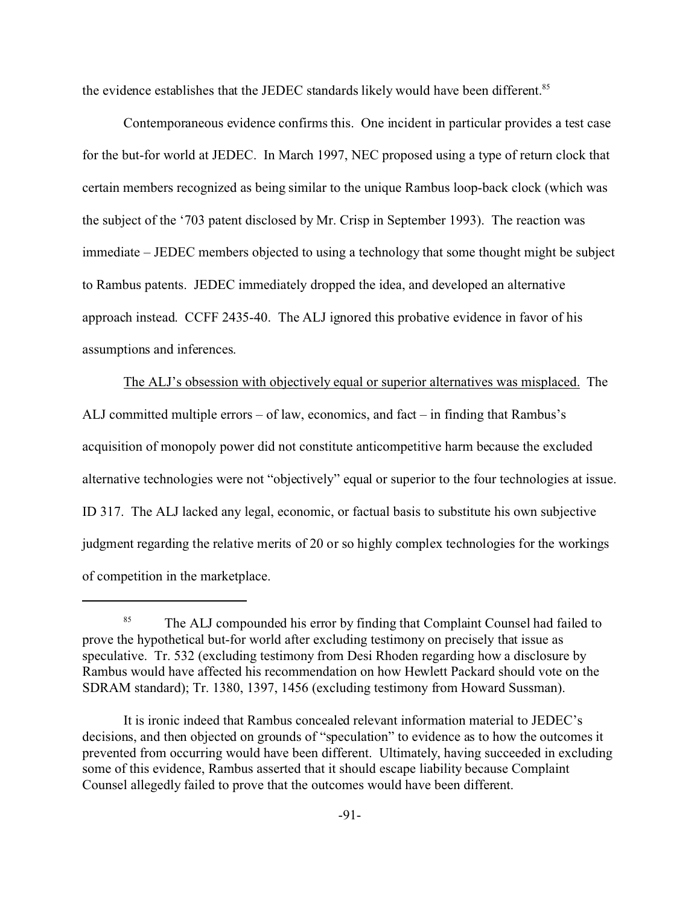the evidence establishes that the JEDEC standards likely would have been different.[85]

Contemporaneous evidence confirms this. One incident in particular provides a test case for the but-for world at JEDEC. In March 1997, NEC proposed using a type of return clock that certain members recognized as being similar to the unique Rambus loop-back clock (which was the subject of the '703 patent disclosed by Mr. Crisp in September 1993). The reaction was immediate – JEDEC members objected to using a technology that some thought might be subject to Rambus patents. JEDEC immediately dropped the idea, and developed an alternative approach instead. CCFF 2435-40. The ALJ ignored this probative evidence in favor of his assumptions and inferences.

<u>The ALJ's obsession with objectively equal or superior alternatives was misplaced.</u> The ALJ committed multiple errors – of law, economics, and fact – in finding that Rambus's acquisition of monopoly power did not constitute anticompetitive harm because the excluded alternative technologies were not "objectively" equal or superior to the four technologies at issue. ID 317. The ALJ lacked any legal, economic, or factual basis to substitute his own subjective judgment regarding the relative merits of 20 or so highly complex technologies for the workings of competition in the marketplace.

---

[85] The ALJ compounded his error by finding that Complaint Counsel had failed to prove the hypothetical but-for world after excluding testimony on precisely that issue as speculative. Tr. 532 (excluding testimony from Desi Rhoden regarding how a disclosure by Rambus would have affected his recommendation on how Hewlett Packard should vote on the SDRAM standard); Tr. 1380, 1397, 1456 (excluding testimony from Howard Sussman).

It is ironic indeed that Rambus concealed relevant information material to JEDEC's decisions, and then objected on grounds of "speculation" to evidence as to how the outcomes it prevented from occurring would have been different. Ultimately, having succeeded in excluding some of this evidence, Rambus asserted that it should escape liability because Complaint Counsel allegedly failed to prove that the outcomes would have been different.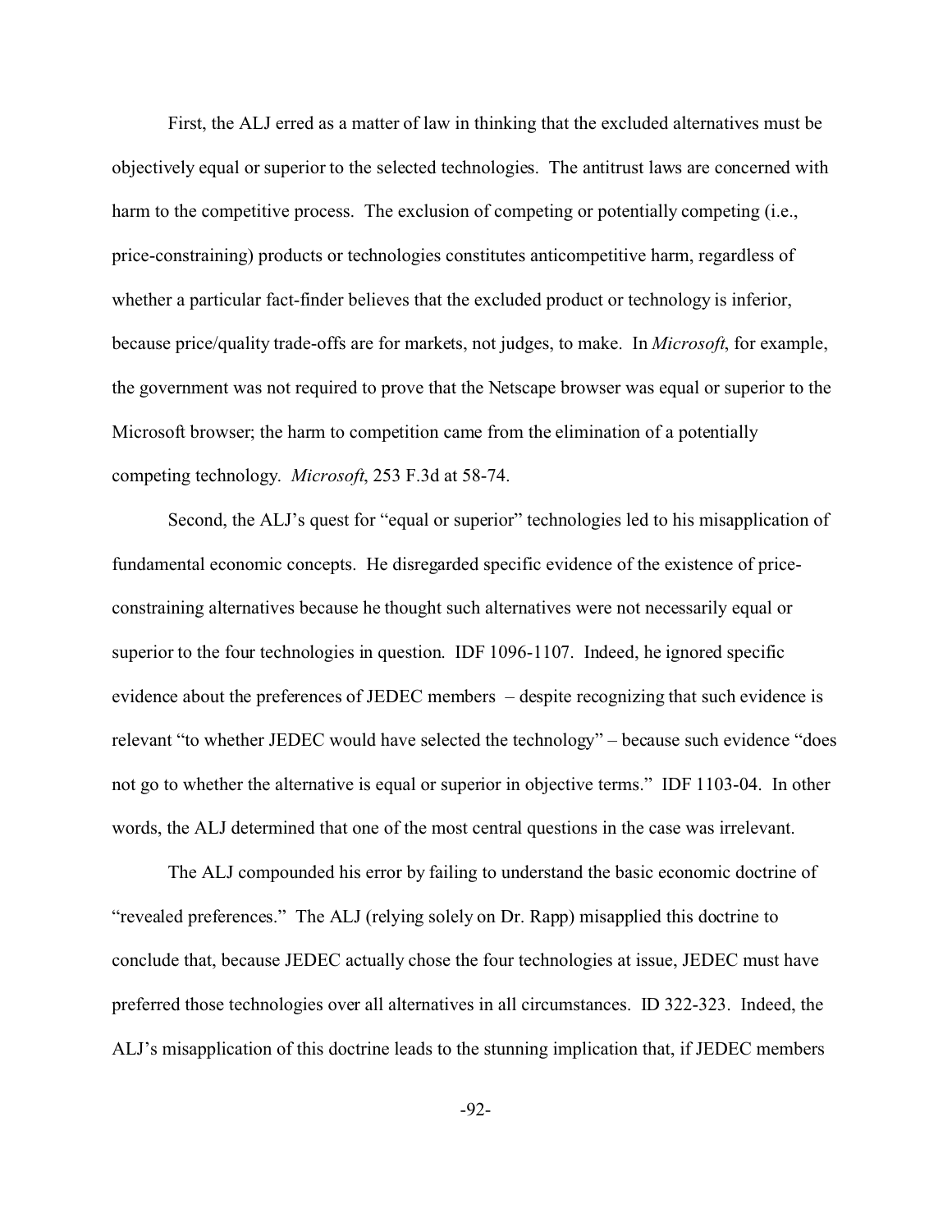First, the ALJ erred as a matter of law in thinking that the excluded alternatives must be objectively equal or superior to the selected technologies. The antitrust laws are concerned with harm to the competitive process. The exclusion of competing or potentially competing (i.e., price-constraining) products or technologies constitutes anticompetitive harm, regardless of whether a particular fact-finder believes that the excluded product or technology is inferior, because price/quality trade-offs are for markets, not judges, to make. In *Microsoft*, for example, the government was not required to prove that the Netscape browser was equal or superior to the Microsoft browser; the harm to competition came from the elimination of a potentially competing technology. *Microsoft*, 253 F.3d at 58-74.

Second, the ALJ's quest for "equal or superior" technologies led to his misapplication of fundamental economic concepts. He disregarded specific evidence of the existence of price-constraining alternatives because he thought such alternatives were not necessarily equal or superior to the four technologies in question. IDF 1096-1107. Indeed, he ignored specific evidence about the preferences of JEDEC members – despite recognizing that such evidence is relevant "to whether JEDEC would have selected the technology" – because such evidence "does not go to whether the alternative is equal or superior in objective terms." IDF 1103-04. In other words, the ALJ determined that one of the most central questions in the case was irrelevant.

The ALJ compounded his error by failing to understand the basic economic doctrine of "revealed preferences." The ALJ (relying solely on Dr. Rapp) misapplied this doctrine to conclude that, because JEDEC actually chose the four technologies at issue, JEDEC must have preferred those technologies over all alternatives in all circumstances. ID 322-323. Indeed, the ALJ's misapplication of this doctrine leads to the stunning implication that, if JEDEC members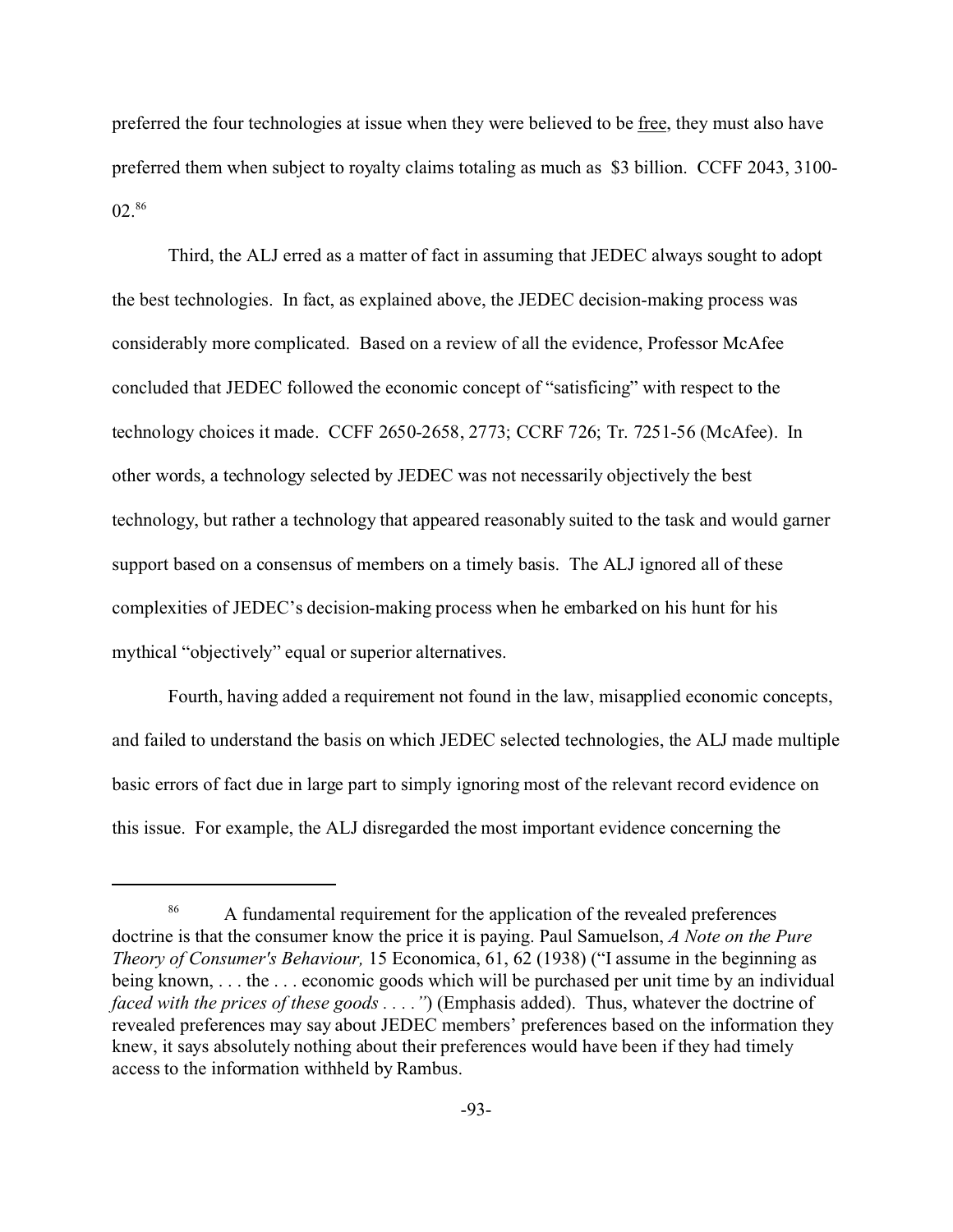preferred the four technologies at issue when they were believed to be free, they must also have preferred them when subject to royalty claims totaling as much as $3 billion. CCFF 2043, 3100-02.[86]

Third, the ALJ erred as a matter of fact in assuming that JEDEC always sought to adopt the best technologies. In fact, as explained above, the JEDEC decision-making process was considerably more complicated. Based on a review of all the evidence, Professor McAfee concluded that JEDEC followed the economic concept of "satisficing" with respect to the technology choices it made. CCFF 2650-2658, 2773; CCRF 726; Tr. 7251-56 (McAfee). In other words, a technology selected by JEDEC was not necessarily objectively the best technology, but rather a technology that appeared reasonably suited to the task and would garner support based on a consensus of members on a timely basis. The ALJ ignored all of these complexities of JEDEC's decision-making process when he embarked on his hunt for his mythical "objectively" equal or superior alternatives.

Fourth, having added a requirement not found in the law, misapplied economic concepts, and failed to understand the basis on which JEDEC selected technologies, the ALJ made multiple basic errors of fact due in large part to simply ignoring most of the relevant record evidence on this issue. For example, the ALJ disregarded the most important evidence concerning the

---

[86] A fundamental requirement for the application of the revealed preferences doctrine is that the consumer know the price it is paying. Paul Samuelson, *A Note on the Pure Theory of Consumer's Behaviour,* 15 Economica, 61, 62 (1938) ("I assume in the beginning as being known, . . . the . . . economic goods which will be purchased per unit time by an individual *faced with the prices of these goods . . . ."*) (Emphasis added). Thus, whatever the doctrine of revealed preferences may say about JEDEC members' preferences based on the information they knew, it says absolutely nothing about their preferences would have been if they had timely access to the information withheld by Rambus.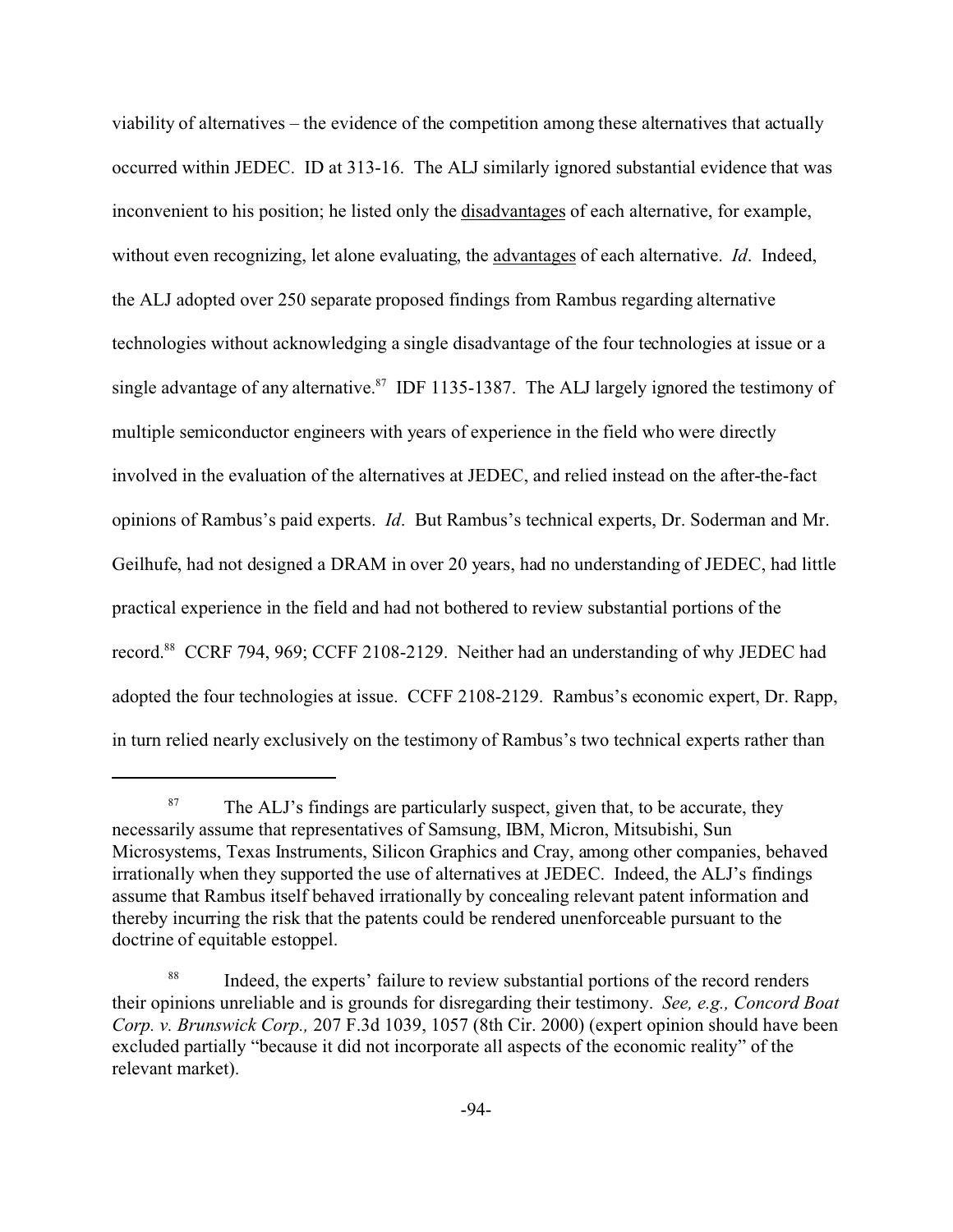viability of alternatives – the evidence of the competition among these alternatives that actually occurred within JEDEC. ID at 313-16. The ALJ similarly ignored substantial evidence that was inconvenient to his position; he listed only the <u>disadvantages</u> of each alternative, for example, without even recognizing, let alone evaluating, the <u>advantages</u> of each alternative. *Id*. Indeed, the ALJ adopted over 250 separate proposed findings from Rambus regarding alternative technologies without acknowledging a single disadvantage of the four technologies at issue or a single advantage of any alternative.[87] IDF 1135-1387. The ALJ largely ignored the testimony of multiple semiconductor engineers with years of experience in the field who were directly involved in the evaluation of the alternatives at JEDEC, and relied instead on the after-the-fact opinions of Rambus's paid experts. *Id*. But Rambus's technical experts, Dr. Soderman and Mr. Geilhufe, had not designed a DRAM in over 20 years, had no understanding of JEDEC, had little practical experience in the field and had not bothered to review substantial portions of the record.[88] CCRF 794, 969; CCFF 2108-2129. Neither had an understanding of why JEDEC had adopted the four technologies at issue. CCFF 2108-2129. Rambus's economic expert, Dr. Rapp, in turn relied nearly exclusively on the testimony of Rambus's two technical experts rather than

---

[87] The ALJ's findings are particularly suspect, given that, to be accurate, they necessarily assume that representatives of Samsung, IBM, Micron, Mitsubishi, Sun Microsystems, Texas Instruments, Silicon Graphics and Cray, among other companies, behaved irrationally when they supported the use of alternatives at JEDEC. Indeed, the ALJ's findings assume that Rambus itself behaved irrationally by concealing relevant patent information and thereby incurring the risk that the patents could be rendered unenforceable pursuant to the doctrine of equitable estoppel.

[88] Indeed, the experts' failure to review substantial portions of the record renders their opinions unreliable and is grounds for disregarding their testimony. *See, e.g., Concord Boat Corp. v. Brunswick Corp.,* 207 F.3d 1039, 1057 (8th Cir. 2000) (expert opinion should have been excluded partially "because it did not incorporate all aspects of the economic reality" of the relevant market).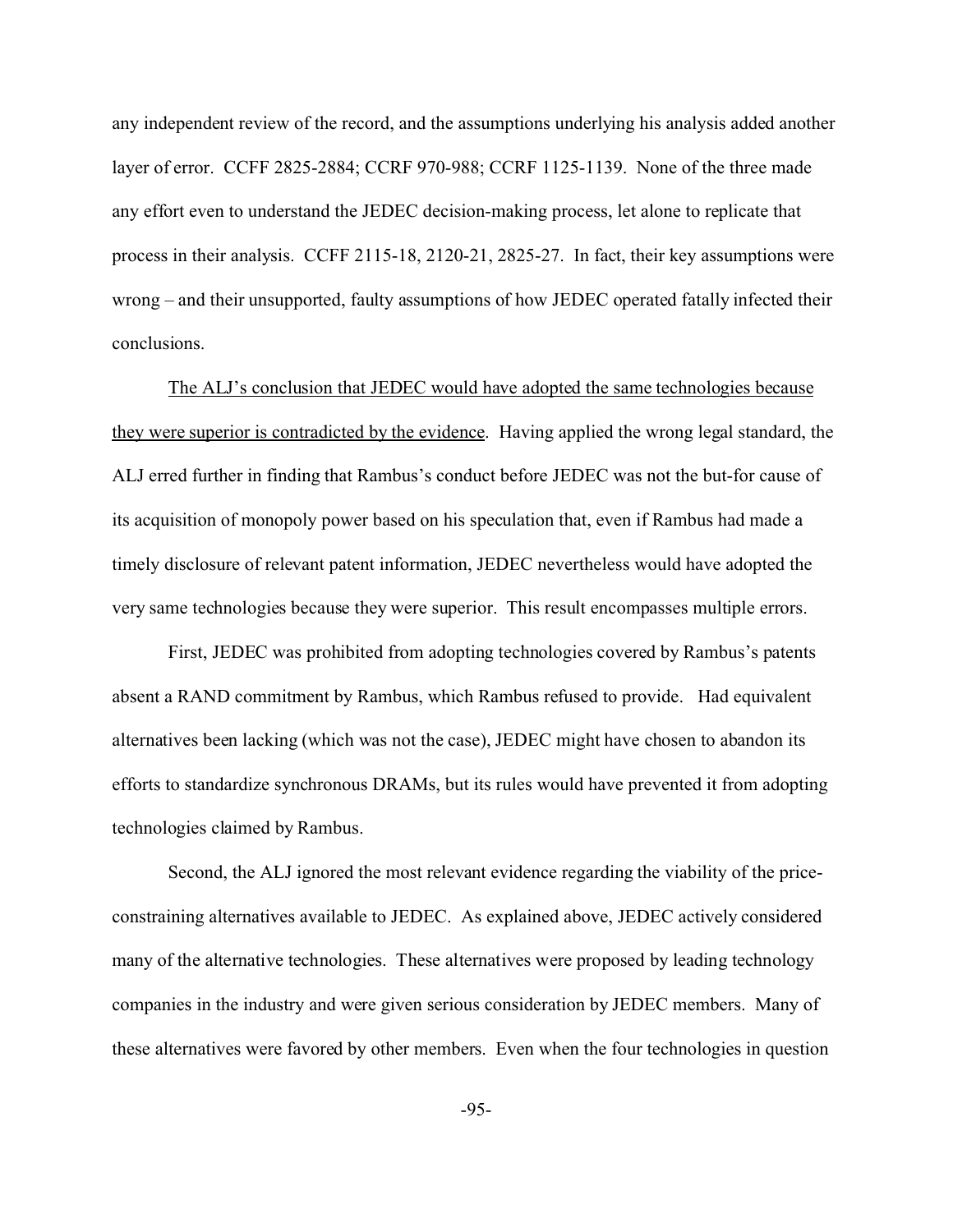any independent review of the record, and the assumptions underlying his analysis added another layer of error. CCFF 2825-2884; CCRF 970-988; CCRF 1125-1139. None of the three made any effort even to understand the JEDEC decision-making process, let alone to replicate that process in their analysis. CCFF 2115-18, 2120-21, 2825-27. In fact, their key assumptions were wrong – and their unsupported, faulty assumptions of how JEDEC operated fatally infected their conclusions.

<u>The ALJ's conclusion that JEDEC would have adopted the same technologies because they were superior is contradicted by the evidence</u>. Having applied the wrong legal standard, the ALJ erred further in finding that Rambus's conduct before JEDEC was not the but-for cause of its acquisition of monopoly power based on his speculation that, even if Rambus had made a timely disclosure of relevant patent information, JEDEC nevertheless would have adopted the very same technologies because they were superior. This result encompasses multiple errors.

First, JEDEC was prohibited from adopting technologies covered by Rambus's patents absent a RAND commitment by Rambus, which Rambus refused to provide. Had equivalent alternatives been lacking (which was not the case), JEDEC might have chosen to abandon its efforts to standardize synchronous DRAMs, but its rules would have prevented it from adopting technologies claimed by Rambus.

Second, the ALJ ignored the most relevant evidence regarding the viability of the price-constraining alternatives available to JEDEC. As explained above, JEDEC actively considered many of the alternative technologies. These alternatives were proposed by leading technology companies in the industry and were given serious consideration by JEDEC members. Many of these alternatives were favored by other members. Even when the four technologies in question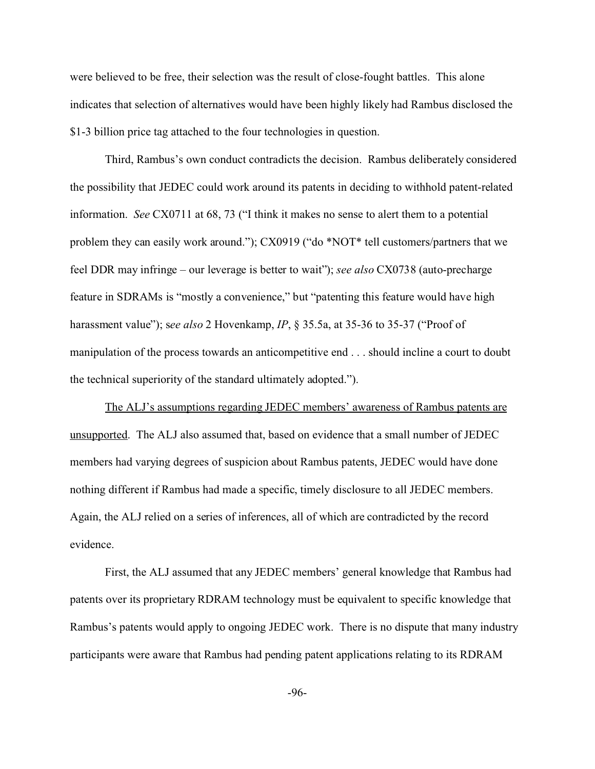were believed to be free, their selection was the result of close-fought battles. This alone indicates that selection of alternatives would have been highly likely had Rambus disclosed the $1-3 billion price tag attached to the four technologies in question.

Third, Rambus's own conduct contradicts the decision. Rambus deliberately considered the possibility that JEDEC could work around its patents in deciding to withhold patent-related information. *See* CX0711 at 68, 73 ("I think it makes no sense to alert them to a potential problem they can easily work around."); CX0919 ("do *NOT* tell customers/partners that we feel DDR may infringe – our leverage is better to wait"); *see also* CX0738 (auto-precharge feature in SDRAMs is "mostly a convenience," but "patenting this feature would have high harassment value"); s*ee also* 2 Hovenkamp, *IP*, § 35.5a, at 35-36 to 35-37 ("Proof of manipulation of the process towards an anticompetitive end . . . should incline a court to doubt the technical superiority of the standard ultimately adopted.").

<u>The ALJ's assumptions regarding JEDEC members' awareness of Rambus patents are unsupported</u>. The ALJ also assumed that, based on evidence that a small number of JEDEC members had varying degrees of suspicion about Rambus patents, JEDEC would have done nothing different if Rambus had made a specific, timely disclosure to all JEDEC members. Again, the ALJ relied on a series of inferences, all of which are contradicted by the record evidence.

First, the ALJ assumed that any JEDEC members' general knowledge that Rambus had patents over its proprietary RDRAM technology must be equivalent to specific knowledge that Rambus's patents would apply to ongoing JEDEC work. There is no dispute that many industry participants were aware that Rambus had pending patent applications relating to its RDRAM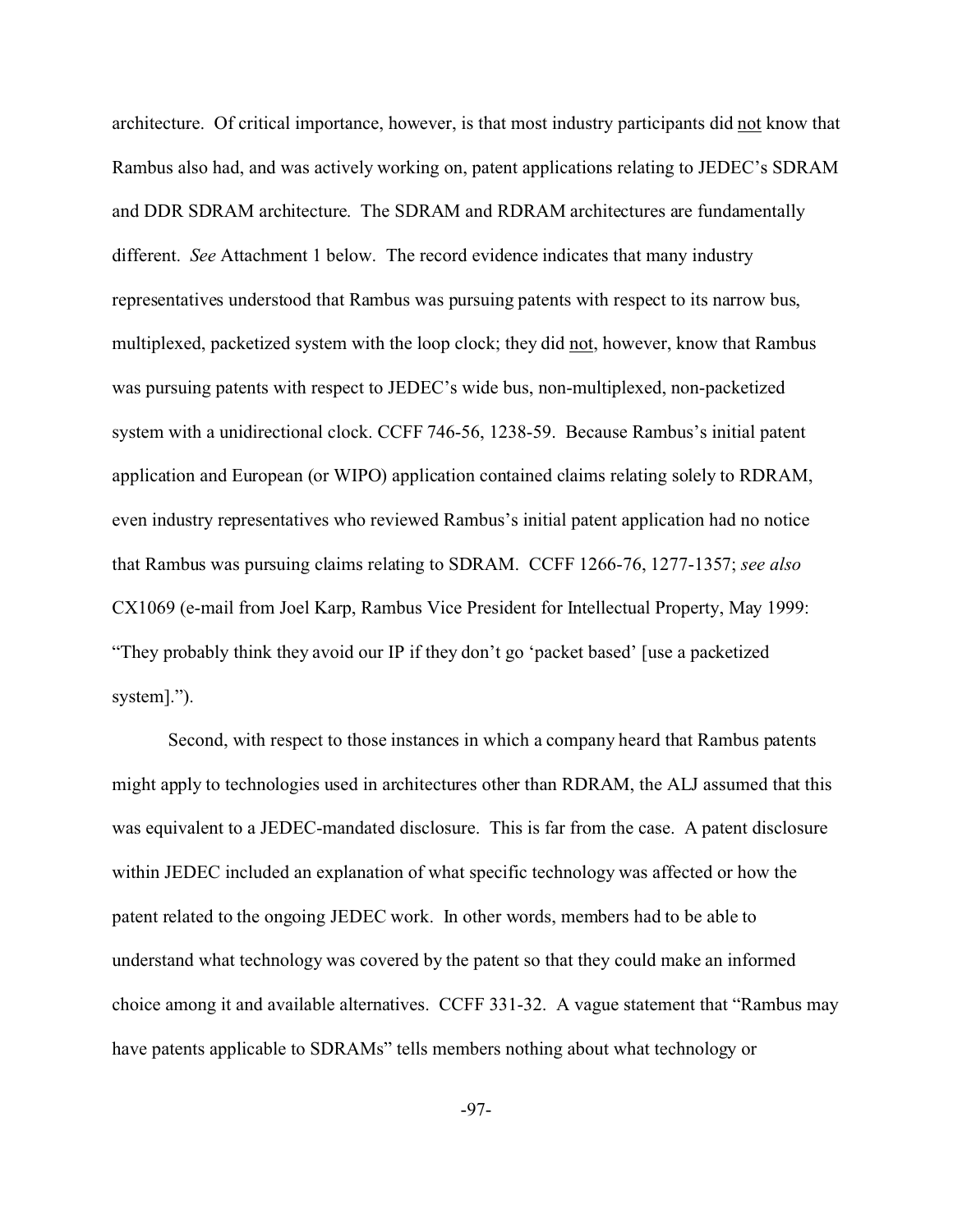architecture. Of critical importance, however, is that most industry participants did not know that Rambus also had, and was actively working on, patent applications relating to JEDEC's SDRAM and DDR SDRAM architecture. The SDRAM and RDRAM architectures are fundamentally different. *See* Attachment 1 below. The record evidence indicates that many industry representatives understood that Rambus was pursuing patents with respect to its narrow bus, multiplexed, packetized system with the loop clock; they did not, however, know that Rambus was pursuing patents with respect to JEDEC's wide bus, non-multiplexed, non-packetized system with a unidirectional clock. CCFF 746-56, 1238-59. Because Rambus's initial patent application and European (or WIPO) application contained claims relating solely to RDRAM, even industry representatives who reviewed Rambus's initial patent application had no notice that Rambus was pursuing claims relating to SDRAM. CCFF 1266-76, 1277-1357; *see also* CX1069 (e-mail from Joel Karp, Rambus Vice President for Intellectual Property, May 1999: "They probably think they avoid our IP if they don't go 'packet based' [use a packetized system].").

Second, with respect to those instances in which a company heard that Rambus patents might apply to technologies used in architectures other than RDRAM, the ALJ assumed that this was equivalent to a JEDEC-mandated disclosure. This is far from the case. A patent disclosure within JEDEC included an explanation of what specific technology was affected or how the patent related to the ongoing JEDEC work. In other words, members had to be able to understand what technology was covered by the patent so that they could make an informed choice among it and available alternatives. CCFF 331-32. A vague statement that "Rambus may have patents applicable to SDRAMs" tells members nothing about what technology or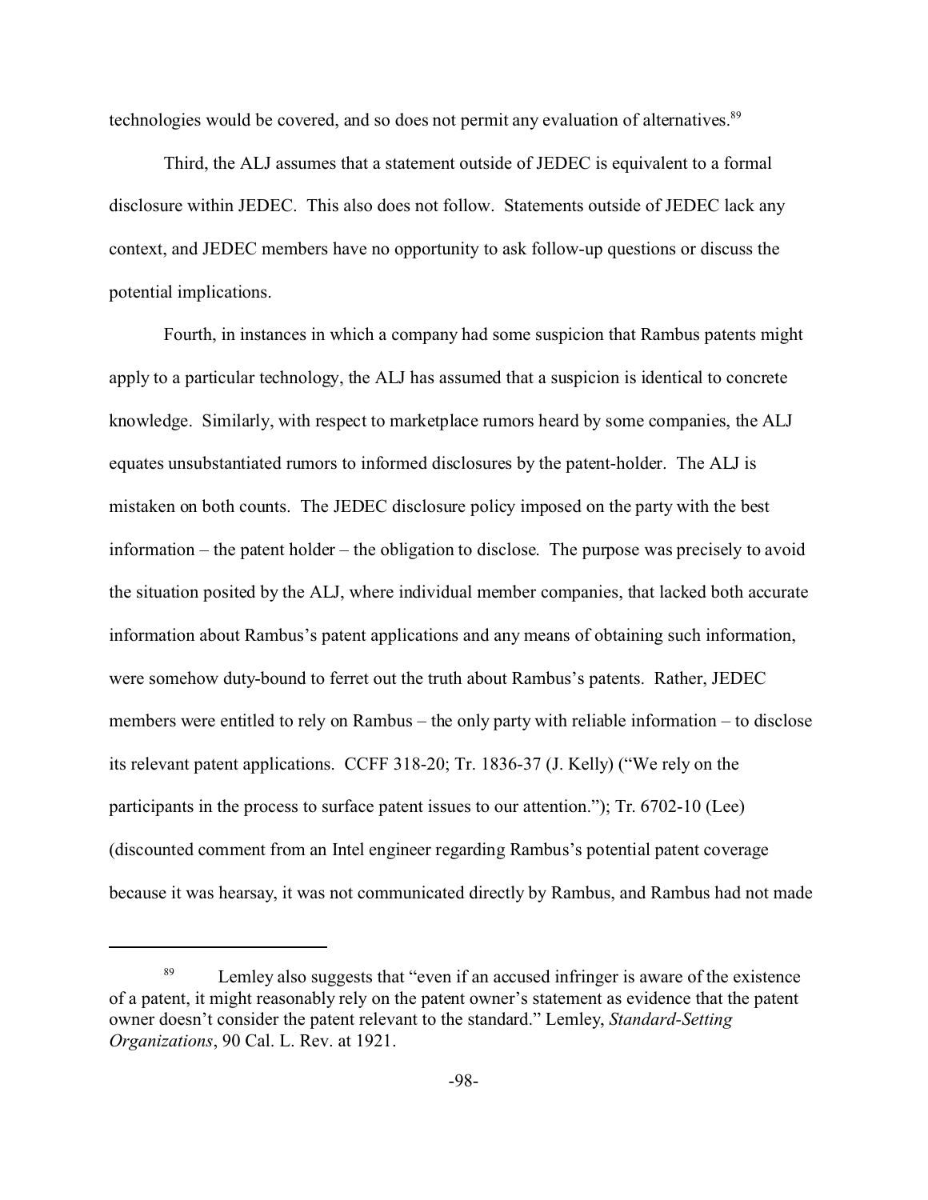technologies would be covered, and so does not permit any evaluation of alternatives.[89]

Third, the ALJ assumes that a statement outside of JEDEC is equivalent to a formal disclosure within JEDEC. This also does not follow. Statements outside of JEDEC lack any context, and JEDEC members have no opportunity to ask follow-up questions or discuss the potential implications.

Fourth, in instances in which a company had some suspicion that Rambus patents might apply to a particular technology, the ALJ has assumed that a suspicion is identical to concrete knowledge. Similarly, with respect to marketplace rumors heard by some companies, the ALJ equates unsubstantiated rumors to informed disclosures by the patent-holder. The ALJ is mistaken on both counts. The JEDEC disclosure policy imposed on the party with the best information – the patent holder – the obligation to disclose. The purpose was precisely to avoid the situation posited by the ALJ, where individual member companies, that lacked both accurate information about Rambus's patent applications and any means of obtaining such information, were somehow duty-bound to ferret out the truth about Rambus's patents. Rather, JEDEC members were entitled to rely on Rambus – the only party with reliable information – to disclose its relevant patent applications. CCFF 318-20; Tr. 1836-37 (J. Kelly) ("We rely on the participants in the process to surface patent issues to our attention."); Tr. 6702-10 (Lee) (discounted comment from an Intel engineer regarding Rambus's potential patent coverage because it was hearsay, it was not communicated directly by Rambus, and Rambus had not made

---

[89] Lemley also suggests that "even if an accused infringer is aware of the existence of a patent, it might reasonably rely on the patent owner's statement as evidence that the patent owner doesn't consider the patent relevant to the standard." Lemley, *Standard-Setting Organizations*, 90 Cal. L. Rev. at 1921.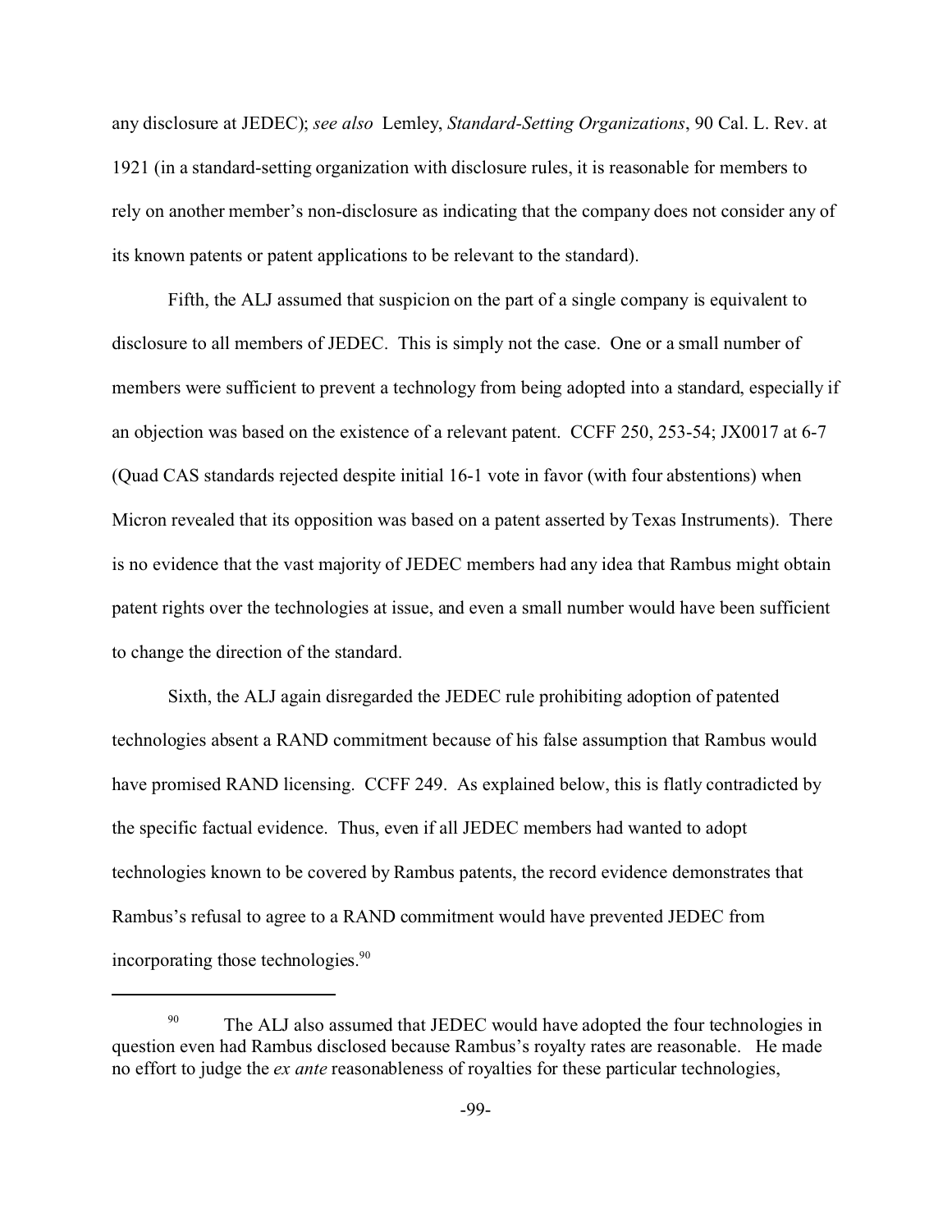any disclosure at JEDEC); *see also* Lemley, *Standard-Setting Organizations*, 90 Cal. L. Rev. at 1921 (in a standard-setting organization with disclosure rules, it is reasonable for members to rely on another member's non-disclosure as indicating that the company does not consider any of its known patents or patent applications to be relevant to the standard).

Fifth, the ALJ assumed that suspicion on the part of a single company is equivalent to disclosure to all members of JEDEC. This is simply not the case. One or a small number of members were sufficient to prevent a technology from being adopted into a standard, especially if an objection was based on the existence of a relevant patent. CCFF 250, 253-54; JX0017 at 6-7 (Quad CAS standards rejected despite initial 16-1 vote in favor (with four abstentions) when Micron revealed that its opposition was based on a patent asserted by Texas Instruments). There is no evidence that the vast majority of JEDEC members had any idea that Rambus might obtain patent rights over the technologies at issue, and even a small number would have been sufficient to change the direction of the standard.

Sixth, the ALJ again disregarded the JEDEC rule prohibiting adoption of patented technologies absent a RAND commitment because of his false assumption that Rambus would have promised RAND licensing. CCFF 249. As explained below, this is flatly contradicted by the specific factual evidence. Thus, even if all JEDEC members had wanted to adopt technologies known to be covered by Rambus patents, the record evidence demonstrates that Rambus's refusal to agree to a RAND commitment would have prevented JEDEC from incorporating those technologies.[90]

---

[90] The ALJ also assumed that JEDEC would have adopted the four technologies in question even had Rambus disclosed because Rambus's royalty rates are reasonable. He made no effort to judge the *ex ante* reasonableness of royalties for these particular technologies,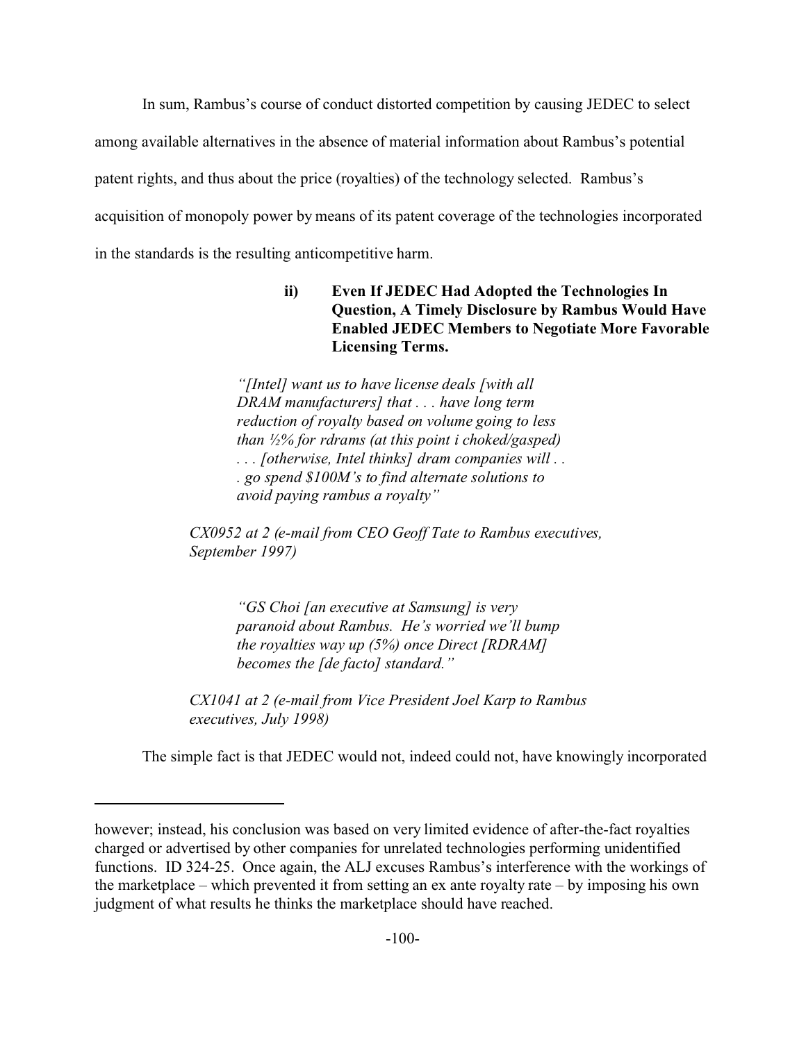In sum, Rambus's course of conduct distorted competition by causing JEDEC to select among available alternatives in the absence of material information about Rambus's potential patent rights, and thus about the price (royalties) of the technology selected. Rambus's acquisition of monopoly power by means of its patent coverage of the technologies incorporated in the standards is the resulting anticompetitive harm.

#### ii) Even If JEDEC Had Adopted the Technologies In Question, A Timely Disclosure by Rambus Would Have Enabled JEDEC Members to Negotiate More Favorable Licensing Terms.

> *"[Intel] want us to have license deals [with all DRAM manufacturers] that . . . have long term reduction of royalty based on volume going to less than ½% for rdrams (at this point i choked/gasped) . . . [otherwise, Intel thinks] dram companies will . . . go spend $100M's to find alternate solutions to avoid paying rambus a royalty"*

*CX0952 at 2 (e-mail from CEO Geoff Tate to Rambus executives, September 1997)*

> *"GS Choi [an executive at Samsung] is very paranoid about Rambus. He's worried we'll bump the royalties way up (5%) once Direct [RDRAM] becomes the [de facto] standard."*

*CX1041 at 2 (e-mail from Vice President Joel Karp to Rambus executives, July 1998)*

The simple fact is that JEDEC would not, indeed could not, have knowingly incorporated

---

however; instead, his conclusion was based on very limited evidence of after-the-fact royalties charged or advertised by other companies for unrelated technologies performing unidentified functions. ID 324-25. Once again, the ALJ excuses Rambus's interference with the workings of the marketplace – which prevented it from setting an ex ante royalty rate – by imposing his own judgment of what results he thinks the marketplace should have reached.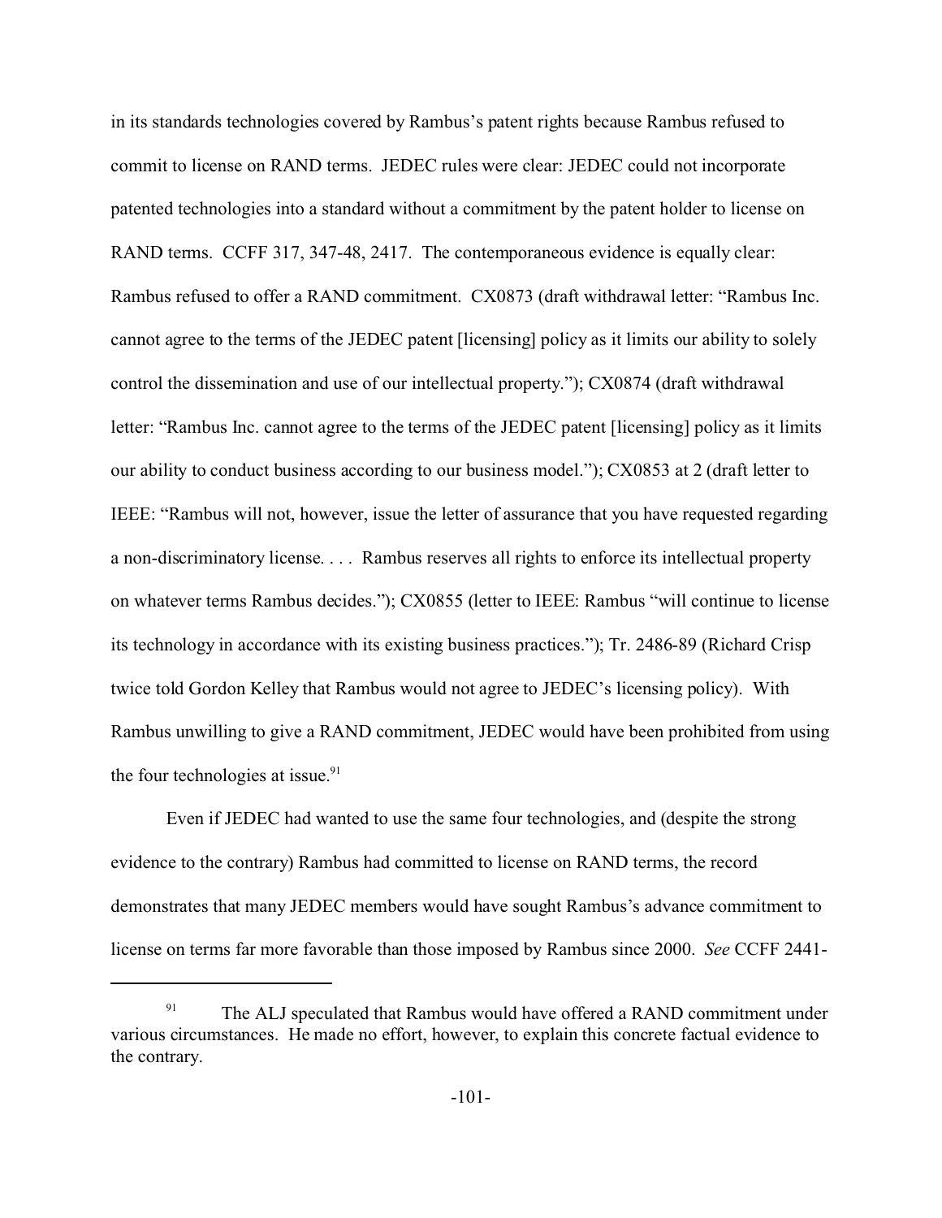in its standards technologies covered by Rambus's patent rights because Rambus refused to commit to license on RAND terms. JEDEC rules were clear: JEDEC could not incorporate patented technologies into a standard without a commitment by the patent holder to license on RAND terms. CCFF 317, 347-48, 2417. The contemporaneous evidence is equally clear: Rambus refused to offer a RAND commitment. CX0873 (draft withdrawal letter: "Rambus Inc. cannot agree to the terms of the JEDEC patent [licensing] policy as it limits our ability to solely control the dissemination and use of our intellectual property."); CX0874 (draft withdrawal letter: "Rambus Inc. cannot agree to the terms of the JEDEC patent [licensing] policy as it limits our ability to conduct business according to our business model."); CX0853 at 2 (draft letter to IEEE: "Rambus will not, however, issue the letter of assurance that you have requested regarding a non-discriminatory license. . . . Rambus reserves all rights to enforce its intellectual property on whatever terms Rambus decides."); CX0855 (letter to IEEE: Rambus "will continue to license its technology in accordance with its existing business practices."); Tr. 2486-89 (Richard Crisp twice told Gordon Kelley that Rambus would not agree to JEDEC's licensing policy). With Rambus unwilling to give a RAND commitment, JEDEC would have been prohibited from using the four technologies at issue.[91]

Even if JEDEC had wanted to use the same four technologies, and (despite the strong evidence to the contrary) Rambus had committed to license on RAND terms, the record demonstrates that many JEDEC members would have sought Rambus's advance commitment to license on terms far more favorable than those imposed by Rambus since 2000. *See* CCFF 2441-

---

[91] The ALJ speculated that Rambus would have offered a RAND commitment under various circumstances. He made no effort, however, to explain this concrete factual evidence to the contrary.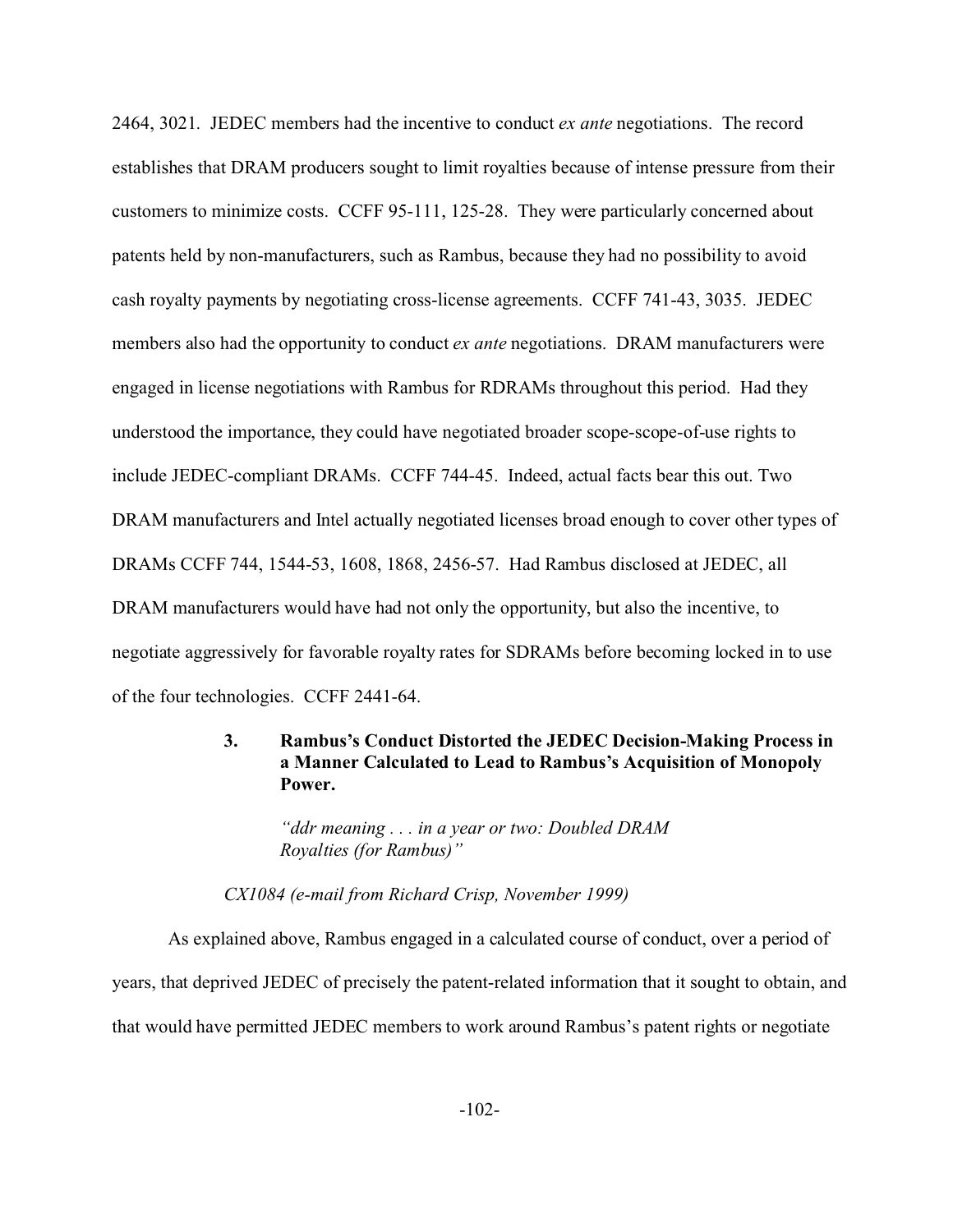2464, 3021. JEDEC members had the incentive to conduct *ex ante* negotiations. The record establishes that DRAM producers sought to limit royalties because of intense pressure from their customers to minimize costs. CCFF 95-111, 125-28. They were particularly concerned about patents held by non-manufacturers, such as Rambus, because they had no possibility to avoid cash royalty payments by negotiating cross-license agreements. CCFF 741-43, 3035. JEDEC members also had the opportunity to conduct *ex ante* negotiations. DRAM manufacturers were engaged in license negotiations with Rambus for RDRAMs throughout this period. Had they understood the importance, they could have negotiated broader scope-scope-of-use rights to include JEDEC-compliant DRAMs. CCFF 744-45. Indeed, actual facts bear this out. Two DRAM manufacturers and Intel actually negotiated licenses broad enough to cover other types of DRAMs CCFF 744, 1544-53, 1608, 1868, 2456-57. Had Rambus disclosed at JEDEC, all DRAM manufacturers would have had not only the opportunity, but also the incentive, to negotiate aggressively for favorable royalty rates for SDRAMs before becoming locked in to use of the four technologies. CCFF 2441-64.

### 3. Rambus's Conduct Distorted the JEDEC Decision-Making Process in a Manner Calculated to Lead to Rambus's Acquisition of Monopoly Power.

> *"ddr meaning . . . in a year or two: Doubled DRAM Royalties (for Rambus)"*

*CX1084 (e-mail from Richard Crisp, November 1999)*

As explained above, Rambus engaged in a calculated course of conduct, over a period of years, that deprived JEDEC of precisely the patent-related information that it sought to obtain, and that would have permitted JEDEC members to work around Rambus's patent rights or negotiate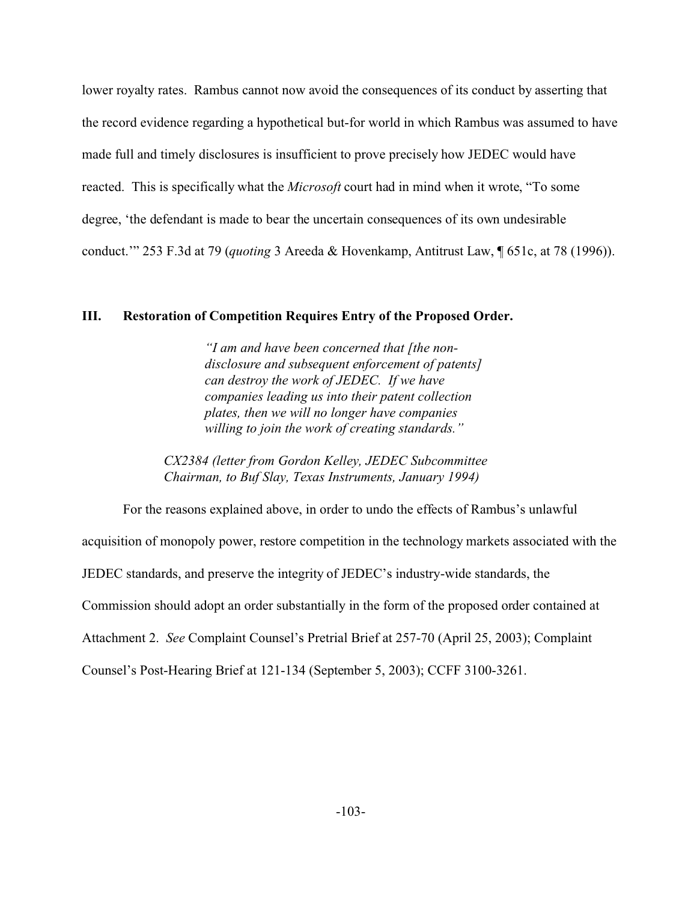lower royalty rates. Rambus cannot now avoid the consequences of its conduct by asserting that the record evidence regarding a hypothetical but-for world in which Rambus was assumed to have made full and timely disclosures is insufficient to prove precisely how JEDEC would have reacted. This is specifically what the *Microsoft* court had in mind when it wrote, "To some degree, 'the defendant is made to bear the uncertain consequences of its own undesirable conduct.'" 253 F.3d at 79 (*quoting* 3 Areeda & Hovenkamp, Antitrust Law, ¶ 651c, at 78 (1996)).

## III. Restoration of Competition Requires Entry of the Proposed Order.

> *"I am and have been concerned that [the non-disclosure and subsequent enforcement of patents] can destroy the work of JEDEC. If we have companies leading us into their patent collection plates, then we will no longer have companies willing to join the work of creating standards."*
>
> *CX2384 (letter from Gordon Kelley, JEDEC Subcommittee Chairman, to Buf Slay, Texas Instruments, January 1994)*

For the reasons explained above, in order to undo the effects of Rambus's unlawful acquisition of monopoly power, restore competition in the technology markets associated with the JEDEC standards, and preserve the integrity of JEDEC's industry-wide standards, the Commission should adopt an order substantially in the form of the proposed order contained at Attachment 2. *See* Complaint Counsel's Pretrial Brief at 257-70 (April 25, 2003); Complaint Counsel's Post-Hearing Brief at 121-134 (September 5, 2003); CCFF 3100-3261.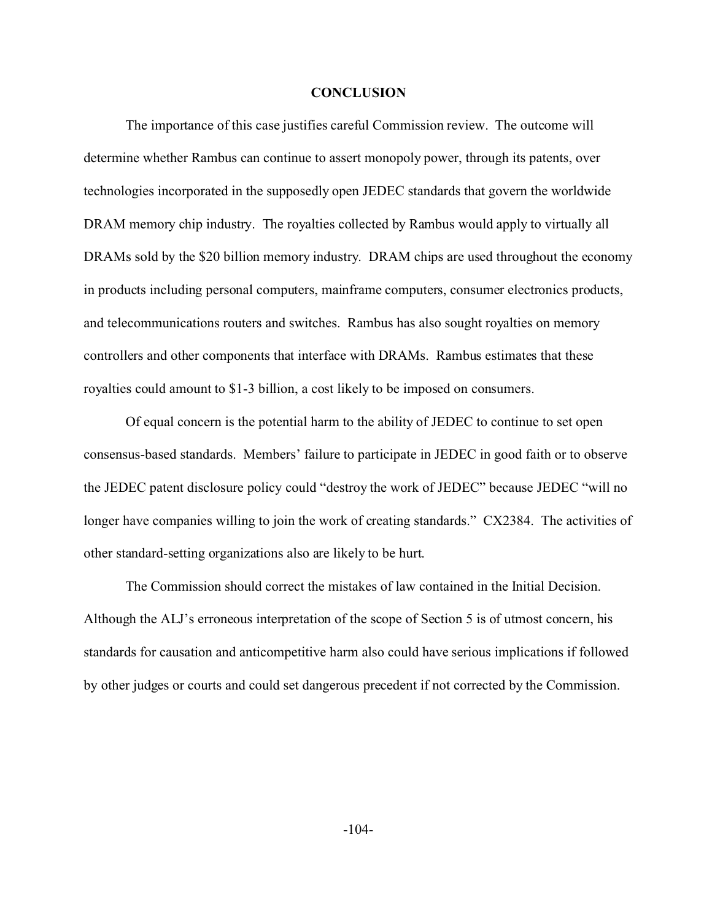## CONCLUSION

The importance of this case justifies careful Commission review. The outcome will determine whether Rambus can continue to assert monopoly power, through its patents, over technologies incorporated in the supposedly open JEDEC standards that govern the worldwide DRAM memory chip industry. The royalties collected by Rambus would apply to virtually all DRAMs sold by the $20 billion memory industry. DRAM chips are used throughout the economy in products including personal computers, mainframe computers, consumer electronics products, and telecommunications routers and switches. Rambus has also sought royalties on memory controllers and other components that interface with DRAMs. Rambus estimates that these royalties could amount to $1-3 billion, a cost likely to be imposed on consumers.

Of equal concern is the potential harm to the ability of JEDEC to continue to set open consensus-based standards. Members' failure to participate in JEDEC in good faith or to observe the JEDEC patent disclosure policy could "destroy the work of JEDEC" because JEDEC "will no longer have companies willing to join the work of creating standards." CX2384. The activities of other standard-setting organizations also are likely to be hurt.

The Commission should correct the mistakes of law contained in the Initial Decision. Although the ALJ's erroneous interpretation of the scope of Section 5 is of utmost concern, his standards for causation and anticompetitive harm also could have serious implications if followed by other judges or courts and could set dangerous precedent if not corrected by the Commission.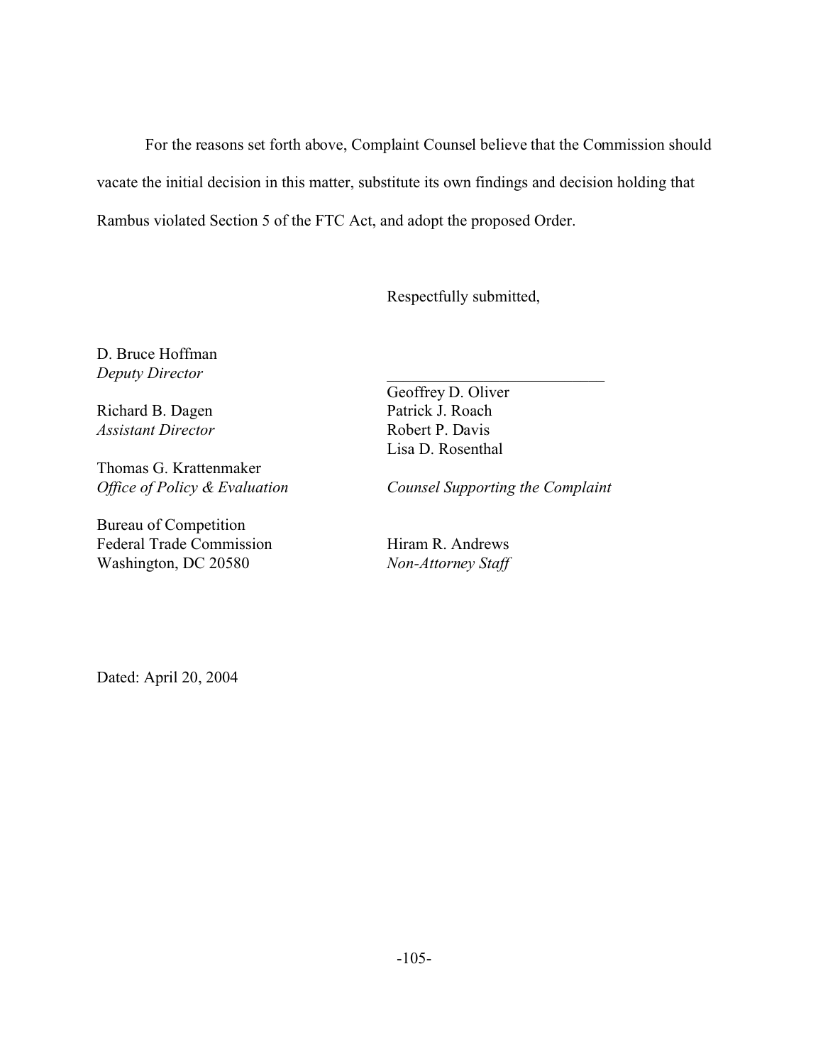For the reasons set forth above, Complaint Counsel believe that the Commission should vacate the initial decision in this matter, substitute its own findings and decision holding that Rambus violated Section 5 of the FTC Act, and adopt the proposed Order.

Respectfully submitted,

\_\_\_\_\_\_\_\_\_\_\_\_\_\_\_\_\_\_\_\_\_\_\_\_\_\_\_\_

Geoffrey D. Oliver
Patrick J. Roach
Robert P. Davis
Lisa D. Rosenthal

*Counsel Supporting the Complaint*

Hiram R. Andrews
*Non-Attorney Staff*

D. Bruce Hoffman
*Deputy Director*

Richard B. Dagen
*Assistant Director*

Thomas G. Krattenmaker
*Office of Policy & Evaluation*

Bureau of Competition
Federal Trade Commission
Washington, DC 20580

Dated: April 20, 2004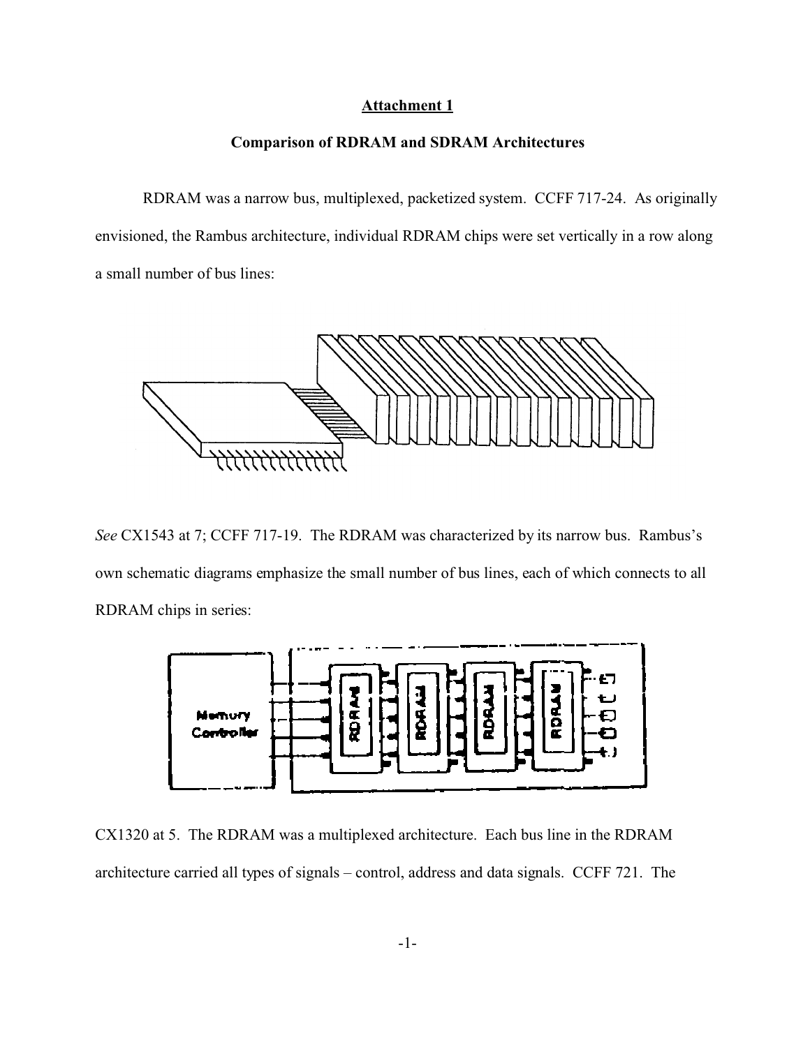## Attachment 1

### Comparison of RDRAM and SDRAM Architectures

RDRAM was a narrow bus, multiplexed, packetized system. CCFF 717-24. As originally envisioned, the Rambus architecture, individual RDRAM chips were set vertically in a row along a small number of bus lines:

*See* CX1543 at 7; CCFF 717-19. The RDRAM was characterized by its narrow bus. Rambus's own schematic diagrams emphasize the small number of bus lines, each of which connects to all RDRAM chips in series:

CX1320 at 5. The RDRAM was a multiplexed architecture. Each bus line in the RDRAM architecture carried all types of signals – control, address and data signals. CCFF 721. The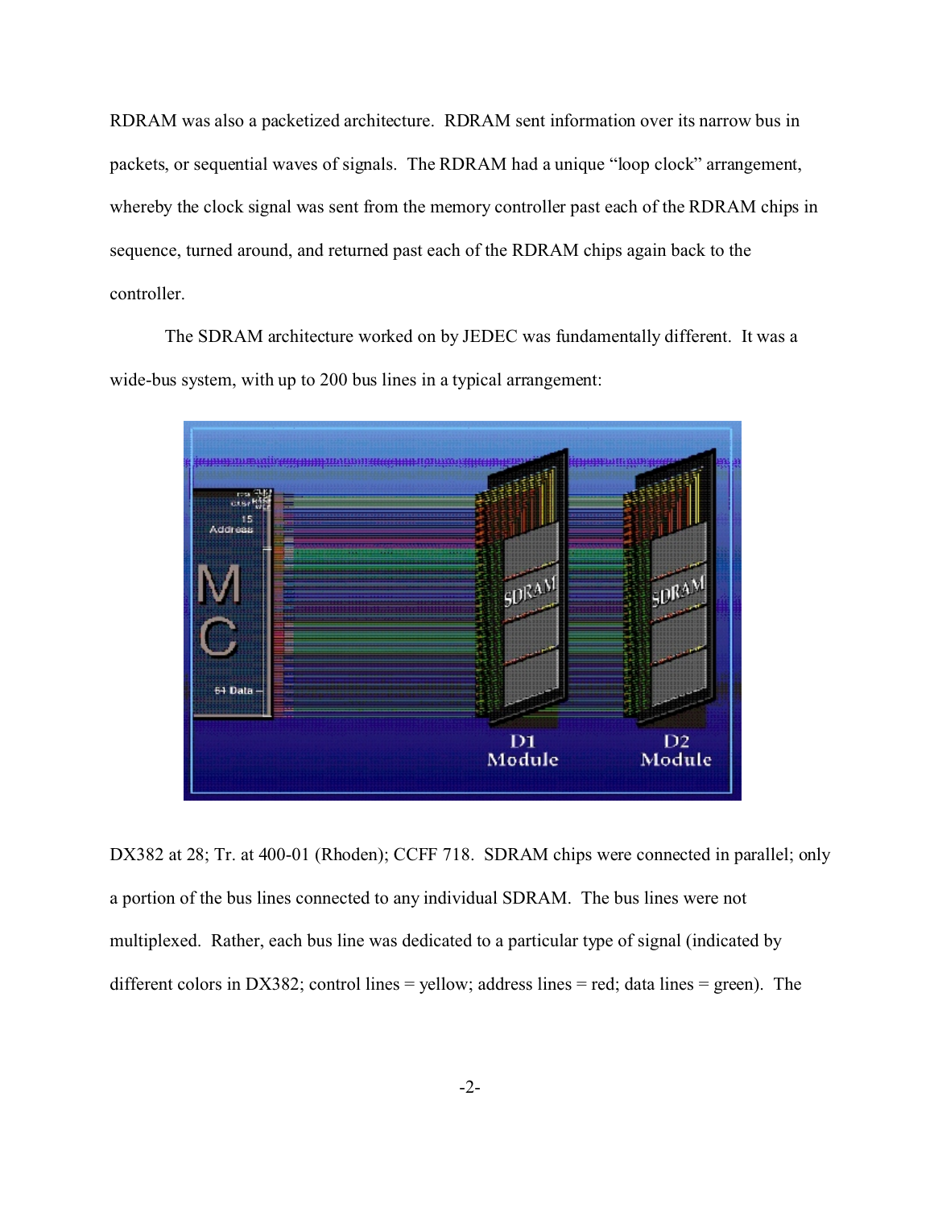RDRAM was also a packetized architecture. RDRAM sent information over its narrow bus in packets, or sequential waves of signals. The RDRAM had a unique "loop clock" arrangement, whereby the clock signal was sent from the memory controller past each of the RDRAM chips in sequence, turned around, and returned past each of the RDRAM chips again back to the controller.

The SDRAM architecture worked on by JEDEC was fundamentally different. It was a wide-bus system, with up to 200 bus lines in a typical arrangement:

DX382 at 28; Tr. at 400-01 (Rhoden); CCFF 718. SDRAM chips were connected in parallel; only a portion of the bus lines connected to any individual SDRAM. The bus lines were not multiplexed. Rather, each bus line was dedicated to a particular type of signal (indicated by different colors in DX382; control lines = yellow; address lines = red; data lines = green). The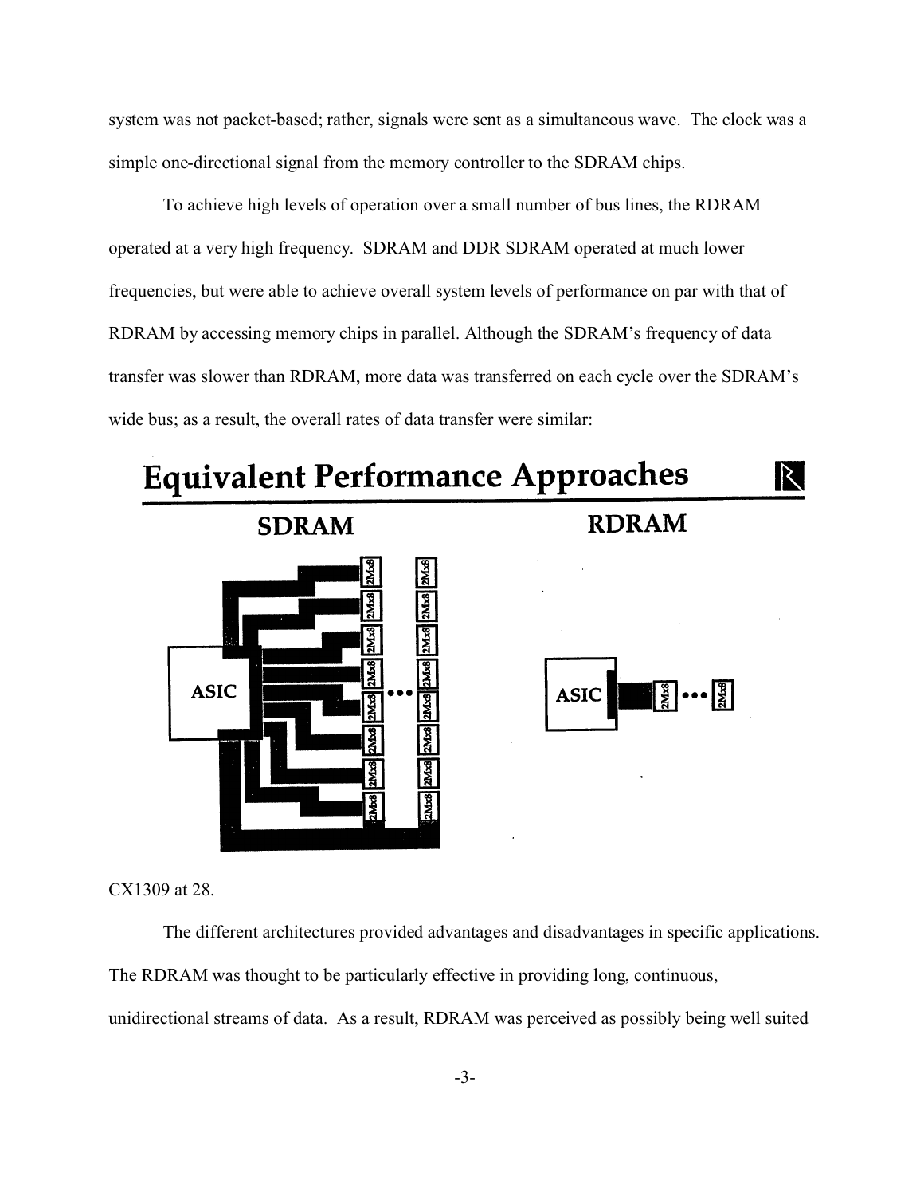system was not packet-based; rather, signals were sent as a simultaneous wave. The clock was a simple one-directional signal from the memory controller to the SDRAM chips.

To achieve high levels of operation over a small number of bus lines, the RDRAM operated at a very high frequency. SDRAM and DDR SDRAM operated at much lower frequencies, but were able to achieve overall system levels of performance on par with that of RDRAM by accessing memory chips in parallel. Although the SDRAM's frequency of data transfer was slower than RDRAM, more data was transferred on each cycle over the SDRAM's wide bus; as a result, the overall rates of data transfer were similar:

## Equivalent Performance Approaches

SDRAM | RDRAM

CX1309 at 28.

The different architectures provided advantages and disadvantages in specific applications. The RDRAM was thought to be particularly effective in providing long, continuous, unidirectional streams of data. As a result, RDRAM was perceived as possibly being well suited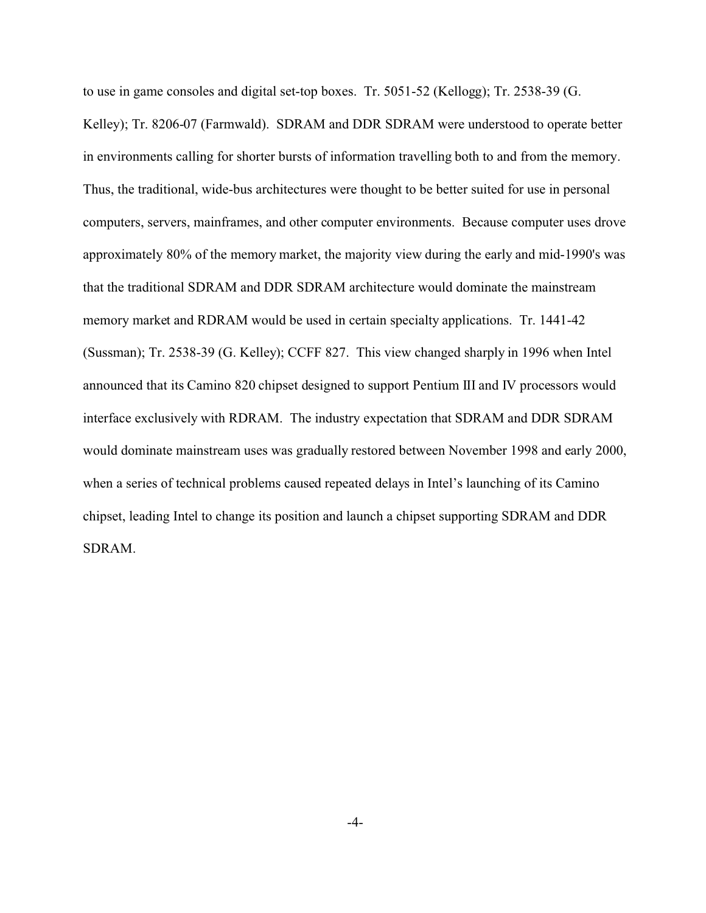to use in game consoles and digital set-top boxes. Tr. 5051-52 (Kellogg); Tr. 2538-39 (G. Kelley); Tr. 8206-07 (Farmwald). SDRAM and DDR SDRAM were understood to operate better in environments calling for shorter bursts of information travelling both to and from the memory. Thus, the traditional, wide-bus architectures were thought to be better suited for use in personal computers, servers, mainframes, and other computer environments. Because computer uses drove approximately 80% of the memory market, the majority view during the early and mid-1990's was that the traditional SDRAM and DDR SDRAM architecture would dominate the mainstream memory market and RDRAM would be used in certain specialty applications. Tr. 1441-42 (Sussman); Tr. 2538-39 (G. Kelley); CCFF 827. This view changed sharply in 1996 when Intel announced that its Camino 820 chipset designed to support Pentium III and IV processors would interface exclusively with RDRAM. The industry expectation that SDRAM and DDR SDRAM would dominate mainstream uses was gradually restored between November 1998 and early 2000, when a series of technical problems caused repeated delays in Intel's launching of its Camino chipset, leading Intel to change its position and launch a chipset supporting SDRAM and DDR SDRAM.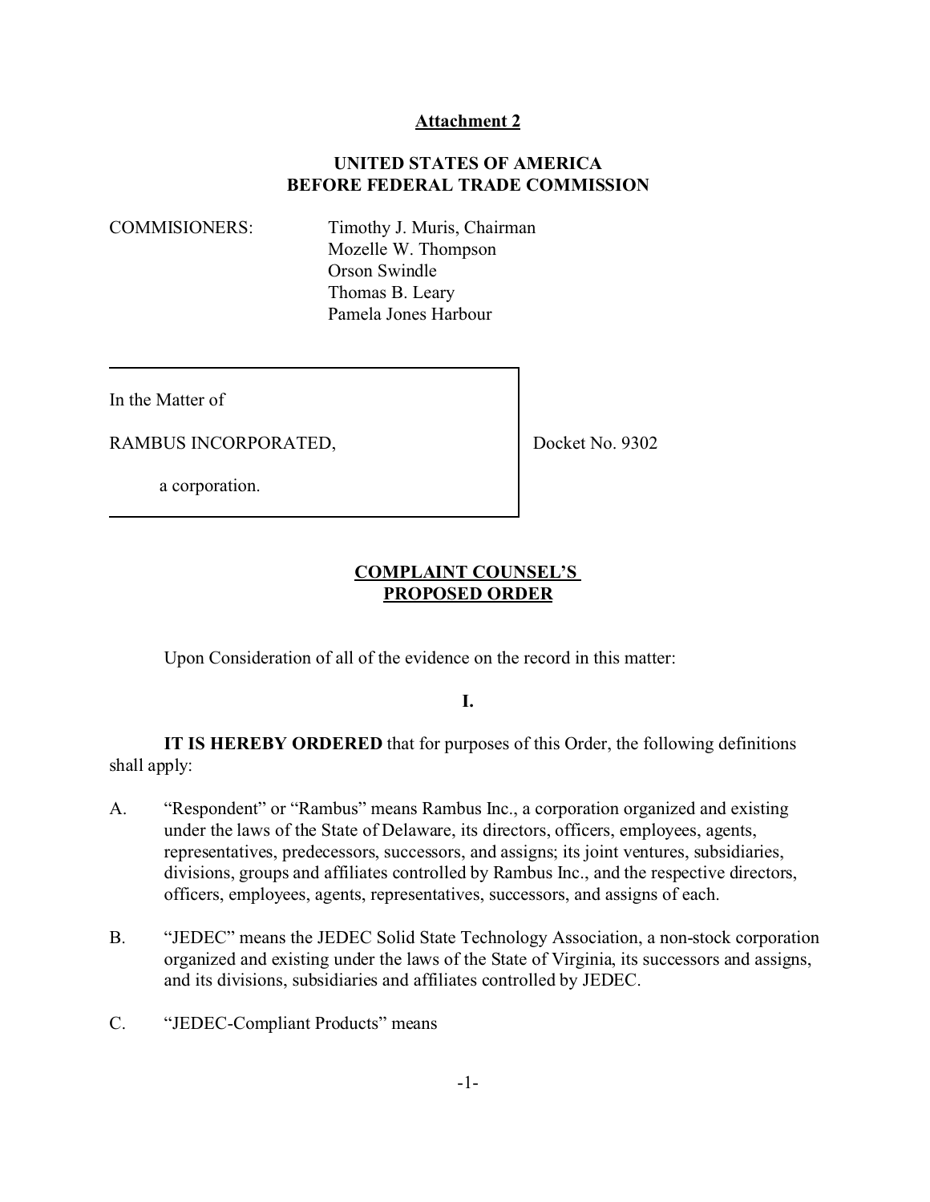**Attachment 2**

**UNITED STATES OF AMERICA**
**BEFORE FEDERAL TRADE COMMISSION**

COMMISIONERS: Timothy J. Muris, Chairman
Mozelle W. Thompson
Orson Swindle
Thomas B. Leary
Pamela Jones Harbour

In the Matter of

RAMBUS INCORPORATED,

a corporation.

Docket No. 9302

**COMPLAINT COUNSEL'S PROPOSED ORDER**

Upon Consideration of all of the evidence on the record in this matter:

**I.**

**IT IS HEREBY ORDERED** that for purposes of this Order, the following definitions shall apply:

A. "Respondent" or "Rambus" means Rambus Inc., a corporation organized and existing under the laws of the State of Delaware, its directors, officers, employees, agents, representatives, predecessors, successors, and assigns; its joint ventures, subsidiaries, divisions, groups and affiliates controlled by Rambus Inc., and the respective directors, officers, employees, agents, representatives, successors, and assigns of each.

B. "JEDEC" means the JEDEC Solid State Technology Association, a non-stock corporation organized and existing under the laws of the State of Virginia, its successors and assigns, and its divisions, subsidiaries and affiliates controlled by JEDEC.

C. "JEDEC-Compliant Products" means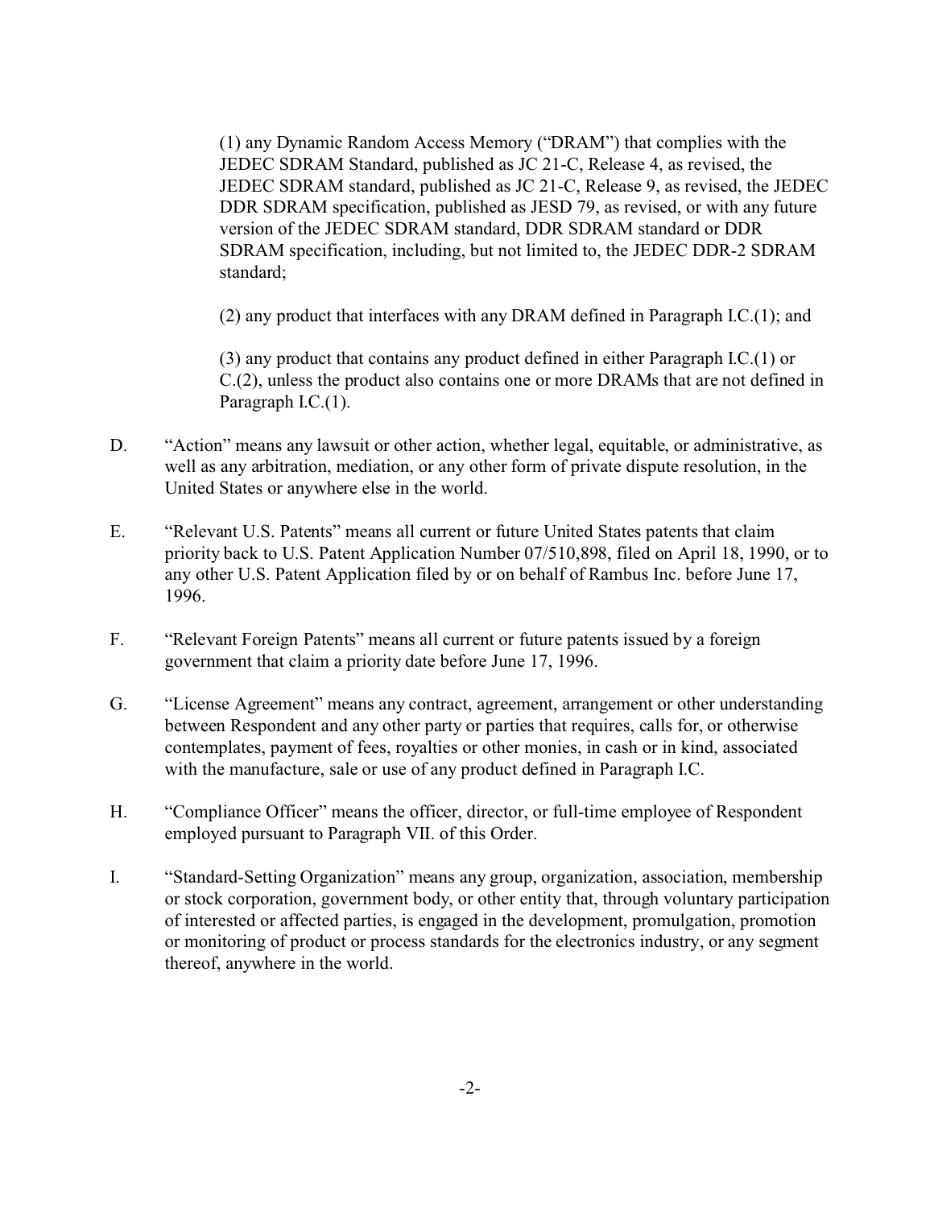(1) any Dynamic Random Access Memory ("DRAM") that complies with the JEDEC SDRAM Standard, published as JC 21-C, Release 4, as revised, the JEDEC SDRAM standard, published as JC 21-C, Release 9, as revised, the JEDEC DDR SDRAM specification, published as JESD 79, as revised, or with any future version of the JEDEC SDRAM standard, DDR SDRAM standard or DDR SDRAM specification, including, but not limited to, the JEDEC DDR-2 SDRAM standard;

(2) any product that interfaces with any DRAM defined in Paragraph I.C.(1); and

(3) any product that contains any product defined in either Paragraph I.C.(1) or C.(2), unless the product also contains one or more DRAMs that are not defined in Paragraph I.C.(1).

D. "Action" means any lawsuit or other action, whether legal, equitable, or administrative, as well as any arbitration, mediation, or any other form of private dispute resolution, in the United States or anywhere else in the world.

E. "Relevant U.S. Patents" means all current or future United States patents that claim priority back to U.S. Patent Application Number 07/510,898, filed on April 18, 1990, or to any other U.S. Patent Application filed by or on behalf of Rambus Inc. before June 17, 1996.

F. "Relevant Foreign Patents" means all current or future patents issued by a foreign government that claim a priority date before June 17, 1996.

G. "License Agreement" means any contract, agreement, arrangement or other understanding between Respondent and any other party or parties that requires, calls for, or otherwise contemplates, payment of fees, royalties or other monies, in cash or in kind, associated with the manufacture, sale or use of any product defined in Paragraph I.C.

H. "Compliance Officer" means the officer, director, or full-time employee of Respondent employed pursuant to Paragraph VII. of this Order.

I. "Standard-Setting Organization" means any group, organization, association, membership or stock corporation, government body, or other entity that, through voluntary participation of interested or affected parties, is engaged in the development, promulgation, promotion or monitoring of product or process standards for the electronics industry, or any segment thereof, anywhere in the world.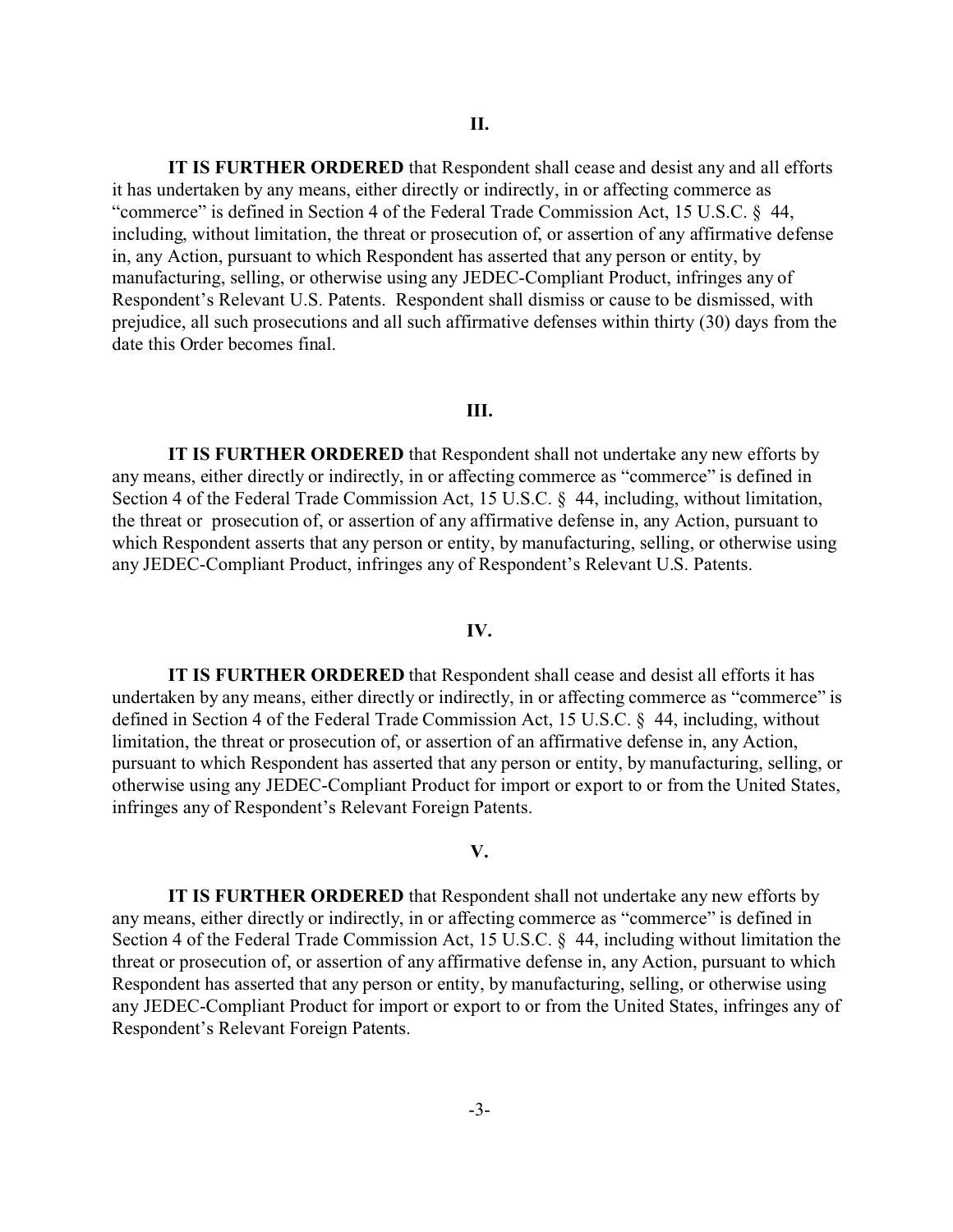## II.

**IT IS FURTHER ORDERED** that Respondent shall cease and desist any and all efforts it has undertaken by any means, either directly or indirectly, in or affecting commerce as "commerce" is defined in Section 4 of the Federal Trade Commission Act, 15 U.S.C. § 44, including, without limitation, the threat or prosecution of, or assertion of any affirmative defense in, any Action, pursuant to which Respondent has asserted that any person or entity, by manufacturing, selling, or otherwise using any JEDEC-Compliant Product, infringes any of Respondent's Relevant U.S. Patents. Respondent shall dismiss or cause to be dismissed, with prejudice, all such prosecutions and all such affirmative defenses within thirty (30) days from the date this Order becomes final.

## III.

**IT IS FURTHER ORDERED** that Respondent shall not undertake any new efforts by any means, either directly or indirectly, in or affecting commerce as "commerce" is defined in Section 4 of the Federal Trade Commission Act, 15 U.S.C. § 44, including, without limitation, the threat or prosecution of, or assertion of any affirmative defense in, any Action, pursuant to which Respondent asserts that any person or entity, by manufacturing, selling, or otherwise using any JEDEC-Compliant Product, infringes any of Respondent's Relevant U.S. Patents.

## IV.

**IT IS FURTHER ORDERED** that Respondent shall cease and desist all efforts it has undertaken by any means, either directly or indirectly, in or affecting commerce as "commerce" is defined in Section 4 of the Federal Trade Commission Act, 15 U.S.C. § 44, including, without limitation, the threat or prosecution of, or assertion of an affirmative defense in, any Action, pursuant to which Respondent has asserted that any person or entity, by manufacturing, selling, or otherwise using any JEDEC-Compliant Product for import or export to or from the United States, infringes any of Respondent's Relevant Foreign Patents.

## V.

**IT IS FURTHER ORDERED** that Respondent shall not undertake any new efforts by any means, either directly or indirectly, in or affecting commerce as "commerce" is defined in Section 4 of the Federal Trade Commission Act, 15 U.S.C. § 44, including without limitation the threat or prosecution of, or assertion of any affirmative defense in, any Action, pursuant to which Respondent has asserted that any person or entity, by manufacturing, selling, or otherwise using any JEDEC-Compliant Product for import or export to or from the United States, infringes any of Respondent's Relevant Foreign Patents.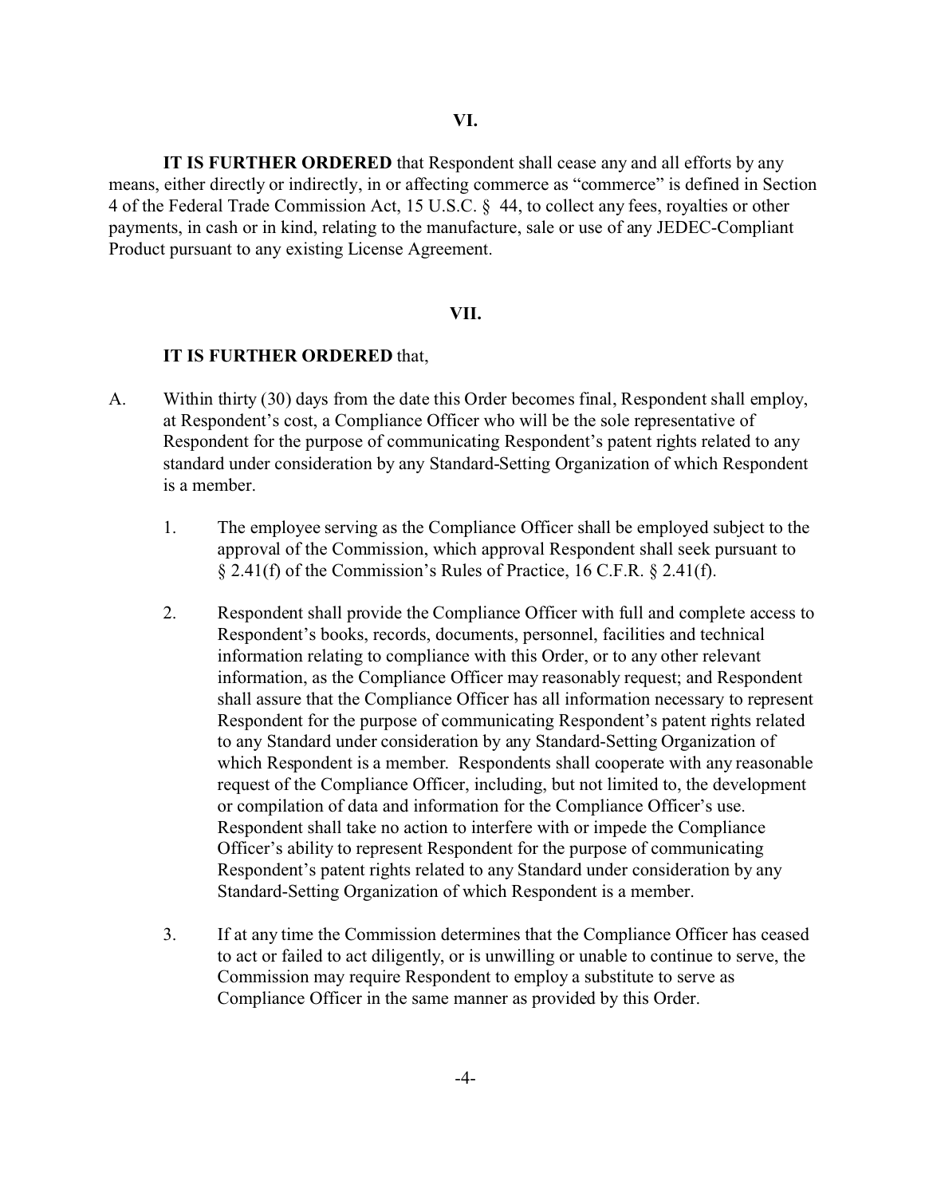## VI.

**IT IS FURTHER ORDERED** that Respondent shall cease any and all efforts by any means, either directly or indirectly, in or affecting commerce as "commerce" is defined in Section 4 of the Federal Trade Commission Act, 15 U.S.C. § 44, to collect any fees, royalties or other payments, in cash or in kind, relating to the manufacture, sale or use of any JEDEC-Compliant Product pursuant to any existing License Agreement.

## VII.

**IT IS FURTHER ORDERED** that,

A. Within thirty (30) days from the date this Order becomes final, Respondent shall employ, at Respondent's cost, a Compliance Officer who will be the sole representative of Respondent for the purpose of communicating Respondent's patent rights related to any standard under consideration by any Standard-Setting Organization of which Respondent is a member.

   1. The employee serving as the Compliance Officer shall be employed subject to the approval of the Commission, which approval Respondent shall seek pursuant to § 2.41(f) of the Commission's Rules of Practice, 16 C.F.R. § 2.41(f).

   2. Respondent shall provide the Compliance Officer with full and complete access to Respondent's books, records, documents, personnel, facilities and technical information relating to compliance with this Order, or to any other relevant information, as the Compliance Officer may reasonably request; and Respondent shall assure that the Compliance Officer has all information necessary to represent Respondent for the purpose of communicating Respondent's patent rights related to any Standard under consideration by any Standard-Setting Organization of which Respondent is a member. Respondents shall cooperate with any reasonable request of the Compliance Officer, including, but not limited to, the development or compilation of data and information for the Compliance Officer's use. Respondent shall take no action to interfere with or impede the Compliance Officer's ability to represent Respondent for the purpose of communicating Respondent's patent rights related to any Standard under consideration by any Standard-Setting Organization of which Respondent is a member.

   3. If at any time the Commission determines that the Compliance Officer has ceased to act or failed to act diligently, or is unwilling or unable to continue to serve, the Commission may require Respondent to employ a substitute to serve as Compliance Officer in the same manner as provided by this Order.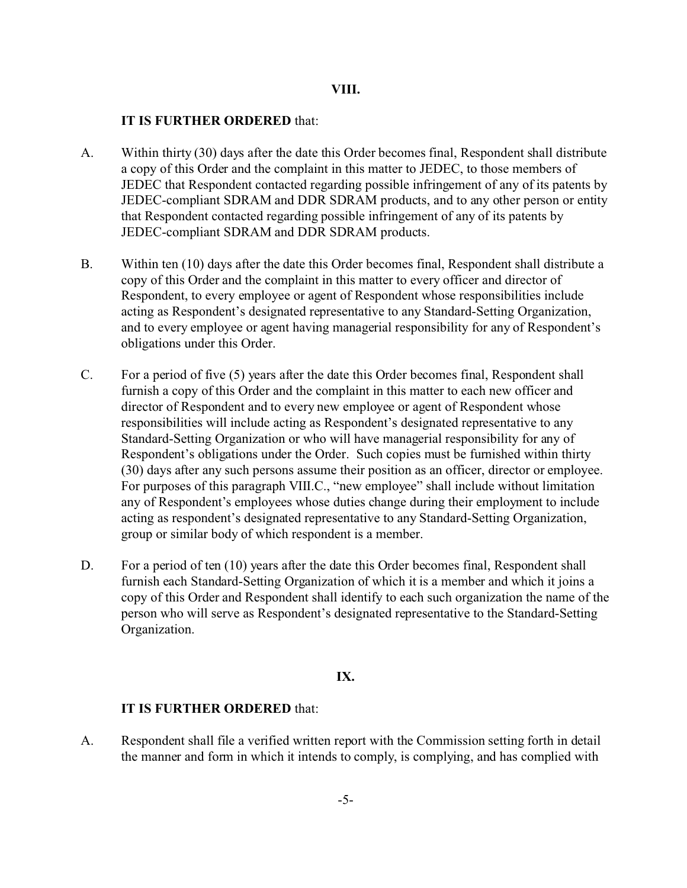## VIII.

**IT IS FURTHER ORDERED** that:

A. Within thirty (30) days after the date this Order becomes final, Respondent shall distribute a copy of this Order and the complaint in this matter to JEDEC, to those members of JEDEC that Respondent contacted regarding possible infringement of any of its patents by JEDEC-compliant SDRAM and DDR SDRAM products, and to any other person or entity that Respondent contacted regarding possible infringement of any of its patents by JEDEC-compliant SDRAM and DDR SDRAM products.

B. Within ten (10) days after the date this Order becomes final, Respondent shall distribute a copy of this Order and the complaint in this matter to every officer and director of Respondent, to every employee or agent of Respondent whose responsibilities include acting as Respondent's designated representative to any Standard-Setting Organization, and to every employee or agent having managerial responsibility for any of Respondent's obligations under this Order.

C. For a period of five (5) years after the date this Order becomes final, Respondent shall furnish a copy of this Order and the complaint in this matter to each new officer and director of Respondent and to every new employee or agent of Respondent whose responsibilities will include acting as Respondent's designated representative to any Standard-Setting Organization or who will have managerial responsibility for any of Respondent's obligations under the Order. Such copies must be furnished within thirty (30) days after any such persons assume their position as an officer, director or employee. For purposes of this paragraph VIII.C., "new employee" shall include without limitation any of Respondent's employees whose duties change during their employment to include acting as respondent's designated representative to any Standard-Setting Organization, group or similar body of which respondent is a member.

D. For a period of ten (10) years after the date this Order becomes final, Respondent shall furnish each Standard-Setting Organization of which it is a member and which it joins a copy of this Order and Respondent shall identify to each such organization the name of the person who will serve as Respondent's designated representative to the Standard-Setting Organization.

## IX.

**IT IS FURTHER ORDERED** that:

A. Respondent shall file a verified written report with the Commission setting forth in detail the manner and form in which it intends to comply, is complying, and has complied with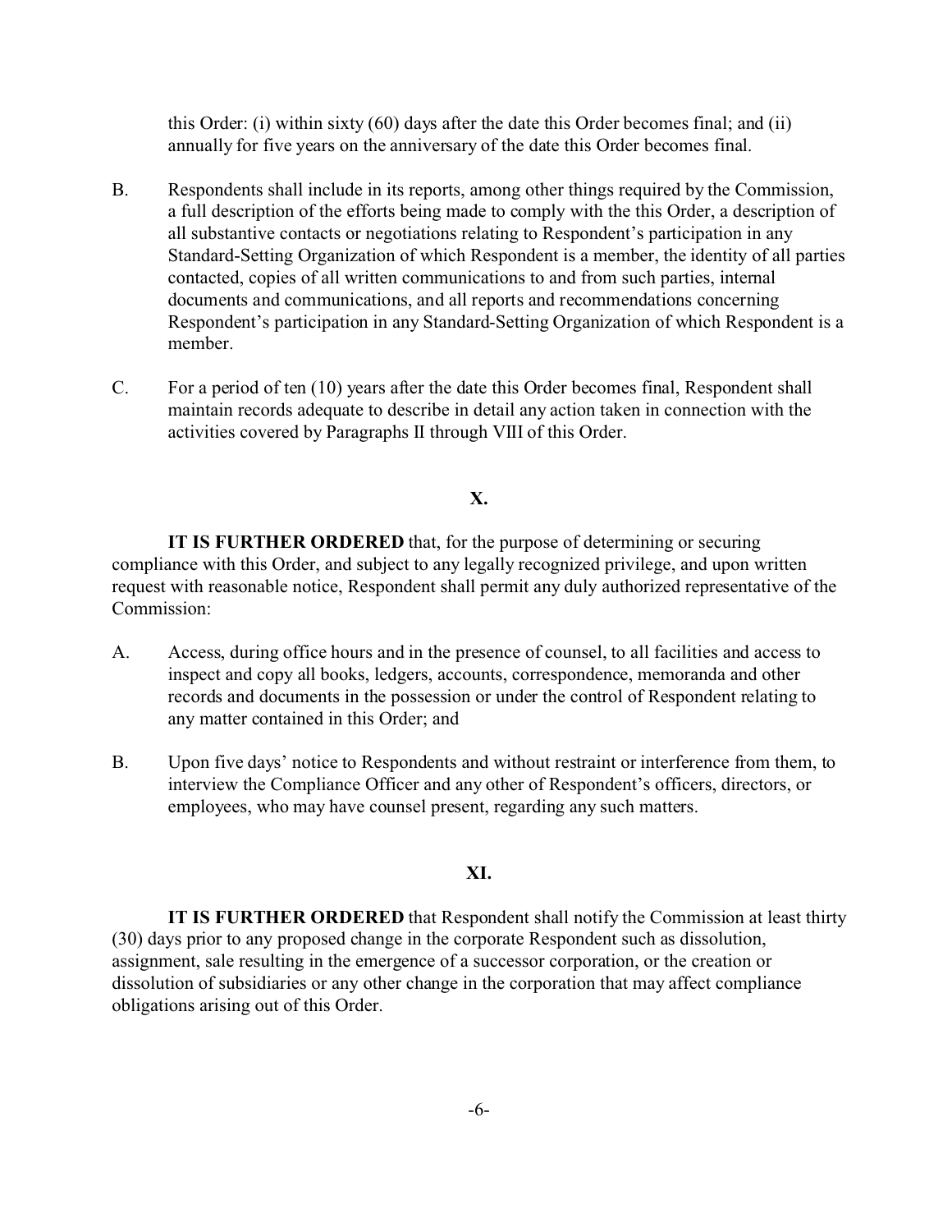this Order: (i) within sixty (60) days after the date this Order becomes final; and (ii) annually for five years on the anniversary of the date this Order becomes final.

B. Respondents shall include in its reports, among other things required by the Commission, a full description of the efforts being made to comply with the this Order, a description of all substantive contacts or negotiations relating to Respondent's participation in any Standard-Setting Organization of which Respondent is a member, the identity of all parties contacted, copies of all written communications to and from such parties, internal documents and communications, and all reports and recommendations concerning Respondent's participation in any Standard-Setting Organization of which Respondent is a member.

C. For a period of ten (10) years after the date this Order becomes final, Respondent shall maintain records adequate to describe in detail any action taken in connection with the activities covered by Paragraphs II through VIII of this Order.

## X.

**IT IS FURTHER ORDERED** that, for the purpose of determining or securing compliance with this Order, and subject to any legally recognized privilege, and upon written request with reasonable notice, Respondent shall permit any duly authorized representative of the Commission:

A. Access, during office hours and in the presence of counsel, to all facilities and access to inspect and copy all books, ledgers, accounts, correspondence, memoranda and other records and documents in the possession or under the control of Respondent relating to any matter contained in this Order; and

B. Upon five days' notice to Respondents and without restraint or interference from them, to interview the Compliance Officer and any other of Respondent's officers, directors, or employees, who may have counsel present, regarding any such matters.

## XI.

**IT IS FURTHER ORDERED** that Respondent shall notify the Commission at least thirty (30) days prior to any proposed change in the corporate Respondent such as dissolution, assignment, sale resulting in the emergence of a successor corporation, or the creation or dissolution of subsidiaries or any other change in the corporation that may affect compliance obligations arising out of this Order.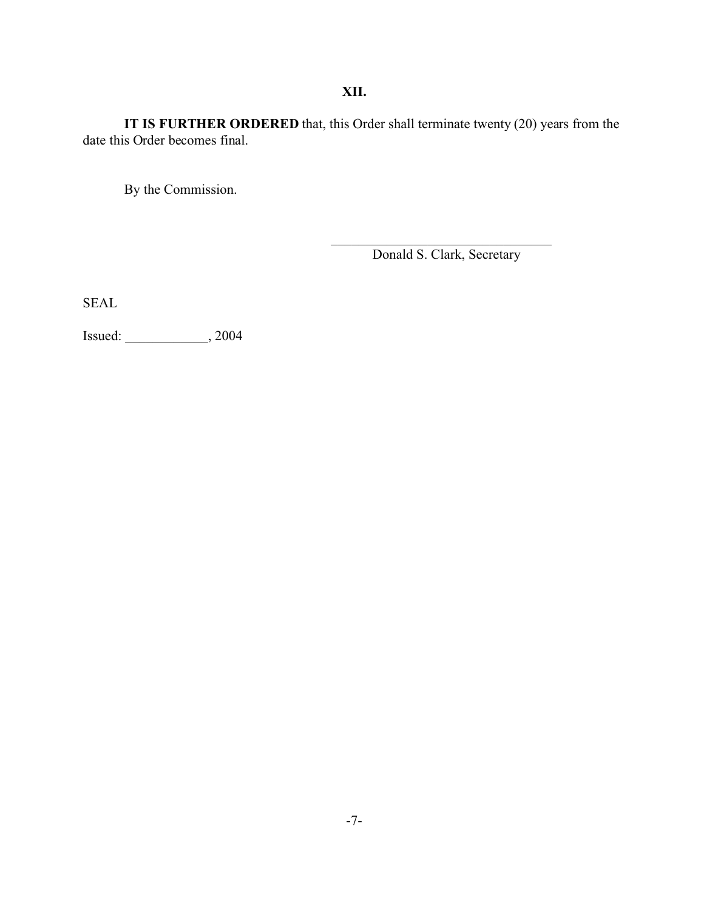## XII.

**IT IS FURTHER ORDERED** that, this Order shall terminate twenty (20) years from the date this Order becomes final.

By the Commission.

\_\_\_\_\_\_\_\_\_\_\_\_\_\_\_\_\_\_\_\_\_\_\_\_\_\_\_\_\_\_\_\_\_\_\_\_

Donald S. Clark, Secretary

SEAL

Issued: \_\_\_\_\_\_\_\_\_\_\_\_, 2004